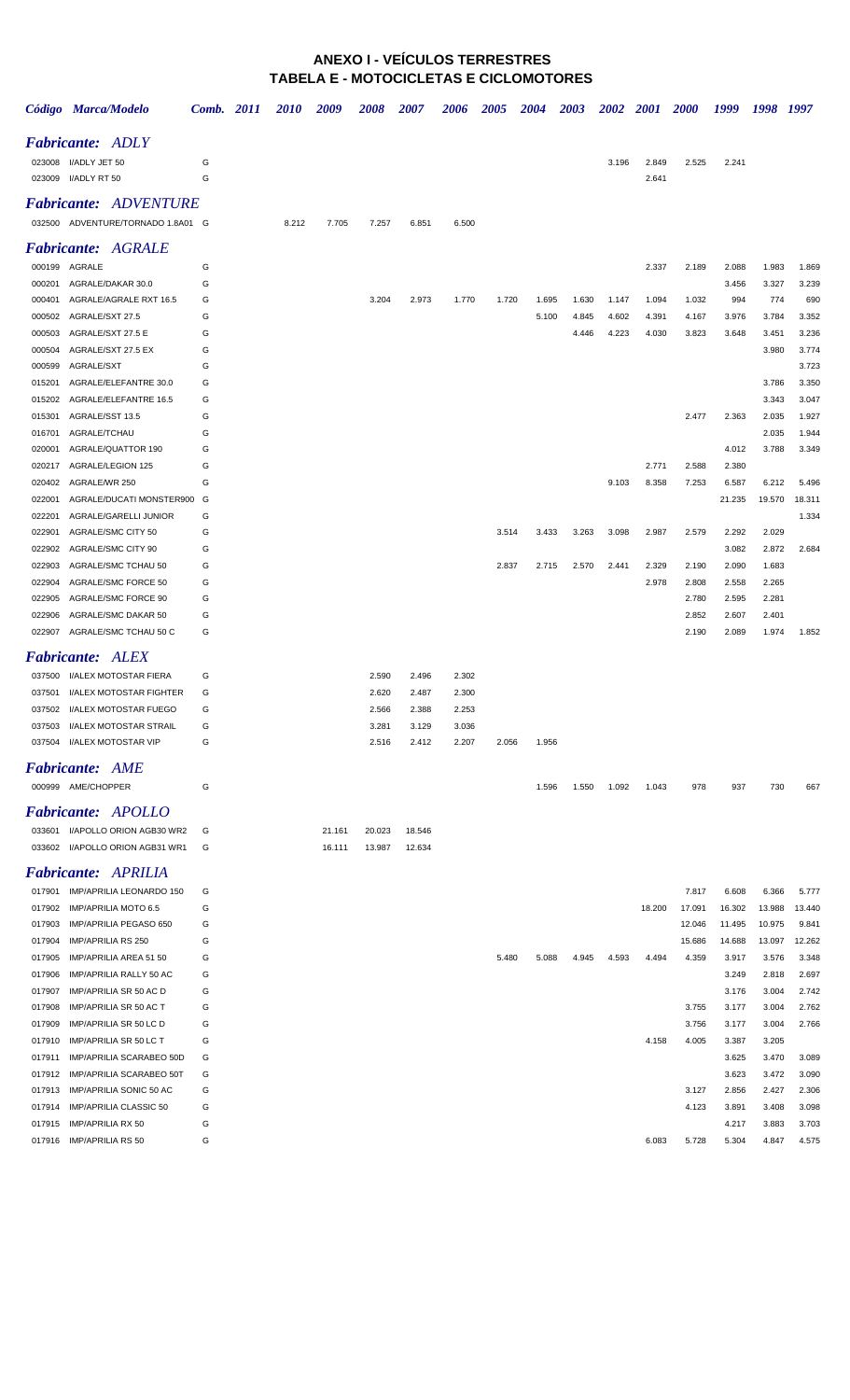# ANEXO I - VEÍCULOS TERRESTRES
## TABELA E - MOTOCICLETAS E CICLOMOTORES

| Código | Marca/Modelo | Comb. | 2011 | 2010 | 2009 | 2008 | 2007 | 2006 | 2005 | 2004 | 2003 | 2002 | 2001 | 2000 | 1999 | 1998 | 1997 |
|---|---|---|---|---|---|---|---|---|---|---|---|---|---|---|---|---|---|
| ***Fabricante: ADLY*** | | | | | | | | | | | | | | | | | |
| 023008 | I/ADLY JET 50 | G | | | | | | | | | | 3.196 | 2.849 | 2.525 | 2.241 | | |
| 023009 | I/ADLY RT 50 | G | | | | | | | | | | | 2.641 | | | | |
| ***Fabricante: ADVENTURE*** | | | | | | | | | | | | | | | | | |
| 032500 | ADVENTURE/TORNADO 1.8A01 | G | | 8.212 | 7.705 | 7.257 | 6.851 | 6.500 | | | | | | | | | |
| ***Fabricante: AGRALE*** | | | | | | | | | | | | | | | | | |
| 000199 | AGRALE | G | | | | | | | | | | | 2.337 | 2.189 | 2.088 | 1.983 | 1.869 |
| 000201 | AGRALE/DAKAR 30.0 | G | | | | | | | | | | | | | 3.456 | 3.327 | 3.239 |
| 000401 | AGRALE/AGRALE RXT 16.5 | G | | | | 3.204 | 2.973 | 1.770 | 1.720 | 1.695 | 1.630 | 1.147 | 1.094 | 1.032 | 994 | 774 | 690 |
| 000502 | AGRALE/SXT 27.5 | G | | | | | | | | 5.100 | 4.845 | 4.602 | 4.391 | 4.167 | 3.976 | 3.784 | 3.352 |
| 000503 | AGRALE/SXT 27.5 E | G | | | | | | | | | 4.446 | 4.223 | 4.030 | 3.823 | 3.648 | 3.451 | 3.236 |
| 000504 | AGRALE/SXT 27.5 EX | G | | | | | | | | | | | | | | 3.980 | 3.774 |
| 000599 | AGRALE/SXT | G | | | | | | | | | | | | | | | 3.723 |
| 015201 | AGRALE/ELEFANTRE 30.0 | G | | | | | | | | | | | | | | 3.786 | 3.350 |
| 015202 | AGRALE/ELEFANTRE 16.5 | G | | | | | | | | | | | | | | 3.343 | 3.047 |
| 015301 | AGRALE/SST 13.5 | G | | | | | | | | | | | | 2.477 | 2.363 | 2.035 | 1.927 |
| 016701 | AGRALE/TCHAU | G | | | | | | | | | | | | | | 2.035 | 1.944 |
| 020001 | AGRALE/QUATTOR 190 | G | | | | | | | | | | | | | 4.012 | 3.788 | 3.349 |
| 020217 | AGRALE/LEGION 125 | G | | | | | | | | | | | 2.771 | 2.588 | 2.380 | | |
| 020402 | AGRALE/WR 250 | G | | | | | | | | | | 9.103 | 8.358 | 7.253 | 6.587 | 6.212 | 5.496 |
| 022001 | AGRALE/DUCATI MONSTER900 | G | | | | | | | | | | | | | 21.235 | 19.570 | 18.311 |
| 022201 | AGRALE/GARELLI JUNIOR | G | | | | | | | | | | | | | | | 1.334 |
| 022901 | AGRALE/SMC CITY 50 | G | | | | | | | 3.514 | 3.433 | 3.263 | 3.098 | 2.987 | 2.579 | 2.292 | 2.029 | |
| 022902 | AGRALE/SMC CITY 90 | G | | | | | | | | | | | | | 3.082 | 2.872 | 2.684 |
| 022903 | AGRALE/SMC TCHAU 50 | G | | | | | | | 2.837 | 2.715 | 2.570 | 2.441 | 2.329 | 2.190 | 2.090 | 1.683 | |
| 022904 | AGRALE/SMC FORCE 50 | G | | | | | | | | | | | 2.978 | 2.808 | 2.558 | 2.265 | |
| 022905 | AGRALE/SMC FORCE 90 | G | | | | | | | | | | | | 2.780 | 2.595 | 2.281 | |
| 022906 | AGRALE/SMC DAKAR 50 | G | | | | | | | | | | | | 2.852 | 2.607 | 2.401 | |
| 022907 | AGRALE/SMC TCHAU 50 C | G | | | | | | | | | | | | 2.190 | 2.089 | 1.974 | 1.852 |
| ***Fabricante: ALEX*** | | | | | | | | | | | | | | | | | |
| 037500 | I/ALEX MOTOSTAR FIERA | G | | | | 2.590 | 2.496 | 2.302 | | | | | | | | | |
| 037501 | I/ALEX MOTOSTAR FIGHTER | G | | | | 2.620 | 2.487 | 2.300 | | | | | | | | | |
| 037502 | I/ALEX MOTOSTAR FUEGO | G | | | | 2.566 | 2.388 | 2.253 | | | | | | | | | |
| 037503 | I/ALEX MOTOSTAR STRAIL | G | | | | 3.281 | 3.129 | 3.036 | | | | | | | | | |
| 037504 | I/ALEX MOTOSTAR VIP | G | | | | 2.516 | 2.412 | 2.207 | 2.056 | 1.956 | | | | | | | |
| ***Fabricante: AME*** | | | | | | | | | | | | | | | | | |
| 000999 | AME/CHOPPER | G | | | | | | | | 1.596 | 1.550 | 1.092 | 1.043 | 978 | 937 | 730 | 667 |
| ***Fabricante: APOLLO*** | | | | | | | | | | | | | | | | | |
| 033601 | I/APOLLO ORION AGB30 WR2 | G | | | 21.161 | 20.023 | 18.546 | | | | | | | | | | |
| 033602 | I/APOLLO ORION AGB31 WR1 | G | | | 16.111 | 13.987 | 12.634 | | | | | | | | | | |
| ***Fabricante: APRILIA*** | | | | | | | | | | | | | | | | | |
| 017901 | IMP/APRILIA LEONARDO 150 | G | | | | | | | | | | | | 7.817 | 6.608 | 6.366 | 5.777 |
| 017902 | IMP/APRILIA MOTO 6.5 | G | | | | | | | | | | | 18.200 | 17.091 | 16.302 | 13.988 | 13.440 |
| 017903 | IMP/APRILIA PEGASO 650 | G | | | | | | | | | | | | 12.046 | 11.495 | 10.975 | 9.841 |
| 017904 | IMP/APRILIA RS 250 | G | | | | | | | | | | | | 15.686 | 14.688 | 13.097 | 12.262 |
| 017905 | IMP/APRILIA AREA 51 50 | G | | | | | | | 5.480 | 5.088 | 4.945 | 4.593 | 4.494 | 4.359 | 3.917 | 3.576 | 3.348 |
| 017906 | IMP/APRILIA RALLY 50 AC | G | | | | | | | | | | | | | 3.249 | 2.818 | 2.697 |
| 017907 | IMP/APRILIA SR 50 AC D | G | | | | | | | | | | | | | 3.176 | 3.004 | 2.742 |
| 017908 | IMP/APRILIA SR 50 AC T | G | | | | | | | | | | | | 3.755 | 3.177 | 3.004 | 2.762 |
| 017909 | IMP/APRILIA SR 50 LC D | G | | | | | | | | | | | | 3.756 | 3.177 | 3.004 | 2.766 |
| 017910 | IMP/APRILIA SR 50 LC T | G | | | | | | | | | | | 4.158 | 4.005 | 3.387 | 3.205 | |
| 017911 | IMP/APRILIA SCARABEO 50D | G | | | | | | | | | | | | | 3.625 | 3.470 | 3.089 |
| 017912 | IMP/APRILIA SCARABEO 50T | G | | | | | | | | | | | | | 3.623 | 3.472 | 3.090 |
| 017913 | IMP/APRILIA SONIC 50 AC | G | | | | | | | | | | | | 3.127 | 2.856 | 2.427 | 2.306 |
| 017914 | IMP/APRILIA CLASSIC 50 | G | | | | | | | | | | | | 4.123 | 3.891 | 3.408 | 3.098 |
| 017915 | IMP/APRILIA RX 50 | G | | | | | | | | | | | | | 4.217 | 3.883 | 3.703 |
| 017916 | IMP/APRILIA RS 50 | G | | | | | | | | | | | 6.083 | 5.728 | 5.304 | 4.847 | 4.575 |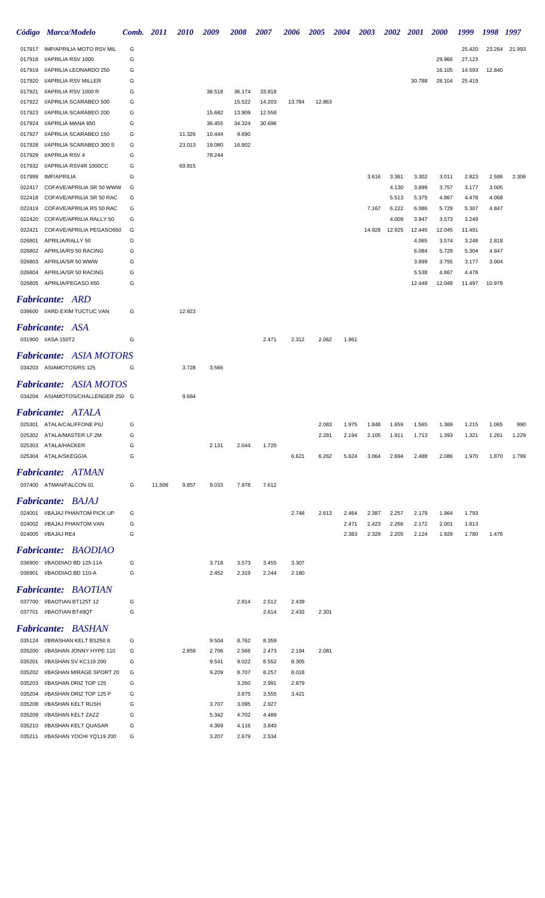| Código | Marca/Modelo | Comb. | 2011 | 2010 | 2009 | 2008 | 2007 | 2006 | 2005 | 2004 | 2003 | 2002 | 2001 | 2000 | 1999 | 1998 | 1997 |
|---|---|---|---|---|---|---|---|---|---|---|---|---|---|---|---|---|---|
| 017917 | IMP/APRILIA MOTO RSV MIL | G | | | | | | | | | | | | | 25.420 | 23.264 | 21.993 |
| 017918 | I/APRILIA RSV 1000 | G | | | | | | | | | | | | 29.966 | 27.123 | | |
| 017919 | I/APRILIA LEONARDO 250 | G | | | | | | | | | | | | 16.105 | 14.593 | 12.840 | |
| 017920 | I/APRILIA RSV MILLER | G | | | | | | | | | | | 30.788 | 28.104 | 25.419 | | |
| 017921 | I/APRILIA RSV 1000 R | G | | | 38.518 | 36.174 | 33.818 | | | | | | | | | | |
| 017922 | I/APRILIA SCARABEO 500 | G | | | | 15.522 | 14.203 | 13.784 | 12.863 | | | | | | | | |
| 017923 | I/APRILIA SCARABEO 200 | G | | | 15.682 | 13.909 | 12.558 | | | | | | | | | | |
| 017924 | I/APRILIA MANA 850 | G | | | 36.455 | 34.324 | 30.696 | | | | | | | | | | |
| 017927 | I/APRILIA SCARABEO 150 | G | | 11.326 | 10.444 | 9.690 | | | | | | | | | | | |
| 017928 | I/APRILIA SCARABEO 300 S | G | | 23.013 | 19.080 | 16.902 | | | | | | | | | | | |
| 017929 | I/APRILIA RSV 4 | G | | | 78.244 | | | | | | | | | | | | |
| 017932 | I/APRILIA RSV4R 1000CC | G | | 69.815 | | | | | | | | | | | | | |
| 017999 | IMP/APRILIA | G | | | | | | | | | 3.616 | 3.361 | 3.302 | 3.011 | 2.823 | 2.586 | 2.306 |
| 022417 | COFAVE/APRILIA SR 50 WWW | G | | | | | | | | | | 4.130 | 3.899 | 3.757 | 3.177 | 3.005 | |
| 022418 | COFAVE/APRILIA SR 50 RAC | G | | | | | | | | | | 5.513 | 5.375 | 4.867 | 4.478 | 4.068 | |
| 022419 | COFAVE/APRILIA RS 50 RAC | G | | | | | | | | | 7.167 | 6.222 | 6.086 | 5.729 | 5.307 | 4.847 | |
| 022420 | COFAVE/APRILIA RALLY 50 | G | | | | | | | | | | 4.009 | 3.947 | 3.573 | 3.249 | | |
| 022421 | COFAVE/APRILIA PEGASO650 | G | | | | | | | | | 14.928 | 12.925 | 12.445 | 12.045 | 11.491 | | |
| 026801 | APRILIA/RALLY 50 | G | | | | | | | | | | | 4.065 | 3.574 | 3.248 | 2.818 | |
| 026802 | APRILIA/RS 50 RACING | G | | | | | | | | | | | 6.084 | 5.729 | 5.304 | 4.847 | |
| 026803 | APRILIA/SR 50 WWW | G | | | | | | | | | | | 3.899 | 3.755 | 3.177 | 3.004 | |
| 026804 | APRILIA/SR 50 RACING | G | | | | | | | | | | | 5.538 | 4.867 | 4.478 | | |
| 026805 | APRILIA/PEGASO 650 | G | | | | | | | | | | | 12.449 | 12.048 | 11.497 | 10.978 | |

## *Fabricante: ARD*

| Código | Marca/Modelo | Comb. | 2011 | 2010 | 2009 | 2008 | 2007 | 2006 | 2005 | 2004 | 2003 | 2002 | 2001 | 2000 | 1999 | 1998 | 1997 |
|---|---|---|---|---|---|---|---|---|---|---|---|---|---|---|---|---|---|
| 039600 | I/ARD EXIM TUCTUC VAN | G | | 12.923 | | | | | | | | | | | | | |

## *Fabricante: ASA*

| Código | Marca/Modelo | Comb. | 2011 | 2010 | 2009 | 2008 | 2007 | 2006 | 2005 | 2004 | 2003 | 2002 | 2001 | 2000 | 1999 | 1998 | 1997 |
|---|---|---|---|---|---|---|---|---|---|---|---|---|---|---|---|---|---|
| 031900 | I/ASA 150T2 | G | | | | | 2.471 | 2.312 | 2.062 | 1.961 | | | | | | | |

## *Fabricante: ASIA MOTORS*

| Código | Marca/Modelo | Comb. | 2011 | 2010 | 2009 | 2008 | 2007 | 2006 | 2005 | 2004 | 2003 | 2002 | 2001 | 2000 | 1999 | 1998 | 1997 |
|---|---|---|---|---|---|---|---|---|---|---|---|---|---|---|---|---|---|
| 034203 | ASIAMOTOS/RS 125 | G | | 3.728 | 3.566 | | | | | | | | | | | | |

## *Fabricante: ASIA MOTOS*

| Código | Marca/Modelo | Comb. | 2011 | 2010 | 2009 | 2008 | 2007 | 2006 | 2005 | 2004 | 2003 | 2002 | 2001 | 2000 | 1999 | 1998 | 1997 |
|---|---|---|---|---|---|---|---|---|---|---|---|---|---|---|---|---|---|
| 034204 | ASIAMOTOS/CHALLENGER 250 | G | | 9.684 | | | | | | | | | | | | | |

## *Fabricante: ATALA*

| Código | Marca/Modelo | Comb. | 2011 | 2010 | 2009 | 2008 | 2007 | 2006 | 2005 | 2004 | 2003 | 2002 | 2001 | 2000 | 1999 | 1998 | 1997 |
|---|---|---|---|---|---|---|---|---|---|---|---|---|---|---|---|---|---|
| 025301 | ATALA/CALIFFONE PIU | G | | | | | | | 2.083 | 1.975 | 1.848 | 1.659 | 1.565 | 1.369 | 1.215 | 1.065 | 990 |
| 025302 | ATALA/MASTER LF.2M | G | | | | | | | 2.281 | 2.194 | 2.105 | 1.911 | 1.713 | 1.393 | 1.321 | 1.261 | 1.229 |
| 025303 | ATALA/HACKER | G | | | 2.131 | 2.044 | 1.720 | | | | | | | | | | |
| 025304 | ATALA/SKEGGIA | G | | | | | | 6.621 | 6.262 | 5.624 | 3.064 | 2.694 | 2.488 | 2.086 | 1.970 | 1.870 | 1.799 |

## *Fabricante: ATMAN*

| Código | Marca/Modelo | Comb. | 2011 | 2010 | 2009 | 2008 | 2007 | 2006 | 2005 | 2004 | 2003 | 2002 | 2001 | 2000 | 1999 | 1998 | 1997 |
|---|---|---|---|---|---|---|---|---|---|---|---|---|---|---|---|---|---|
| 037400 | ATMAN/FALCON 01 | G | 11.506 | 9.857 | 9.033 | 7.978 | 7.612 | | | | | | | | | | |

## *Fabricante: BAJAJ*

| Código | Marca/Modelo | Comb. | 2011 | 2010 | 2009 | 2008 | 2007 | 2006 | 2005 | 2004 | 2003 | 2002 | 2001 | 2000 | 1999 | 1998 | 1997 |
|---|---|---|---|---|---|---|---|---|---|---|---|---|---|---|---|---|---|
| 024001 | I/BAJAJ PHANTOM PICK UP | G | | | | | | 2.748 | 2.613 | 2.464 | 2.387 | 2.257 | 2.179 | 1.964 | 1.793 | | |
| 024002 | I/BAJAJ PHANTOM VAN | G | | | | | | | | 2.471 | 2.423 | 2.266 | 2.172 | 2.001 | 1.813 | | |
| 024005 | I/BAJAJ RE4 | G | | | | | | | | 2.383 | 2.329 | 2.205 | 2.124 | 1.929 | 1.780 | 1.476 | |

## *Fabricante: BAODIAO*

| Código | Marca/Modelo | Comb. | 2011 | 2010 | 2009 | 2008 | 2007 | 2006 | 2005 | 2004 | 2003 | 2002 | 2001 | 2000 | 1999 | 1998 | 1997 |
|---|---|---|---|---|---|---|---|---|---|---|---|---|---|---|---|---|---|
| 036900 | I/BAODIAO BD 125-11A | G | | | 3.718 | 3.573 | 3.455 | 3.307 | | | | | | | | | |
| 036901 | I/BAODIAO BD 110-A | G | | | 2.452 | 2.319 | 2.244 | 2.180 | | | | | | | | | |

## *Fabricante: BAOTIAN*

| Código | Marca/Modelo | Comb. | 2011 | 2010 | 2009 | 2008 | 2007 | 2006 | 2005 | 2004 | 2003 | 2002 | 2001 | 2000 | 1999 | 1998 | 1997 |
|---|---|---|---|---|---|---|---|---|---|---|---|---|---|---|---|---|---|
| 037700 | I/BAOTIAN BT125T 12 | G | | | | 2.814 | 2.512 | 2.439 | | | | | | | | | |
| 037701 | I/BAOTIAN BT49QT | G | | | | | 2.614 | 2.433 | 2.301 | | | | | | | | |

## *Fabricante: BASHAN*

| Código | Marca/Modelo | Comb. | 2011 | 2010 | 2009 | 2008 | 2007 | 2006 | 2005 | 2004 | 2003 | 2002 | 2001 | 2000 | 1999 | 1998 | 1997 |
|---|---|---|---|---|---|---|---|---|---|---|---|---|---|---|---|---|---|
| 035124 | I/BRASHAN KELT BS250 8 | G | | | 9.504 | 8.762 | 8.359 | | | | | | | | | | |
| 035200 | I/BASHAN JONNY HYPE 110 | G | | 2.859 | 2.706 | 2.566 | 2.473 | 2.194 | 2.081 | | | | | | | | |
| 035201 | I/BASHAN SV KC119 200 | G | | | 9.541 | 9.022 | 8.552 | 8.305 | | | | | | | | | |
| 035202 | I/BASHAN MIRAGE SPORT 20 | G | | | 9.209 | 8.707 | 8.257 | 8.018 | | | | | | | | | |
| 035203 | I/BASHAN DRIZ TOP 125 | G | | | | 3.260 | 2.991 | 2.879 | | | | | | | | | |
| 035204 | I/BASHAN DRIZ TOP 125 P | G | | | | 3.875 | 3.555 | 3.421 | | | | | | | | | |
| 035208 | I/BASHAN KELT RUSH | G | | | 3.707 | 3.095 | 2.927 | | | | | | | | | | |
| 035209 | I/BASHAN KELT ZAZZ | G | | | 5.342 | 4.702 | 4.489 | | | | | | | | | | |
| 035210 | I/BASHAN KELT QUASAR | G | | | 4.369 | 4.116 | 3.840 | | | | | | | | | | |
| 035211 | I/BASHAN YOCHI YQ119 200 | G | | | 3.207 | 2.679 | 2.534 | | | | | | | | | | |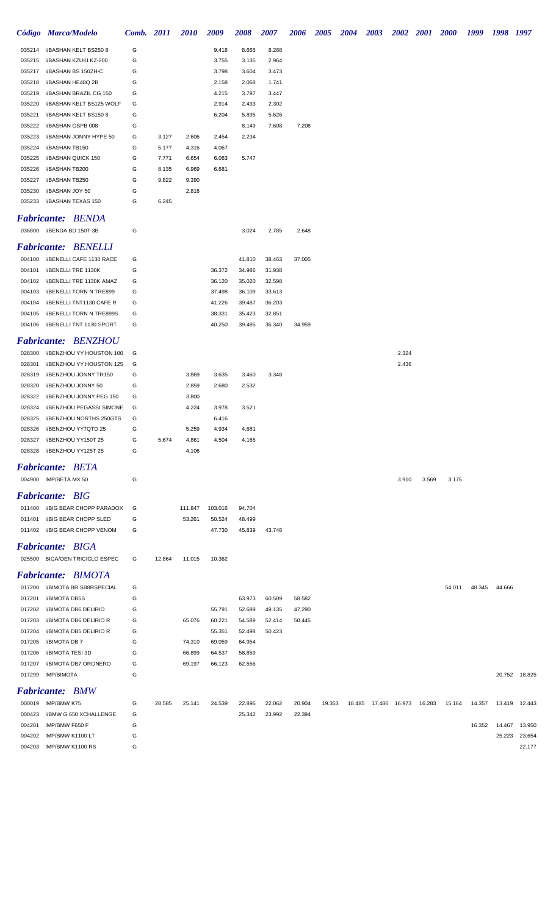| Código | Marca/Modelo | Comb. | 2011 | 2010 | 2009 | 2008 | 2007 | 2006 | 2005 | 2004 | 2003 | 2002 | 2001 | 2000 | 1999 | 1998 | 1997 |
|---|---|---|---|---|---|---|---|---|---|---|---|---|---|---|---|---|---|
| 035214 | I/BASHAN KELT BS250 8 | G | | | 9.418 | 8.665 | 8.268 | | | | | | | | | | |
| 035215 | I/BASHAN KZUKI KZ-200 | G | | | 3.755 | 3.135 | 2.964 | | | | | | | | | | |
| 035217 | I/BASHAN BS 150ZH-C | G | | | 3.798 | 3.604 | 3.473 | | | | | | | | | | |
| 035218 | I/BASHAN HE48Q 2B | G | | | 2.158 | 2.068 | 1.741 | | | | | | | | | | |
| 035219 | I/BASHAN BRAZIL CG 150 | G | | | 4.215 | 3.797 | 3.447 | | | | | | | | | | |
| 035220 | I/BASHAN KELT BS125 WOLF | G | | | 2.914 | 2.433 | 2.302 | | | | | | | | | | |
| 035221 | I/BASHAN KELT BS150 8 | G | | | 6.204 | 5.895 | 5.626 | | | | | | | | | | |
| 035222 | I/BASHAN GSPB 008 | G | | | | 8.149 | 7.608 | 7.208 | | | | | | | | | |
| 035223 | I/BASHAN JONNY HYPE 50 | G | 3.127 | 2.606 | 2.454 | 2.234 | | | | | | | | | | | |
| 035224 | I/BASHAN TB150 | G | 5.177 | 4.316 | 4.067 | | | | | | | | | | | | |
| 035225 | I/BASHAN QUICK 150 | G | 7.771 | 6.654 | 6.063 | 5.747 | | | | | | | | | | | |
| 035226 | I/BASHAN TB200 | G | 8.135 | 6.969 | 6.681 | | | | | | | | | | | | |
| 035227 | I/BASHAN TB250 | G | 9.822 | 9.390 | | | | | | | | | | | | | |
| 035230 | I/BASHAN JOY 50 | G | | 2.816 | | | | | | | | | | | | | |
| 035233 | I/BASHAN TEXAS 150 | G | 6.245 | | | | | | | | | | | | | | |
| | ***Fabricante: BENDA*** | | | | | | | | | | | | | | | | |
| 036800 | I/BENDA BD 150T-3B | G | | | | 3.024 | 2.785 | 2.648 | | | | | | | | | |
| | ***Fabricante: BENELLI*** | | | | | | | | | | | | | | | | |
| 004100 | I/BENELLI CAFE 1130 RACE | G | | | | 41.810 | 38.463 | 37.005 | | | | | | | | | |
| 004101 | I/BENELLI TRE 1130K | G | | | 36.372 | 34.986 | 31.938 | | | | | | | | | | |
| 004102 | I/BENELLI TRE 1130K AMAZ | G | | | 36.120 | 35.020 | 32.598 | | | | | | | | | | |
| 004103 | I/BENELLI TORN N TRE899 | G | | | 37.498 | 36.109 | 33.613 | | | | | | | | | | |
| 004104 | I/BENELLI TNT1130 CAFE R | G | | | 41.226 | 39.487 | 36.203 | | | | | | | | | | |
| 004105 | I/BENELLI TORN N TRE899S | G | | | 38.331 | 35.423 | 32.851 | | | | | | | | | | |
| 004106 | I/BENELLI TNT 1130 SPORT | G | | | 40.250 | 39.485 | 36.340 | 34.959 | | | | | | | | | |
| | ***Fabricante: BENZHOU*** | | | | | | | | | | | | | | | | |
| 028300 | I/BENZHOU YY HOUSTON 100 | G | | | | | | | | | | 2.324 | | | | | |
| 028301 | I/BENZHOU YY HOUSTON 125 | G | | | | | | | | | | 2.436 | | | | | |
| 028319 | I/BENZHOU JONNY TR150 | G | | 3.869 | 3.635 | 3.460 | 3.348 | | | | | | | | | | |
| 028320 | I/BENZHOU JONNY 50 | G | | 2.859 | 2.680 | 2.532 | | | | | | | | | | | |
| 028322 | I/BENZHOU JONNY PEG 150 | G | | 3.800 | | | | | | | | | | | | | |
| 028324 | I/BENZHOU PEGASSI SIMONE | G | | 4.224 | 3.978 | 3.521 | | | | | | | | | | | |
| 028325 | I/BENZHOU NORTHS 250GTS | G | | | 6.416 | | | | | | | | | | | | |
| 028326 | I/BENZHOU YY7QTD 25 | G | | 5.259 | 4.934 | 4.681 | | | | | | | | | | | |
| 028327 | I/BENZHOU YY150T 25 | G | 5.674 | 4.861 | 4.504 | 4.165 | | | | | | | | | | | |
| 028328 | I/BENZHOU YY125T 25 | G | | 4.106 | | | | | | | | | | | | | |
| | ***Fabricante: BETA*** | | | | | | | | | | | | | | | | |
| 004900 | IMP/BETA MX 50 | G | | | | | | | | | | 3.910 | 3.569 | 3.175 | | | |
| | ***Fabricante: BIG*** | | | | | | | | | | | | | | | | |
| 011400 | I/BIG BEAR CHOPP PARADOX | G | | 111.847 | 103.016 | 94.704 | | | | | | | | | | | |
| 011401 | I/BIG BEAR CHOPP SLED | G | | 53.261 | 50.524 | 48.499 | | | | | | | | | | | |
| 011402 | I/BIG BEAR CHOPP VENOM | G | | | 47.730 | 45.839 | 43.746 | | | | | | | | | | |
| | ***Fabricante: BIGA*** | | | | | | | | | | | | | | | | |
| 025500 | BIGA/OEN TRICICLO ESPEC | G | 12.864 | 11.015 | 10.362 | | | | | | | | | | | | |
| | ***Fabricante: BIMOTA*** | | | | | | | | | | | | | | | | |
| 017200 | I/BIMOTA BR SB8RSPECIAL | G | | | | | | | | | | | | 54.011 | 48.345 | 44.666 | |
| 017201 | I/BIMOTA DB5S | G | | | | 63.973 | 60.509 | 58.582 | | | | | | | | | |
| 017202 | I/BIMOTA DB6 DELIRIO | G | | | 55.791 | 52.689 | 49.135 | 47.290 | | | | | | | | | |
| 017203 | I/BIMOTA DB6 DELIRIO R | G | | 65.076 | 60.221 | 54.589 | 52.414 | 50.445 | | | | | | | | | |
| 017204 | I/BIMOTA DB5 DELIRIO R | G | | | 55.351 | 52.498 | 50.423 | | | | | | | | | | |
| 017205 | I/BIMOTA DB 7 | G | | 74.310 | 69.059 | 64.954 | | | | | | | | | | | |
| 017206 | I/BIMOTA TESI 3D | G | | 66.899 | 64.537 | 58.859 | | | | | | | | | | | |
| 017207 | I/BIMOTA DB7 ORONERO | G | | 69.197 | 66.123 | 62.556 | | | | | | | | | | | |
| 017299 | IMP/BIMOTA | G | | | | | | | | | | | | | | 20.752 | 18.825 |
| | ***Fabricante: BMW*** | | | | | | | | | | | | | | | | |
| 000019 | IMP/BMW K75 | G | 28.585 | 25.141 | 24.539 | 22.896 | 22.062 | 20.904 | 19.353 | 18.485 | 17.486 | 16.973 | 16.283 | 15.164 | 14.357 | 13.419 | 12.443 |
| 000423 | I/BMW G 650 XCHALLENGE | G | | | | 25.342 | 23.992 | 22.394 | | | | | | | | | |
| 004201 | IMP/BMW F650 F | G | | | | | | | | | | | | | 16.352 | 14.467 | 13.950 |
| 004202 | IMP/BMW K1100 LT | G | | | | | | | | | | | | | | 25.223 | 23.654 |
| 004203 | IMP/BMW K1100 RS | G | | | | | | | | | | | | | | | 22.177 |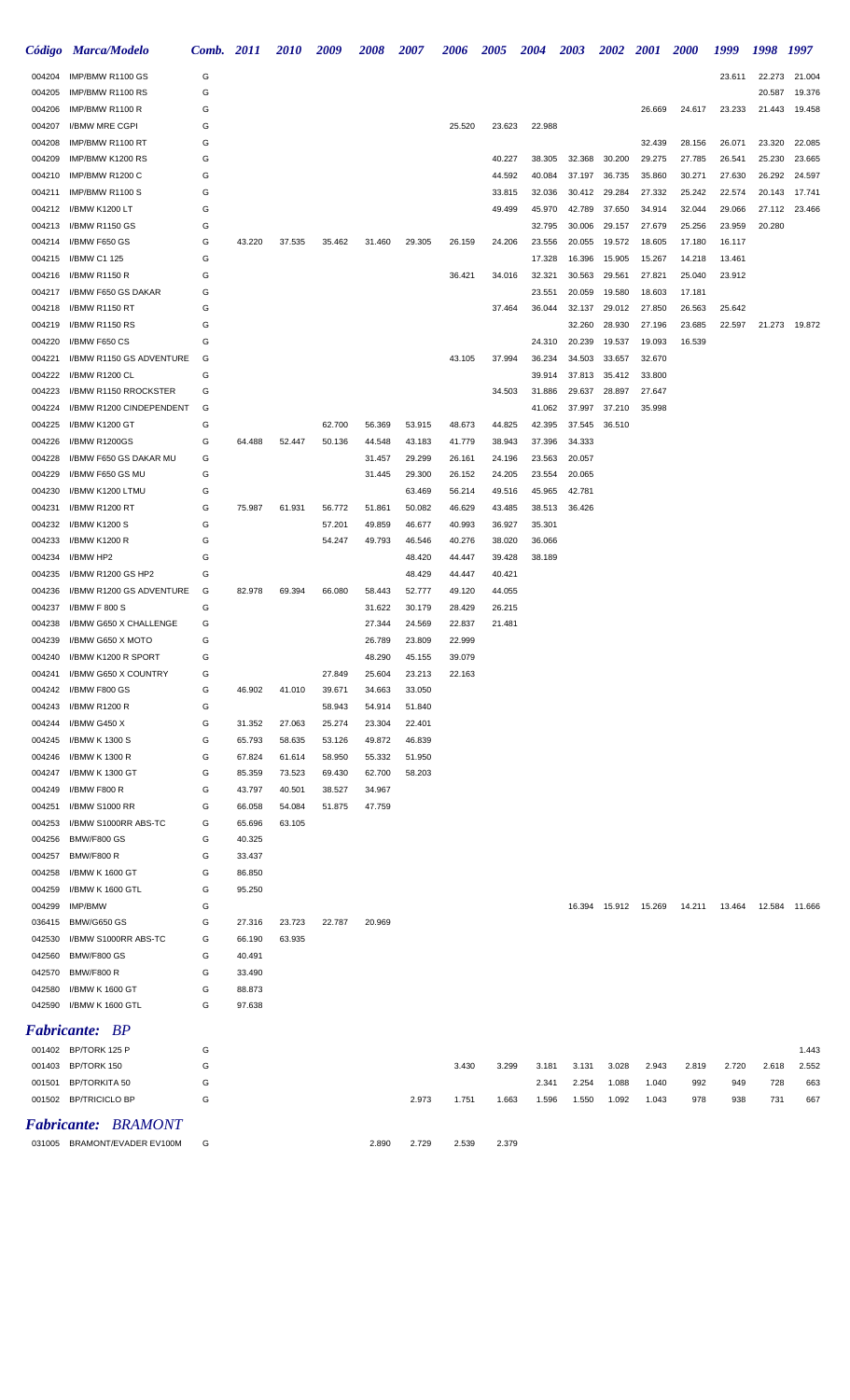| Código | Marca/Modelo | Comb. | 2011 | 2010 | 2009 | 2008 | 2007 | 2006 | 2005 | 2004 | 2003 | 2002 | 2001 | 2000 | 1999 | 1998 | 1997 |
|---|---|---|---|---|---|---|---|---|---|---|---|---|---|---|---|---|---|
| 004204 | IMP/BMW R1100 GS | G | | | | | | | | | | | | | 23.611 | 22.273 | 21.004 |
| 004205 | IMP/BMW R1100 RS | G | | | | | | | | | | | | | | 20.587 | 19.376 |
| 004206 | IMP/BMW R1100 R | G | | | | | | | | | | | 26.669 | 24.617 | 23.233 | 21.443 | 19.458 |
| 004207 | I/BMW MRE CGPI | G | | | | | | 25.520 | 23.623 | 22.988 | | | | | | | |
| 004208 | IMP/BMW R1100 RT | G | | | | | | | | | | | 32.439 | 28.156 | 26.071 | 23.320 | 22.085 |
| 004209 | IMP/BMW K1200 RS | G | | | | | | | 40.227 | 38.305 | 32.368 | 30.200 | 29.275 | 27.785 | 26.541 | 25.230 | 23.665 |
| 004210 | IMP/BMW R1200 C | G | | | | | | | 44.592 | 40.084 | 37.197 | 36.735 | 35.860 | 30.271 | 27.630 | 26.292 | 24.597 |
| 004211 | IMP/BMW R1100 S | G | | | | | | | 33.815 | 32.036 | 30.412 | 29.284 | 27.332 | 25.242 | 22.574 | 20.143 | 17.741 |
| 004212 | I/BMW K1200 LT | G | | | | | | | 49.499 | 45.970 | 42.789 | 37.650 | 34.914 | 32.044 | 29.066 | 27.112 | 23.466 |
| 004213 | I/BMW R1150 GS | G | | | | | | | | 32.795 | 30.006 | 29.157 | 27.679 | 25.256 | 23.959 | 20.280 | |
| 004214 | I/BMW F650 GS | G | 43.220 | 37.535 | 35.462 | 31.460 | 29.305 | 26.159 | 24.206 | 23.556 | 20.055 | 19.572 | 18.605 | 17.180 | 16.117 | | |
| 004215 | I/BMW C1 125 | G | | | | | | | | 17.328 | 16.396 | 15.905 | 15.267 | 14.218 | 13.461 | | |
| 004216 | I/BMW R1150 R | G | | | | | | 36.421 | 34.016 | 32.321 | 30.563 | 29.561 | 27.821 | 25.040 | 23.912 | | |
| 004217 | I/BMW F650 GS DAKAR | G | | | | | | | | 23.551 | 20.059 | 19.580 | 18.603 | 17.181 | | | |
| 004218 | I/BMW R1150 RT | G | | | | | | | 37.464 | 36.044 | 32.137 | 29.012 | 27.850 | 26.563 | 25.642 | | |
| 004219 | I/BMW R1150 RS | G | | | | | | | | | 32.260 | 28.930 | 27.196 | 23.685 | 22.597 | 21.273 | 19.872 |
| 004220 | I/BMW F650 CS | G | | | | | | | | 24.310 | 20.239 | 19.537 | 19.093 | 16.539 | | | |
| 004221 | I/BMW R1150 GS ADVENTURE | G | | | | | | 43.105 | 37.994 | 36.234 | 34.503 | 33.657 | 32.670 | | | | |
| 004222 | I/BMW R1200 CL | G | | | | | | | | 39.914 | 37.813 | 35.412 | 33.800 | | | | |
| 004223 | I/BMW R1150 RROCKSTER | G | | | | | | | 34.503 | 31.886 | 29.637 | 28.897 | 27.647 | | | | |
| 004224 | I/BMW R1200 CINDEPENDENT | G | | | | | | | | 41.062 | 37.997 | 37.210 | 35.998 | | | | |
| 004225 | I/BMW K1200 GT | G | | | 62.700 | 56.369 | 53.915 | 48.673 | 44.825 | 42.395 | 37.545 | 36.510 | | | | | |
| 004226 | I/BMW R1200GS | G | 64.488 | 52.447 | 50.136 | 44.548 | 43.183 | 41.779 | 38.943 | 37.396 | 34.333 | | | | | | |
| 004228 | I/BMW F650 GS DAKAR MU | G | | | | 31.457 | 29.299 | 26.161 | 24.196 | 23.563 | 20.057 | | | | | | |
| 004229 | I/BMW F650 GS MU | G | | | | 31.445 | 29.300 | 26.152 | 24.205 | 23.554 | 20.065 | | | | | | |
| 004230 | I/BMW K1200 LTMU | G | | | | | 63.469 | 56.214 | 49.516 | 45.965 | 42.781 | | | | | | |
| 004231 | I/BMW R1200 RT | G | 75.987 | 61.931 | 56.772 | 51.861 | 50.082 | 46.629 | 43.485 | 38.513 | 36.426 | | | | | | |
| 004232 | I/BMW K1200 S | G | | | 57.201 | 49.859 | 46.677 | 40.993 | 36.927 | 35.301 | | | | | | | |
| 004233 | I/BMW K1200 R | G | | | 54.247 | 49.793 | 46.546 | 40.276 | 38.020 | 36.066 | | | | | | | |
| 004234 | I/BMW HP2 | G | | | | | 48.420 | 44.447 | 39.428 | 38.189 | | | | | | | |
| 004235 | I/BMW R1200 GS HP2 | G | | | | | 48.429 | 44.447 | 40.421 | | | | | | | | |
| 004236 | I/BMW R1200 GS ADVENTURE | G | 82.978 | 69.394 | 66.080 | 58.443 | 52.777 | 49.120 | 44.055 | | | | | | | | |
| 004237 | I/BMW F 800 S | G | | | | 31.622 | 30.179 | 28.429 | 26.215 | | | | | | | | |
| 004238 | I/BMW G650 X CHALLENGE | G | | | | 27.344 | 24.569 | 22.837 | 21.481 | | | | | | | | |
| 004239 | I/BMW G650 X MOTO | G | | | | 26.789 | 23.809 | 22.999 | | | | | | | | | |
| 004240 | I/BMW K1200 R SPORT | G | | | | 48.290 | 45.155 | 39.079 | | | | | | | | | |
| 004241 | I/BMW G650 X COUNTRY | G | | | 27.849 | 25.604 | 23.213 | 22.163 | | | | | | | | | |
| 004242 | I/BMW F800 GS | G | 46.902 | 41.010 | 39.671 | 34.663 | 33.050 | | | | | | | | | | |
| 004243 | I/BMW R1200 R | G | | | 58.943 | 54.914 | 51.840 | | | | | | | | | | |
| 004244 | I/BMW G450 X | G | 31.352 | 27.063 | 25.274 | 23.304 | 22.401 | | | | | | | | | | |
| 004245 | I/BMW K 1300 S | G | 65.793 | 58.635 | 53.126 | 49.872 | 46.839 | | | | | | | | | | |
| 004246 | I/BMW K 1300 R | G | 67.824 | 61.614 | 58.950 | 55.332 | 51.950 | | | | | | | | | | |
| 004247 | I/BMW K 1300 GT | G | 85.359 | 73.523 | 69.430 | 62.700 | 58.203 | | | | | | | | | | |
| 004249 | I/BMW F800 R | G | 43.797 | 40.501 | 38.527 | 34.967 | | | | | | | | | | | |
| 004251 | I/BMW S1000 RR | G | 66.058 | 54.084 | 51.875 | 47.759 | | | | | | | | | | | |
| 004253 | I/BMW S1000RR ABS-TC | G | 65.696 | 63.105 | | | | | | | | | | | | | |
| 004256 | BMW/F800 GS | G | 40.325 | | | | | | | | | | | | | | |
| 004257 | BMW/F800 R | G | 33.437 | | | | | | | | | | | | | | |
| 004258 | I/BMW K 1600 GT | G | 86.850 | | | | | | | | | | | | | | |
| 004259 | I/BMW K 1600 GTL | G | 95.250 | | | | | | | | | | | | | | |
| 004299 | IMP/BMW | G | | | | | | | | | 16.394 | 15.912 | 15.269 | 14.211 | 13.464 | 12.584 | 11.666 |
| 036415 | BMW/G650 GS | G | 27.316 | 23.723 | 22.787 | 20.969 | | | | | | | | | | | |
| 042530 | I/BMW S1000RR ABS-TC | G | 66.190 | 63.935 | | | | | | | | | | | | | |
| 042560 | BMW/F800 GS | G | 40.491 | | | | | | | | | | | | | | |
| 042570 | BMW/F800 R | G | 33.490 | | | | | | | | | | | | | | |
| 042580 | I/BMW K 1600 GT | G | 88.873 | | | | | | | | | | | | | | |
| 042590 | I/BMW K 1600 GTL | G | 97.638 | | | | | | | | | | | | | | |

## *Fabricante: BP*

| Código | Marca/Modelo | Comb. | 2011 | 2010 | 2009 | 2008 | 2007 | 2006 | 2005 | 2004 | 2003 | 2002 | 2001 | 2000 | 1999 | 1998 | 1997 |
|---|---|---|---|---|---|---|---|---|---|---|---|---|---|---|---|---|---|
| 001402 | BP/TORK 125 P | G | | | | | | | | | | | | | | | 1.443 |
| 001403 | BP/TORK 150 | G | | | | | | 3.430 | 3.299 | 3.181 | 3.131 | 3.028 | 2.943 | 2.819 | 2.720 | 2.618 | 2.552 |
| 001501 | BP/TORKITA 50 | G | | | | | | | | 2.341 | 2.254 | 1.088 | 1.040 | 992 | 949 | 728 | 663 |
| 001502 | BP/TRICICLO BP | G | | | | | 2.973 | 1.751 | 1.663 | 1.596 | 1.550 | 1.092 | 1.043 | 978 | 938 | 731 | 667 |

## *Fabricante: BRAMONT*

| Código | Marca/Modelo | Comb. | 2011 | 2010 | 2009 | 2008 | 2007 | 2006 | 2005 | 2004 | 2003 | 2002 | 2001 | 2000 | 1999 | 1998 | 1997 |
|---|---|---|---|---|---|---|---|---|---|---|---|---|---|---|---|---|---|
| 031005 | BRAMONT/EVADER EV100M | G | | | | 2.890 | 2.729 | 2.539 | 2.379 | | | | | | | | |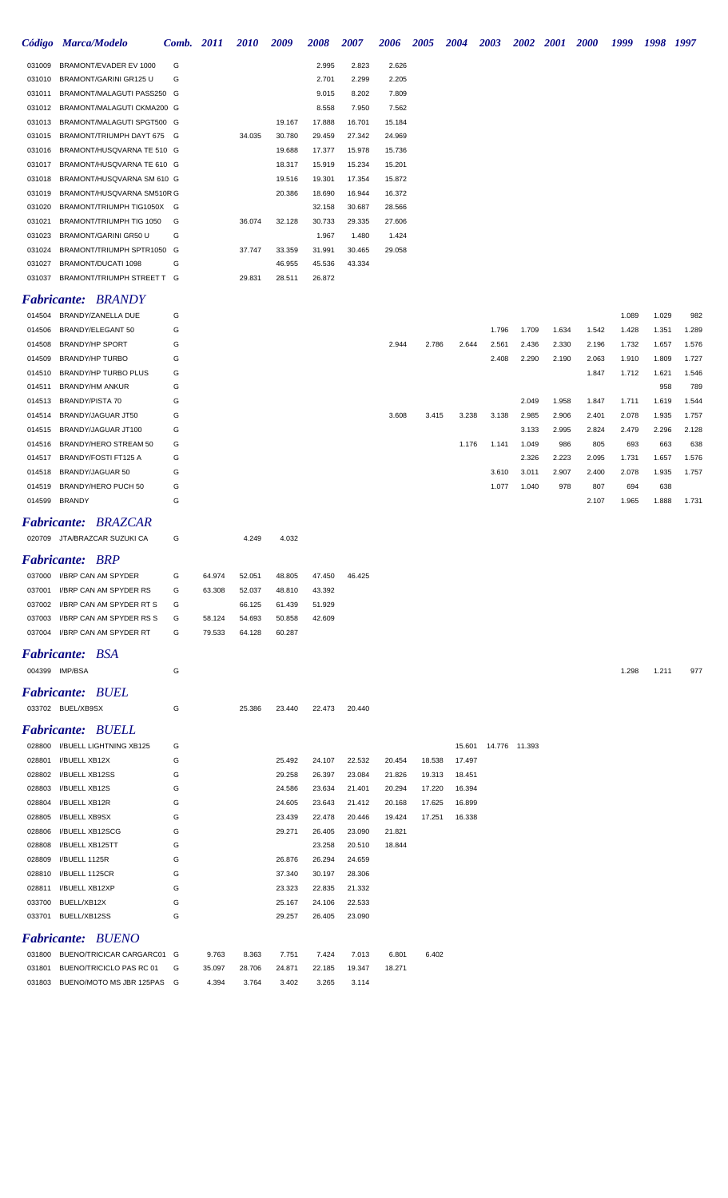| Código | Marca/Modelo | Comb. | 2011 | 2010 | 2009 | 2008 | 2007 | 2006 | 2005 | 2004 | 2003 | 2002 | 2001 | 2000 | 1999 | 1998 | 1997 |
|---|---|---|---|---|---|---|---|---|---|---|---|---|---|---|---|---|---|
| 031009 | BRAMONT/EVADER EV 1000 | G | | | | 2.995 | 2.823 | 2.626 | | | | | | | | | |
| 031010 | BRAMONT/GARINI GR125 U | G | | | | 2.701 | 2.299 | 2.205 | | | | | | | | | |
| 031011 | BRAMONT/MALAGUTI PASS250 | G | | | | 9.015 | 8.202 | 7.809 | | | | | | | | | |
| 031012 | BRAMONT/MALAGUTI CKMA200 | G | | | | 8.558 | 7.950 | 7.562 | | | | | | | | | |
| 031013 | BRAMONT/MALAGUTI SPGT500 | G | | | 19.167 | 17.888 | 16.701 | 15.184 | | | | | | | | | |
| 031015 | BRAMONT/TRIUMPH DAYT 675 | G | | 34.035 | 30.780 | 29.459 | 27.342 | 24.969 | | | | | | | | | |
| 031016 | BRAMONT/HUSQVARNA TE 510 | G | | | 19.688 | 17.377 | 15.978 | 15.736 | | | | | | | | | |
| 031017 | BRAMONT/HUSQVARNA TE 610 | G | | | 18.317 | 15.919 | 15.234 | 15.201 | | | | | | | | | |
| 031018 | BRAMONT/HUSQVARNA SM 610 | G | | | 19.516 | 19.301 | 17.354 | 15.872 | | | | | | | | | |
| 031019 | BRAMONT/HUSQVARNA SM510R | G | | | 20.386 | 18.690 | 16.944 | 16.372 | | | | | | | | | |
| 031020 | BRAMONT/TRIUMPH TIG1050X | G | | | | 32.158 | 30.687 | 28.566 | | | | | | | | | |
| 031021 | BRAMONT/TRIUMPH TIG 1050 | G | | 36.074 | 32.128 | 30.733 | 29.335 | 27.606 | | | | | | | | | |
| 031023 | BRAMONT/GARINI GR50 U | G | | | | 1.967 | 1.480 | 1.424 | | | | | | | | | |
| 031024 | BRAMONT/TRIUMPH SPTR1050 | G | | 37.747 | 33.359 | 31.991 | 30.465 | 29.058 | | | | | | | | | |
| 031027 | BRAMONT/DUCATI 1098 | G | | | 46.955 | 45.536 | 43.334 | | | | | | | | | | |
| 031037 | BRAMONT/TRIUMPH STREET T | G | | 29.831 | 28.511 | 26.872 | | | | | | | | | | | |

## *Fabricante: BRANDY*

| Código | Marca/Modelo | Comb. | 2011 | 2010 | 2009 | 2008 | 2007 | 2006 | 2005 | 2004 | 2003 | 2002 | 2001 | 2000 | 1999 | 1998 | 1997 |
|---|---|---|---|---|---|---|---|---|---|---|---|---|---|---|---|---|---|
| 014504 | BRANDY/ZANELLA DUE | G | | | | | | | | | | | | | 1.089 | 1.029 | 982 |
| 014506 | BRANDY/ELEGANT 50 | G | | | | | | | | | 1.796 | 1.709 | 1.634 | 1.542 | 1.428 | 1.351 | 1.289 |
| 014508 | BRANDY/HP SPORT | G | | | | | | 2.944 | 2.786 | 2.644 | 2.561 | 2.436 | 2.330 | 2.196 | 1.732 | 1.657 | 1.576 |
| 014509 | BRANDY/HP TURBO | G | | | | | | | | | 2.408 | 2.290 | 2.190 | 2.063 | 1.910 | 1.809 | 1.727 |
| 014510 | BRANDY/HP TURBO PLUS | G | | | | | | | | | | | | 1.847 | 1.712 | 1.621 | 1.546 |
| 014511 | BRANDY/HM ANKUR | G | | | | | | | | | | | | | | 958 | 789 |
| 014513 | BRANDY/PISTA 70 | G | | | | | | | | | | 2.049 | 1.958 | 1.847 | 1.711 | 1.619 | 1.544 |
| 014514 | BRANDY/JAGUAR JT50 | G | | | | | | 3.608 | 3.415 | 3.238 | 3.138 | 2.985 | 2.906 | 2.401 | 2.078 | 1.935 | 1.757 |
| 014515 | BRANDY/JAGUAR JT100 | G | | | | | | | | | | 3.133 | 2.995 | 2.824 | 2.479 | 2.296 | 2.128 |
| 014516 | BRANDY/HERO STREAM 50 | G | | | | | | | | 1.176 | 1.141 | 1.049 | 986 | 805 | 693 | 663 | 638 |
| 014517 | BRANDY/FOSTI FT125 A | G | | | | | | | | | | 2.326 | 2.223 | 2.095 | 1.731 | 1.657 | 1.576 |
| 014518 | BRANDY/JAGUAR 50 | G | | | | | | | | | 3.610 | 3.011 | 2.907 | 2.400 | 2.078 | 1.935 | 1.757 |
| 014519 | BRANDY/HERO PUCH 50 | G | | | | | | | | | 1.077 | 1.040 | 978 | 807 | 694 | 638 | |
| 014599 | BRANDY | G | | | | | | | | | | | | 2.107 | 1.965 | 1.888 | 1.731 |

## *Fabricante: BRAZCAR*

| Código | Marca/Modelo | Comb. | 2011 | 2010 | 2009 |
|---|---|---|---|---|---|
| 020709 | JTA/BRAZCAR SUZUKI CA | G | | 4.249 | 4.032 |

## *Fabricante: BRP*

| Código | Marca/Modelo | Comb. | 2011 | 2010 | 2009 | 2008 | 2007 |
|---|---|---|---|---|---|---|---|
| 037000 | I/BRP CAN AM SPYDER | G | 64.974 | 52.051 | 48.805 | 47.450 | 46.425 |
| 037001 | I/BRP CAN AM SPYDER RS | G | 63.308 | 52.037 | 48.810 | 43.392 | |
| 037002 | I/BRP CAN AM SPYDER RT S | G | | 66.125 | 61.439 | 51.929 | |
| 037003 | I/BRP CAN AM SPYDER RS S | G | 58.124 | 54.693 | 50.858 | 42.609 | |
| 037004 | I/BRP CAN AM SPYDER RT | G | 79.533 | 64.128 | 60.287 | | |

## *Fabricante: BSA*

| Código | Marca/Modelo | Comb. | 1999 | 1998 | 1997 |
|---|---|---|---|---|---|
| 004399 | IMP/BSA | G | 1.298 | 1.211 | 977 |

## *Fabricante: BUEL*

| Código | Marca/Modelo | Comb. | 2011 | 2010 | 2009 | 2008 | 2007 |
|---|---|---|---|---|---|---|---|
| 033702 | BUEL/XB9SX | G | | 25.386 | 23.440 | 22.473 | 20.440 |

## *Fabricante: BUELL*

| Código | Marca/Modelo | Comb. | 2011 | 2010 | 2009 | 2008 | 2007 | 2006 | 2005 | 2004 | 2003 | 2002 |
|---|---|---|---|---|---|---|---|---|---|---|---|---|
| 028800 | I/BUELL LIGHTNING XB125 | G | | | | | | | | 15.601 | 14.776 | 11.393 |
| 028801 | I/BUELL XB12X | G | | | 25.492 | 24.107 | 22.532 | 20.454 | 18.538 | 17.497 | | |
| 028802 | I/BUELL XB12SS | G | | | 29.258 | 26.397 | 23.084 | 21.826 | 19.313 | 18.451 | | |
| 028803 | I/BUELL XB12S | G | | | 24.586 | 23.634 | 21.401 | 20.294 | 17.220 | 16.394 | | |
| 028804 | I/BUELL XB12R | G | | | 24.605 | 23.643 | 21.412 | 20.168 | 17.625 | 16.899 | | |
| 028805 | I/BUELL XB9SX | G | | | 23.439 | 22.478 | 20.446 | 19.424 | 17.251 | 16.338 | | |
| 028806 | I/BUELL XB12SCG | G | | | 29.271 | 26.405 | 23.090 | 21.821 | | | | |
| 028808 | I/BUELL XB125TT | G | | | | 23.258 | 20.510 | 18.844 | | | | |
| 028809 | I/BUELL 1125R | G | | | 26.876 | 26.294 | 24.659 | | | | | |
| 028810 | I/BUELL 1125CR | G | | | 37.340 | 30.197 | 28.306 | | | | | |
| 028811 | I/BUELL XB12XP | G | | | 23.323 | 22.835 | 21.332 | | | | | |
| 033700 | BUELL/XB12X | G | | | 25.167 | 24.106 | 22.533 | | | | | |
| 033701 | BUELL/XB12SS | G | | | 29.257 | 26.405 | 23.090 | | | | | |

## *Fabricante: BUENO*

| Código | Marca/Modelo | Comb. | 2011 | 2010 | 2009 | 2008 | 2007 | 2006 | 2005 |
|---|---|---|---|---|---|---|---|---|---|
| 031800 | BUENO/TRICICAR CARGARC01 | G | 9.763 | 8.363 | 7.751 | 7.424 | 7.013 | 6.801 | 6.402 |
| 031801 | BUENO/TRICICLO PAS RC 01 | G | 35.097 | 28.706 | 24.871 | 22.185 | 19.347 | 18.271 | |
| 031803 | BUENO/MOTO MS JBR 125PAS | G | 4.394 | 3.764 | 3.402 | 3.265 | 3.114 | | |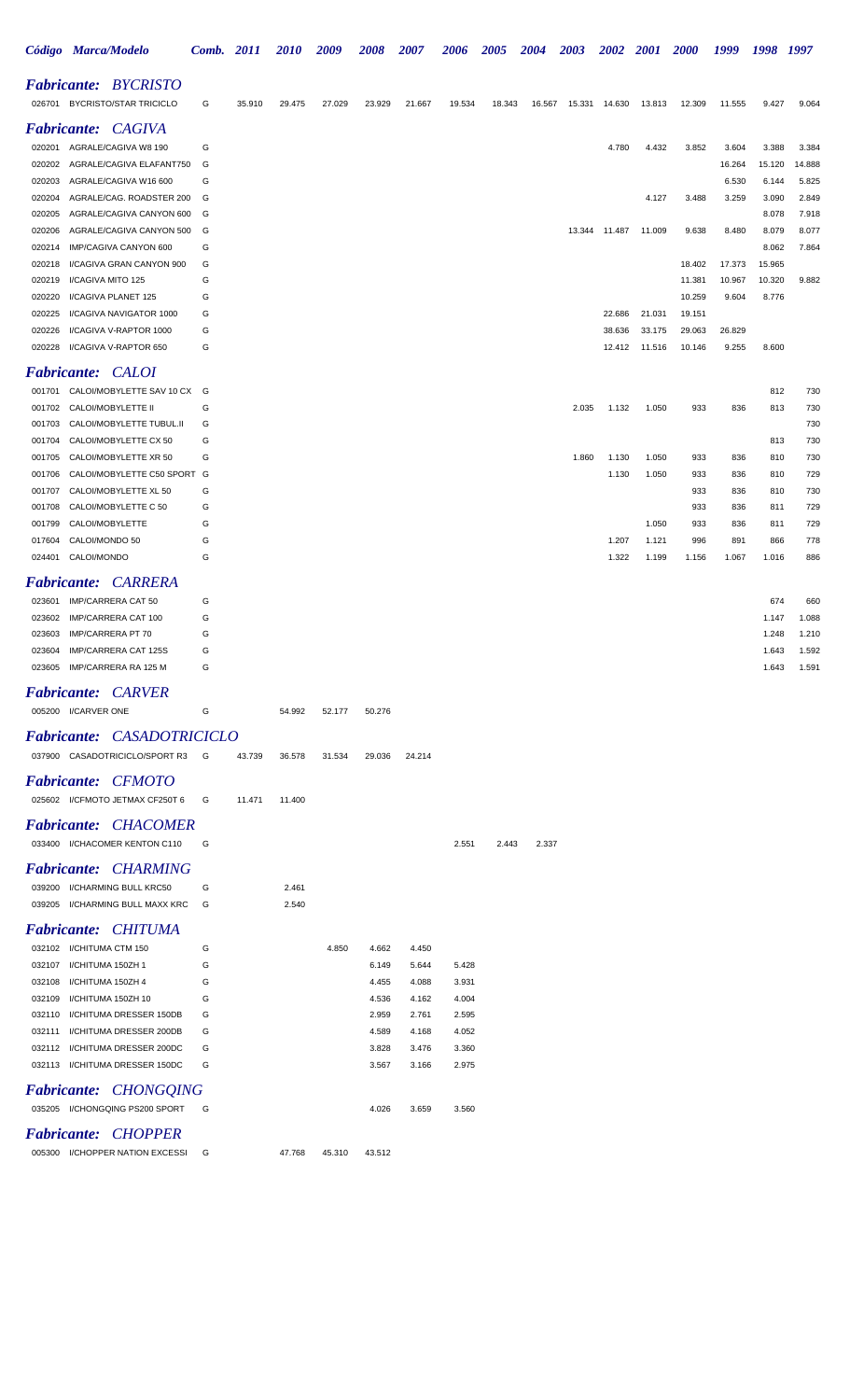| Código | Marca/Modelo | Comb. | 2011 | 2010 | 2009 | 2008 | 2007 | 2006 | 2005 | 2004 | 2003 | 2002 | 2001 | 2000 | 1999 | 1998 | 1997 |
|---|---|---|---|---|---|---|---|---|---|---|---|---|---|---|---|---|---|
| ***Fabricante: BYCRISTO*** | | | | | | | | | | | | | | | | | |
| 026701 | BYCRISTO/STAR TRICICLO | G | 35.910 | 29.475 | 27.029 | 23.929 | 21.667 | 19.534 | 18.343 | 16.567 | 15.331 | 14.630 | 13.813 | 12.309 | 11.555 | 9.427 | 9.064 |
| ***Fabricante: CAGIVA*** | | | | | | | | | | | | | | | | | |
| 020201 | AGRALE/CAGIVA W8 190 | G | | | | | | | | | | 4.780 | 4.432 | 3.852 | 3.604 | 3.388 | 3.384 |
| 020202 | AGRALE/CAGIVA ELAFANT750 | G | | | | | | | | | | | | | 16.264 | 15.120 | 14.888 |
| 020203 | AGRALE/CAGIVA W16 600 | G | | | | | | | | | | | | | 6.530 | 6.144 | 5.825 |
| 020204 | AGRALE/CAG. ROADSTER 200 | G | | | | | | | | | | | 4.127 | 3.488 | 3.259 | 3.090 | 2.849 |
| 020205 | AGRALE/CAGIVA CANYON 600 | G | | | | | | | | | | | | | | 8.078 | 7.918 |
| 020206 | AGRALE/CAGIVA CANYON 500 | G | | | | | | | | | 13.344 | 11.487 | 11.009 | 9.638 | 8.480 | 8.079 | 8.077 |
| 020214 | IMP/CAGIVA CANYON 600 | G | | | | | | | | | | | | | | 8.062 | 7.864 |
| 020218 | I/CAGIVA GRAN CANYON 900 | G | | | | | | | | | | | | 18.402 | 17.373 | 15.965 | |
| 020219 | I/CAGIVA MITO 125 | G | | | | | | | | | | | | 11.381 | 10.967 | 10.320 | 9.882 |
| 020220 | I/CAGIVA PLANET 125 | G | | | | | | | | | | | | 10.259 | 9.604 | 8.776 | |
| 020225 | I/CAGIVA NAVIGATOR 1000 | G | | | | | | | | | | 22.686 | 21.031 | 19.151 | | | |
| 020226 | I/CAGIVA V-RAPTOR 1000 | G | | | | | | | | | | 38.636 | 33.175 | 29.063 | 26.829 | | |
| 020228 | I/CAGIVA V-RAPTOR 650 | G | | | | | | | | | | 12.412 | 11.516 | 10.146 | 9.255 | 8.600 | |
| ***Fabricante: CALOI*** | | | | | | | | | | | | | | | | | |
| 001701 | CALOI/MOBYLETTE SAV 10 CX | G | | | | | | | | | | | | | | 812 | 730 |
| 001702 | CALOI/MOBYLETTE II | G | | | | | | | | | 2.035 | 1.132 | 1.050 | 933 | 836 | 813 | 730 |
| 001703 | CALOI/MOBYLETTE TUBUL.II | G | | | | | | | | | | | | | | | 730 |
| 001704 | CALOI/MOBYLETTE CX 50 | G | | | | | | | | | | | | | | 813 | 730 |
| 001705 | CALOI/MOBYLETTE XR 50 | G | | | | | | | | | 1.860 | 1.130 | 1.050 | 933 | 836 | 810 | 730 |
| 001706 | CALOI/MOBYLETTE C50 SPORT | G | | | | | | | | | | 1.130 | 1.050 | 933 | 836 | 810 | 729 |
| 001707 | CALOI/MOBYLETTE XL 50 | G | | | | | | | | | | | | 933 | 836 | 810 | 730 |
| 001708 | CALOI/MOBYLETTE C 50 | G | | | | | | | | | | | | 933 | 836 | 811 | 729 |
| 001799 | CALOI/MOBYLETTE | G | | | | | | | | | | | 1.050 | 933 | 836 | 811 | 729 |
| 017604 | CALOI/MONDO 50 | G | | | | | | | | | | 1.207 | 1.121 | 996 | 891 | 866 | 778 |
| 024401 | CALOI/MONDO | G | | | | | | | | | | 1.322 | 1.199 | 1.156 | 1.067 | 1.016 | 886 |
| ***Fabricante: CARRERA*** | | | | | | | | | | | | | | | | | |
| 023601 | IMP/CARRERA CAT 50 | G | | | | | | | | | | | | | | 674 | 660 |
| 023602 | IMP/CARRERA CAT 100 | G | | | | | | | | | | | | | | 1.147 | 1.088 |
| 023603 | IMP/CARRERA PT 70 | G | | | | | | | | | | | | | | 1.248 | 1.210 |
| 023604 | IMP/CARRERA CAT 125S | G | | | | | | | | | | | | | | 1.643 | 1.592 |
| 023605 | IMP/CARRERA RA 125 M | G | | | | | | | | | | | | | | 1.643 | 1.591 |
| ***Fabricante: CARVER*** | | | | | | | | | | | | | | | | | |
| 005200 | I/CARVER ONE | G | | 54.992 | 52.177 | 50.276 | | | | | | | | | | | |
| ***Fabricante: CASADOTRICICLO*** | | | | | | | | | | | | | | | | | |
| 037900 | CASADOTRICICLO/SPORT R3 | G | 43.739 | 36.578 | 31.534 | 29.036 | 24.214 | | | | | | | | | | |
| ***Fabricante: CFMOTO*** | | | | | | | | | | | | | | | | | |
| 025602 | I/CFMOTO JETMAX CF250T 6 | G | 11.471 | 11.400 | | | | | | | | | | | | | |
| ***Fabricante: CHACOMER*** | | | | | | | | | | | | | | | | | |
| 033400 | I/CHACOMER KENTON C110 | G | | | | | | 2.551 | 2.443 | 2.337 | | | | | | | |
| ***Fabricante: CHARMING*** | | | | | | | | | | | | | | | | | |
| 039200 | I/CHARMING BULL KRC50 | G | | 2.461 | | | | | | | | | | | | | |
| 039205 | I/CHARMING BULL MAXX KRC | G | | 2.540 | | | | | | | | | | | | | |
| ***Fabricante: CHITUMA*** | | | | | | | | | | | | | | | | | |
| 032102 | I/CHITUMA CTM 150 | G | | | 4.850 | 4.662 | 4.450 | | | | | | | | | | |
| 032107 | I/CHITUMA 150ZH 1 | G | | | | 6.149 | 5.644 | 5.428 | | | | | | | | | |
| 032108 | I/CHITUMA 150ZH 4 | G | | | | 4.455 | 4.088 | 3.931 | | | | | | | | | |
| 032109 | I/CHITUMA 150ZH 10 | G | | | | 4.536 | 4.162 | 4.004 | | | | | | | | | |
| 032110 | I/CHITUMA DRESSER 150DB | G | | | | 2.959 | 2.761 | 2.595 | | | | | | | | | |
| 032111 | I/CHITUMA DRESSER 200DB | G | | | | 4.589 | 4.168 | 4.052 | | | | | | | | | |
| 032112 | I/CHITUMA DRESSER 200DC | G | | | | 3.828 | 3.476 | 3.360 | | | | | | | | | |
| 032113 | I/CHITUMA DRESSER 150DC | G | | | | 3.567 | 3.166 | 2.975 | | | | | | | | | |
| ***Fabricante: CHONGQING*** | | | | | | | | | | | | | | | | | |
| 035205 | I/CHONGQING PS200 SPORT | G | | | | 4.026 | 3.659 | 3.560 | | | | | | | | | |
| ***Fabricante: CHOPPER*** | | | | | | | | | | | | | | | | | |
| 005300 | I/CHOPPER NATION EXCESSI | G | | 47.768 | 45.310 | 43.512 | | | | | | | | | | | |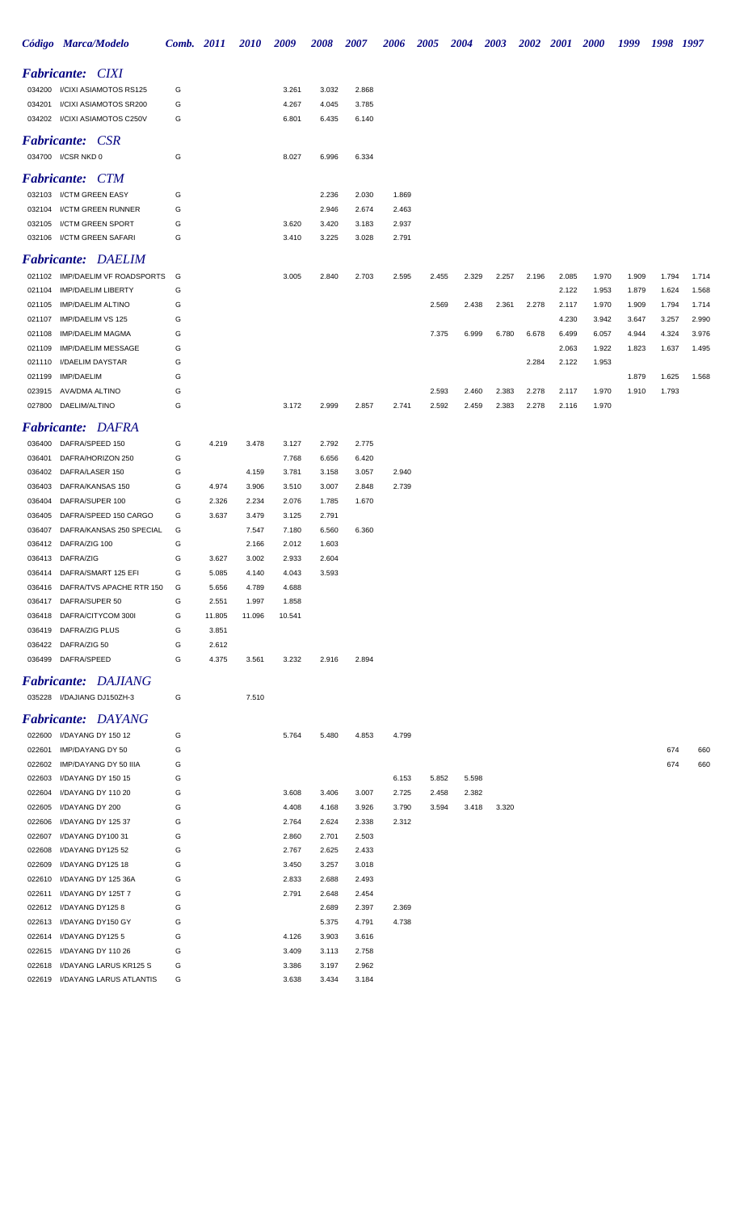| Código | Marca/Modelo | Comb. | 2011 | 2010 | 2009 | 2008 | 2007 | 2006 | 2005 | 2004 | 2003 | 2002 | 2001 | 2000 | 1999 | 1998 | 1997 |
|---|---|---|---|---|---|---|---|---|---|---|---|---|---|---|---|---|---|
| ***Fabricante: CIXI*** | | | | | | | | | | | | | | | | | |
| 034200 | I/CIXI ASIAMOTOS RS125 | G | | | 3.261 | 3.032 | 2.868 | | | | | | | | | | |
| 034201 | I/CIXI ASIAMOTOS SR200 | G | | | 4.267 | 4.045 | 3.785 | | | | | | | | | | |
| 034202 | I/CIXI ASIAMOTOS C250V | G | | | 6.801 | 6.435 | 6.140 | | | | | | | | | | |
| ***Fabricante: CSR*** | | | | | | | | | | | | | | | | | |
| 034700 | I/CSR NKD 0 | G | | | 8.027 | 6.996 | 6.334 | | | | | | | | | | |
| ***Fabricante: CTM*** | | | | | | | | | | | | | | | | | |
| 032103 | I/CTM GREEN EASY | G | | | | 2.236 | 2.030 | 1.869 | | | | | | | | | |
| 032104 | I/CTM GREEN RUNNER | G | | | | 2.946 | 2.674 | 2.463 | | | | | | | | | |
| 032105 | I/CTM GREEN SPORT | G | | | 3.620 | 3.420 | 3.183 | 2.937 | | | | | | | | | |
| 032106 | I/CTM GREEN SAFARI | G | | | 3.410 | 3.225 | 3.028 | 2.791 | | | | | | | | | |
| ***Fabricante: DAELIM*** | | | | | | | | | | | | | | | | | |
| 021102 | IMP/DAELIM VF ROADSPORTS | G | | | 3.005 | 2.840 | 2.703 | 2.595 | 2.455 | 2.329 | 2.257 | 2.196 | 2.085 | 1.970 | 1.909 | 1.794 | 1.714 |
| 021104 | IMP/DAELIM LIBERTY | G | | | | | | | | | | | 2.122 | 1.953 | 1.879 | 1.624 | 1.568 |
| 021105 | IMP/DAELIM ALTINO | G | | | | | | | 2.569 | 2.438 | 2.361 | 2.278 | 2.117 | 1.970 | 1.909 | 1.794 | 1.714 |
| 021107 | IMP/DAELIM VS 125 | G | | | | | | | | | | | 4.230 | 3.942 | 3.647 | 3.257 | 2.990 |
| 021108 | IMP/DAELIM MAGMA | G | | | | | | | 7.375 | 6.999 | 6.780 | 6.678 | 6.499 | 6.057 | 4.944 | 4.324 | 3.976 |
| 021109 | IMP/DAELIM MESSAGE | G | | | | | | | | | | | 2.063 | 1.922 | 1.823 | 1.637 | 1.495 |
| 021110 | I/DAELIM DAYSTAR | G | | | | | | | | | | 2.284 | 2.122 | 1.953 | | | |
| 021199 | IMP/DAELIM | G | | | | | | | | | | | | | 1.879 | 1.625 | 1.568 |
| 023915 | AVA/DMA ALTINO | G | | | | | | | 2.593 | 2.460 | 2.383 | 2.278 | 2.117 | 1.970 | 1.910 | 1.793 | |
| 027800 | DAELIM/ALTINO | G | | | 3.172 | 2.999 | 2.857 | 2.741 | 2.592 | 2.459 | 2.383 | 2.278 | 2.116 | 1.970 | | | |
| ***Fabricante: DAFRA*** | | | | | | | | | | | | | | | | | |
| 036400 | DAFRA/SPEED 150 | G | 4.219 | 3.478 | 3.127 | 2.792 | 2.775 | | | | | | | | | | |
| 036401 | DAFRA/HORIZON 250 | G | | | 7.768 | 6.656 | 6.420 | | | | | | | | | | |
| 036402 | DAFRA/LASER 150 | G | | 4.159 | 3.781 | 3.158 | 3.057 | 2.940 | | | | | | | | | |
| 036403 | DAFRA/KANSAS 150 | G | 4.974 | 3.906 | 3.510 | 3.007 | 2.848 | 2.739 | | | | | | | | | |
| 036404 | DAFRA/SUPER 100 | G | 2.326 | 2.234 | 2.076 | 1.785 | 1.670 | | | | | | | | | | |
| 036405 | DAFRA/SPEED 150 CARGO | G | 3.637 | 3.479 | 3.125 | 2.791 | | | | | | | | | | | |
| 036407 | DAFRA/KANSAS 250 SPECIAL | G | | 7.547 | 7.180 | 6.560 | 6.360 | | | | | | | | | | |
| 036412 | DAFRA/ZIG 100 | G | | 2.166 | 2.012 | 1.603 | | | | | | | | | | | |
| 036413 | DAFRA/ZIG | G | 3.627 | 3.002 | 2.933 | 2.604 | | | | | | | | | | | |
| 036414 | DAFRA/SMART 125 EFI | G | 5.085 | 4.140 | 4.043 | 3.593 | | | | | | | | | | | |
| 036416 | DAFRA/TVS APACHE RTR 150 | G | 5.656 | 4.789 | 4.688 | | | | | | | | | | | | |
| 036417 | DAFRA/SUPER 50 | G | 2.551 | 1.997 | 1.858 | | | | | | | | | | | | |
| 036418 | DAFRA/CITYCOM 300I | G | 11.805 | 11.096 | 10.541 | | | | | | | | | | | | |
| 036419 | DAFRA/ZIG PLUS | G | 3.851 | | | | | | | | | | | | | | |
| 036422 | DAFRA/ZIG 50 | G | 2.612 | | | | | | | | | | | | | | |
| 036499 | DAFRA/SPEED | G | 4.375 | 3.561 | 3.232 | 2.916 | 2.894 | | | | | | | | | | |
| ***Fabricante: DAJIANG*** | | | | | | | | | | | | | | | | | |
| 035228 | I/DAJIANG DJ150ZH-3 | G | | 7.510 | | | | | | | | | | | | | |
| ***Fabricante: DAYANG*** | | | | | | | | | | | | | | | | | |
| 022600 | I/DAYANG DY 150 12 | G | | | 5.764 | 5.480 | 4.853 | 4.799 | | | | | | | | | |
| 022601 | IMP/DAYANG DY 50 | G | | | | | | | | | | | | | | 674 | 660 |
| 022602 | IMP/DAYANG DY 50 IIIA | G | | | | | | | | | | | | | | 674 | 660 |
| 022603 | I/DAYANG DY 150 15 | G | | | | | | 6.153 | 5.852 | 5.598 | | | | | | | |
| 022604 | I/DAYANG DY 110 20 | G | | | 3.608 | 3.406 | 3.007 | 2.725 | 2.458 | 2.382 | | | | | | | |
| 022605 | I/DAYANG DY 200 | G | | | 4.408 | 4.168 | 3.926 | 3.790 | 3.594 | 3.418 | 3.320 | | | | | | |
| 022606 | I/DAYANG DY 125 37 | G | | | 2.764 | 2.624 | 2.338 | 2.312 | | | | | | | | | |
| 022607 | I/DAYANG DY100 31 | G | | | 2.860 | 2.701 | 2.503 | | | | | | | | | | |
| 022608 | I/DAYANG DY125 52 | G | | | 2.767 | 2.625 | 2.433 | | | | | | | | | | |
| 022609 | I/DAYANG DY125 18 | G | | | 3.450 | 3.257 | 3.018 | | | | | | | | | | |
| 022610 | I/DAYANG DY 125 36A | G | | | 2.833 | 2.688 | 2.493 | | | | | | | | | | |
| 022611 | I/DAYANG DY 125T 7 | G | | | 2.791 | 2.648 | 2.454 | | | | | | | | | | |
| 022612 | I/DAYANG DY125 8 | G | | | | 2.689 | 2.397 | 2.369 | | | | | | | | | |
| 022613 | I/DAYANG DY150 GY | G | | | | 5.375 | 4.791 | 4.738 | | | | | | | | | |
| 022614 | I/DAYANG DY125 5 | G | | | 4.126 | 3.903 | 3.616 | | | | | | | | | | |
| 022615 | I/DAYANG DY 110 26 | G | | | 3.409 | 3.113 | 2.758 | | | | | | | | | | |
| 022618 | I/DAYANG LARUS KR125 S | G | | | 3.386 | 3.197 | 2.962 | | | | | | | | | | |
| 022619 | I/DAYANG LARUS ATLANTIS | G | | | 3.638 | 3.434 | 3.184 | | | | | | | | | | |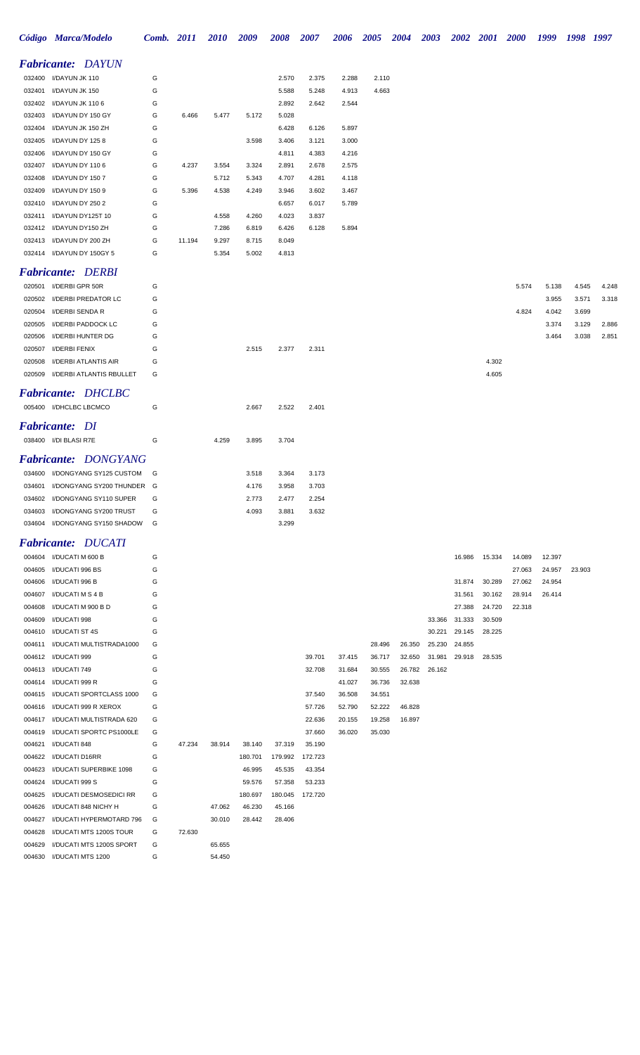| *Código* | *Marca/Modelo* | *Comb.* | *2011* | *2010* | *2009* | *2008* | *2007* | *2006* | *2005* | *2004* | *2003* | *2002* | *2001* | *2000* | *1999* | *1998* | *1997* |
|---|---|---|---|---|---|---|---|---|---|---|---|---|---|---|---|---|---|

## *Fabricante: DAYUN*

| *Código* | *Marca/Modelo* | *Comb.* | *2011* | *2010* | *2009* | *2008* | *2007* | *2006* | *2005* | *2004* | *2003* | *2002* | *2001* | *2000* | *1999* | *1998* | *1997* |
|---|---|---|---|---|---|---|---|---|---|---|---|---|---|---|---|---|---|
| 032400 | I/DAYUN JK 110 | G | | | | 2.570 | 2.375 | 2.288 | 2.110 | | | | | | | | |
| 032401 | I/DAYUN JK 150 | G | | | | 5.588 | 5.248 | 4.913 | 4.663 | | | | | | | | |
| 032402 | I/DAYUN JK 110 6 | G | | | | 2.892 | 2.642 | 2.544 | | | | | | | | | |
| 032403 | I/DAYUN DY 150 GY | G | 6.466 | 5.477 | 5.172 | 5.028 | | | | | | | | | | | |
| 032404 | I/DAYUN JK 150 ZH | G | | | | 6.428 | 6.126 | 5.897 | | | | | | | | | |
| 032405 | I/DAYUN DY 125 8 | G | | | 3.598 | 3.406 | 3.121 | 3.000 | | | | | | | | | |
| 032406 | I/DAYUN DY 150 GY | G | | | | 4.811 | 4.383 | 4.216 | | | | | | | | | |
| 032407 | I/DAYUN DY 110 6 | G | 4.237 | 3.554 | 3.324 | 2.891 | 2.678 | 2.575 | | | | | | | | | |
| 032408 | I/DAYUN DY 150 7 | G | | 5.712 | 5.343 | 4.707 | 4.281 | 4.118 | | | | | | | | | |
| 032409 | I/DAYUN DY 150 9 | G | 5.396 | 4.538 | 4.249 | 3.946 | 3.602 | 3.467 | | | | | | | | | |
| 032410 | I/DAYUN DY 250 2 | G | | | | 6.657 | 6.017 | 5.789 | | | | | | | | | |
| 032411 | I/DAYUN DY125T 10 | G | | 4.558 | 4.260 | 4.023 | 3.837 | | | | | | | | | | |
| 032412 | I/DAYUN DY150 ZH | G | | 7.286 | 6.819 | 6.426 | 6.128 | 5.894 | | | | | | | | | |
| 032413 | I/DAYUN DY 200 ZH | G | 11.194 | 9.297 | 8.715 | 8.049 | | | | | | | | | | | |
| 032414 | I/DAYUN DY 150GY 5 | G | | 5.354 | 5.002 | 4.813 | | | | | | | | | | | |

## *Fabricante: DERBI*

| *Código* | *Marca/Modelo* | *Comb.* | *2011* | *2010* | *2009* | *2008* | *2007* | *2006* | *2005* | *2004* | *2003* | *2002* | *2001* | *2000* | *1999* | *1998* | *1997* |
|---|---|---|---|---|---|---|---|---|---|---|---|---|---|---|---|---|---|
| 020501 | I/DERBI GPR 50R | G | | | | | | | | | | | | 5.574 | 5.138 | 4.545 | 4.248 |
| 020502 | I/DERBI PREDATOR LC | G | | | | | | | | | | | | | 3.955 | 3.571 | 3.318 |
| 020504 | I/DERBI SENDA R | G | | | | | | | | | | | | 4.824 | 4.042 | 3.699 | |
| 020505 | I/DERBI PADDOCK LC | G | | | | | | | | | | | | | 3.374 | 3.129 | 2.886 |
| 020506 | I/DERBI HUNTER DG | G | | | | | | | | | | | | | 3.464 | 3.038 | 2.851 |
| 020507 | I/DERBI FENIX | G | | | 2.515 | 2.377 | 2.311 | | | | | | | | | | |
| 020508 | I/DERBI ATLANTIS AIR | G | | | | | | | | | | | 4.302 | | | | |
| 020509 | I/DERBI ATLANTIS RBULLET | G | | | | | | | | | | | 4.605 | | | | |

## *Fabricante: DHCLBC*

| *Código* | *Marca/Modelo* | *Comb.* | *2011* | *2010* | *2009* | *2008* | *2007* | *2006* | *2005* | *2004* | *2003* | *2002* | *2001* | *2000* | *1999* | *1998* | *1997* |
|---|---|---|---|---|---|---|---|---|---|---|---|---|---|---|---|---|---|
| 005400 | I/DHCLBC LBCMCO | G | | | 2.667 | 2.522 | 2.401 | | | | | | | | | | |

## *Fabricante: DI*

| *Código* | *Marca/Modelo* | *Comb.* | *2011* | *2010* | *2009* | *2008* | *2007* | *2006* | *2005* | *2004* | *2003* | *2002* | *2001* | *2000* | *1999* | *1998* | *1997* |
|---|---|---|---|---|---|---|---|---|---|---|---|---|---|---|---|---|---|
| 038400 | I/DI BLASI R7E | G | | 4.259 | 3.895 | 3.704 | | | | | | | | | | | |

## *Fabricante: DONGYANG*

| *Código* | *Marca/Modelo* | *Comb.* | *2011* | *2010* | *2009* | *2008* | *2007* | *2006* | *2005* | *2004* | *2003* | *2002* | *2001* | *2000* | *1999* | *1998* | *1997* |
|---|---|---|---|---|---|---|---|---|---|---|---|---|---|---|---|---|---|
| 034600 | I/DONGYANG SY125 CUSTOM | G | | | 3.518 | 3.364 | 3.173 | | | | | | | | | | |
| 034601 | I/DONGYANG SY200 THUNDER | G | | | 4.176 | 3.958 | 3.703 | | | | | | | | | | |
| 034602 | I/DONGYANG SY110 SUPER | G | | | 2.773 | 2.477 | 2.254 | | | | | | | | | | |
| 034603 | I/DONGYANG SY200 TRUST | G | | | 4.093 | 3.881 | 3.632 | | | | | | | | | | |
| 034604 | I/DONGYANG SY150 SHADOW | G | | | | 3.299 | | | | | | | | | | | |

## *Fabricante: DUCATI*

| *Código* | *Marca/Modelo* | *Comb.* | *2011* | *2010* | *2009* | *2008* | *2007* | *2006* | *2005* | *2004* | *2003* | *2002* | *2001* | *2000* | *1999* | *1998* | *1997* |
|---|---|---|---|---|---|---|---|---|---|---|---|---|---|---|---|---|---|
| 004604 | I/DUCATI M 600 B | G | | | | | | | | | | 16.986 | 15.334 | 14.089 | 12.397 | | |
| 004605 | I/DUCATI 996 BS | G | | | | | | | | | | | | 27.063 | 24.957 | 23.903 | |
| 004606 | I/DUCATI 996 B | G | | | | | | | | | | 31.874 | 30.289 | 27.062 | 24.954 | | |
| 004607 | I/DUCATI M S 4 B | G | | | | | | | | | | 31.561 | 30.162 | 28.914 | 26.414 | | |
| 004608 | I/DUCATI M 900 B D | G | | | | | | | | | | 27.388 | 24.720 | 22.318 | | | |
| 004609 | I/DUCATI 998 | G | | | | | | | | | 33.366 | 31.333 | 30.509 | | | | |
| 004610 | I/DUCATI ST 4S | G | | | | | | | | | 30.221 | 29.145 | 28.225 | | | | |
| 004611 | I/DUCATI MULTISTRADA1000 | G | | | | | | | 28.496 | 26.350 | 25.230 | 24.855 | | | | | |
| 004612 | I/DUCATI 999 | G | | | | | 39.701 | 37.415 | 36.717 | 32.650 | 31.981 | 29.918 | 28.535 | | | | |
| 004613 | I/DUCATI 749 | G | | | | | 32.708 | 31.684 | 30.555 | 26.782 | 26.162 | | | | | | |
| 004614 | I/DUCATI 999 R | G | | | | | | 41.027 | 36.736 | 32.638 | | | | | | | |
| 004615 | I/DUCATI SPORTCLASS 1000 | G | | | | | 37.540 | 36.508 | 34.551 | | | | | | | | |
| 004616 | I/DUCATI 999 R XEROX | G | | | | | 57.726 | 52.790 | 52.222 | 46.828 | | | | | | | |
| 004617 | I/DUCATI MULTISTRADA 620 | G | | | | | 22.636 | 20.155 | 19.258 | 16.897 | | | | | | | |
| 004619 | I/DUCATI SPORTC PS1000LE | G | | | | | 37.660 | 36.020 | 35.030 | | | | | | | | |
| 004621 | I/DUCATI 848 | G | 47.234 | 38.914 | 38.140 | 37.319 | 35.190 | | | | | | | | | | |
| 004622 | I/DUCATI D16RR | G | | | 180.701 | 179.992 | 172.723 | | | | | | | | | | |
| 004623 | I/DUCATI SUPERBIKE 1098 | G | | | 46.995 | 45.535 | 43.354 | | | | | | | | | | |
| 004624 | I/DUCATI 999 S | G | | | 59.576 | 57.358 | 53.233 | | | | | | | | | | |
| 004625 | I/DUCATI DESMOSEDICI RR | G | | | 180.697 | 180.045 | 172.720 | | | | | | | | | | |
| 004626 | I/DUCATI 848 NICHY H | G | | 47.062 | 46.230 | 45.166 | | | | | | | | | | | |
| 004627 | I/DUCATI HYPERMOTARD 796 | G | | 30.010 | 28.442 | 28.406 | | | | | | | | | | | |
| 004628 | I/DUCATI MTS 1200S TOUR | G | 72.630 | | | | | | | | | | | | | | |
| 004629 | I/DUCATI MTS 1200S SPORT | G | | 65.655 | | | | | | | | | | | | | |
| 004630 | I/DUCATI MTS 1200 | G | | 54.450 | | | | | | | | | | | | | |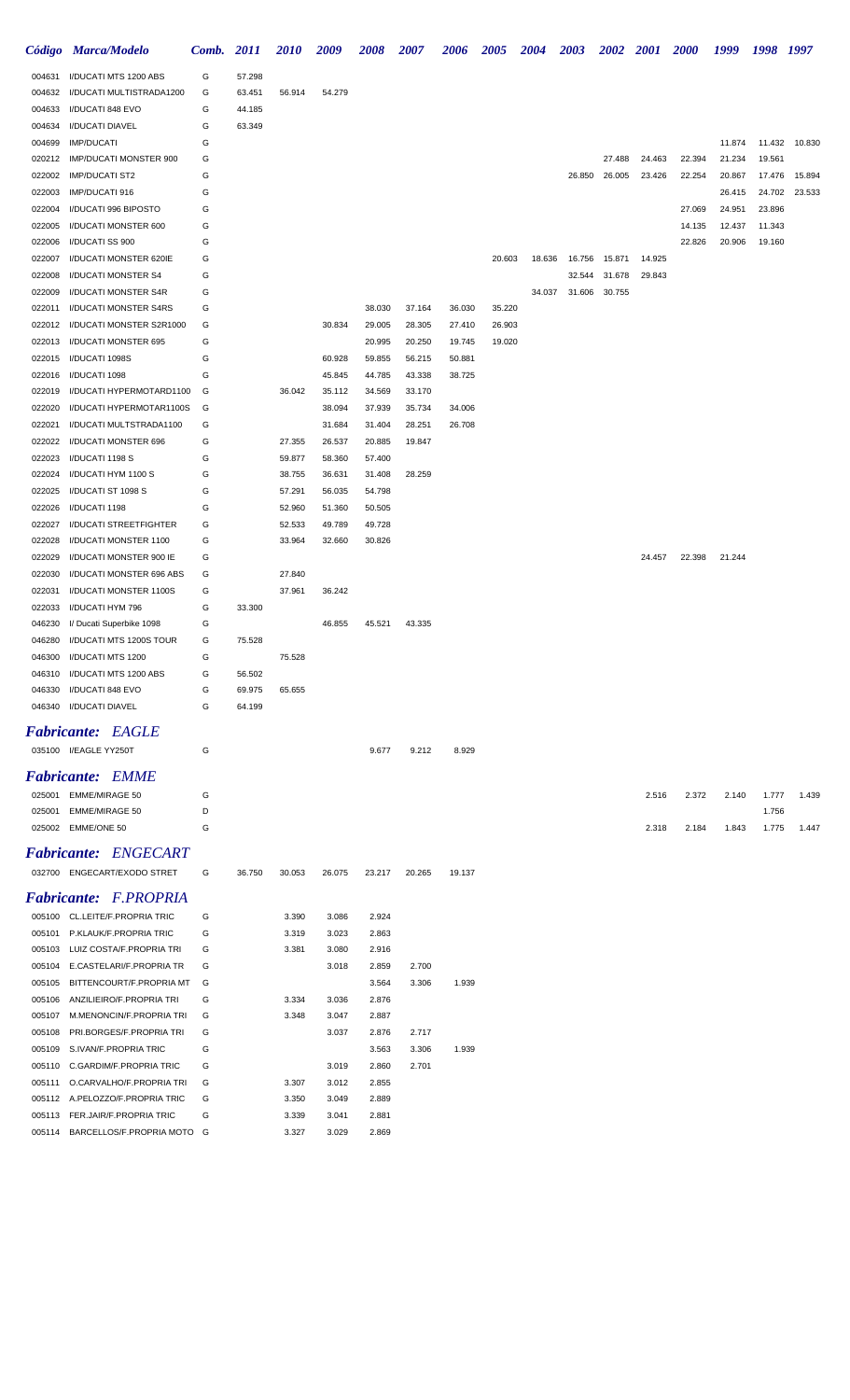| Código | Marca/Modelo | Comb. | 2011 | 2010 | 2009 | 2008 | 2007 | 2006 | 2005 | 2004 | 2003 | 2002 | 2001 | 2000 | 1999 | 1998 | 1997 |
|---|---|---|---|---|---|---|---|---|---|---|---|---|---|---|---|---|---|
| 004631 | I/DUCATI MTS 1200 ABS | G | 57.298 | | | | | | | | | | | | | | |
| 004632 | I/DUCATI MULTISTRADA1200 | G | 63.451 | 56.914 | 54.279 | | | | | | | | | | | | |
| 004633 | I/DUCATI 848 EVO | G | 44.185 | | | | | | | | | | | | | | |
| 004634 | I/DUCATI DIAVEL | G | 63.349 | | | | | | | | | | | | | | |
| 004699 | IMP/DUCATI | G | | | | | | | | | | | | | 11.874 | 11.432 | 10.830 |
| 020212 | IMP/DUCATI MONSTER 900 | G | | | | | | | | | | 27.488 | 24.463 | 22.394 | 21.234 | 19.561 | |
| 022002 | IMP/DUCATI ST2 | G | | | | | | | | | 26.850 | 26.005 | 23.426 | 22.254 | 20.867 | 17.476 | 15.894 |
| 022003 | IMP/DUCATI 916 | G | | | | | | | | | | | | | 26.415 | 24.702 | 23.533 |
| 022004 | I/DUCATI 996 BIPOSTO | G | | | | | | | | | | | | 27.069 | 24.951 | 23.896 | |
| 022005 | I/DUCATI MONSTER 600 | G | | | | | | | | | | | | 14.135 | 12.437 | 11.343 | |
| 022006 | I/DUCATI SS 900 | G | | | | | | | | | | | | 22.826 | 20.906 | 19.160 | |
| 022007 | I/DUCATI MONSTER 620IE | G | | | | | | | 20.603 | 18.636 | 16.756 | 15.871 | 14.925 | | | | |
| 022008 | I/DUCATI MONSTER S4 | G | | | | | | | | | 32.544 | 31.678 | 29.843 | | | | |
| 022009 | I/DUCATI MONSTER S4R | G | | | | | | | | 34.037 | 31.606 | 30.755 | | | | | |
| 022011 | I/DUCATI MONSTER S4RS | G | | | | 38.030 | 37.164 | 36.030 | 35.220 | | | | | | | | |
| 022012 | I/DUCATI MONSTER S2R1000 | G | | | 30.834 | 29.005 | 28.305 | 27.410 | 26.903 | | | | | | | | |
| 022013 | I/DUCATI MONSTER 695 | G | | | | 20.995 | 20.250 | 19.745 | 19.020 | | | | | | | | |
| 022015 | I/DUCATI 1098S | G | | | 60.928 | 59.855 | 56.215 | 50.881 | | | | | | | | | |
| 022016 | I/DUCATI 1098 | G | | | 45.845 | 44.785 | 43.338 | 38.725 | | | | | | | | | |
| 022019 | I/DUCATI HYPERMOTARD1100 | G | | 36.042 | 35.112 | 34.569 | 33.170 | | | | | | | | | | |
| 022020 | I/DUCATI HYPERMOTAR1100S | G | | | 38.094 | 37.939 | 35.734 | 34.006 | | | | | | | | | |
| 022021 | I/DUCATI MULTSTRADA1100 | G | | | 31.684 | 31.404 | 28.251 | 26.708 | | | | | | | | | |
| 022022 | I/DUCATI MONSTER 696 | G | | 27.355 | 26.537 | 20.885 | 19.847 | | | | | | | | | | |
| 022023 | I/DUCATI 1198 S | G | | 59.877 | 58.360 | 57.400 | | | | | | | | | | | |
| 022024 | I/DUCATI HYM 1100 S | G | | 38.755 | 36.631 | 31.408 | 28.259 | | | | | | | | | | |
| 022025 | I/DUCATI ST 1098 S | G | | 57.291 | 56.035 | 54.798 | | | | | | | | | | | |
| 022026 | I/DUCATI 1198 | G | | 52.960 | 51.360 | 50.505 | | | | | | | | | | | |
| 022027 | I/DUCATI STREETFIGHTER | G | | 52.533 | 49.789 | 49.728 | | | | | | | | | | | |
| 022028 | I/DUCATI MONSTER 1100 | G | | 33.964 | 32.660 | 30.826 | | | | | | | | | | | |
| 022029 | I/DUCATI MONSTER 900 IE | G | | | | | | | | | | | 24.457 | 22.398 | 21.244 | | |
| 022030 | I/DUCATI MONSTER 696 ABS | G | | 27.840 | | | | | | | | | | | | | |
| 022031 | I/DUCATI MONSTER 1100S | G | | 37.961 | 36.242 | | | | | | | | | | | | |
| 022033 | I/DUCATI HYM 796 | G | 33.300 | | | | | | | | | | | | | | |
| 046230 | I/ Ducati Superbike 1098 | G | | | 46.855 | 45.521 | 43.335 | | | | | | | | | | |
| 046280 | I/DUCATI MTS 1200S TOUR | G | 75.528 | | | | | | | | | | | | | | |
| 046300 | I/DUCATI MTS 1200 | G | | 75.528 | | | | | | | | | | | | | |
| 046310 | I/DUCATI MTS 1200 ABS | G | 56.502 | | | | | | | | | | | | | | |
| 046330 | I/DUCATI 848 EVO | G | 69.975 | 65.655 | | | | | | | | | | | | | |
| 046340 | I/DUCATI DIAVEL | G | 64.199 | | | | | | | | | | | | | | |

## *Fabricante: EAGLE*

| Código | Marca/Modelo | Comb. | 2011 | 2010 | 2009 | 2008 | 2007 | 2006 |
|---|---|---|---|---|---|---|---|---|
| 035100 | I/EAGLE YY250T | G | | | | 9.677 | 9.212 | 8.929 |

## *Fabricante: EMME*

| Código | Marca/Modelo | Comb. | 2001 | 2000 | 1999 | 1998 | 1997 |
|---|---|---|---|---|---|---|---|
| 025001 | EMME/MIRAGE 50 | G | 2.516 | 2.372 | 2.140 | 1.777 | 1.439 |
| 025001 | EMME/MIRAGE 50 | D | | | | 1.756 | |
| 025002 | EMME/ONE 50 | G | 2.318 | 2.184 | 1.843 | 1.775 | 1.447 |

## *Fabricante: ENGECART*

| Código | Marca/Modelo | Comb. | 2011 | 2010 | 2009 | 2008 | 2007 | 2006 |
|---|---|---|---|---|---|---|---|---|
| 032700 | ENGECART/EXODO STRET | G | 36.750 | 30.053 | 26.075 | 23.217 | 20.265 | 19.137 |

## *Fabricante: F.PROPRIA*

| Código | Marca/Modelo | Comb. | 2011 | 2010 | 2009 | 2008 | 2007 | 2006 |
|---|---|---|---|---|---|---|---|---|
| 005100 | CL.LEITE/F.PROPRIA TRIC | G | | 3.390 | 3.086 | 2.924 | | |
| 005101 | P.KLAUK/F.PROPRIA TRIC | G | | 3.319 | 3.023 | 2.863 | | |
| 005103 | LUIZ COSTA/F.PROPRIA TRI | G | | 3.381 | 3.080 | 2.916 | | |
| 005104 | E.CASTELARI/F.PROPRIA TR | G | | | 3.018 | 2.859 | 2.700 | |
| 005105 | BITTENCOURT/F.PROPRIA MT | G | | | | 3.564 | 3.306 | 1.939 |
| 005106 | ANZILIEIRO/F.PROPRIA TRI | G | | 3.334 | 3.036 | 2.876 | | |
| 005107 | M.MENONCIN/F.PROPRIA TRI | G | | 3.348 | 3.047 | 2.887 | | |
| 005108 | PRI.BORGES/F.PROPRIA TRI | G | | | 3.037 | 2.876 | 2.717 | |
| 005109 | S.IVAN/F.PROPRIA TRIC | G | | | | 3.563 | 3.306 | 1.939 |
| 005110 | C.GARDIM/F.PROPRIA TRIC | G | | | 3.019 | 2.860 | 2.701 | |
| 005111 | O.CARVALHO/F.PROPRIA TRI | G | | 3.307 | 3.012 | 2.855 | | |
| 005112 | A.PELOZZO/F.PROPRIA TRIC | G | | 3.350 | 3.049 | 2.889 | | |
| 005113 | FER.JAIR/F.PROPRIA TRIC | G | | 3.339 | 3.041 | 2.881 | | |
| 005114 | BARCELLOS/F.PROPRIA MOTO | G | | 3.327 | 3.029 | 2.869 | | |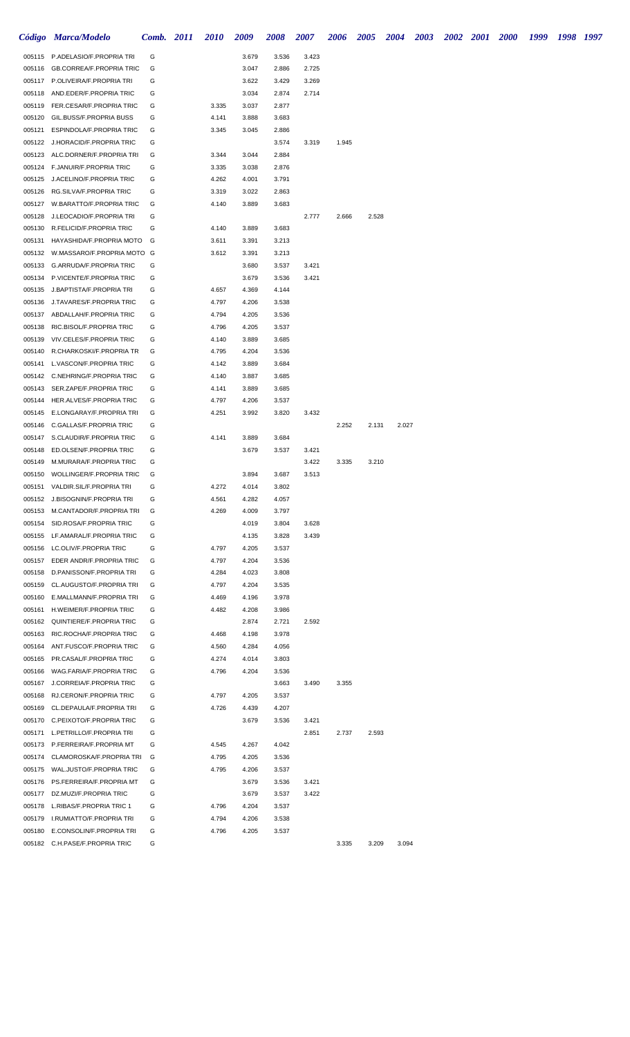| Código | Marca/Modelo | Comb. | 2011 | 2010 | 2009 | 2008 | 2007 | 2006 | 2005 | 2004 | 2003 | 2002 | 2001 | 2000 | 1999 | 1998 | 1997 |
|---|---|---|---|---|---|---|---|---|---|---|---|---|---|---|---|---|---|
| 005115 | P.ADELASIO/F.PROPRIA TRI | G | | | 3.679 | 3.536 | 3.423 | | | | | | | | | | |
| 005116 | GB.CORREA/F.PROPRIA TRIC | G | | | 3.047 | 2.886 | 2.725 | | | | | | | | | | |
| 005117 | P.OLIVEIRA/F.PROPRIA TRI | G | | | 3.622 | 3.429 | 3.269 | | | | | | | | | | |
| 005118 | AND.EDER/F.PROPRIA TRIC | G | | | 3.034 | 2.874 | 2.714 | | | | | | | | | | |
| 005119 | FER.CESAR/F.PROPRIA TRIC | G | | 3.335 | 3.037 | 2.877 | | | | | | | | | | | |
| 005120 | GIL.BUSS/F.PROPRIA BUSS | G | | 4.141 | 3.888 | 3.683 | | | | | | | | | | | |
| 005121 | ESPINDOLA/F.PROPRIA TRIC | G | | 3.345 | 3.045 | 2.886 | | | | | | | | | | | |
| 005122 | J.HORACID/F.PROPRIA TRIC | G | | | | 3.574 | 3.319 | 1.945 | | | | | | | | | |
| 005123 | ALC.DORNER/F.PROPRIA TRI | G | | 3.344 | 3.044 | 2.884 | | | | | | | | | | | |
| 005124 | F.JANUIR/F.PROPRIA TRIC | G | | 3.335 | 3.038 | 2.876 | | | | | | | | | | | |
| 005125 | J.ACELINO/F.PROPRIA TRIC | G | | 4.262 | 4.001 | 3.791 | | | | | | | | | | | |
| 005126 | RG.SILVA/F.PROPRIA TRIC | G | | 3.319 | 3.022 | 2.863 | | | | | | | | | | | |
| 005127 | W.BARATTO/F.PROPRIA TRIC | G | | 4.140 | 3.889 | 3.683 | | | | | | | | | | | |
| 005128 | J.LEOCADIO/F.PROPRIA TRI | G | | | | | 2.777 | 2.666 | 2.528 | | | | | | | | |
| 005130 | R.FELICID/F.PROPRIA TRIC | G | | 4.140 | 3.889 | 3.683 | | | | | | | | | | | |
| 005131 | HAYASHIDA/F.PROPRIA MOTO | G | | 3.611 | 3.391 | 3.213 | | | | | | | | | | | |
| 005132 | W.MASSARO/F.PROPRIA MOTO | G | | 3.612 | 3.391 | 3.213 | | | | | | | | | | | |
| 005133 | G.ARRUDA/F.PROPRIA TRIC | G | | | 3.680 | 3.537 | 3.421 | | | | | | | | | | |
| 005134 | P.VICENTE/F.PROPRIA TRIC | G | | | 3.679 | 3.536 | 3.421 | | | | | | | | | | |
| 005135 | J.BAPTISTA/F.PROPRIA TRI | G | | 4.657 | 4.369 | 4.144 | | | | | | | | | | | |
| 005136 | J.TAVARES/F.PROPRIA TRIC | G | | 4.797 | 4.206 | 3.538 | | | | | | | | | | | |
| 005137 | ABDALLAH/F.PROPRIA TRIC | G | | 4.794 | 4.205 | 3.536 | | | | | | | | | | | |
| 005138 | RIC.BISOL/F.PROPRIA TRIC | G | | 4.796 | 4.205 | 3.537 | | | | | | | | | | | |
| 005139 | VIV.CELES/F.PROPRIA TRIC | G | | 4.140 | 3.889 | 3.685 | | | | | | | | | | | |
| 005140 | R.CHARKOSKI/F.PROPRIA TR | G | | 4.795 | 4.204 | 3.536 | | | | | | | | | | | |
| 005141 | L.VASCON/F.PROPRIA TRIC | G | | 4.142 | 3.889 | 3.684 | | | | | | | | | | | |
| 005142 | C.NEHRING/F.PROPRIA TRIC | G | | 4.140 | 3.887 | 3.685 | | | | | | | | | | | |
| 005143 | SER.ZAPE/F.PROPRIA TRIC | G | | 4.141 | 3.889 | 3.685 | | | | | | | | | | | |
| 005144 | HER.ALVES/F.PROPRIA TRIC | G | | 4.797 | 4.206 | 3.537 | | | | | | | | | | | |
| 005145 | E.LONGARAY/F.PROPRIA TRI | G | | 4.251 | 3.992 | 3.820 | 3.432 | | | | | | | | | | |
| 005146 | C.GALLAS/F.PROPRIA TRIC | G | | | | | | 2.252 | 2.131 | 2.027 | | | | | | | |
| 005147 | S.CLAUDIR/F.PROPRIA TRIC | G | | 4.141 | 3.889 | 3.684 | | | | | | | | | | | |
| 005148 | ED.OLSEN/F.PROPRIA TRIC | G | | | 3.679 | 3.537 | 3.421 | | | | | | | | | | |
| 005149 | M.MURARA/F.PROPRIA TRIC | G | | | | | 3.422 | 3.335 | 3.210 | | | | | | | | |
| 005150 | WOLLINGER/F.PROPRIA TRIC | G | | | 3.894 | 3.687 | 3.513 | | | | | | | | | | |
| 005151 | VALDIR.SIL/F.PROPRIA TRI | G | | 4.272 | 4.014 | 3.802 | | | | | | | | | | | |
| 005152 | J.BISOGNIN/F.PROPRIA TRI | G | | 4.561 | 4.282 | 4.057 | | | | | | | | | | | |
| 005153 | M.CANTADOR/F.PROPRIA TRI | G | | 4.269 | 4.009 | 3.797 | | | | | | | | | | | |
| 005154 | SID.ROSA/F.PROPRIA TRIC | G | | | 4.019 | 3.804 | 3.628 | | | | | | | | | | |
| 005155 | LF.AMARAL/F.PROPRIA TRIC | G | | | 4.135 | 3.828 | 3.439 | | | | | | | | | | |
| 005156 | LC.OLIV/F.PROPRIA TRIC | G | | 4.797 | 4.205 | 3.537 | | | | | | | | | | | |
| 005157 | EDER ANDR/F.PROPRIA TRIC | G | | 4.797 | 4.204 | 3.536 | | | | | | | | | | | |
| 005158 | D.PANISSON/F.PROPRIA TRI | G | | 4.284 | 4.023 | 3.808 | | | | | | | | | | | |
| 005159 | CL.AUGUSTO/F.PROPRIA TRI | G | | 4.797 | 4.204 | 3.535 | | | | | | | | | | | |
| 005160 | E.MALLMANN/F.PROPRIA TRI | G | | 4.469 | 4.196 | 3.978 | | | | | | | | | | | |
| 005161 | H.WEIMER/F.PROPRIA TRIC | G | | 4.482 | 4.208 | 3.986 | | | | | | | | | | | |
| 005162 | QUINTIERE/F.PROPRIA TRIC | G | | | 2.874 | 2.721 | 2.592 | | | | | | | | | | |
| 005163 | RIC.ROCHA/F.PROPRIA TRIC | G | | 4.468 | 4.198 | 3.978 | | | | | | | | | | | |
| 005164 | ANT.FUSCO/F.PROPRIA TRIC | G | | 4.560 | 4.284 | 4.056 | | | | | | | | | | | |
| 005165 | PR.CASAL/F.PROPRIA TRIC | G | | 4.274 | 4.014 | 3.803 | | | | | | | | | | | |
| 005166 | WAG.FARIA/F.PROPRIA TRIC | G | | 4.796 | 4.204 | 3.536 | | | | | | | | | | | |
| 005167 | J.CORREIA/F.PROPRIA TRIC | G | | | | 3.663 | 3.490 | 3.355 | | | | | | | | | |
| 005168 | RJ.CERON/F.PROPRIA TRIC | G | | 4.797 | 4.205 | 3.537 | | | | | | | | | | | |
| 005169 | CL.DEPAULA/F.PROPRIA TRI | G | | 4.726 | 4.439 | 4.207 | | | | | | | | | | | |
| 005170 | C.PEIXOTO/F.PROPRIA TRIC | G | | | 3.679 | 3.536 | 3.421 | | | | | | | | | | |
| 005171 | L.PETRILLO/F.PROPRIA TRI | G | | | | | 2.851 | 2.737 | 2.593 | | | | | | | | |
| 005173 | P.FERREIRA/F.PROPRIA MT | G | | 4.545 | 4.267 | 4.042 | | | | | | | | | | | |
| 005174 | CLAMOROSKA/F.PROPRIA TRI | G | | 4.795 | 4.205 | 3.536 | | | | | | | | | | | |
| 005175 | WAL.JUSTO/F.PROPRIA TRIC | G | | 4.795 | 4.206 | 3.537 | | | | | | | | | | | |
| 005176 | PS.FERREIRA/F.PROPRIA MT | G | | | 3.679 | 3.536 | 3.421 | | | | | | | | | | |
| 005177 | DZ.MUZI/F.PROPRIA TRIC | G | | | 3.679 | 3.537 | 3.422 | | | | | | | | | | |
| 005178 | L.RIBAS/F.PROPRIA TRIC 1 | G | | 4.796 | 4.204 | 3.537 | | | | | | | | | | | |
| 005179 | I.RUMIATTO/F.PROPRIA TRI | G | | 4.794 | 4.206 | 3.538 | | | | | | | | | | | |
| 005180 | E.CONSOLIN/F.PROPRIA TRI | G | | 4.796 | 4.205 | 3.537 | | | | | | | | | | | |
| 005182 | C.H.PASE/F.PROPRIA TRIC | G | | | | | | 3.335 | 3.209 | 3.094 | | | | | | | |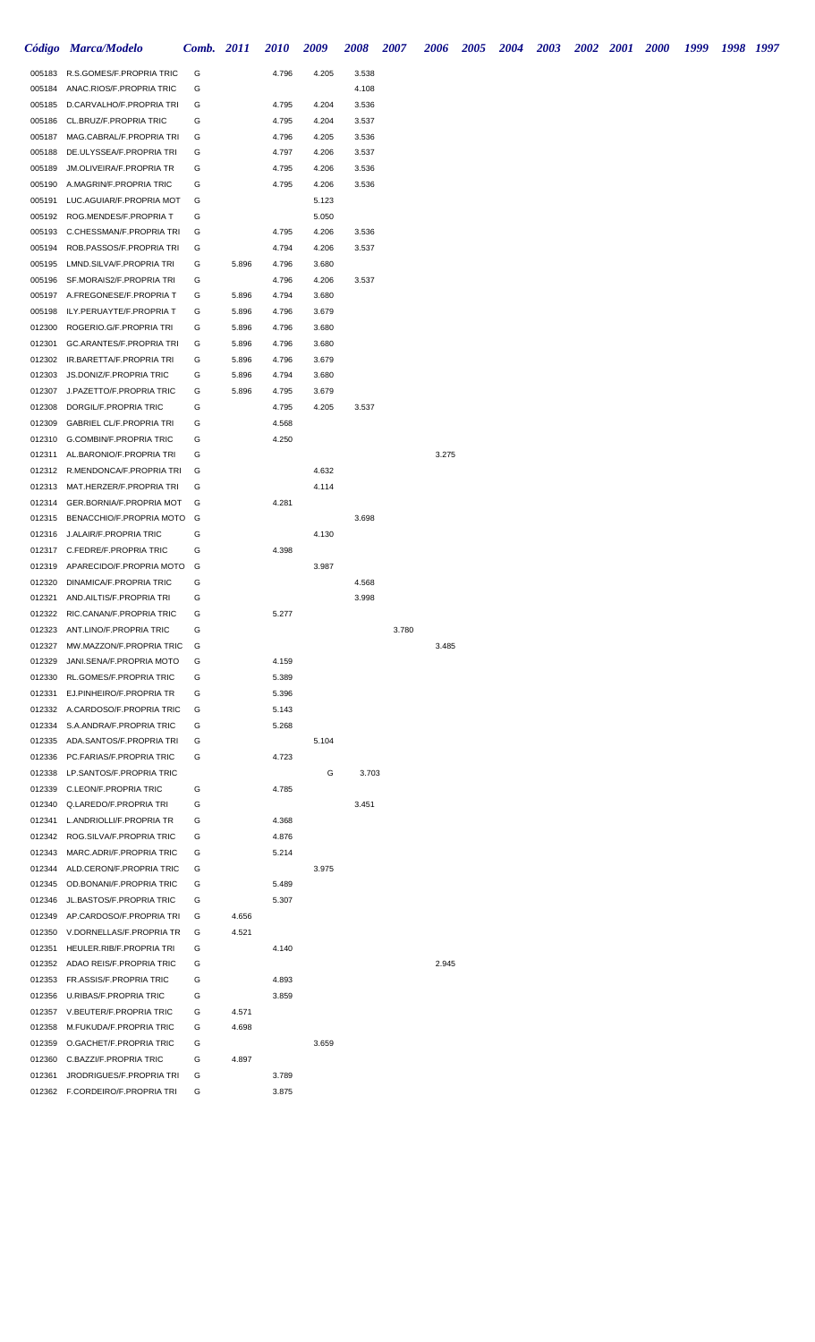| Código | Marca/Modelo | Comb. | 2011 | 2010 | 2009 | 2008 | 2007 | 2006 | 2005 | 2004 | 2003 | 2002 | 2001 | 2000 | 1999 | 1998 | 1997 |
|---|---|---|---|---|---|---|---|---|---|---|---|---|---|---|---|---|---|
| 005183 | R.S.GOMES/F.PROPRIA TRIC | G | | 4.796 | 4.205 | 3.538 | | | | | | | | | | | |
| 005184 | ANAC.RIOS/F.PROPRIA TRIC | G | | | | 4.108 | | | | | | | | | | | |
| 005185 | D.CARVALHO/F.PROPRIA TRI | G | | 4.795 | 4.204 | 3.536 | | | | | | | | | | | |
| 005186 | CL.BRUZ/F.PROPRIA TRIC | G | | 4.795 | 4.204 | 3.537 | | | | | | | | | | | |
| 005187 | MAG.CABRAL/F.PROPRIA TRI | G | | 4.796 | 4.205 | 3.536 | | | | | | | | | | | |
| 005188 | DE.ULYSSEA/F.PROPRIA TRI | G | | 4.797 | 4.206 | 3.537 | | | | | | | | | | | |
| 005189 | JM.OLIVEIRA/F.PROPRIA TR | G | | 4.795 | 4.206 | 3.536 | | | | | | | | | | | |
| 005190 | A.MAGRIN/F.PROPRIA TRIC | G | | 4.795 | 4.206 | 3.536 | | | | | | | | | | | |
| 005191 | LUC.AGUIAR/F.PROPRIA MOT | G | | | 5.123 | | | | | | | | | | | | |
| 005192 | ROG.MENDES/F.PROPRIA T | G | | | 5.050 | | | | | | | | | | | | |
| 005193 | C.CHESSMAN/F.PROPRIA TRI | G | | 4.795 | 4.206 | 3.536 | | | | | | | | | | | |
| 005194 | ROB.PASSOS/F.PROPRIA TRI | G | | 4.794 | 4.206 | 3.537 | | | | | | | | | | | |
| 005195 | LMND.SILVA/F.PROPRIA TRI | G | 5.896 | 4.796 | 3.680 | | | | | | | | | | | | |
| 005196 | SF.MORAIS2/F.PROPRIA TRI | G | | 4.796 | 4.206 | 3.537 | | | | | | | | | | | |
| 005197 | A.FREGONESE/F.PROPRIA T | G | 5.896 | 4.794 | 3.680 | | | | | | | | | | | | |
| 005198 | ILY.PERUAYTE/F.PROPRIA T | G | 5.896 | 4.796 | 3.679 | | | | | | | | | | | | |
| 012300 | ROGERIO.G/F.PROPRIA TRI | G | 5.896 | 4.796 | 3.680 | | | | | | | | | | | | |
| 012301 | GC.ARANTES/F.PROPRIA TRI | G | 5.896 | 4.796 | 3.680 | | | | | | | | | | | | |
| 012302 | IR.BARETTA/F.PROPRIA TRI | G | 5.896 | 4.796 | 3.679 | | | | | | | | | | | | |
| 012303 | JS.DONIZ/F.PROPRIA TRIC | G | 5.896 | 4.794 | 3.680 | | | | | | | | | | | | |
| 012307 | J.PAZETTO/F.PROPRIA TRIC | G | 5.896 | 4.795 | 3.679 | | | | | | | | | | | | |
| 012308 | DORGIL/F.PROPRIA TRIC | G | | 4.795 | 4.205 | 3.537 | | | | | | | | | | | |
| 012309 | GABRIEL CL/F.PROPRIA TRI | G | | 4.568 | | | | | | | | | | | | | |
| 012310 | G.COMBIN/F.PROPRIA TRIC | G | | 4.250 | | | | | | | | | | | | | |
| 012311 | AL.BARONIO/F.PROPRIA TRI | G | | | | | | 3.275 | | | | | | | | | |
| 012312 | R.MENDONCA/F.PROPRIA TRI | G | | | 4.632 | | | | | | | | | | | | |
| 012313 | MAT.HERZER/F.PROPRIA TRI | G | | | 4.114 | | | | | | | | | | | | |
| 012314 | GER.BORNIA/F.PROPRIA MOT | G | | 4.281 | | | | | | | | | | | | | |
| 012315 | BENACCHIO/F.PROPRIA MOTO | G | | | | 3.698 | | | | | | | | | | | |
| 012316 | J.ALAIR/F.PROPRIA TRIC | G | | | 4.130 | | | | | | | | | | | | |
| 012317 | C.FEDRE/F.PROPRIA TRIC | G | | 4.398 | | | | | | | | | | | | | |
| 012319 | APARECIDO/F.PROPRIA MOTO | G | | | 3.987 | | | | | | | | | | | | |
| 012320 | DINAMICA/F.PROPRIA TRIC | G | | | | 4.568 | | | | | | | | | | | |
| 012321 | AND.AILTIS/F.PROPRIA TRI | G | | | | 3.998 | | | | | | | | | | | |
| 012322 | RIC.CANAN/F.PROPRIA TRIC | G | | 5.277 | | | | | | | | | | | | | |
| 012323 | ANT.LINO/F.PROPRIA TRIC | G | | | | | 3.780 | | | | | | | | | | |
| 012327 | MW.MAZZON/F.PROPRIA TRIC | G | | | | | | 3.485 | | | | | | | | | |
| 012329 | JANI.SENA/F.PROPRIA MOTO | G | | 4.159 | | | | | | | | | | | | | |
| 012330 | RL.GOMES/F.PROPRIA TRIC | G | | 5.389 | | | | | | | | | | | | | |
| 012331 | EJ.PINHEIRO/F.PROPRIA TR | G | | 5.396 | | | | | | | | | | | | | |
| 012332 | A.CARDOSO/F.PROPRIA TRIC | G | | 5.143 | | | | | | | | | | | | | |
| 012334 | S.A.ANDRA/F.PROPRIA TRIC | G | | 5.268 | | | | | | | | | | | | | |
| 012335 | ADA.SANTOS/F.PROPRIA TRI | G | | | 5.104 | | | | | | | | | | | | |
| 012336 | PC.FARIAS/F.PROPRIA TRIC | G | | 4.723 | | | | | | | | | | | | | |
| 012338 | LP.SANTOS/F.PROPRIA TRIC | | | | G | 3.703 | | | | | | | | | | | |
| 012339 | C.LEON/F.PROPRIA TRIC | G | | 4.785 | | | | | | | | | | | | | |
| 012340 | Q.LAREDO/F.PROPRIA TRI | G | | | | 3.451 | | | | | | | | | | | |
| 012341 | L.ANDRIOLLI/F.PROPRIA TR | G | | 4.368 | | | | | | | | | | | | | |
| 012342 | ROG.SILVA/F.PROPRIA TRIC | G | | 4.876 | | | | | | | | | | | | | |
| 012343 | MARC.ADRI/F.PROPRIA TRIC | G | | 5.214 | | | | | | | | | | | | | |
| 012344 | ALD.CERON/F.PROPRIA TRIC | G | | | 3.975 | | | | | | | | | | | | |
| 012345 | OD.BONANI/F.PROPRIA TRIC | G | | 5.489 | | | | | | | | | | | | | |
| 012346 | JL.BASTOS/F.PROPRIA TRIC | G | | 5.307 | | | | | | | | | | | | | |
| 012349 | AP.CARDOSO/F.PROPRIA TRI | G | 4.656 | | | | | | | | | | | | | | |
| 012350 | V.DORNELLAS/F.PROPRIA TR | G | 4.521 | | | | | | | | | | | | | | |
| 012351 | HEULER.RIB/F.PROPRIA TRI | G | | 4.140 | | | | | | | | | | | | | |
| 012352 | ADAO REIS/F.PROPRIA TRIC | G | | | | | | 2.945 | | | | | | | | | |
| 012353 | FR.ASSIS/F.PROPRIA TRIC | G | | 4.893 | | | | | | | | | | | | | |
| 012356 | U.RIBAS/F.PROPRIA TRIC | G | | 3.859 | | | | | | | | | | | | | |
| 012357 | V.BEUTER/F.PROPRIA TRIC | G | 4.571 | | | | | | | | | | | | | | |
| 012358 | M.FUKUDA/F.PROPRIA TRIC | G | 4.698 | | | | | | | | | | | | | | |
| 012359 | O.GACHET/F.PROPRIA TRIC | G | | | 3.659 | | | | | | | | | | | | |
| 012360 | C.BAZZI/F.PROPRIA TRIC | G | 4.897 | | | | | | | | | | | | | | |
| 012361 | JRODRIGUES/F.PROPRIA TRI | G | | 3.789 | | | | | | | | | | | | | |
| 012362 | F.CORDEIRO/F.PROPRIA TRI | G | | 3.875 | | | | | | | | | | | | | |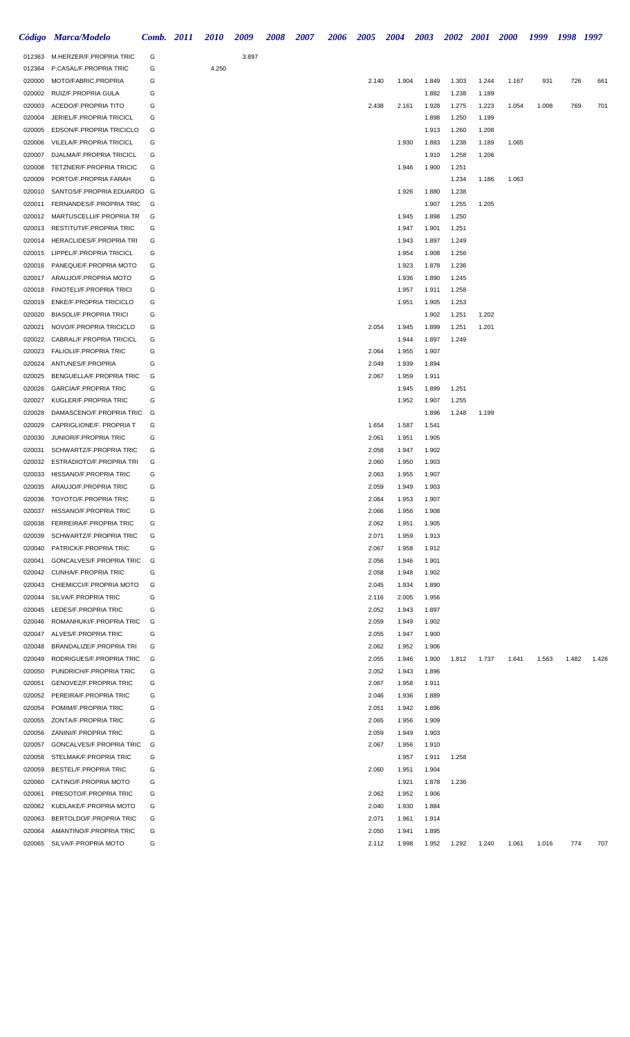| Código | Marca/Modelo | Comb. | 2011 | 2010 | 2009 | 2008 | 2007 | 2006 | 2005 | 2004 | 2003 | 2002 | 2001 | 2000 | 1999 | 1998 | 1997 |
|---|---|---|---|---|---|---|---|---|---|---|---|---|---|---|---|---|---|
| 012363 | M.HERZER/F.PROPRIA TRIC | G | | | 3.897 | | | | | | | | | | | | |
| 012364 | P.CASAL/F.PROPRIA TRIC | G | | 4.250 | | | | | | | | | | | | | |
| 020000 | MOTO/FABRIC.PROPRIA | G | | | | | | | 2.140 | 1.904 | 1.849 | 1.303 | 1.244 | 1.167 | 931 | 726 | 661 |
| 020002 | RUIZ/F.PROPRIA GULA | G | | | | | | | | | 1.882 | 1.238 | 1.189 | | | | |
| 020003 | ACEDO/F.PROPRIA TITO | G | | | | | | | 2.438 | 2.161 | 1.928 | 1.275 | 1.223 | 1.054 | 1.008 | 769 | 701 |
| 020004 | JERIEL/F.PROPRIA TRICICL | G | | | | | | | | | 1.898 | 1.250 | 1.199 | | | | |
| 020005 | EDSON/F.PROPRIA TRICICLO | G | | | | | | | | | 1.913 | 1.260 | 1.208 | | | | |
| 020006 | VILELA/F.PROPRIA TRICICL | G | | | | | | | | 1.930 | 1.883 | 1.238 | 1.189 | 1.065 | | | |
| 020007 | DJALMA/F.PROPRIA TRICICL | G | | | | | | | | | 1.910 | 1.258 | 1.206 | | | | |
| 020008 | TETZNER/F.PROPRIA TRICIC | G | | | | | | | | 1.946 | 1.900 | 1.251 | | | | | |
| 020009 | PORTO/F.PROPRIA FARAH | G | | | | | | | | | | 1.234 | 1.186 | 1.063 | | | |
| 020010 | SANTOS/F.PROPRIA EDUARDO | G | | | | | | | | 1.926 | 1.880 | 1.238 | | | | | |
| 020011 | FERNANDES/F.PROPRIA TRIC | G | | | | | | | | | 1.907 | 1.255 | 1.205 | | | | |
| 020012 | MARTUSCELLI/F.PROPRIA TR | G | | | | | | | | 1.945 | 1.898 | 1.250 | | | | | |
| 020013 | RESTITUTI/F.PROPRIA TRIC | G | | | | | | | | 1.947 | 1.901 | 1.251 | | | | | |
| 020014 | HERACLIDES/F.PROPRIA TRI | G | | | | | | | | 1.943 | 1.897 | 1.249 | | | | | |
| 020015 | LIPPEL/F.PROPRIA TRICICL | G | | | | | | | | 1.954 | 1.908 | 1.256 | | | | | |
| 020016 | PANEQUE/F.PROPRIA MOTO | G | | | | | | | | 1.923 | 1.878 | 1.236 | | | | | |
| 020017 | ARAUJO/F.PROPRIA MOTO | G | | | | | | | | 1.936 | 1.890 | 1.245 | | | | | |
| 020018 | FINOTELI/F.PROPRIA TRICI | G | | | | | | | | 1.957 | 1.911 | 1.258 | | | | | |
| 020019 | ENKE/F.PROPRIA TRICICLO | G | | | | | | | | 1.951 | 1.905 | 1.253 | | | | | |
| 020020 | BIASOLI/F.PROPRIA TRICI | G | | | | | | | | | 1.902 | 1.251 | 1.202 | | | | |
| 020021 | NOVO/F.PROPRIA TRICICLO | G | | | | | | | 2.054 | 1.945 | 1.899 | 1.251 | 1.201 | | | | |
| 020022 | CABRAL/F.PROPRIA TRICICL | G | | | | | | | | 1.944 | 1.897 | 1.249 | | | | | |
| 020023 | FALIOLI/F.PROPRIA TRIC | G | | | | | | | 2.064 | 1.955 | 1.907 | | | | | | |
| 020024 | ANTUNES/F.PROPRIA | G | | | | | | | 2.049 | 1.939 | 1.894 | | | | | | |
| 020025 | BENGUELLA/F.PROPRIA TRIC | G | | | | | | | 2.067 | 1.959 | 1.911 | | | | | | |
| 020026 | GARCIA/F.PROPRIA TRIC | G | | | | | | | | 1.945 | 1.899 | 1.251 | | | | | |
| 020027 | KUGLER/F.PROPRIA TRIC | G | | | | | | | | 1.952 | 1.907 | 1.255 | | | | | |
| 020028 | DAMASCENO/F.PROPRIA TRIC | G | | | | | | | | | 1.896 | 1.248 | 1.199 | | | | |
| 020029 | CAPRIGLIONE/F. PROPRIA T | G | | | | | | | 1.654 | 1.587 | 1.541 | | | | | | |
| 020030 | JUNIOR/F.PROPRIA TRIC | G | | | | | | | 2.061 | 1.951 | 1.905 | | | | | | |
| 020031 | SCHWARTZ/F.PROPRIA TRIC | G | | | | | | | 2.058 | 1.947 | 1.902 | | | | | | |
| 020032 | ESTRADIOTO/F.PROPRIA TRI | G | | | | | | | 2.060 | 1.950 | 1.903 | | | | | | |
| 020033 | HISSANO/F.PROPRIA TRIC | G | | | | | | | 2.063 | 1.955 | 1.907 | | | | | | |
| 020035 | ARAUJO/F.PROPRIA TRIC | G | | | | | | | 2.059 | 1.949 | 1.903 | | | | | | |
| 020036 | TOYOTO/F.PROPRIA TRIC | G | | | | | | | 2.064 | 1.953 | 1.907 | | | | | | |
| 020037 | HISSANO/F.PROPRIA TRIC | G | | | | | | | 2.066 | 1.956 | 1.908 | | | | | | |
| 020038 | FERREIRA/F.PROPRIA TRIC | G | | | | | | | 2.062 | 1.951 | 1.905 | | | | | | |
| 020039 | SCHWARTZ/F.PROPRIA TRIC | G | | | | | | | 2.071 | 1.959 | 1.913 | | | | | | |
| 020040 | PATRICK/F.PROPRIA TRIC | G | | | | | | | 2.067 | 1.958 | 1.912 | | | | | | |
| 020041 | GONCALVES/F.PROPRIA TRIC | G | | | | | | | 2.056 | 1.946 | 1.901 | | | | | | |
| 020042 | CUNHA/F.PROPRIA TRIC | G | | | | | | | 2.058 | 1.948 | 1.902 | | | | | | |
| 020043 | CHIEMICCI/F.PROPRIA MOTO | G | | | | | | | 2.045 | 1.934 | 1.890 | | | | | | |
| 020044 | SILVA/F.PROPRIA TRIC | G | | | | | | | 2.116 | 2.005 | 1.956 | | | | | | |
| 020045 | LEDES/F.PROPRIA TRIC | G | | | | | | | 2.052 | 1.943 | 1.897 | | | | | | |
| 020046 | ROMANHUKI/F.PROPRIA TRIC | G | | | | | | | 2.059 | 1.949 | 1.902 | | | | | | |
| 020047 | ALVES/F.PROPRIA TRIC | G | | | | | | | 2.055 | 1.947 | 1.900 | | | | | | |
| 020048 | BRANDALIZE/F.PROPRIA TRI | G | | | | | | | 2.062 | 1.952 | 1.906 | | | | | | |
| 020049 | RODRIGUES/F.PROPRIA TRIC | G | | | | | | | 2.055 | 1.946 | 1.900 | 1.812 | 1.737 | 1.641 | 1.563 | 1.482 | 1.426 |
| 020050 | PUNDRICH/F.PROPRIA TRIC | G | | | | | | | 2.052 | 1.943 | 1.896 | | | | | | |
| 020051 | GENOVEZ/F.PROPRIA TRIC | G | | | | | | | 2.067 | 1.958 | 1.911 | | | | | | |
| 020052 | PEREIRA/F.PROPRIA TRIC | G | | | | | | | 2.046 | 1.936 | 1.889 | | | | | | |
| 020054 | POMIM/F.PROPRIA TRIC | G | | | | | | | 2.051 | 1.942 | 1.896 | | | | | | |
| 020055 | ZONTA/F.PROPRIA TRIC | G | | | | | | | 2.065 | 1.956 | 1.909 | | | | | | |
| 020056 | ZANINI/F.PROPRIA TRIC | G | | | | | | | 2.059 | 1.949 | 1.903 | | | | | | |
| 020057 | GONCALVES/F.PROPRIA TRIC | G | | | | | | | 2.067 | 1.956 | 1.910 | | | | | | |
| 020058 | STELMAK/F.PROPRIA TRIC | G | | | | | | | | 1.957 | 1.911 | 1.258 | | | | | |
| 020059 | BESTEL/F.PROPRIA TRIC | G | | | | | | | 2.060 | 1.951 | 1.904 | | | | | | |
| 020060 | CATINO/F.PROPRIA MOTO | G | | | | | | | | 1.921 | 1.878 | 1.236 | | | | | |
| 020061 | PRESOTO/F.PROPRIA TRIC | G | | | | | | | 2.062 | 1.952 | 1.906 | | | | | | |
| 020062 | KUDLAKE/F.PROPRIA MOTO | G | | | | | | | 2.040 | 1.930 | 1.884 | | | | | | |
| 020063 | BERTOLDO/F.PROPRIA TRIC | G | | | | | | | 2.071 | 1.961 | 1.914 | | | | | | |
| 020064 | AMANTINO/F.PROPRIA TRIC | G | | | | | | | 2.050 | 1.941 | 1.895 | | | | | | |
| 020065 | SILVA/F.PROPRIA MOTO | G | | | | | | | 2.112 | 1.998 | 1.952 | 1.292 | 1.240 | 1.061 | 1.016 | 774 | 707 |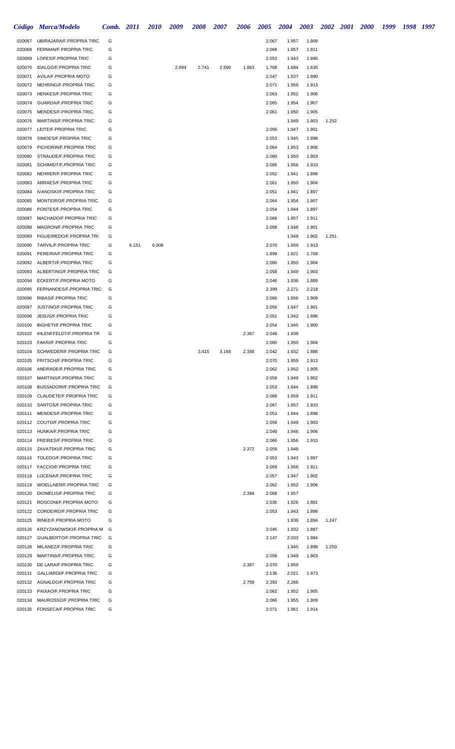| Código | Marca/Modelo | Comb. | 2011 | 2010 | 2009 | 2008 | 2007 | 2006 | 2005 | 2004 | 2003 | 2002 | 2001 | 2000 | 1999 | 1998 | 1997 |
|---|---|---|---|---|---|---|---|---|---|---|---|---|---|---|---|---|---|
| 020067 | UBIRAJARA/F.PROPRIA TRIC | G | | | | | | | 2.067 | 1.957 | 1.909 | | | | | | |
| 020068 | FERMAN/F.PROPRIA TRIC | G | | | | | | | 2.068 | 1.957 | 1.911 | | | | | | |
| 020069 | LOPES/F.PROPRIA TRIC | G | | | | | | | 2.053 | 1.943 | 1.896 | | | | | | |
| 020070 | IDALGO/F.PROPRIA TRIC | G | | | 2.894 | 2.741 | 2.590 | 1.863 | 1.768 | 1.684 | 1.635 | | | | | | |
| 020071 | AVILA/F.PROPRIA MOTO | G | | | | | | | 2.047 | 1.937 | 1.890 | | | | | | |
| 020072 | NEHRING/F.PROPRIA TRIC | G | | | | | | | 2.071 | 1.959 | 1.913 | | | | | | |
| 020073 | HENKES/F.PROPRIA TRIC | G | | | | | | | 2.063 | 1.952 | 1.906 | | | | | | |
| 020074 | GUARDA/F.PROPRIA TRIC | G | | | | | | | 2.065 | 1.954 | 1.907 | | | | | | |
| 020075 | MENDES/F.PROPRIA TRIC | G | | | | | | | 2.061 | 1.950 | 1.905 | | | | | | |
| 020076 | MARTINS/F.PROPRIA TRIC | G | | | | | | | | 1.949 | 1.903 | 1.252 | | | | | |
| 020077 | LEITE/F.PROPRIA TRIC | G | | | | | | | 2.056 | 1.947 | 1.901 | | | | | | |
| 020078 | SIMOES/F.PROPRIA TRIC | G | | | | | | | 2.053 | 1.945 | 1.898 | | | | | | |
| 020079 | PICHORIN/F.PROPRIA TRIC | G | | | | | | | 2.064 | 1.953 | 1.906 | | | | | | |
| 020080 | STRAUDE/F.PROPRIA TRIC | G | | | | | | | 2.060 | 1.950 | 1.903 | | | | | | |
| 020081 | SCHIMIDT/F.PROPRIA TRIC | G | | | | | | | 2.066 | 1.956 | 1.910 | | | | | | |
| 020082 | NEHRER/F.PROPRIA TRIC | G | | | | | | | 2.052 | 1.941 | 1.896 | | | | | | |
| 020083 | ARRAES/F.PROPRIA TRIC | G | | | | | | | 2.061 | 1.950 | 1.904 | | | | | | |
| 020084 | IVANOSKI/F.PROPRIA TRIC | G | | | | | | | 2.051 | 1.941 | 1.897 | | | | | | |
| 020085 | MONTEIRO/F.PROPRIA TRIC | G | | | | | | | 2.064 | 1.954 | 1.907 | | | | | | |
| 020086 | PONTES/F.PROPRIA TRIC | G | | | | | | | 2.054 | 1.944 | 1.897 | | | | | | |
| 020087 | MACHADO/F.PROPRIA TRIC | G | | | | | | | 2.068 | 1.957 | 1.911 | | | | | | |
| 020088 | MAGRON/F.PROPRIA TRIC | G | | | | | | | 2.058 | 1.948 | 1.901 | | | | | | |
| 020089 | FIGUEIREDO/F.PROPRIA TRI | G | | | | | | | | 1.948 | 1.902 | 1.251 | | | | | |
| 020090 | TARVIL/F.PROPRIA TRIC | G | 6.151 | 6.008 | | | | | 2.070 | 1.959 | 1.913 | | | | | | |
| 020091 | PEREIRA/F.PROPRIA TRIC | G | | | | | | | 1.899 | 1.821 | 1.768 | | | | | | |
| 020092 | ALBERTI/F.PROPRIA TRIC | G | | | | | | | 2.060 | 1.950 | 1.904 | | | | | | |
| 020093 | ALBERTINO/F.PROPRIA TRIC | G | | | | | | | 2.058 | 1.949 | 1.903 | | | | | | |
| 020094 | ECKERT/F.PROPRIA MOTO | G | | | | | | | 2.046 | 1.936 | 1.889 | | | | | | |
| 020095 | FERNANDES/F.PROPRIA TRIC | G | | | | | | | 2.399 | 2.271 | 2.218 | | | | | | |
| 020096 | RIBAS/F.PROPRIA TRIC | G | | | | | | | 2.066 | 1.956 | 1.909 | | | | | | |
| 020097 | JUSTINO/F.PROPRIA TRIC | G | | | | | | | 2.056 | 1.947 | 1.901 | | | | | | |
| 020098 | JESUS/F.PROPRIA TRIC | G | | | | | | | 2.051 | 1.942 | 1.896 | | | | | | |
| 020100 | BIGHETI/F.PROPRIA TRIC | G | | | | | | | 2.054 | 1.945 | 1.900 | | | | | | |
| 020102 | IHLENFFELDT/F.PROPRIA TR | G | | | | | | 2.367 | 2.049 | 1.938 | | | | | | | |
| 020103 | FAKRI/F.PROPRIA TRIC | G | | | | | | | 2.060 | 1.950 | 1.904 | | | | | | |
| 020104 | SCHWEDER/F.PROPRIA TRIC | G | | | | 3.415 | 3.168 | 2.358 | 2.042 | 1.932 | 1.888 | | | | | | |
| 020105 | FRITSCH/F.PROPRIA TRIC | G | | | | | | | 2.070 | 1.959 | 1.913 | | | | | | |
| 020106 | ANDRADE/F.PROPRIA TRIC | G | | | | | | | 2.062 | 1.952 | 1.905 | | | | | | |
| 020107 | MARTINS/F.PROPRIA TRIC | G | | | | | | | 2.059 | 1.949 | 1.902 | | | | | | |
| 020108 | BUSSADORI/F.PROPRIA TRIC | G | | | | | | | 2.053 | 1.944 | 1.898 | | | | | | |
| 020109 | CLAUDETE/F.PROPRIA TRIC | G | | | | | | | 2.068 | 1.959 | 1.911 | | | | | | |
| 020110 | SANTOS/F.PROPRIA TRIC | G | | | | | | | 2.067 | 1.957 | 1.910 | | | | | | |
| 020111 | MENDES/F.PROPRIA TRIC | G | | | | | | | 2.053 | 1.944 | 1.898 | | | | | | |
| 020112 | COUTO/F.PROPRIA TRIC | G | | | | | | | 2.059 | 1.949 | 1.903 | | | | | | |
| 020113 | HUNKA/F.PROPRIA TRIC | G | | | | | | | 2.049 | 1.946 | 1.906 | | | | | | |
| 020114 | FREIRES/F.PROPRIA TRIC | G | | | | | | | 2.066 | 1.956 | 1.910 | | | | | | |
| 020115 | ZAVATSKI/F.PROPRIA TRIC | G | | | | | | 2.372 | 2.059 | 1.948 | | | | | | | |
| 020116 | TOLEDO/F.PROPRIA TRIC | G | | | | | | | 2.053 | 1.943 | 1.897 | | | | | | |
| 020117 | FACCIO/F.PROPRIA TRIC | G | | | | | | | 2.069 | 1.958 | 1.911 | | | | | | |
| 020118 | LUCENA/F.PROPRIA TRIC | G | | | | | | | 2.057 | 1.947 | 1.902 | | | | | | |
| 020119 | WOELLNER/F.PROPRIA TRIC | G | | | | | | | 2.062 | 1.952 | 1.906 | | | | | | |
| 020120 | DIOMELIS/F.PROPRIA TRIC | G | | | | | | 2.384 | 2.068 | 1.957 | | | | | | | |
| 020121 | ROSCONI/F.PROPRIA MOTO | G | | | | | | | 2.035 | 1.926 | 1.881 | | | | | | |
| 020122 | CORDEIRO/F.PROPRIA TRIC | G | | | | | | | 2.053 | 1.943 | 1.898 | | | | | | |
| 020125 | RINKE/F.PROPRIA MOTO | G | | | | | | | | 1.939 | 1.894 | 1.247 | | | | | |
| 020126 | KRZYZANOWSKI/F.PROPRIA M | G | | | | | | | 2.045 | 1.932 | 1.887 | | | | | | |
| 020127 | GUALBERTO/F.PROPRIA TRIC | G | | | | | | | 2.147 | 2.033 | 1.984 | | | | | | |
| 020128 | MILANEZ/F.PROPRIA TRIC | G | | | | | | | | 1.945 | 1.898 | 1.250 | | | | | |
| 020129 | MARTINS/F.PROPRIA TRIC | G | | | | | | | 2.059 | 1.949 | 1.903 | | | | | | |
| 020130 | DE LARA/F.PROPRIA TRIC | G | | | | | | 2.387 | 2.070 | 1.959 | | | | | | | |
| 020131 | GALLIARDI/F.PROPRIA TRIC | G | | | | | | | 2.136 | 2.021 | 1.973 | | | | | | |
| 020132 | AGNALDO/F.PROPRIA TRIC | G | | | | | | 2.759 | 2.393 | 2.266 | | | | | | | |
| 020133 | PAIXAO/F.PROPRIA TRIC | G | | | | | | | 2.062 | 1.952 | 1.905 | | | | | | |
| 020134 | MAUROSSO/F.PROPRIA TRIC | G | | | | | | | 2.066 | 1.955 | 1.909 | | | | | | |
| 020135 | FONSECA/F.PROPRIA TRIC | G | | | | | | | 2.071 | 1.961 | 1.914 | | | | | | |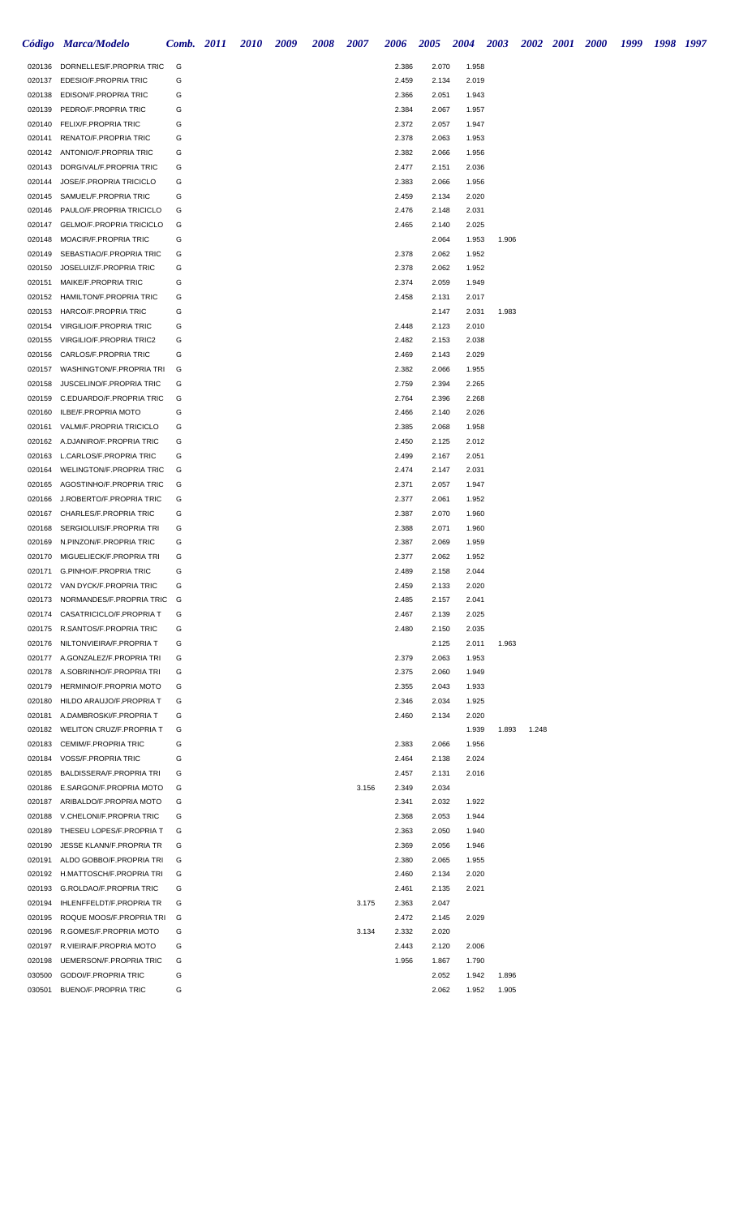| Código | Marca/Modelo | Comb. | 2011 | 2010 | 2009 | 2008 | 2007 | 2006 | 2005 | 2004 | 2003 | 2002 | 2001 | 2000 | 1999 | 1998 | 1997 |
|---|---|---|---|---|---|---|---|---|---|---|---|---|---|---|---|---|---|
| 020136 | DORNELLES/F.PROPRIA TRIC | G | | | | | | 2.386 | 2.070 | 1.958 | | | | | | | |
| 020137 | EDESIO/F.PROPRIA TRIC | G | | | | | | 2.459 | 2.134 | 2.019 | | | | | | | |
| 020138 | EDISON/F.PROPRIA TRIC | G | | | | | | 2.366 | 2.051 | 1.943 | | | | | | | |
| 020139 | PEDRO/F.PROPRIA TRIC | G | | | | | | 2.384 | 2.067 | 1.957 | | | | | | | |
| 020140 | FELIX/F.PROPRIA TRIC | G | | | | | | 2.372 | 2.057 | 1.947 | | | | | | | |
| 020141 | RENATO/F.PROPRIA TRIC | G | | | | | | 2.378 | 2.063 | 1.953 | | | | | | | |
| 020142 | ANTONIO/F.PROPRIA TRIC | G | | | | | | 2.382 | 2.066 | 1.956 | | | | | | | |
| 020143 | DORGIVAL/F.PROPRIA TRIC | G | | | | | | 2.477 | 2.151 | 2.036 | | | | | | | |
| 020144 | JOSE/F.PROPRIA TRICICLO | G | | | | | | 2.383 | 2.066 | 1.956 | | | | | | | |
| 020145 | SAMUEL/F.PROPRIA TRIC | G | | | | | | 2.459 | 2.134 | 2.020 | | | | | | | |
| 020146 | PAULO/F.PROPRIA TRICICLO | G | | | | | | 2.476 | 2.148 | 2.031 | | | | | | | |
| 020147 | GELMO/F.PROPRIA TRICICLO | G | | | | | | 2.465 | 2.140 | 2.025 | | | | | | | |
| 020148 | MOACIR/F.PROPRIA TRIC | G | | | | | | | 2.064 | 1.953 | 1.906 | | | | | | |
| 020149 | SEBASTIAO/F.PROPRIA TRIC | G | | | | | | 2.378 | 2.062 | 1.952 | | | | | | | |
| 020150 | JOSELUIZ/F.PROPRIA TRIC | G | | | | | | 2.378 | 2.062 | 1.952 | | | | | | | |
| 020151 | MAIKE/F.PROPRIA TRIC | G | | | | | | 2.374 | 2.059 | 1.949 | | | | | | | |
| 020152 | HAMILTON/F.PROPRIA TRIC | G | | | | | | 2.458 | 2.131 | 2.017 | | | | | | | |
| 020153 | HARCO/F.PROPRIA TRIC | G | | | | | | | 2.147 | 2.031 | 1.983 | | | | | | |
| 020154 | VIRGILIO/F.PROPRIA TRIC | G | | | | | | 2.448 | 2.123 | 2.010 | | | | | | | |
| 020155 | VIRGILIO/F.PROPRIA TRIC2 | G | | | | | | 2.482 | 2.153 | 2.038 | | | | | | | |
| 020156 | CARLOS/F.PROPRIA TRIC | G | | | | | | 2.469 | 2.143 | 2.029 | | | | | | | |
| 020157 | WASHINGTON/F.PROPRIA TRI | G | | | | | | 2.382 | 2.066 | 1.955 | | | | | | | |
| 020158 | JUSCELINO/F.PROPRIA TRIC | G | | | | | | 2.759 | 2.394 | 2.265 | | | | | | | |
| 020159 | C.EDUARDO/F.PROPRIA TRIC | G | | | | | | 2.764 | 2.396 | 2.268 | | | | | | | |
| 020160 | ILBE/F.PROPRIA MOTO | G | | | | | | 2.466 | 2.140 | 2.026 | | | | | | | |
| 020161 | VALMI/F.PROPRIA TRICICLO | G | | | | | | 2.385 | 2.068 | 1.958 | | | | | | | |
| 020162 | A.DJANIRO/F.PROPRIA TRIC | G | | | | | | 2.450 | 2.125 | 2.012 | | | | | | | |
| 020163 | L.CARLOS/F.PROPRIA TRIC | G | | | | | | 2.499 | 2.167 | 2.051 | | | | | | | |
| 020164 | WELINGTON/F.PROPRIA TRIC | G | | | | | | 2.474 | 2.147 | 2.031 | | | | | | | |
| 020165 | AGOSTINHO/F.PROPRIA TRIC | G | | | | | | 2.371 | 2.057 | 1.947 | | | | | | | |
| 020166 | J.ROBERTO/F.PROPRIA TRIC | G | | | | | | 2.377 | 2.061 | 1.952 | | | | | | | |
| 020167 | CHARLES/F.PROPRIA TRIC | G | | | | | | 2.387 | 2.070 | 1.960 | | | | | | | |
| 020168 | SERGIOLUIS/F.PROPRIA TRI | G | | | | | | 2.388 | 2.071 | 1.960 | | | | | | | |
| 020169 | N.PINZON/F.PROPRIA TRIC | G | | | | | | 2.387 | 2.069 | 1.959 | | | | | | | |
| 020170 | MIGUELIECK/F.PROPRIA TRI | G | | | | | | 2.377 | 2.062 | 1.952 | | | | | | | |
| 020171 | G.PINHO/F.PROPRIA TRIC | G | | | | | | 2.489 | 2.158 | 2.044 | | | | | | | |
| 020172 | VAN DYCK/F.PROPRIA TRIC | G | | | | | | 2.459 | 2.133 | 2.020 | | | | | | | |
| 020173 | NORMANDES/F.PROPRIA TRIC | G | | | | | | 2.485 | 2.157 | 2.041 | | | | | | | |
| 020174 | CASATRICICLO/F.PROPRIA T | G | | | | | | 2.467 | 2.139 | 2.025 | | | | | | | |
| 020175 | R.SANTOS/F.PROPRIA TRIC | G | | | | | | 2.480 | 2.150 | 2.035 | | | | | | | |
| 020176 | NILTONVIEIRA/F.PROPRIA T | G | | | | | | | 2.125 | 2.011 | 1.963 | | | | | | |
| 020177 | A.GONZALEZ/F.PROPRIA TRI | G | | | | | | 2.379 | 2.063 | 1.953 | | | | | | | |
| 020178 | A.SOBRINHO/F.PROPRIA TRI | G | | | | | | 2.375 | 2.060 | 1.949 | | | | | | | |
| 020179 | HERMINIO/F.PROPRIA MOTO | G | | | | | | 2.355 | 2.043 | 1.933 | | | | | | | |
| 020180 | HILDO ARAUJO/F.PROPRIA T | G | | | | | | 2.346 | 2.034 | 1.925 | | | | | | | |
| 020181 | A.DAMBROSKI/F.PROPRIA T | G | | | | | | 2.460 | 2.134 | 2.020 | | | | | | | |
| 020182 | WELITON CRUZ/F.PROPRIA T | G | | | | | | | | 1.939 | 1.893 | 1.248 | | | | | |
| 020183 | CEMIM/F.PROPRIA TRIC | G | | | | | | 2.383 | 2.066 | 1.956 | | | | | | | |
| 020184 | VOSS/F.PROPRIA TRIC | G | | | | | | 2.464 | 2.138 | 2.024 | | | | | | | |
| 020185 | BALDISSERA/F.PROPRIA TRI | G | | | | | | 2.457 | 2.131 | 2.016 | | | | | | | |
| 020186 | E.SARGON/F.PROPRIA MOTO | G | | | | | 3.156 | 2.349 | 2.034 | | | | | | | | |
| 020187 | ARIBALDO/F.PROPRIA MOTO | G | | | | | | 2.341 | 2.032 | 1.922 | | | | | | | |
| 020188 | V.CHELONI/F.PROPRIA TRIC | G | | | | | | 2.368 | 2.053 | 1.944 | | | | | | | |
| 020189 | THESEU LOPES/F.PROPRIA T | G | | | | | | 2.363 | 2.050 | 1.940 | | | | | | | |
| 020190 | JESSE KLANN/F.PROPRIA TR | G | | | | | | 2.369 | 2.056 | 1.946 | | | | | | | |
| 020191 | ALDO GOBBO/F.PROPRIA TRI | G | | | | | | 2.380 | 2.065 | 1.955 | | | | | | | |
| 020192 | H.MATTOSCH/F.PROPRIA TRI | G | | | | | | 2.460 | 2.134 | 2.020 | | | | | | | |
| 020193 | G.ROLDAO/F.PROPRIA TRIC | G | | | | | | 2.461 | 2.135 | 2.021 | | | | | | | |
| 020194 | IHLENFFELDT/F.PROPRIA TR | G | | | | | 3.175 | 2.363 | 2.047 | | | | | | | | |
| 020195 | ROQUE MOOS/F.PROPRIA TRI | G | | | | | | 2.472 | 2.145 | 2.029 | | | | | | | |
| 020196 | R.GOMES/F.PROPRIA MOTO | G | | | | | 3.134 | 2.332 | 2.020 | | | | | | | | |
| 020197 | R.VIEIRA/F.PROPRIA MOTO | G | | | | | | 2.443 | 2.120 | 2.006 | | | | | | | |
| 020198 | UEMERSON/F.PROPRIA TRIC | G | | | | | | 1.956 | 1.867 | 1.790 | | | | | | | |
| 030500 | GODOI/F.PROPRIA TRIC | G | | | | | | | 2.052 | 1.942 | 1.896 | | | | | | |
| 030501 | BUENO/F.PROPRIA TRIC | G | | | | | | | 2.062 | 1.952 | 1.905 | | | | | | |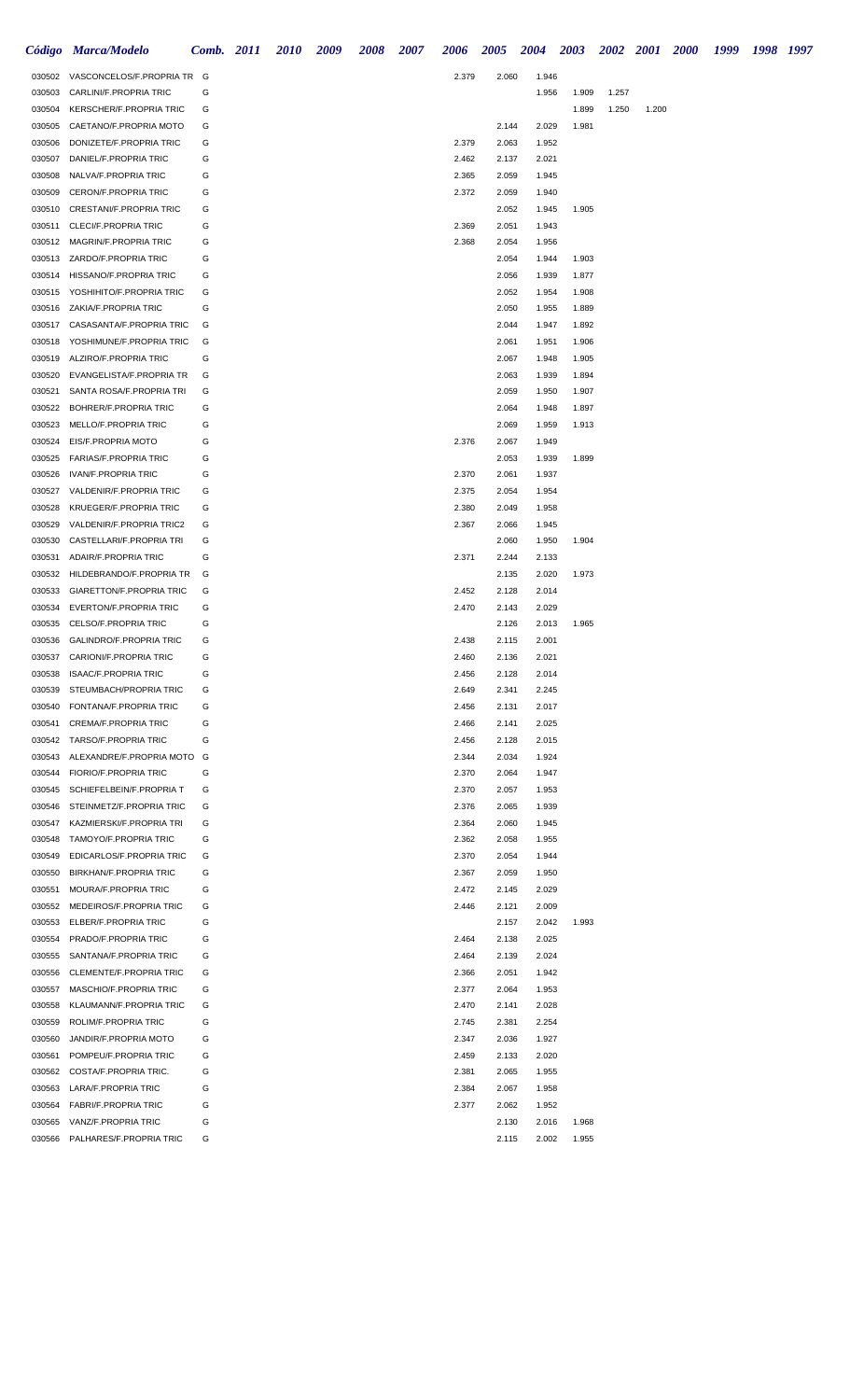| Código | Marca/Modelo | Comb. | 2011 | 2010 | 2009 | 2008 | 2007 | 2006 | 2005 | 2004 | 2003 | 2002 | 2001 | 2000 | 1999 | 1998 | 1997 |
|---|---|---|---|---|---|---|---|---|---|---|---|---|---|---|---|---|---|
| 030502 | VASCONCELOS/F.PROPRIA TR | G | | | | | | 2.379 | 2.060 | 1.946 | | | | | | | |
| 030503 | CARLINI/F.PROPRIA TRIC | G | | | | | | | | 1.956 | 1.909 | 1.257 | | | | | |
| 030504 | KERSCHER/F.PROPRIA TRIC | G | | | | | | | | | 1.899 | 1.250 | 1.200 | | | | |
| 030505 | CAETANO/F.PROPRIA MOTO | G | | | | | | | 2.144 | 2.029 | 1.981 | | | | | | |
| 030506 | DONIZETE/F.PROPRIA TRIC | G | | | | | | 2.379 | 2.063 | 1.952 | | | | | | | |
| 030507 | DANIEL/F.PROPRIA TRIC | G | | | | | | 2.462 | 2.137 | 2.021 | | | | | | | |
| 030508 | NALVA/F.PROPRIA TRIC | G | | | | | | 2.365 | 2.059 | 1.945 | | | | | | | |
| 030509 | CERON/F.PROPRIA TRIC | G | | | | | | 2.372 | 2.059 | 1.940 | | | | | | | |
| 030510 | CRESTANI/F.PROPRIA TRIC | G | | | | | | | 2.052 | 1.945 | 1.905 | | | | | | |
| 030511 | CLECI/F.PROPRIA TRIC | G | | | | | | 2.369 | 2.051 | 1.943 | | | | | | | |
| 030512 | MAGRIN/F.PROPRIA TRIC | G | | | | | | 2.368 | 2.054 | 1.956 | | | | | | | |
| 030513 | ZARDO/F.PROPRIA TRIC | G | | | | | | | 2.054 | 1.944 | 1.903 | | | | | | |
| 030514 | HISSANO/F.PROPRIA TRIC | G | | | | | | | 2.056 | 1.939 | 1.877 | | | | | | |
| 030515 | YOSHIHITO/F.PROPRIA TRIC | G | | | | | | | 2.052 | 1.954 | 1.908 | | | | | | |
| 030516 | ZAKIA/F.PROPRIA TRIC | G | | | | | | | 2.050 | 1.955 | 1.889 | | | | | | |
| 030517 | CASASANTA/F.PROPRIA TRIC | G | | | | | | | 2.044 | 1.947 | 1.892 | | | | | | |
| 030518 | YOSHIMUNE/F.PROPRIA TRIC | G | | | | | | | 2.061 | 1.951 | 1.906 | | | | | | |
| 030519 | ALZIRO/F.PROPRIA TRIC | G | | | | | | | 2.067 | 1.948 | 1.905 | | | | | | |
| 030520 | EVANGELISTA/F.PROPRIA TR | G | | | | | | | 2.063 | 1.939 | 1.894 | | | | | | |
| 030521 | SANTA ROSA/F.PROPRIA TRI | G | | | | | | | 2.059 | 1.950 | 1.907 | | | | | | |
| 030522 | BOHRER/F.PROPRIA TRIC | G | | | | | | | 2.064 | 1.948 | 1.897 | | | | | | |
| 030523 | MELLO/F.PROPRIA TRIC | G | | | | | | | 2.069 | 1.959 | 1.913 | | | | | | |
| 030524 | EIS/F.PROPRIA MOTO | G | | | | | | 2.376 | 2.067 | 1.949 | | | | | | | |
| 030525 | FARIAS/F.PROPRIA TRIC | G | | | | | | | 2.053 | 1.939 | 1.899 | | | | | | |
| 030526 | IVAN/F.PROPRIA TRIC | G | | | | | | 2.370 | 2.061 | 1.937 | | | | | | | |
| 030527 | VALDENIR/F.PROPRIA TRIC | G | | | | | | 2.375 | 2.054 | 1.954 | | | | | | | |
| 030528 | KRUEGER/F.PROPRIA TRIC | G | | | | | | 2.380 | 2.049 | 1.958 | | | | | | | |
| 030529 | VALDENIR/F.PROPRIA TRIC2 | G | | | | | | 2.367 | 2.066 | 1.945 | | | | | | | |
| 030530 | CASTELLARI/F.PROPRIA TRI | G | | | | | | | 2.060 | 1.950 | 1.904 | | | | | | |
| 030531 | ADAIR/F.PROPRIA TRIC | G | | | | | | 2.371 | 2.244 | 2.133 | | | | | | | |
| 030532 | HILDEBRANDO/F.PROPRIA TR | G | | | | | | | 2.135 | 2.020 | 1.973 | | | | | | |
| 030533 | GIARETTON/F.PROPRIA TRIC | G | | | | | | 2.452 | 2.128 | 2.014 | | | | | | | |
| 030534 | EVERTON/F.PROPRIA TRIC | G | | | | | | 2.470 | 2.143 | 2.029 | | | | | | | |
| 030535 | CELSO/F.PROPRIA TRIC | G | | | | | | | 2.126 | 2.013 | 1.965 | | | | | | |
| 030536 | GALINDRO/F.PROPRIA TRIC | G | | | | | | 2.438 | 2.115 | 2.001 | | | | | | | |
| 030537 | CARIONI/F.PROPRIA TRIC | G | | | | | | 2.460 | 2.136 | 2.021 | | | | | | | |
| 030538 | ISAAC/F.PROPRIA TRIC | G | | | | | | 2.456 | 2.128 | 2.014 | | | | | | | |
| 030539 | STEUMBACH/PROPRIA TRIC | G | | | | | | 2.649 | 2.341 | 2.245 | | | | | | | |
| 030540 | FONTANA/F.PROPRIA TRIC | G | | | | | | 2.456 | 2.131 | 2.017 | | | | | | | |
| 030541 | CREMA/F.PROPRIA TRIC | G | | | | | | 2.466 | 2.141 | 2.025 | | | | | | | |
| 030542 | TARSO/F.PROPRIA TRIC | G | | | | | | 2.456 | 2.128 | 2.015 | | | | | | | |
| 030543 | ALEXANDRE/F.PROPRIA MOTO | G | | | | | | 2.344 | 2.034 | 1.924 | | | | | | | |
| 030544 | FIORIO/F.PROPRIA TRIC | G | | | | | | 2.370 | 2.064 | 1.947 | | | | | | | |
| 030545 | SCHIEFELBEIN/F.PROPRIA T | G | | | | | | 2.370 | 2.057 | 1.953 | | | | | | | |
| 030546 | STEINMETZ/F.PROPRIA TRIC | G | | | | | | 2.376 | 2.065 | 1.939 | | | | | | | |
| 030547 | KAZMIERSKI/F.PROPRIA TRI | G | | | | | | 2.364 | 2.060 | 1.945 | | | | | | | |
| 030548 | TAMOYO/F.PROPRIA TRIC | G | | | | | | 2.362 | 2.058 | 1.955 | | | | | | | |
| 030549 | EDICARLOS/F.PROPRIA TRIC | G | | | | | | 2.370 | 2.054 | 1.944 | | | | | | | |
| 030550 | BIRKHAN/F.PROPRIA TRIC | G | | | | | | 2.367 | 2.059 | 1.950 | | | | | | | |
| 030551 | MOURA/F.PROPRIA TRIC | G | | | | | | 2.472 | 2.145 | 2.029 | | | | | | | |
| 030552 | MEDEIROS/F.PROPRIA TRIC | G | | | | | | 2.446 | 2.121 | 2.009 | | | | | | | |
| 030553 | ELBER/F.PROPRIA TRIC | G | | | | | | | 2.157 | 2.042 | 1.993 | | | | | | |
| 030554 | PRADO/F.PROPRIA TRIC | G | | | | | | 2.464 | 2.138 | 2.025 | | | | | | | |
| 030555 | SANTANA/F.PROPRIA TRIC | G | | | | | | 2.464 | 2.139 | 2.024 | | | | | | | |
| 030556 | CLEMENTE/F.PROPRIA TRIC | G | | | | | | 2.366 | 2.051 | 1.942 | | | | | | | |
| 030557 | MASCHIO/F.PROPRIA TRIC | G | | | | | | 2.377 | 2.064 | 1.953 | | | | | | | |
| 030558 | KLAUMANN/F.PROPRIA TRIC | G | | | | | | 2.470 | 2.141 | 2.028 | | | | | | | |
| 030559 | ROLIM/F.PROPRIA TRIC | G | | | | | | 2.745 | 2.381 | 2.254 | | | | | | | |
| 030560 | JANDIR/F.PROPRIA MOTO | G | | | | | | 2.347 | 2.036 | 1.927 | | | | | | | |
| 030561 | POMPEU/F.PROPRIA TRIC | G | | | | | | 2.459 | 2.133 | 2.020 | | | | | | | |
| 030562 | COSTA/F.PROPRIA TRIC. | G | | | | | | 2.381 | 2.065 | 1.955 | | | | | | | |
| 030563 | LARA/F.PROPRIA TRIC | G | | | | | | 2.384 | 2.067 | 1.958 | | | | | | | |
| 030564 | FABRI/F.PROPRIA TRIC | G | | | | | | 2.377 | 2.062 | 1.952 | | | | | | | |
| 030565 | VANZ/F.PROPRIA TRIC | G | | | | | | | 2.130 | 2.016 | 1.968 | | | | | | |
| 030566 | PALHARES/F.PROPRIA TRIC | G | | | | | | | 2.115 | 2.002 | 1.955 | | | | | | |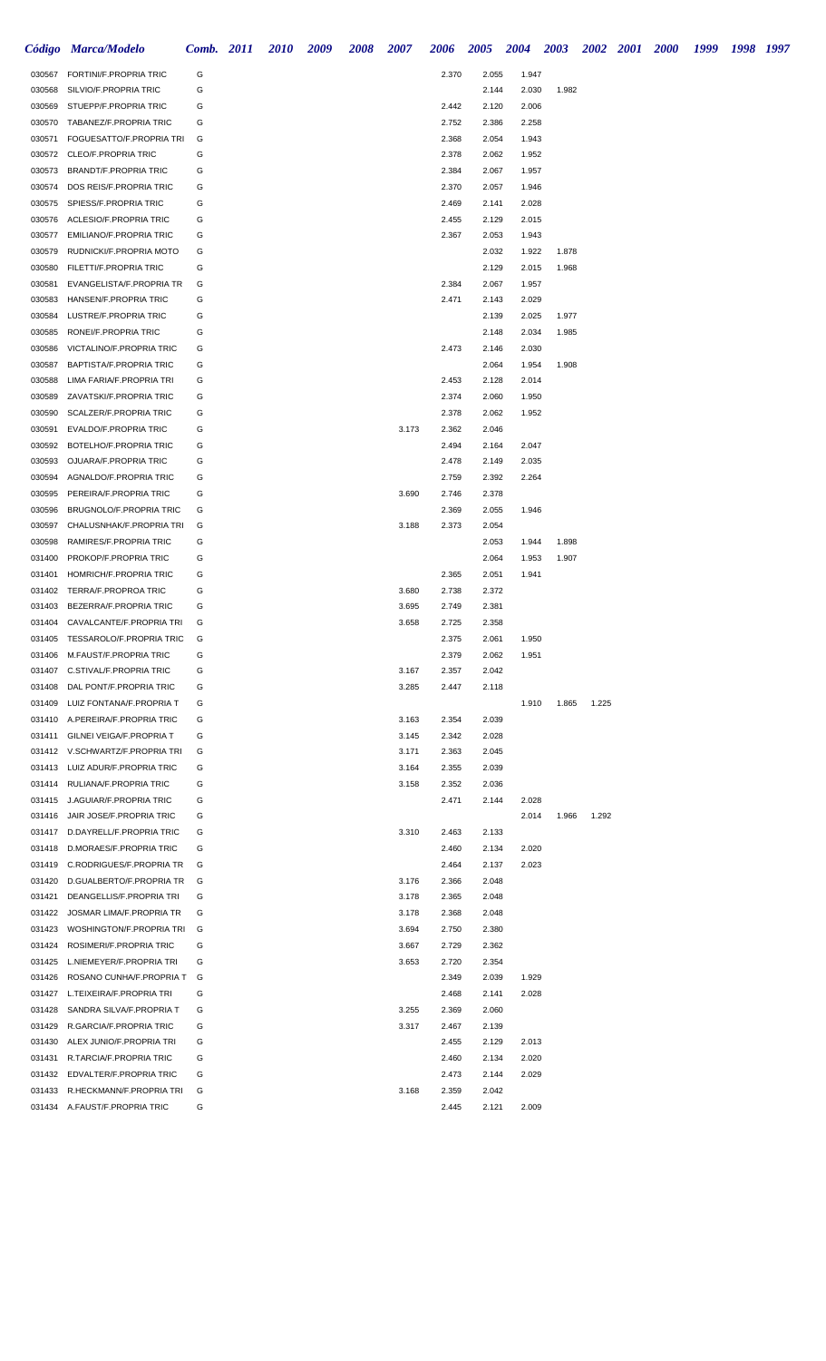| Código | Marca/Modelo | Comb. | 2011 | 2010 | 2009 | 2008 | 2007 | 2006 | 2005 | 2004 | 2003 | 2002 | 2001 | 2000 | 1999 | 1998 | 1997 |
|---|---|---|---|---|---|---|---|---|---|---|---|---|---|---|---|---|---|
| 030567 | FORTINI/F.PROPRIA TRIC | G | | | | | | 2.370 | 2.055 | 1.947 | | | | | | | |
| 030568 | SILVIO/F.PROPRIA TRIC | G | | | | | | | 2.144 | 2.030 | 1.982 | | | | | | |
| 030569 | STUEPP/F.PROPRIA TRIC | G | | | | | | 2.442 | 2.120 | 2.006 | | | | | | | |
| 030570 | TABANEZ/F.PROPRIA TRIC | G | | | | | | 2.752 | 2.386 | 2.258 | | | | | | | |
| 030571 | FOGUESATTO/F.PROPRIA TRI | G | | | | | | 2.368 | 2.054 | 1.943 | | | | | | | |
| 030572 | CLEO/F.PROPRIA TRIC | G | | | | | | 2.378 | 2.062 | 1.952 | | | | | | | |
| 030573 | BRANDT/F.PROPRIA TRIC | G | | | | | | 2.384 | 2.067 | 1.957 | | | | | | | |
| 030574 | DOS REIS/F.PROPRIA TRIC | G | | | | | | 2.370 | 2.057 | 1.946 | | | | | | | |
| 030575 | SPIESS/F.PROPRIA TRIC | G | | | | | | 2.469 | 2.141 | 2.028 | | | | | | | |
| 030576 | ACLESIO/F.PROPRIA TRIC | G | | | | | | 2.455 | 2.129 | 2.015 | | | | | | | |
| 030577 | EMILIANO/F.PROPRIA TRIC | G | | | | | | 2.367 | 2.053 | 1.943 | | | | | | | |
| 030579 | RUDNICKI/F.PROPRIA MOTO | G | | | | | | | 2.032 | 1.922 | 1.878 | | | | | | |
| 030580 | FILETTI/F.PROPRIA TRIC | G | | | | | | | 2.129 | 2.015 | 1.968 | | | | | | |
| 030581 | EVANGELISTA/F.PROPRIA TR | G | | | | | | 2.384 | 2.067 | 1.957 | | | | | | | |
| 030583 | HANSEN/F.PROPRIA TRIC | G | | | | | | 2.471 | 2.143 | 2.029 | | | | | | | |
| 030584 | LUSTRE/F.PROPRIA TRIC | G | | | | | | | 2.139 | 2.025 | 1.977 | | | | | | |
| 030585 | RONEI/F.PROPRIA TRIC | G | | | | | | | 2.148 | 2.034 | 1.985 | | | | | | |
| 030586 | VICTALINO/F.PROPRIA TRIC | G | | | | | | 2.473 | 2.146 | 2.030 | | | | | | | |
| 030587 | BAPTISTA/F.PROPRIA TRIC | G | | | | | | | 2.064 | 1.954 | 1.908 | | | | | | |
| 030588 | LIMA FARIA/F.PROPRIA TRI | G | | | | | | 2.453 | 2.128 | 2.014 | | | | | | | |
| 030589 | ZAVATSKI/F.PROPRIA TRIC | G | | | | | | 2.374 | 2.060 | 1.950 | | | | | | | |
| 030590 | SCALZER/F.PROPRIA TRIC | G | | | | | | 2.378 | 2.062 | 1.952 | | | | | | | |
| 030591 | EVALDO/F.PROPRIA TRIC | G | | | | | 3.173 | 2.362 | 2.046 | | | | | | | | |
| 030592 | BOTELHO/F.PROPRIA TRIC | G | | | | | | 2.494 | 2.164 | 2.047 | | | | | | | |
| 030593 | OJUARA/F.PROPRIA TRIC | G | | | | | | 2.478 | 2.149 | 2.035 | | | | | | | |
| 030594 | AGNALDO/F.PROPRIA TRIC | G | | | | | | 2.759 | 2.392 | 2.264 | | | | | | | |
| 030595 | PEREIRA/F.PROPRIA TRIC | G | | | | | 3.690 | 2.746 | 2.378 | | | | | | | | |
| 030596 | BRUGNOLO/F.PROPRIA TRIC | G | | | | | | 2.369 | 2.055 | 1.946 | | | | | | | |
| 030597 | CHALUSNHAK/F.PROPRIA TRI | G | | | | | 3.188 | 2.373 | 2.054 | | | | | | | | |
| 030598 | RAMIRES/F.PROPRIA TRIC | G | | | | | | | 2.053 | 1.944 | 1.898 | | | | | | |
| 031400 | PROKOP/F.PROPRIA TRIC | G | | | | | | | 2.064 | 1.953 | 1.907 | | | | | | |
| 031401 | HOMRICH/F.PROPRIA TRIC | G | | | | | | 2.365 | 2.051 | 1.941 | | | | | | | |
| 031402 | TERRA/F.PROPROA TRIC | G | | | | | 3.680 | 2.738 | 2.372 | | | | | | | | |
| 031403 | BEZERRA/F.PROPRIA TRIC | G | | | | | 3.695 | 2.749 | 2.381 | | | | | | | | |
| 031404 | CAVALCANTE/F.PROPRIA TRI | G | | | | | 3.658 | 2.725 | 2.358 | | | | | | | | |
| 031405 | TESSAROLO/F.PROPRIA TRIC | G | | | | | | 2.375 | 2.061 | 1.950 | | | | | | | |
| 031406 | M.FAUST/F.PROPRIA TRIC | G | | | | | | 2.379 | 2.062 | 1.951 | | | | | | | |
| 031407 | C.STIVAL/F.PROPRIA TRIC | G | | | | | 3.167 | 2.357 | 2.042 | | | | | | | | |
| 031408 | DAL PONT/F.PROPRIA TRIC | G | | | | | 3.285 | 2.447 | 2.118 | | | | | | | | |
| 031409 | LUIZ FONTANA/F.PROPRIA T | G | | | | | | | | 1.910 | 1.865 | 1.225 | | | | | |
| 031410 | A.PEREIRA/F.PROPRIA TRIC | G | | | | | 3.163 | 2.354 | 2.039 | | | | | | | | |
| 031411 | GILNEI VEIGA/F.PROPRIA T | G | | | | | 3.145 | 2.342 | 2.028 | | | | | | | | |
| 031412 | V.SCHWARTZ/F.PROPRIA TRI | G | | | | | 3.171 | 2.363 | 2.045 | | | | | | | | |
| 031413 | LUIZ ADUR/F.PROPRIA TRIC | G | | | | | 3.164 | 2.355 | 2.039 | | | | | | | | |
| 031414 | RULIANA/F.PROPRIA TRIC | G | | | | | 3.158 | 2.352 | 2.036 | | | | | | | | |
| 031415 | J.AGUIAR/F.PROPRIA TRIC | G | | | | | | 2.471 | 2.144 | 2.028 | | | | | | | |
| 031416 | JAIR JOSE/F.PROPRIA TRIC | G | | | | | | | | 2.014 | 1.966 | 1.292 | | | | | |
| 031417 | D.DAYRELL/F.PROPRIA TRIC | G | | | | | 3.310 | 2.463 | 2.133 | | | | | | | | |
| 031418 | D.MORAES/F.PROPRIA TRIC | G | | | | | | 2.460 | 2.134 | 2.020 | | | | | | | |
| 031419 | C.RODRIGUES/F.PROPRIA TR | G | | | | | | 2.464 | 2.137 | 2.023 | | | | | | | |
| 031420 | D.GUALBERTO/F.PROPRIA TR | G | | | | | 3.176 | 2.366 | 2.048 | | | | | | | | |
| 031421 | DEANGELLIS/F.PROPRIA TRI | G | | | | | 3.178 | 2.365 | 2.048 | | | | | | | | |
| 031422 | JOSMAR LIMA/F.PROPRIA TR | G | | | | | 3.178 | 2.368 | 2.048 | | | | | | | | |
| 031423 | WOSHINGTON/F.PROPRIA TRI | G | | | | | 3.694 | 2.750 | 2.380 | | | | | | | | |
| 031424 | ROSIMERI/F.PROPRIA TRIC | G | | | | | 3.667 | 2.729 | 2.362 | | | | | | | | |
| 031425 | L.NIEMEYER/F.PROPRIA TRI | G | | | | | 3.653 | 2.720 | 2.354 | | | | | | | | |
| 031426 | ROSANO CUNHA/F.PROPRIA T | G | | | | | | 2.349 | 2.039 | 1.929 | | | | | | | |
| 031427 | L.TEIXEIRA/F.PROPRIA TRI | G | | | | | | 2.468 | 2.141 | 2.028 | | | | | | | |
| 031428 | SANDRA SILVA/F.PROPRIA T | G | | | | | 3.255 | 2.369 | 2.060 | | | | | | | | |
| 031429 | R.GARCIA/F.PROPRIA TRIC | G | | | | | 3.317 | 2.467 | 2.139 | | | | | | | | |
| 031430 | ALEX JUNIO/F.PROPRIA TRI | G | | | | | | 2.455 | 2.129 | 2.013 | | | | | | | |
| 031431 | R.TARCIA/F.PROPRIA TRIC | G | | | | | | 2.460 | 2.134 | 2.020 | | | | | | | |
| 031432 | EDVALTER/F.PROPRIA TRIC | G | | | | | | 2.473 | 2.144 | 2.029 | | | | | | | |
| 031433 | R.HECKMANN/F.PROPRIA TRI | G | | | | | 3.168 | 2.359 | 2.042 | | | | | | | | |
| 031434 | A.FAUST/F.PROPRIA TRIC | G | | | | | | 2.445 | 2.121 | 2.009 | | | | | | | |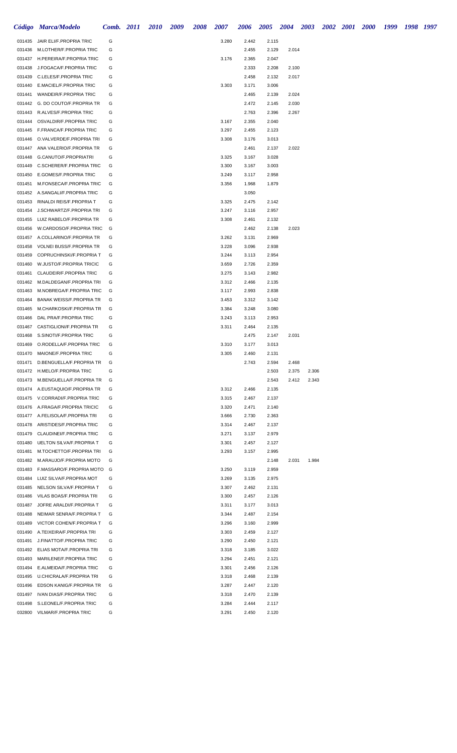| Código | Marca/Modelo | Comb. | 2011 | 2010 | 2009 | 2008 | 2007 | 2006 | 2005 | 2004 | 2003 | 2002 | 2001 | 2000 | 1999 | 1998 | 1997 |
|---|---|---|---|---|---|---|---|---|---|---|---|---|---|---|---|---|---|
| 031435 | JAIR ELI/F.PROPRIA TRIC | G | | | | | 3.280 | 2.442 | 2.115 | | | | | | | | |
| 031436 | M.LOTHER/F.PROPRIA TRIC | G | | | | | | 2.455 | 2.129 | 2.014 | | | | | | | |
| 031437 | H.PEREIRA/F.PROPRIA TRIC | G | | | | | 3.176 | 2.365 | 2.047 | | | | | | | | |
| 031438 | J.FOGACA/F.PROPRIA TRIC | G | | | | | | 2.333 | 2.208 | 2.100 | | | | | | | |
| 031439 | C.LELES/F.PROPRIA TRIC | G | | | | | | 2.458 | 2.132 | 2.017 | | | | | | | |
| 031440 | E.MACIEL/F.PROPRIA TRIC | G | | | | | 3.303 | 3.171 | 3.006 | | | | | | | | |
| 031441 | WANDEIR/F.PROPRIA TRIC | G | | | | | | 2.465 | 2.139 | 2.024 | | | | | | | |
| 031442 | G. DO COUTO/F.PROPRIA TR | G | | | | | | 2.472 | 2.145 | 2.030 | | | | | | | |
| 031443 | R.ALVES/F.PROPRIA TRIC | G | | | | | | 2.763 | 2.396 | 2.267 | | | | | | | |
| 031444 | OSVALDIR/F.PROPRIA TRIC | G | | | | | 3.167 | 2.355 | 2.040 | | | | | | | | |
| 031445 | F.FRANCA/F.PROPRIA TRIC | G | | | | | 3.297 | 2.455 | 2.123 | | | | | | | | |
| 031446 | O.VALVERDE/F.PROPRIA TRI | G | | | | | 3.308 | 3.176 | 3.013 | | | | | | | | |
| 031447 | ANA VALERIO/F.PROPRIA TR | G | | | | | | 2.461 | 2.137 | 2.022 | | | | | | | |
| 031448 | G.CANUTO/F.PROPRIATRI | G | | | | | 3.325 | 3.167 | 3.028 | | | | | | | | |
| 031449 | C.SCHERER/F.PROPRIA TRIC | G | | | | | 3.300 | 3.167 | 3.003 | | | | | | | | |
| 031450 | E.GOMES/F.PROPRIA TRIC | G | | | | | 3.249 | 3.117 | 2.958 | | | | | | | | |
| 031451 | M.FONSECA/F.PROPRIA TRIC | G | | | | | 3.356 | 1.968 | 1.879 | | | | | | | | |
| 031452 | A.SANGALI/F.PROPRIA TRIC | G | | | | | | 3.050 | | | | | | | | | |
| 031453 | RINALDI REIS/F.PROPRIA T | G | | | | | 3.325 | 2.475 | 2.142 | | | | | | | | |
| 031454 | J.SCHWARTZ/F.PROPRIA TRI | G | | | | | 3.247 | 3.116 | 2.957 | | | | | | | | |
| 031455 | LUIZ RABELO/F.PROPRIA TR | G | | | | | 3.308 | 2.461 | 2.132 | | | | | | | | |
| 031456 | W.CARDOSO/F.PROPRIA TRIC | G | | | | | | 2.462 | 2.138 | 2.023 | | | | | | | |
| 031457 | A.COLLARINO/F.PROPRIA TR | G | | | | | 3.262 | 3.131 | 2.969 | | | | | | | | |
| 031458 | VOLNEI BUSS/F.PROPRIA TR | G | | | | | 3.228 | 3.096 | 2.938 | | | | | | | | |
| 031459 | COPRUCHINSKI/F.PROPRIA T | G | | | | | 3.244 | 3.113 | 2.954 | | | | | | | | |
| 031460 | W.JUSTO/F.PROPRIA TRICIC | G | | | | | 3.659 | 2.726 | 2.359 | | | | | | | | |
| 031461 | CLAUDEIR/F.PROPRIA TRIC | G | | | | | 3.275 | 3.143 | 2.982 | | | | | | | | |
| 031462 | M.DALDEGAN/F.PROPRIA TRI | G | | | | | 3.312 | 2.466 | 2.135 | | | | | | | | |
| 031463 | M.NOBREGA/F.PROPRIA TRIC | G | | | | | 3.117 | 2.993 | 2.838 | | | | | | | | |
| 031464 | BANAK WEISS/F.PROPRIA TR | G | | | | | 3.453 | 3.312 | 3.142 | | | | | | | | |
| 031465 | M.CHARKOSKI/F.PROPRIA TR | G | | | | | 3.384 | 3.248 | 3.080 | | | | | | | | |
| 031466 | DAL PRA/F.PROPRIA TRIC | G | | | | | 3.243 | 3.113 | 2.953 | | | | | | | | |
| 031467 | CASTIGLIONI/F.PROPRIA TR | G | | | | | 3.311 | 2.464 | 2.135 | | | | | | | | |
| 031468 | S.SINOTI/F.PROPRIA TRIC | G | | | | | | 2.475 | 2.147 | 2.031 | | | | | | | |
| 031469 | O.RODELLA/F.PROPRIA TRIC | G | | | | | 3.310 | 3.177 | 3.013 | | | | | | | | |
| 031470 | MAIONE/F.PROPRIA TRIC | G | | | | | 3.305 | 2.460 | 2.131 | | | | | | | | |
| 031471 | D.BENGUELLA/F.PROPRIA TR | G | | | | | | 2.743 | 2.594 | 2.468 | | | | | | | |
| 031472 | H.MELO/F.PROPRIA TRIC | G | | | | | | | 2.503 | 2.375 | 2.306 | | | | | | |
| 031473 | M.BENGUELLA/F.PROPRIA TR | G | | | | | | | 2.543 | 2.412 | 2.343 | | | | | | |
| 031474 | A.EUSTAQUIO/F.PROPRIA TR | G | | | | | 3.312 | 2.466 | 2.135 | | | | | | | | |
| 031475 | V.CORRADI/F.PROPRIA TRIC | G | | | | | 3.315 | 2.467 | 2.137 | | | | | | | | |
| 031476 | A.FRAGA/F.PROPRIA TRICIC | G | | | | | 3.320 | 2.471 | 2.140 | | | | | | | | |
| 031477 | A.FELISOLA/F.PROPRIA TRI | G | | | | | 3.666 | 2.730 | 2.363 | | | | | | | | |
| 031478 | ARISTIDES/F.PROPRIA TRIC | G | | | | | 3.314 | 2.467 | 2.137 | | | | | | | | |
| 031479 | CLAUDINEI/F.PROPRIA TRIC | G | | | | | 3.271 | 3.137 | 2.979 | | | | | | | | |
| 031480 | UELTON SILVA/F.PROPRIA T | G | | | | | 3.301 | 2.457 | 2.127 | | | | | | | | |
| 031481 | M.TOCHETTO/F.PROPRIA TRI | G | | | | | 3.293 | 3.157 | 2.995 | | | | | | | | |
| 031482 | M.ARAUJO/F.PROPRIA MOTO | G | | | | | | | 2.148 | 2.031 | 1.984 | | | | | | |
| 031483 | F.MASSARO/F.PROPRIA MOTO | G | | | | | 3.250 | 3.119 | 2.959 | | | | | | | | |
| 031484 | LUIZ SILVA/F.PROPRIA MOT | G | | | | | 3.269 | 3.135 | 2.975 | | | | | | | | |
| 031485 | NELSON SILVA/F.PROPRIA T | G | | | | | 3.307 | 2.462 | 2.131 | | | | | | | | |
| 031486 | VILAS BOAS/F.PROPRIA TRI | G | | | | | 3.300 | 2.457 | 2.126 | | | | | | | | |
| 031487 | JOFRE ARALDI/F.PROPRIA T | G | | | | | 3.311 | 3.177 | 3.013 | | | | | | | | |
| 031488 | NEIMAR SENRA/F.PROPRIA T | G | | | | | 3.344 | 2.487 | 2.154 | | | | | | | | |
| 031489 | VICTOR COHEN/F.PROPRIA T | G | | | | | 3.296 | 3.160 | 2.999 | | | | | | | | |
| 031490 | A.TEIXEIRA/F.PROPRIA TRI | G | | | | | 3.303 | 2.459 | 2.127 | | | | | | | | |
| 031491 | J.FINATTO/F.PROPRIA TRIC | G | | | | | 3.290 | 2.450 | 2.121 | | | | | | | | |
| 031492 | ELIAS MOTA/F.PROPRIA TRI | G | | | | | 3.318 | 3.185 | 3.022 | | | | | | | | |
| 031493 | MARILENE/F.PROPRIA TRIC | G | | | | | 3.294 | 2.451 | 2.121 | | | | | | | | |
| 031494 | E.ALMEIDA/F.PROPRIA TRIC | G | | | | | 3.301 | 2.456 | 2.126 | | | | | | | | |
| 031495 | U.CHICRALA/F.PROPRIA TRI | G | | | | | 3.318 | 2.468 | 2.139 | | | | | | | | |
| 031496 | EDSON KANIG/F.PROPRIA TR | G | | | | | 3.287 | 2.447 | 2.120 | | | | | | | | |
| 031497 | IVAN DIAS/F.PROPRIA TRIC | G | | | | | 3.318 | 2.470 | 2.139 | | | | | | | | |
| 031498 | S.LEONEL/F.PROPRIA TRIC | G | | | | | 3.284 | 2.444 | 2.117 | | | | | | | | |
| 032800 | VILMAR/F.PROPRIA TRIC | G | | | | | 3.291 | 2.450 | 2.120 | | | | | | | | |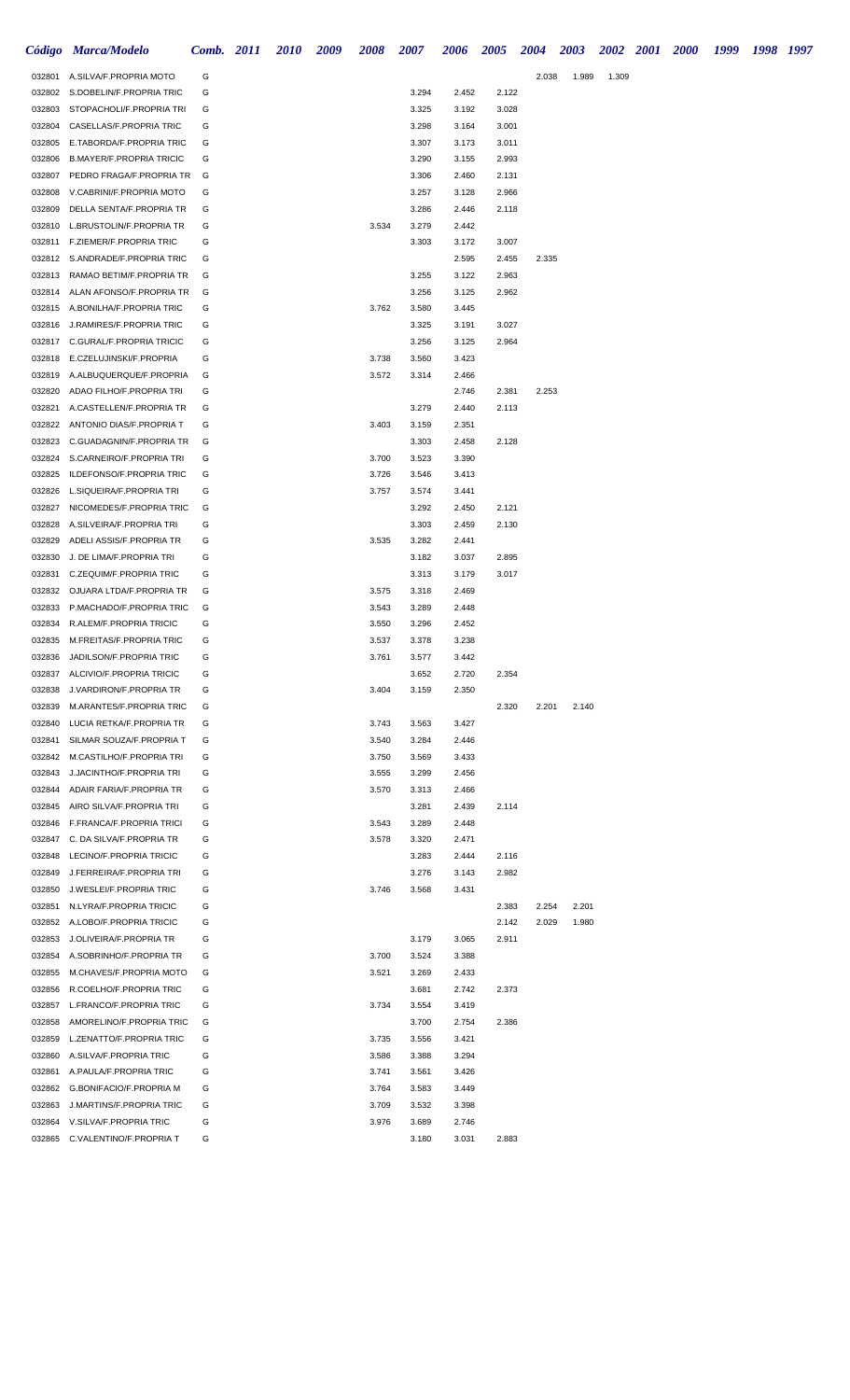| Código | Marca/Modelo | Comb. | 2011 | 2010 | 2009 | 2008 | 2007 | 2006 | 2005 | 2004 | 2003 | 2002 | 2001 | 2000 | 1999 | 1998 | 1997 |
|---|---|---|---|---|---|---|---|---|---|---|---|---|---|---|---|---|---|
| 032801 | A.SILVA/F.PROPRIA MOTO | G | | | | | | | | 2.038 | 1.989 | 1.309 | | | | | |
| 032802 | S.DOBELIN/F.PROPRIA TRIC | G | | | | | 3.294 | 2.452 | 2.122 | | | | | | | | |
| 032803 | STOPACHOLI/F.PROPRIA TRI | G | | | | | 3.325 | 3.192 | 3.028 | | | | | | | | |
| 032804 | CASELLAS/F.PROPRIA TRIC | G | | | | | 3.298 | 3.164 | 3.001 | | | | | | | | |
| 032805 | E.TABORDA/F.PROPRIA TRIC | G | | | | | 3.307 | 3.173 | 3.011 | | | | | | | | |
| 032806 | B.MAYER/F.PROPRIA TRICIC | G | | | | | 3.290 | 3.155 | 2.993 | | | | | | | | |
| 032807 | PEDRO FRAGA/F.PROPRIA TR | G | | | | | 3.306 | 2.460 | 2.131 | | | | | | | | |
| 032808 | V.CABRINI/F.PROPRIA MOTO | G | | | | | 3.257 | 3.128 | 2.966 | | | | | | | | |
| 032809 | DELLA SENTA/F.PROPRIA TR | G | | | | | 3.286 | 2.446 | 2.118 | | | | | | | | |
| 032810 | L.BRUSTOLIN/F.PROPRIA TR | G | | | | 3.534 | 3.279 | 2.442 | | | | | | | | | |
| 032811 | F.ZIEMER/F.PROPRIA TRIC | G | | | | | 3.303 | 3.172 | 3.007 | | | | | | | | |
| 032812 | S.ANDRADE/F.PROPRIA TRIC | G | | | | | | 2.595 | 2.455 | 2.335 | | | | | | | |
| 032813 | RAMAO BETIM/F.PROPRIA TR | G | | | | | 3.255 | 3.122 | 2.963 | | | | | | | | |
| 032814 | ALAN AFONSO/F.PROPRIA TR | G | | | | | 3.256 | 3.125 | 2.962 | | | | | | | | |
| 032815 | A.BONILHA/F.PROPRIA TRIC | G | | | | 3.762 | 3.580 | 3.445 | | | | | | | | | |
| 032816 | J.RAMIRES/F.PROPRIA TRIC | G | | | | | 3.325 | 3.191 | 3.027 | | | | | | | | |
| 032817 | C.GURAL/F.PROPRIA TRICIC | G | | | | | 3.256 | 3.125 | 2.964 | | | | | | | | |
| 032818 | E.CZELUJINSKI/F.PROPRIA | G | | | | 3.738 | 3.560 | 3.423 | | | | | | | | | |
| 032819 | A.ALBUQUERQUE/F.PROPRIA | G | | | | 3.572 | 3.314 | 2.466 | | | | | | | | | |
| 032820 | ADAO FILHO/F.PROPRIA TRI | G | | | | | | 2.746 | 2.381 | 2.253 | | | | | | | |
| 032821 | A.CASTELLEN/F.PROPRIA TR | G | | | | | 3.279 | 2.440 | 2.113 | | | | | | | | |
| 032822 | ANTONIO DIAS/F.PROPRIA T | G | | | | 3.403 | 3.159 | 2.351 | | | | | | | | | |
| 032823 | C.GUADAGNIN/F.PROPRIA TR | G | | | | | 3.303 | 2.458 | 2.128 | | | | | | | | |
| 032824 | S.CARNEIRO/F.PROPRIA TRI | G | | | | 3.700 | 3.523 | 3.390 | | | | | | | | | |
| 032825 | ILDEFONSO/F.PROPRIA TRIC | G | | | | 3.726 | 3.546 | 3.413 | | | | | | | | | |
| 032826 | L.SIQUEIRA/F.PROPRIA TRI | G | | | | 3.757 | 3.574 | 3.441 | | | | | | | | | |
| 032827 | NICOMEDES/F.PROPRIA TRIC | G | | | | | 3.292 | 2.450 | 2.121 | | | | | | | | |
| 032828 | A.SILVEIRA/F.PROPRIA TRI | G | | | | | 3.303 | 2.459 | 2.130 | | | | | | | | |
| 032829 | ADELI ASSIS/F.PROPRIA TR | G | | | | 3.535 | 3.282 | 2.441 | | | | | | | | | |
| 032830 | J. DE LIMA/F.PROPRIA TRI | G | | | | | 3.182 | 3.037 | 2.895 | | | | | | | | |
| 032831 | C.ZEQUIM/F.PROPRIA TRIC | G | | | | | 3.313 | 3.179 | 3.017 | | | | | | | | |
| 032832 | OJUARA LTDA/F.PROPRIA TR | G | | | | 3.575 | 3.318 | 2.469 | | | | | | | | | |
| 032833 | P.MACHADO/F.PROPRIA TRIC | G | | | | 3.543 | 3.289 | 2.448 | | | | | | | | | |
| 032834 | R.ALEM/F.PROPRIA TRICIC | G | | | | 3.550 | 3.296 | 2.452 | | | | | | | | | |
| 032835 | M.FREITAS/F.PROPRIA TRIC | G | | | | 3.537 | 3.378 | 3.238 | | | | | | | | | |
| 032836 | JADILSON/F.PROPRIA TRIC | G | | | | 3.761 | 3.577 | 3.442 | | | | | | | | | |
| 032837 | ALCIVIO/F.PROPRIA TRICIC | G | | | | | 3.652 | 2.720 | 2.354 | | | | | | | | |
| 032838 | J.VARDIRON/F.PROPRIA TR | G | | | | 3.404 | 3.159 | 2.350 | | | | | | | | | |
| 032839 | M.ARANTES/F.PROPRIA TRIC | G | | | | | | | 2.320 | 2.201 | 2.140 | | | | | | |
| 032840 | LUCIA RETKA/F.PROPRIA TR | G | | | | 3.743 | 3.563 | 3.427 | | | | | | | | | |
| 032841 | SILMAR SOUZA/F.PROPRIA T | G | | | | 3.540 | 3.284 | 2.446 | | | | | | | | | |
| 032842 | M.CASTILHO/F.PROPRIA TRI | G | | | | 3.750 | 3.569 | 3.433 | | | | | | | | | |
| 032843 | J.JACINTHO/F.PROPRIA TRI | G | | | | 3.555 | 3.299 | 2.456 | | | | | | | | | |
| 032844 | ADAIR FARIA/F.PROPRIA TR | G | | | | 3.570 | 3.313 | 2.466 | | | | | | | | | |
| 032845 | AIRO SILVA/F.PROPRIA TRI | G | | | | | 3.281 | 2.439 | 2.114 | | | | | | | | |
| 032846 | F.FRANCA/F.PROPRIA TRICI | G | | | | 3.543 | 3.289 | 2.448 | | | | | | | | | |
| 032847 | C. DA SILVA/F.PROPRIA TR | G | | | | 3.578 | 3.320 | 2.471 | | | | | | | | | |
| 032848 | LECINO/F.PROPRIA TRICIC | G | | | | | 3.283 | 2.444 | 2.116 | | | | | | | | |
| 032849 | J.FERREIRA/F.PROPRIA TRI | G | | | | | 3.276 | 3.143 | 2.982 | | | | | | | | |
| 032850 | J.WESLEI/F.PROPRIA TRIC | G | | | | 3.746 | 3.568 | 3.431 | | | | | | | | | |
| 032851 | N.LYRA/F.PROPRIA TRICIC | G | | | | | | | 2.383 | 2.254 | 2.201 | | | | | | |
| 032852 | A.LOBO/F.PROPRIA TRICIC | G | | | | | | | 2.142 | 2.029 | 1.980 | | | | | | |
| 032853 | J.OLIVEIRA/F.PROPRIA TR | G | | | | | 3.179 | 3.065 | 2.911 | | | | | | | | |
| 032854 | A.SOBRINHO/F.PROPRIA TR | G | | | | 3.700 | 3.524 | 3.388 | | | | | | | | | |
| 032855 | M.CHAVES/F.PROPRIA MOTO | G | | | | 3.521 | 3.269 | 2.433 | | | | | | | | | |
| 032856 | R.COELHO/F.PROPRIA TRIC | G | | | | | 3.681 | 2.742 | 2.373 | | | | | | | | |
| 032857 | L.FRANCO/F.PROPRIA TRIC | G | | | | 3.734 | 3.554 | 3.419 | | | | | | | | | |
| 032858 | AMORELINO/F.PROPRIA TRIC | G | | | | | 3.700 | 2.754 | 2.386 | | | | | | | | |
| 032859 | L.ZENATTO/F.PROPRIA TRIC | G | | | | 3.735 | 3.556 | 3.421 | | | | | | | | | |
| 032860 | A.SILVA/F.PROPRIA TRIC | G | | | | 3.586 | 3.388 | 3.294 | | | | | | | | | |
| 032861 | A.PAULA/F.PROPRIA TRIC | G | | | | 3.741 | 3.561 | 3.426 | | | | | | | | | |
| 032862 | G.BONIFACIO/F.PROPRIA M | G | | | | 3.764 | 3.583 | 3.449 | | | | | | | | | |
| 032863 | J.MARTINS/F.PROPRIA TRIC | G | | | | 3.709 | 3.532 | 3.398 | | | | | | | | | |
| 032864 | V.SILVA/F.PROPRIA TRIC | G | | | | 3.976 | 3.689 | 2.746 | | | | | | | | | |
| 032865 | C.VALENTINO/F.PROPRIA T | G | | | | | 3.180 | 3.031 | 2.883 | | | | | | | | |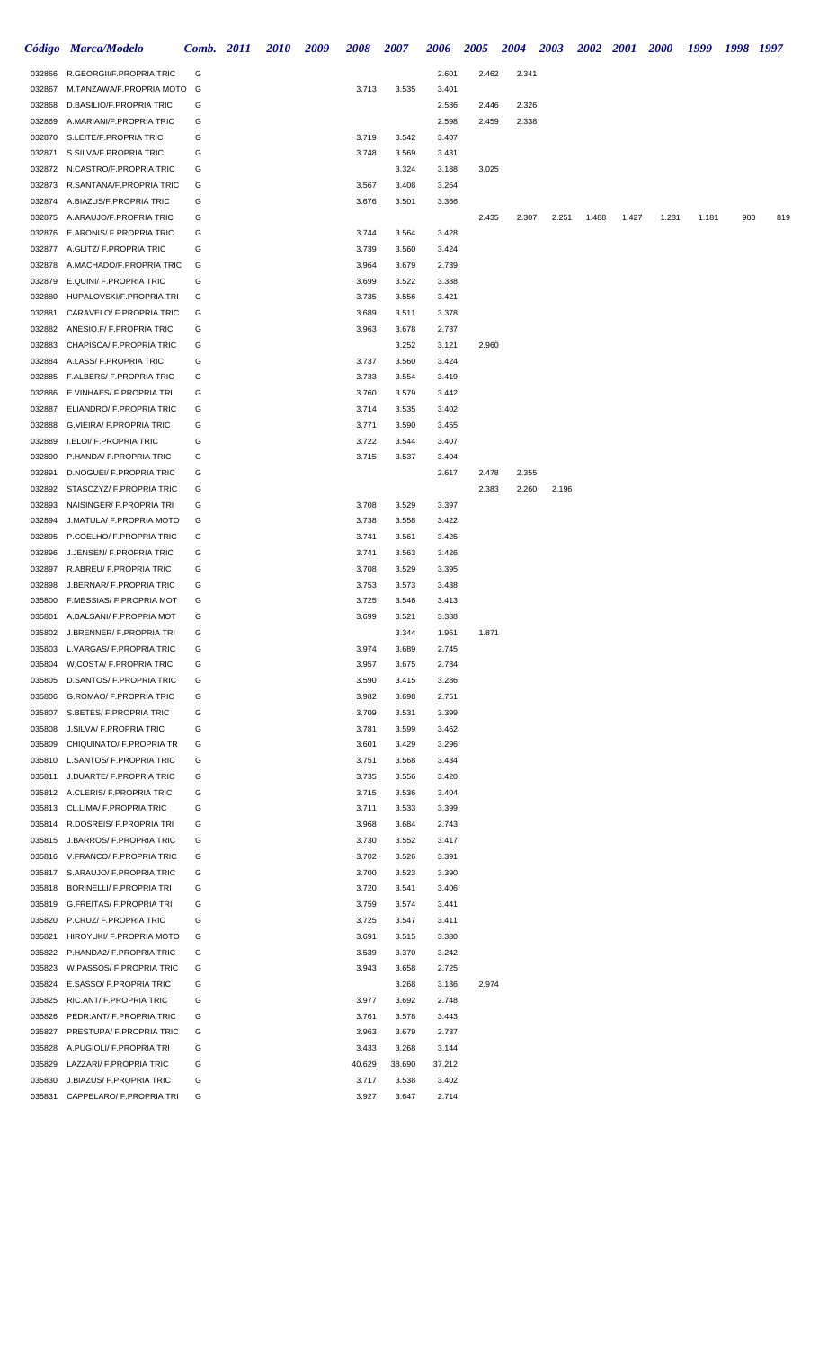| Código | Marca/Modelo | Comb. | 2011 | 2010 | 2009 | 2008 | 2007 | 2006 | 2005 | 2004 | 2003 | 2002 | 2001 | 2000 | 1999 | 1998 | 1997 |
|---|---|---|---|---|---|---|---|---|---|---|---|---|---|---|---|---|---|
| 032866 | R.GEORGII/F.PROPRIA TRIC | G | | | | | | 2.601 | 2.462 | 2.341 | | | | | | | |
| 032867 | M.TANZAWA/F.PROPRIA MOTO | G | | | | 3.713 | 3.535 | 3.401 | | | | | | | | | |
| 032868 | D.BASILIO/F.PROPRIA TRIC | G | | | | | | 2.586 | 2.446 | 2.326 | | | | | | | |
| 032869 | A.MARIANI/F.PROPRIA TRIC | G | | | | | | 2.598 | 2.459 | 2.338 | | | | | | | |
| 032870 | S.LEITE/F.PROPRIA TRIC | G | | | | 3.719 | 3.542 | 3.407 | | | | | | | | | |
| 032871 | S.SILVA/F.PROPRIA TRIC | G | | | | 3.748 | 3.569 | 3.431 | | | | | | | | | |
| 032872 | N.CASTRO/F.PROPRIA TRIC | G | | | | | 3.324 | 3.188 | 3.025 | | | | | | | | |
| 032873 | R.SANTANA/F.PROPRIA TRIC | G | | | | 3.567 | 3.408 | 3.264 | | | | | | | | | |
| 032874 | A.BIAZUS/F.PROPRIA TRIC | G | | | | 3.676 | 3.501 | 3.366 | | | | | | | | | |
| 032875 | A.ARAUJO/F.PROPRIA TRIC | G | | | | | | | 2.435 | 2.307 | 2.251 | 1.488 | 1.427 | 1.231 | 1.181 | 900 | 819 |
| 032876 | E.ARONIS/ F.PROPRIA TRIC | G | | | | 3.744 | 3.564 | 3.428 | | | | | | | | | |
| 032877 | A.GLITZ/ F.PROPRIA TRIC | G | | | | 3.739 | 3.560 | 3.424 | | | | | | | | | |
| 032878 | A.MACHADO/F.PROPRIA TRIC | G | | | | 3.964 | 3.679 | 2.739 | | | | | | | | | |
| 032879 | E.QUINI/ F.PROPRIA TRIC | G | | | | 3.699 | 3.522 | 3.388 | | | | | | | | | |
| 032880 | HUPALOVSKI/F.PROPRIA TRI | G | | | | 3.735 | 3.556 | 3.421 | | | | | | | | | |
| 032881 | CARAVELO/ F.PROPRIA TRIC | G | | | | 3.689 | 3.511 | 3.378 | | | | | | | | | |
| 032882 | ANESIO.F/ F.PROPRIA TRIC | G | | | | 3.963 | 3.678 | 2.737 | | | | | | | | | |
| 032883 | CHAPISCA/ F.PROPRIA TRIC | G | | | | | 3.252 | 3.121 | 2.960 | | | | | | | | |
| 032884 | A.LASS/ F.PROPRIA TRIC | G | | | | 3.737 | 3.560 | 3.424 | | | | | | | | | |
| 032885 | F.ALBERS/ F.PROPRIA TRIC | G | | | | 3.733 | 3.554 | 3.419 | | | | | | | | | |
| 032886 | E.VINHAES/ F.PROPRIA TRI | G | | | | 3.760 | 3.579 | 3.442 | | | | | | | | | |
| 032887 | ELIANDRO/ F.PROPRIA TRIC | G | | | | 3.714 | 3.535 | 3.402 | | | | | | | | | |
| 032888 | G.VIEIRA/ F.PROPRIA TRIC | G | | | | 3.771 | 3.590 | 3.455 | | | | | | | | | |
| 032889 | I.ELOI/ F.PROPRIA TRIC | G | | | | 3.722 | 3.544 | 3.407 | | | | | | | | | |
| 032890 | P.HANDA/ F.PROPRIA TRIC | G | | | | 3.715 | 3.537 | 3.404 | | | | | | | | | |
| 032891 | D.NOGUEI/ F.PROPRIA TRIC | G | | | | | | 2.617 | 2.478 | 2.355 | | | | | | | |
| 032892 | STASCZYZ/ F.PROPRIA TRIC | G | | | | | | | 2.383 | 2.260 | 2.196 | | | | | | |
| 032893 | NAISINGER/ F.PROPRIA TRI | G | | | | 3.708 | 3.529 | 3.397 | | | | | | | | | |
| 032894 | J.MATULA/ F.PROPRIA MOTO | G | | | | 3.738 | 3.558 | 3.422 | | | | | | | | | |
| 032895 | P.COELHO/ F.PROPRIA TRIC | G | | | | 3.741 | 3.561 | 3.425 | | | | | | | | | |
| 032896 | J.JENSEN/ F.PROPRIA TRIC | G | | | | 3.741 | 3.563 | 3.426 | | | | | | | | | |
| 032897 | R.ABREU/ F.PROPRIA TRIC | G | | | | 3.708 | 3.529 | 3.395 | | | | | | | | | |
| 032898 | J.BERNAR/ F.PROPRIA TRIC | G | | | | 3.753 | 3.573 | 3.438 | | | | | | | | | |
| 035800 | F.MESSIAS/ F.PROPRIA MOT | G | | | | 3.725 | 3.546 | 3.413 | | | | | | | | | |
| 035801 | A.BALSANI/ F.PROPRIA MOT | G | | | | 3.699 | 3.521 | 3.388 | | | | | | | | | |
| 035802 | J.BRENNER/ F.PROPRIA TRI | G | | | | | 3.344 | 1.961 | 1.871 | | | | | | | | |
| 035803 | L.VARGAS/ F.PROPRIA TRIC | G | | | | 3.974 | 3.689 | 2.745 | | | | | | | | | |
| 035804 | W,COSTA/ F.PROPRIA TRIC | G | | | | 3.957 | 3.675 | 2.734 | | | | | | | | | |
| 035805 | D.SANTOS/ F.PROPRIA TRIC | G | | | | 3.590 | 3.415 | 3.286 | | | | | | | | | |
| 035806 | G.ROMAO/ F.PROPRIA TRIC | G | | | | 3.982 | 3.698 | 2.751 | | | | | | | | | |
| 035807 | S.BETES/ F.PROPRIA TRIC | G | | | | 3.709 | 3.531 | 3.399 | | | | | | | | | |
| 035808 | J.SILVA/ F.PROPRIA TRIC | G | | | | 3.781 | 3.599 | 3.462 | | | | | | | | | |
| 035809 | CHIQUINATO/ F.PROPRIA TR | G | | | | 3.601 | 3.429 | 3.296 | | | | | | | | | |
| 035810 | L.SANTOS/ F.PROPRIA TRIC | G | | | | 3.751 | 3.568 | 3.434 | | | | | | | | | |
| 035811 | J.DUARTE/ F.PROPRIA TRIC | G | | | | 3.735 | 3.556 | 3.420 | | | | | | | | | |
| 035812 | A.CLERIS/ F.PROPRIA TRIC | G | | | | 3.715 | 3.536 | 3.404 | | | | | | | | | |
| 035813 | CL.LIMA/ F.PROPRIA TRIC | G | | | | 3.711 | 3.533 | 3.399 | | | | | | | | | |
| 035814 | R.DOSREIS/ F.PROPRIA TRI | G | | | | 3.968 | 3.684 | 2.743 | | | | | | | | | |
| 035815 | J.BARROS/ F.PROPRIA TRIC | G | | | | 3.730 | 3.552 | 3.417 | | | | | | | | | |
| 035816 | V.FRANCO/ F.PROPRIA TRIC | G | | | | 3.702 | 3.526 | 3.391 | | | | | | | | | |
| 035817 | S.ARAUJO/ F.PROPRIA TRIC | G | | | | 3.700 | 3.523 | 3.390 | | | | | | | | | |
| 035818 | BORINELLI/ F.PROPRIA TRI | G | | | | 3.720 | 3.541 | 3.406 | | | | | | | | | |
| 035819 | G.FREITAS/ F.PROPRIA TRI | G | | | | 3.759 | 3.574 | 3.441 | | | | | | | | | |
| 035820 | P.CRUZ/ F.PROPRIA TRIC | G | | | | 3.725 | 3.547 | 3.411 | | | | | | | | | |
| 035821 | HIROYUKI/ F.PROPRIA MOTO | G | | | | 3.691 | 3.515 | 3.380 | | | | | | | | | |
| 035822 | P.HANDA2/ F.PROPRIA TRIC | G | | | | 3.539 | 3.370 | 3.242 | | | | | | | | | |
| 035823 | W.PASSOS/ F.PROPRIA TRIC | G | | | | 3.943 | 3.658 | 2.725 | | | | | | | | | |
| 035824 | E.SASSO/ F.PROPRIA TRIC | G | | | | | 3.268 | 3.136 | 2.974 | | | | | | | | |
| 035825 | RIC.ANT/ F.PROPRIA TRIC | G | | | | 3.977 | 3.692 | 2.748 | | | | | | | | | |
| 035826 | PEDR.ANT/ F.PROPRIA TRIC | G | | | | 3.761 | 3.578 | 3.443 | | | | | | | | | |
| 035827 | PRESTUPA/ F.PROPRIA TRIC | G | | | | 3.963 | 3.679 | 2.737 | | | | | | | | | |
| 035828 | A.PUGIOLI/ F.PROPRIA TRI | G | | | | 3.433 | 3.268 | 3.144 | | | | | | | | | |
| 035829 | LAZZARI/ F.PROPRIA TRIC | G | | | | 40.629 | 38.690 | 37.212 | | | | | | | | | |
| 035830 | J.BIAZUS/ F.PROPRIA TRIC | G | | | | 3.717 | 3.538 | 3.402 | | | | | | | | | |
| 035831 | CAPPELARO/ F.PROPRIA TRI | G | | | | 3.927 | 3.647 | 2.714 | | | | | | | | | |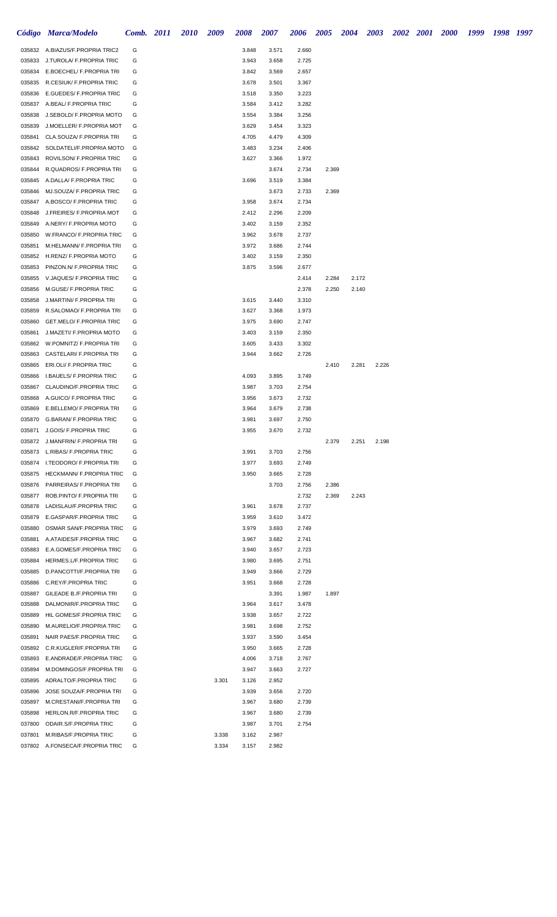| Código | Marca/Modelo | Comb. | 2011 | 2010 | 2009 | 2008 | 2007 | 2006 | 2005 | 2004 | 2003 | 2002 | 2001 | 2000 | 1999 | 1998 | 1997 |
|---|---|---|---|---|---|---|---|---|---|---|---|---|---|---|---|---|---|
| 035832 | A.BIAZUS/F.PROPRIA TRIC2 | G | | | | 3.848 | 3.571 | 2.660 | | | | | | | | | |
| 035833 | J.TUROLA/ F.PROPRIA TRIC | G | | | | 3.943 | 3.658 | 2.725 | | | | | | | | | |
| 035834 | E.BOECHEL/ F.PROPRIA TRI | G | | | | 3.842 | 3.569 | 2.657 | | | | | | | | | |
| 035835 | R.CESIUK/ F.PROPRIA TRIC | G | | | | 3.678 | 3.501 | 3.367 | | | | | | | | | |
| 035836 | E.GUEDES/ F.PROPRIA TRIC | G | | | | 3.518 | 3.350 | 3.223 | | | | | | | | | |
| 035837 | A.BEAL/ F.PROPRIA TRIC | G | | | | 3.584 | 3.412 | 3.282 | | | | | | | | | |
| 035838 | J.SEBOLD/ F.PROPRIA MOTO | G | | | | 3.554 | 3.384 | 3.256 | | | | | | | | | |
| 035839 | J.MOELLER/ F.PROPRIA MOT | G | | | | 3.629 | 3.454 | 3.323 | | | | | | | | | |
| 035841 | CLA.SOUZA/ F.PROPRIA TRI | G | | | | 4.705 | 4.479 | 4.309 | | | | | | | | | |
| 035842 | SOLDATELI/F.PROPRIA MOTO | G | | | | 3.483 | 3.234 | 2.406 | | | | | | | | | |
| 035843 | ROVILSON/ F.PROPRIA TRIC | G | | | | 3.627 | 3.366 | 1.972 | | | | | | | | | |
| 035844 | R.QUADROS/ F.PROPRIA TRI | G | | | | | 3.674 | 2.734 | 2.369 | | | | | | | | |
| 035845 | A.DALLA/ F.PROPRIA TRIC | G | | | | 3.696 | 3.519 | 3.384 | | | | | | | | | |
| 035846 | MJ.SOUZA/ F.PROPRIA TRIC | G | | | | | 3.673 | 2.733 | 2.369 | | | | | | | | |
| 035847 | A.BOSCO/ F.PROPRIA TRIC | G | | | | 3.958 | 3.674 | 2.734 | | | | | | | | | |
| 035848 | J.FREIRES/ F.PROPRIA MOT | G | | | | 2.412 | 2.296 | 2.209 | | | | | | | | | |
| 035849 | A.NERY/ F.PROPRIA MOTO | G | | | | 3.402 | 3.159 | 2.352 | | | | | | | | | |
| 035850 | W.FRANCO/ F.PROPRIA TRIC | G | | | | 3.962 | 3.678 | 2.737 | | | | | | | | | |
| 035851 | M.HELMANN/ F.PROPRIA TRI | G | | | | 3.972 | 3.686 | 2.744 | | | | | | | | | |
| 035852 | H.RENZ/ F.PROPRIA MOTO | G | | | | 3.402 | 3.159 | 2.350 | | | | | | | | | |
| 035853 | PINZON.N/ F.PROPRIA TRIC | G | | | | 3.875 | 3.596 | 2.677 | | | | | | | | | |
| 035855 | V.JAQUES/ F.PROPRIA TRIC | G | | | | | | 2.414 | 2.284 | 2.172 | | | | | | | |
| 035856 | M.GUSE/ F.PROPRIA TRIC | G | | | | | | 2.378 | 2.250 | 2.140 | | | | | | | |
| 035858 | J.MARTINI/ F.PROPRIA TRI | G | | | | 3.615 | 3.440 | 3.310 | | | | | | | | | |
| 035859 | R.SALOMAO/ F.PROPRIA TRI | G | | | | 3.627 | 3.368 | 1.973 | | | | | | | | | |
| 035860 | GET.MELO/ F.PROPRIA TRIC | G | | | | 3.975 | 3.690 | 2.747 | | | | | | | | | |
| 035861 | J.MAZETI/ F.PROPRIA MOTO | G | | | | 3.403 | 3.159 | 2.350 | | | | | | | | | |
| 035862 | W.POMNITZ/ F.PROPRIA TRI | G | | | | 3.605 | 3.433 | 3.302 | | | | | | | | | |
| 035863 | CASTELARI/ F.PROPRIA TRI | G | | | | 3.944 | 3.662 | 2.726 | | | | | | | | | |
| 035865 | ERI.OLI/ F.PROPRIA TRIC | G | | | | | | | 2.410 | 2.281 | 2.226 | | | | | | |
| 035866 | I.BAUELS/ F.PROPRIA TRIC | G | | | | 4.093 | 3.895 | 3.749 | | | | | | | | | |
| 035867 | CLAUDINO/F.PROPRIA TRIC | G | | | | 3.987 | 3.703 | 2.754 | | | | | | | | | |
| 035868 | A.GUICO/ F.PROPRIA TRIC | G | | | | 3.956 | 3.673 | 2.732 | | | | | | | | | |
| 035869 | E.BELLEMO/ F.PROPRIA TRI | G | | | | 3.964 | 3.679 | 2.738 | | | | | | | | | |
| 035870 | G.BARAN/ F.PROPRIA TRIC | G | | | | 3.981 | 3.697 | 2.750 | | | | | | | | | |
| 035871 | J.GOIS/ F.PROPRIA TRIC | G | | | | 3.955 | 3.670 | 2.732 | | | | | | | | | |
| 035872 | J.MANFRIN/ F.PROPRIA TRI | G | | | | | | | 2.379 | 2.251 | 2.198 | | | | | | |
| 035873 | L.RIBAS/ F.PROPRIA TRIC | G | | | | 3.991 | 3.703 | 2.756 | | | | | | | | | |
| 035874 | I.TEODORO/ F.PROPRIA TRI | G | | | | 3.977 | 3.693 | 2.749 | | | | | | | | | |
| 035875 | HECKMANN/ F.PROPRIA TRIC | G | | | | 3.950 | 3.665 | 2.728 | | | | | | | | | |
| 035876 | PARREIRAS/ F.PROPRIA TRI | G | | | | | 3.703 | 2.756 | 2.386 | | | | | | | | |
| 035877 | ROB.PINTO/ F.PROPRIA TRI | G | | | | | | 2.732 | 2.369 | 2.243 | | | | | | | |
| 035878 | LADISLAU/F.PROPRIA TRIC | G | | | | 3.961 | 3.678 | 2.737 | | | | | | | | | |
| 035879 | E.GASPAR/F.PROPRIA TRIC | G | | | | 3.959 | 3.610 | 3.472 | | | | | | | | | |
| 035880 | OSMAR SAN/F.PROPRIA TRIC | G | | | | 3.979 | 3.693 | 2.749 | | | | | | | | | |
| 035881 | A.ATAIDES/F.PROPRIA TRIC | G | | | | 3.967 | 3.682 | 2.741 | | | | | | | | | |
| 035883 | E.A.GOMES/F.PROPRIA TRIC | G | | | | 3.940 | 3.657 | 2.723 | | | | | | | | | |
| 035884 | HERMES.L/F.PROPRIA TRIC | G | | | | 3.980 | 3.695 | 2.751 | | | | | | | | | |
| 035885 | D.PANCOTTI/F.PROPRIA TRI | G | | | | 3.949 | 3.666 | 2.729 | | | | | | | | | |
| 035886 | C.REY/F.PROPRIA TRIC | G | | | | 3.951 | 3.668 | 2.728 | | | | | | | | | |
| 035887 | GILEADE B./F.PROPRIA TRI | G | | | | | 3.391 | 1.987 | 1.897 | | | | | | | | |
| 035888 | DALMONIR/F.PROPRIA TRIC | G | | | | 3.964 | 3.617 | 3.478 | | | | | | | | | |
| 035889 | HIL GOMES/F.PROPRIA TRIC | G | | | | 3.938 | 3.657 | 2.722 | | | | | | | | | |
| 035890 | M.AURELIO/F.PROPRIA TRIC | G | | | | 3.981 | 3.698 | 2.752 | | | | | | | | | |
| 035891 | NAIR PAES/F.PROPRIA TRIC | G | | | | 3.937 | 3.590 | 3.454 | | | | | | | | | |
| 035892 | C.R.KUGLER/F.PROPRIA TRI | G | | | | 3.950 | 3.665 | 2.728 | | | | | | | | | |
| 035893 | E.ANDRADE/F.PROPRIA TRIC | G | | | | 4.006 | 3.718 | 2.767 | | | | | | | | | |
| 035894 | M.DOMINGOS/F.PROPRIA TRI | G | | | | 3.947 | 3.663 | 2.727 | | | | | | | | | |
| 035895 | ADRALTO/F.PROPRIA TRIC | G | | | 3.301 | 3.126 | 2.952 | | | | | | | | | | |
| 035896 | JOSE SOUZA/F.PROPRIA TRI | G | | | | 3.939 | 3.656 | 2.720 | | | | | | | | | |
| 035897 | M.CRESTANI/F.PROPRIA TRI | G | | | | 3.967 | 3.680 | 2.739 | | | | | | | | | |
| 035898 | HERLON.R/F.PROPRIA TRIC | G | | | | 3.967 | 3.680 | 2.739 | | | | | | | | | |
| 037800 | ODAIR.S/F.PROPRIA TRIC | G | | | | 3.987 | 3.701 | 2.754 | | | | | | | | | |
| 037801 | M.RIBAS/F.PROPRIA TRIC | G | | | 3.338 | 3.162 | 2.987 | | | | | | | | | | |
| 037802 | A.FONSECA/F.PROPRIA TRIC | G | | | 3.334 | 3.157 | 2.982 | | | | | | | | | | |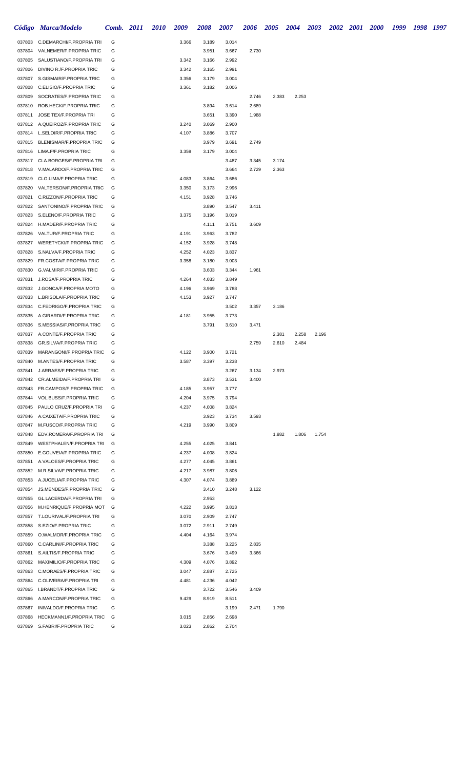| Código | Marca/Modelo | Comb. | 2011 | 2010 | 2009 | 2008 | 2007 | 2006 | 2005 | 2004 | 2003 | 2002 | 2001 | 2000 | 1999 | 1998 | 1997 |
|---|---|---|---|---|---|---|---|---|---|---|---|---|---|---|---|---|---|
| 037803 | C.DEMARCHI/F.PROPRIA TRI | G | | | 3.366 | 3.189 | 3.014 | | | | | | | | | | |
| 037804 | VALNEMER/F.PROPRIA TRIC | G | | | | 3.951 | 3.667 | 2.730 | | | | | | | | | |
| 037805 | SALUSTIANO/F.PROPRIA TRI | G | | | 3.342 | 3.166 | 2.992 | | | | | | | | | | |
| 037806 | DIVINO R./F.PROPRIA TRIC | G | | | 3.342 | 3.165 | 2.991 | | | | | | | | | | |
| 037807 | S.GISMAIR/F.PROPRIA TRIC | G | | | 3.356 | 3.179 | 3.004 | | | | | | | | | | |
| 037808 | C.ELISIO/F.PROPRIA TRIC | G | | | 3.361 | 3.182 | 3.006 | | | | | | | | | | |
| 037809 | SOCRATES/F.PROPRIA TRIC | G | | | | | | 2.746 | 2.383 | 2.253 | | | | | | | |
| 037810 | ROB.HECK/F.PROPRIA TRIC | G | | | | 3.894 | 3.614 | 2.689 | | | | | | | | | |
| 037811 | JOSE TEX/F.PROPRIA TRI | G | | | | 3.651 | 3.390 | 1.988 | | | | | | | | | |
| 037812 | A.QUEIROZ/F.PROPRIA TRIC | G | | | 3.240 | 3.069 | 2.900 | | | | | | | | | | |
| 037814 | L.SELOIR/F.PROPRIA TRIC | G | | | 4.107 | 3.886 | 3.707 | | | | | | | | | | |
| 037815 | BLENISMAR/F.PROPRIA TRIC | G | | | | 3.979 | 3.691 | 2.749 | | | | | | | | | |
| 037816 | LIMA.F/F.PROPRIA TRIC | G | | | 3.359 | 3.179 | 3.004 | | | | | | | | | | |
| 037817 | CLA.BORGES/F.PROPRIA TRI | G | | | | | 3.487 | 3.345 | 3.174 | | | | | | | | |
| 037818 | V.MALARDO/F.PROPRIA TRIC | G | | | | | 3.664 | 2.729 | 2.363 | | | | | | | | |
| 037819 | CLO.LIMA/F.PROPRIA TRIC | G | | | 4.083 | 3.864 | 3.686 | | | | | | | | | | |
| 037820 | VALTERSON/F.PROPRIA TRIC | G | | | 3.350 | 3.173 | 2.996 | | | | | | | | | | |
| 037821 | C.RIZZON/F.PROPRIA TRIC | G | | | 4.151 | 3.928 | 3.746 | | | | | | | | | | |
| 037822 | SANTONINO/F.PROPRIA TRIC | G | | | | 3.890 | 3.547 | 3.411 | | | | | | | | | |
| 037823 | S.ELENO/F.PROPRIA TRIC | G | | | 3.375 | 3.196 | 3.019 | | | | | | | | | | |
| 037824 | H.MADER/F.PROPRIA TRIC | G | | | | 4.111 | 3.751 | 3.609 | | | | | | | | | |
| 037826 | VALTUR/F.PROPRIA TRIC | G | | | 4.191 | 3.963 | 3.782 | | | | | | | | | | |
| 037827 | WERETYCKI/F.PROPRIA TRIC | G | | | 4.152 | 3.928 | 3.748 | | | | | | | | | | |
| 037828 | S.NALVA/F.PROPRIA TRIC | G | | | 4.252 | 4.023 | 3.837 | | | | | | | | | | |
| 037829 | FR.COSTA/F.PROPRIA TRIC | G | | | 3.358 | 3.180 | 3.003 | | | | | | | | | | |
| 037830 | G.VALMIR/F.PROPRIA TRIC | G | | | | 3.603 | 3.344 | 1.961 | | | | | | | | | |
| 037831 | J.ROSA/F.PROPRIA TRIC | G | | | 4.264 | 4.033 | 3.849 | | | | | | | | | | |
| 037832 | J.GONCA/F.PROPRIA MOTO | G | | | 4.196 | 3.969 | 3.788 | | | | | | | | | | |
| 037833 | L.BRISOLA/F.PROPRIA TRIC | G | | | 4.153 | 3.927 | 3.747 | | | | | | | | | | |
| 037834 | C.FEDRIGO/F.PROPRIA TRIC | G | | | | | 3.502 | 3.357 | 3.186 | | | | | | | | |
| 037835 | A.GIRARDI/F.PROPRIA TRIC | G | | | 4.181 | 3.955 | 3.773 | | | | | | | | | | |
| 037836 | S.MESSIAS/F.PROPRIA TRIC | G | | | | 3.791 | 3.610 | 3.471 | | | | | | | | | |
| 037837 | A.CONTE/F.PROPRIA TRIC | G | | | | | | | 2.381 | 2.258 | 2.196 | | | | | | |
| 037838 | GR.SILVA/F.PROPRIA TRIC | G | | | | | | 2.759 | 2.610 | 2.484 | | | | | | | |
| 037839 | MARANGONI/F.PROPRIA TRIC | G | | | 4.122 | 3.900 | 3.721 | | | | | | | | | | |
| 037840 | M.ANTES/F.PROPRIA TRIC | G | | | 3.587 | 3.397 | 3.238 | | | | | | | | | | |
| 037841 | J.ARRAES/F.PROPRIA TRIC | G | | | | | 3.267 | 3.134 | 2.973 | | | | | | | | |
| 037842 | CR.ALMEIDA/F.PROPRIA TRI | G | | | | 3.873 | 3.531 | 3.400 | | | | | | | | | |
| 037843 | FR.CAMPOS/F.PROPRIA TRIC | G | | | 4.185 | 3.957 | 3.777 | | | | | | | | | | |
| 037844 | VOL.BUSS/F.PROPRIA TRIC | G | | | 4.204 | 3.975 | 3.794 | | | | | | | | | | |
| 037845 | PAULO CRUZ/F.PROPRIA TRI | G | | | 4.237 | 4.008 | 3.824 | | | | | | | | | | |
| 037846 | A.CAIXETA/F.PROPRIA TRIC | G | | | | 3.923 | 3.734 | 3.593 | | | | | | | | | |
| 037847 | M.FUSCO/F.PROPRIA TRIC | G | | | 4.219 | 3.990 | 3.809 | | | | | | | | | | |
| 037848 | EDV.ROMERA/F.PROPRIA TRI | G | | | | | | | 1.882 | 1.806 | 1.754 | | | | | | |
| 037849 | WESTPHALEN/F.PROPRIA TRI | G | | | 4.255 | 4.025 | 3.841 | | | | | | | | | | |
| 037850 | E.GOUVEIA/F.PROPRIA TRIC | G | | | 4.237 | 4.008 | 3.824 | | | | | | | | | | |
| 037851 | A.VALOES/F.PROPRIA TRIC | G | | | 4.277 | 4.045 | 3.861 | | | | | | | | | | |
| 037852 | M.R.SILVA/F.PROPRIA TRIC | G | | | 4.217 | 3.987 | 3.806 | | | | | | | | | | |
| 037853 | A.JUCELIA/F.PROPRIA TRIC | G | | | 4.307 | 4.074 | 3.889 | | | | | | | | | | |
| 037854 | JS.MENDES/F.PROPRIA TRIC | G | | | | 3.410 | 3.248 | 3.122 | | | | | | | | | |
| 037855 | GL.LACERDA/F.PROPRIA TRI | G | | | | 2.953 | | | | | | | | | | | |
| 037856 | M.HENRIQUE/F.PROPRIA MOT | G | | | 4.222 | 3.995 | 3.813 | | | | | | | | | | |
| 037857 | T.LOURIVAL/F.PROPRIA TRI | G | | | 3.070 | 2.909 | 2.747 | | | | | | | | | | |
| 037858 | S.EZIO/F.PROPRIA TRIC | G | | | 3.072 | 2.911 | 2.749 | | | | | | | | | | |
| 037859 | O.WALMOR/F.PROPRIA TRIC | G | | | 4.404 | 4.164 | 3.974 | | | | | | | | | | |
| 037860 | C.CARLINI/F.PROPRIA TRIC | G | | | | 3.388 | 3.225 | 2.835 | | | | | | | | | |
| 037861 | S.AILTIS/F.PROPRIA TRIC | G | | | | 3.676 | 3.499 | 3.366 | | | | | | | | | |
| 037862 | MAXIMILIO/F.PROPRIA TRIC | G | | | 4.309 | 4.076 | 3.892 | | | | | | | | | | |
| 037863 | C.MORAES/F.PROPRIA TRIC | G | | | 3.047 | 2.887 | 2.725 | | | | | | | | | | |
| 037864 | C.OLIVEIRA/F.PROPRIA TRI | G | | | 4.481 | 4.236 | 4.042 | | | | | | | | | | |
| 037865 | I.BRANDT/F.PROPRIA TRIC | G | | | | 3.722 | 3.546 | 3.409 | | | | | | | | | |
| 037866 | A.MARCON/F.PROPRIA TRIC | G | | | 9.429 | 8.919 | 8.511 | | | | | | | | | | |
| 037867 | INIVALDO/F.PROPRIA TRIC | G | | | | | 3.199 | 2.471 | 1.790 | | | | | | | | |
| 037868 | HECKMANN1/F.PROPRIA TRIC | G | | | 3.015 | 2.856 | 2.698 | | | | | | | | | | |
| 037869 | S.FABRI/F.PROPRIA TRIC | G | | | 3.023 | 2.862 | 2.704 | | | | | | | | | | |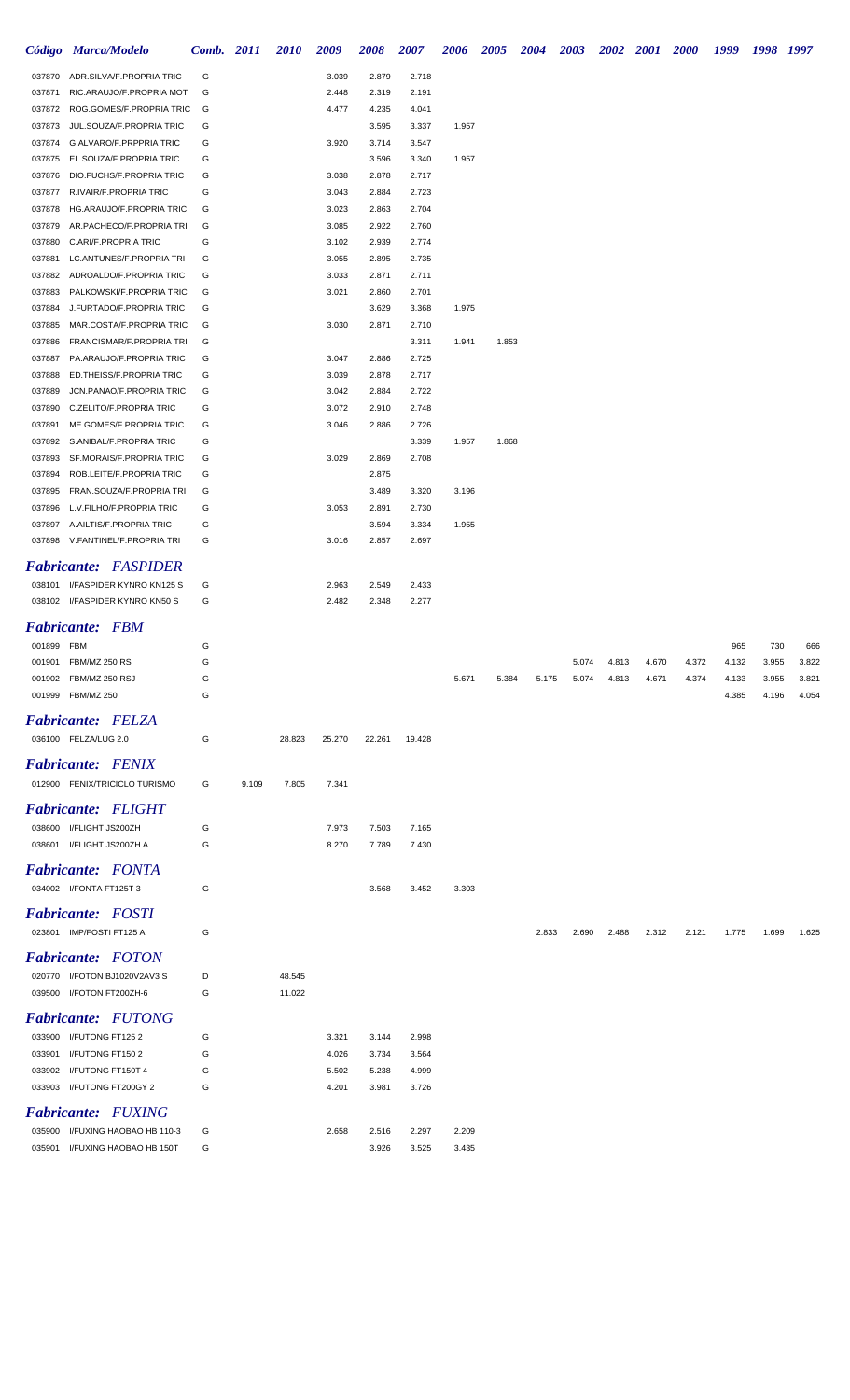| Código | Marca/Modelo | Comb. | 2011 | 2010 | 2009 | 2008 | 2007 | 2006 | 2005 | 2004 | 2003 | 2002 | 2001 | 2000 | 1999 | 1998 | 1997 |
|---|---|---|---|---|---|---|---|---|---|---|---|---|---|---|---|---|---|
| 037870 | ADR.SILVA/F.PROPRIA TRIC | G | | | 3.039 | 2.879 | 2.718 | | | | | | | | | | |
| 037871 | RIC.ARAUJO/F.PROPRIA MOT | G | | | 2.448 | 2.319 | 2.191 | | | | | | | | | | |
| 037872 | ROG.GOMES/F.PROPRIA TRIC | G | | | 4.477 | 4.235 | 4.041 | | | | | | | | | | |
| 037873 | JUL.SOUZA/F.PROPRIA TRIC | G | | | | 3.595 | 3.337 | 1.957 | | | | | | | | | |
| 037874 | G.ALVARO/F.PRPPRIA TRIC | G | | | 3.920 | 3.714 | 3.547 | | | | | | | | | | |
| 037875 | EL.SOUZA/F.PROPRIA TRIC | G | | | | 3.596 | 3.340 | 1.957 | | | | | | | | | |
| 037876 | DIO.FUCHS/F.PROPRIA TRIC | G | | | 3.038 | 2.878 | 2.717 | | | | | | | | | | |
| 037877 | R.IVAIR/F.PROPRIA TRIC | G | | | 3.043 | 2.884 | 2.723 | | | | | | | | | | |
| 037878 | HG.ARAUJO/F.PROPRIA TRIC | G | | | 3.023 | 2.863 | 2.704 | | | | | | | | | | |
| 037879 | AR.PACHECO/F.PROPRIA TRI | G | | | 3.085 | 2.922 | 2.760 | | | | | | | | | | |
| 037880 | C.ARI/F.PROPRIA TRIC | G | | | 3.102 | 2.939 | 2.774 | | | | | | | | | | |
| 037881 | LC.ANTUNES/F.PROPRIA TRI | G | | | 3.055 | 2.895 | 2.735 | | | | | | | | | | |
| 037882 | ADROALDO/F.PROPRIA TRIC | G | | | 3.033 | 2.871 | 2.711 | | | | | | | | | | |
| 037883 | PALKOWSKI/F.PROPRIA TRIC | G | | | 3.021 | 2.860 | 2.701 | | | | | | | | | | |
| 037884 | J.FURTADO/F.PROPRIA TRIC | G | | | | 3.629 | 3.368 | 1.975 | | | | | | | | | |
| 037885 | MAR.COSTA/F.PROPRIA TRIC | G | | | 3.030 | 2.871 | 2.710 | | | | | | | | | | |
| 037886 | FRANCISMAR/F.PROPRIA TRI | G | | | | | 3.311 | 1.941 | 1.853 | | | | | | | | |
| 037887 | PA.ARAUJO/F.PROPRIA TRIC | G | | | 3.047 | 2.886 | 2.725 | | | | | | | | | | |
| 037888 | ED.THEISS/F.PROPRIA TRIC | G | | | 3.039 | 2.878 | 2.717 | | | | | | | | | | |
| 037889 | JCN.PANAO/F.PROPRIA TRIC | G | | | 3.042 | 2.884 | 2.722 | | | | | | | | | | |
| 037890 | C.ZELITO/F.PROPRIA TRIC | G | | | 3.072 | 2.910 | 2.748 | | | | | | | | | | |
| 037891 | ME.GOMES/F.PROPRIA TRIC | G | | | 3.046 | 2.886 | 2.726 | | | | | | | | | | |
| 037892 | S.ANIBAL/F.PROPRIA TRIC | G | | | | | 3.339 | 1.957 | 1.868 | | | | | | | | |
| 037893 | SF.MORAIS/F.PROPRIA TRIC | G | | | 3.029 | 2.869 | 2.708 | | | | | | | | | | |
| 037894 | ROB.LEITE/F.PROPRIA TRIC | G | | | | 2.875 | | | | | | | | | | | |
| 037895 | FRAN.SOUZA/F.PROPRIA TRI | G | | | | 3.489 | 3.320 | 3.196 | | | | | | | | | |
| 037896 | L.V.FILHO/F.PROPRIA TRIC | G | | | 3.053 | 2.891 | 2.730 | | | | | | | | | | |
| 037897 | A.AILTIS/F.PROPRIA TRIC | G | | | | 3.594 | 3.334 | 1.955 | | | | | | | | | |
| 037898 | V.FANTINEL/F.PROPRIA TRI | G | | | 3.016 | 2.857 | 2.697 | | | | | | | | | | |

## *Fabricante: FASPIDER*

| Código | Marca/Modelo | Comb. | 2011 | 2010 | 2009 | 2008 | 2007 | 2006 | 2005 | 2004 | 2003 | 2002 | 2001 | 2000 | 1999 | 1998 | 1997 |
|---|---|---|---|---|---|---|---|---|---|---|---|---|---|---|---|---|---|
| 038101 | I/FASPIDER KYNRO KN125 S | G | | | 2.963 | 2.549 | 2.433 | | | | | | | | | | |
| 038102 | I/FASPIDER KYNRO KN50 S | G | | | 2.482 | 2.348 | 2.277 | | | | | | | | | | |

## *Fabricante: FBM*

| Código | Marca/Modelo | Comb. | 2011 | 2010 | 2009 | 2008 | 2007 | 2006 | 2005 | 2004 | 2003 | 2002 | 2001 | 2000 | 1999 | 1998 | 1997 |
|---|---|---|---|---|---|---|---|---|---|---|---|---|---|---|---|---|---|
| 001899 | FBM | G | | | | | | | | | | | | | 965 | 730 | 666 |
| 001901 | FBM/MZ 250 RS | G | | | | | | | | | 5.074 | 4.813 | 4.670 | 4.372 | 4.132 | 3.955 | 3.822 |
| 001902 | FBM/MZ 250 RSJ | G | | | | | | 5.671 | 5.384 | 5.175 | 5.074 | 4.813 | 4.671 | 4.374 | 4.133 | 3.955 | 3.821 |
| 001999 | FBM/MZ 250 | G | | | | | | | | | | | | | 4.385 | 4.196 | 4.054 |

## *Fabricante: FELZA*

| Código | Marca/Modelo | Comb. | 2011 | 2010 | 2009 | 2008 | 2007 |
|---|---|---|---|---|---|---|---|
| 036100 | FELZA/LUG 2.0 | G | | 28.823 | 25.270 | 22.261 | 19.428 |

## *Fabricante: FENIX*

| Código | Marca/Modelo | Comb. | 2011 | 2010 | 2009 |
|---|---|---|---|---|---|
| 012900 | FENIX/TRICICLO TURISMO | G | 9.109 | 7.805 | 7.341 |

## *Fabricante: FLIGHT*

| Código | Marca/Modelo | Comb. | 2011 | 2010 | 2009 | 2008 | 2007 |
|---|---|---|---|---|---|---|---|
| 038600 | I/FLIGHT JS200ZH | G | | | 7.973 | 7.503 | 7.165 |
| 038601 | I/FLIGHT JS200ZH A | G | | | 8.270 | 7.789 | 7.430 |

## *Fabricante: FONTA*

| Código | Marca/Modelo | Comb. | 2011 | 2010 | 2009 | 2008 | 2007 | 2006 |
|---|---|---|---|---|---|---|---|---|
| 034002 | I/FONTA FT125T 3 | G | | | | 3.568 | 3.452 | 3.303 |

## *Fabricante: FOSTI*

| Código | Marca/Modelo | Comb. | 2011 | 2010 | 2009 | 2008 | 2007 | 2006 | 2005 | 2004 | 2003 | 2002 | 2001 | 2000 | 1999 | 1998 | 1997 |
|---|---|---|---|---|---|---|---|---|---|---|---|---|---|---|---|---|---|
| 023801 | IMP/FOSTI FT125 A | G | | | | | | | | 2.833 | 2.690 | 2.488 | 2.312 | 2.121 | 1.775 | 1.699 | 1.625 |

## *Fabricante: FOTON*

| Código | Marca/Modelo | Comb. | 2011 | 2010 |
|---|---|---|---|---|
| 020770 | I/FOTON BJ1020V2AV3 S | D | | 48.545 |
| 039500 | I/FOTON FT200ZH-6 | G | | 11.022 |

## *Fabricante: FUTONG*

| Código | Marca/Modelo | Comb. | 2011 | 2010 | 2009 | 2008 | 2007 |
|---|---|---|---|---|---|---|---|
| 033900 | I/FUTONG FT125 2 | G | | | 3.321 | 3.144 | 2.998 |
| 033901 | I/FUTONG FT150 2 | G | | | 4.026 | 3.734 | 3.564 |
| 033902 | I/FUTONG FT150T 4 | G | | | 5.502 | 5.238 | 4.999 |
| 033903 | I/FUTONG FT200GY 2 | G | | | 4.201 | 3.981 | 3.726 |

## *Fabricante: FUXING*

| Código | Marca/Modelo | Comb. | 2011 | 2010 | 2009 | 2008 | 2007 | 2006 |
|---|---|---|---|---|---|---|---|---|
| 035900 | I/FUXING HAOBAO HB 110-3 | G | | | 2.658 | 2.516 | 2.297 | 2.209 |
| 035901 | I/FUXING HAOBAO HB 150T | G | | | | 3.926 | 3.525 | 3.435 |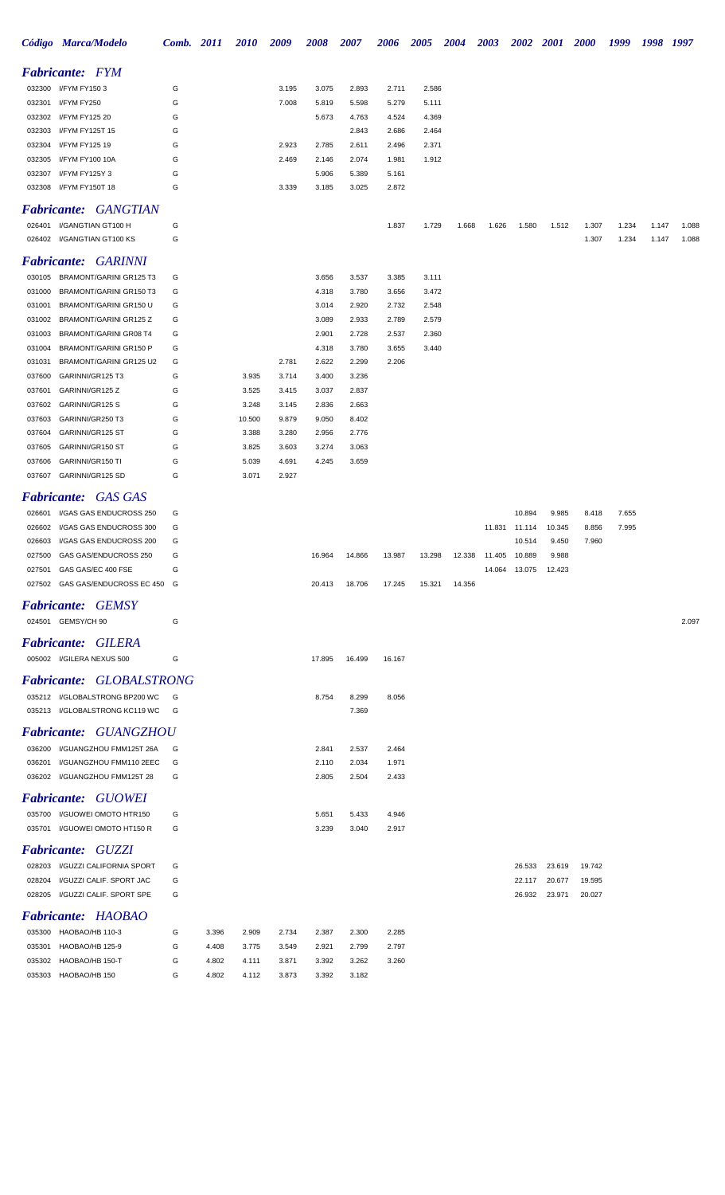| Código | Marca/Modelo | Comb. | 2011 | 2010 | 2009 | 2008 | 2007 | 2006 | 2005 | 2004 | 2003 | 2002 | 2001 | 2000 | 1999 | 1998 | 1997 |
|---|---|---|---|---|---|---|---|---|---|---|---|---|---|---|---|---|---|
| ***Fabricante: FYM*** | | | | | | | | | | | | | | | | | |
| 032300 | I/FYM FY150 3 | G | | | 3.195 | 3.075 | 2.893 | 2.711 | 2.586 | | | | | | | | |
| 032301 | I/FYM FY250 | G | | | 7.008 | 5.819 | 5.598 | 5.279 | 5.111 | | | | | | | | |
| 032302 | I/FYM FY125 20 | G | | | | 5.673 | 4.763 | 4.524 | 4.369 | | | | | | | | |
| 032303 | I/FYM FY125T 15 | G | | | | | 2.843 | 2.686 | 2.464 | | | | | | | | |
| 032304 | I/FYM FY125 19 | G | | | 2.923 | 2.785 | 2.611 | 2.496 | 2.371 | | | | | | | | |
| 032305 | I/FYM FY100 10A | G | | | 2.469 | 2.146 | 2.074 | 1.981 | 1.912 | | | | | | | | |
| 032307 | I/FYM FY125Y 3 | G | | | | 5.906 | 5.389 | 5.161 | | | | | | | | | |
| 032308 | I/FYM FY150T 18 | G | | | 3.339 | 3.185 | 3.025 | 2.872 | | | | | | | | | |
| ***Fabricante: GANGTIAN*** | | | | | | | | | | | | | | | | | |
| 026401 | I/GANGTIAN GT100 H | G | | | | | | 1.837 | 1.729 | 1.668 | 1.626 | 1.580 | 1.512 | 1.307 | 1.234 | 1.147 | 1.088 |
| 026402 | I/GANGTIAN GT100 KS | G | | | | | | | | | | | | 1.307 | 1.234 | 1.147 | 1.088 |
| ***Fabricante: GARINNI*** | | | | | | | | | | | | | | | | | |
| 030105 | BRAMONT/GARINI GR125 T3 | G | | | | 3.656 | 3.537 | 3.385 | 3.111 | | | | | | | | |
| 031000 | BRAMONT/GARINI GR150 T3 | G | | | | 4.318 | 3.780 | 3.656 | 3.472 | | | | | | | | |
| 031001 | BRAMONT/GARINI GR150 U | G | | | | 3.014 | 2.920 | 2.732 | 2.548 | | | | | | | | |
| 031002 | BRAMONT/GARINI GR125 Z | G | | | | 3.089 | 2.933 | 2.789 | 2.579 | | | | | | | | |
| 031003 | BRAMONT/GARINI GR08 T4 | G | | | | 2.901 | 2.728 | 2.537 | 2.360 | | | | | | | | |
| 031004 | BRAMONT/GARINI GR150 P | G | | | | 4.318 | 3.780 | 3.655 | 3.440 | | | | | | | | |
| 031031 | BRAMONT/GARINI GR125 U2 | G | | | 2.781 | 2.622 | 2.299 | 2.206 | | | | | | | | | |
| 037600 | GARINNI/GR125 T3 | G | | 3.935 | 3.714 | 3.400 | 3.236 | | | | | | | | | | |
| 037601 | GARINNI/GR125 Z | G | | 3.525 | 3.415 | 3.037 | 2.837 | | | | | | | | | | |
| 037602 | GARINNI/GR125 S | G | | 3.248 | 3.145 | 2.836 | 2.663 | | | | | | | | | | |
| 037603 | GARINNI/GR250 T3 | G | | 10.500 | 9.879 | 9.050 | 8.402 | | | | | | | | | | |
| 037604 | GARINNI/GR125 ST | G | | 3.388 | 3.280 | 2.956 | 2.776 | | | | | | | | | | |
| 037605 | GARINNI/GR150 ST | G | | 3.825 | 3.603 | 3.274 | 3.063 | | | | | | | | | | |
| 037606 | GARINNI/GR150 TI | G | | 5.039 | 4.691 | 4.245 | 3.659 | | | | | | | | | | |
| 037607 | GARINNI/GR125 SD | G | | 3.071 | 2.927 | | | | | | | | | | | | |
| ***Fabricante: GAS GAS*** | | | | | | | | | | | | | | | | | |
| 026601 | I/GAS GAS ENDUCROSS 250 | G | | | | | | | | | | 10.894 | 9.985 | 8.418 | 7.655 | | |
| 026602 | I/GAS GAS ENDUCROSS 300 | G | | | | | | | | | 11.831 | 11.114 | 10.345 | 8.856 | 7.995 | | |
| 026603 | I/GAS GAS ENDUCROSS 200 | G | | | | | | | | | | 10.514 | 9.450 | 7.960 | | | |
| 027500 | GAS GAS/ENDUCROSS 250 | G | | | | 16.964 | 14.866 | 13.987 | 13.298 | 12.338 | 11.405 | 10.889 | 9.988 | | | | |
| 027501 | GAS GAS/EC 400 FSE | G | | | | | | | | | 14.064 | 13.075 | 12.423 | | | | |
| 027502 | GAS GAS/ENDUCROSS EC 450 | G | | | | 20.413 | 18.706 | 17.245 | 15.321 | 14.356 | | | | | | | |
| ***Fabricante: GEMSY*** | | | | | | | | | | | | | | | | | |
| 024501 | GEMSY/CH 90 | G | | | | | | | | | | | | | | | 2.097 |
| ***Fabricante: GILERA*** | | | | | | | | | | | | | | | | | |
| 005002 | I/GILERA NEXUS 500 | G | | | | 17.895 | 16.499 | 16.167 | | | | | | | | | |
| ***Fabricante: GLOBALSTRONG*** | | | | | | | | | | | | | | | | | |
| 035212 | I/GLOBALSTRONG BP200 WC | G | | | | 8.754 | 8.299 | 8.056 | | | | | | | | | |
| 035213 | I/GLOBALSTRONG KC119 WC | G | | | | | 7.369 | | | | | | | | | | |
| ***Fabricante: GUANGZHOU*** | | | | | | | | | | | | | | | | | |
| 036200 | I/GUANGZHOU FMM125T 26A | G | | | | 2.841 | 2.537 | 2.464 | | | | | | | | | |
| 036201 | I/GUANGZHOU FMM110 2EEC | G | | | | 2.110 | 2.034 | 1.971 | | | | | | | | | |
| 036202 | I/GUANGZHOU FMM125T 28 | G | | | | 2.805 | 2.504 | 2.433 | | | | | | | | | |
| ***Fabricante: GUOWEI*** | | | | | | | | | | | | | | | | | |
| 035700 | I/GUOWEI OMOTO HTR150 | G | | | | 5.651 | 5.433 | 4.946 | | | | | | | | | |
| 035701 | I/GUOWEI OMOTO HT150 R | G | | | | 3.239 | 3.040 | 2.917 | | | | | | | | | |
| ***Fabricante: GUZZI*** | | | | | | | | | | | | | | | | | |
| 028203 | I/GUZZI CALIFORNIA SPORT | G | | | | | | | | | | 26.533 | 23.619 | 19.742 | | | |
| 028204 | I/GUZZI CALIF. SPORT JAC | G | | | | | | | | | | 22.117 | 20.677 | 19.595 | | | |
| 028205 | I/GUZZI CALIF. SPORT SPE | G | | | | | | | | | | 26.932 | 23.971 | 20.027 | | | |
| ***Fabricante: HAOBAO*** | | | | | | | | | | | | | | | | | |
| 035300 | HAOBAO/HB 110-3 | G | 3.396 | 2.909 | 2.734 | 2.387 | 2.300 | 2.285 | | | | | | | | | |
| 035301 | HAOBAO/HB 125-9 | G | 4.408 | 3.775 | 3.549 | 2.921 | 2.799 | 2.797 | | | | | | | | | |
| 035302 | HAOBAO/HB 150-T | G | 4.802 | 4.111 | 3.871 | 3.392 | 3.262 | 3.260 | | | | | | | | | |
| 035303 | HAOBAO/HB 150 | G | 4.802 | 4.112 | 3.873 | 3.392 | 3.182 | | | | | | | | | | |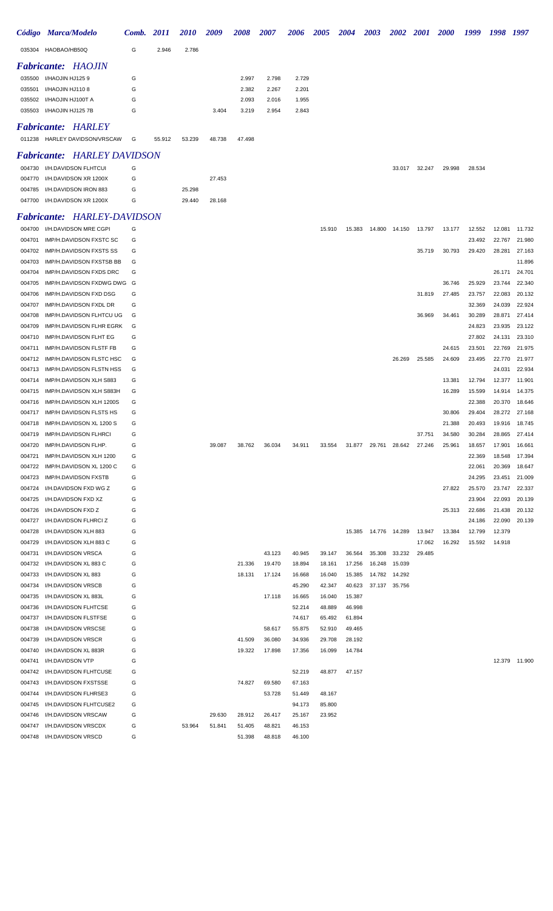| Código | Marca/Modelo | Comb. | 2011 | 2010 | 2009 | 2008 | 2007 | 2006 | 2005 | 2004 | 2003 | 2002 | 2001 | 2000 | 1999 | 1998 | 1997 |
|---|---|---|---|---|---|---|---|---|---|---|---|---|---|---|---|---|---|
| 035304 | HAOBAO/HB50Q | G | 2.946 | 2.786 | | | | | | | | | | | | | |

## *Fabricante: HAOJIN*

| Código | Marca/Modelo | Comb. | 2011 | 2010 | 2009 | 2008 | 2007 | 2006 | 2005 | 2004 | 2003 | 2002 | 2001 | 2000 | 1999 | 1998 | 1997 |
|---|---|---|---|---|---|---|---|---|---|---|---|---|---|---|---|---|---|
| 035500 | I/HAOJIN HJ125 9 | G | | | | 2.997 | 2.798 | 2.729 | | | | | | | | | |
| 035501 | I/HAOJIN HJ110 8 | G | | | | 2.382 | 2.267 | 2.201 | | | | | | | | | |
| 035502 | I/HAOJIN HJ100T A | G | | | | 2.093 | 2.016 | 1.955 | | | | | | | | | |
| 035503 | I/HAOJIN HJ125 7B | G | | | 3.404 | 3.219 | 2.954 | 2.843 | | | | | | | | | |

## *Fabricante: HARLEY*

| Código | Marca/Modelo | Comb. | 2011 | 2010 | 2009 | 2008 | 2007 | 2006 | 2005 | 2004 | 2003 | 2002 | 2001 | 2000 | 1999 | 1998 | 1997 |
|---|---|---|---|---|---|---|---|---|---|---|---|---|---|---|---|---|---|
| 011238 | HARLEY DAVIDSON/VRSCAW | G | 55.912 | 53.239 | 48.738 | 47.498 | | | | | | | | | | | |

## *Fabricante: HARLEY DAVIDSON*

| Código | Marca/Modelo | Comb. | 2011 | 2010 | 2009 | 2008 | 2007 | 2006 | 2005 | 2004 | 2003 | 2002 | 2001 | 2000 | 1999 | 1998 | 1997 |
|---|---|---|---|---|---|---|---|---|---|---|---|---|---|---|---|---|---|
| 004730 | I/H.DAVIDSON FLHTCUI | G | | | | | | | | | | 33.017 | 32.247 | 29.998 | 28.534 | | |
| 004770 | I/H.DAVIDSON XR 1200X | G | | | 27.453 | | | | | | | | | | | | |
| 004785 | I/H.DAVIDSON IRON 883 | G | | 25.298 | | | | | | | | | | | | | |
| 047700 | I/H.DAVIDSON XR 1200X | G | | 29.440 | 28.168 | | | | | | | | | | | | |

## *Fabricante: HARLEY-DAVIDSON*

| Código | Marca/Modelo | Comb. | 2011 | 2010 | 2009 | 2008 | 2007 | 2006 | 2005 | 2004 | 2003 | 2002 | 2001 | 2000 | 1999 | 1998 | 1997 |
|---|---|---|---|---|---|---|---|---|---|---|---|---|---|---|---|---|---|
| 004700 | I/H.DAVIDSON MRE CGPI | G | | | | | | | 15.910 | 15.383 | 14.800 | 14.150 | 13.797 | 13.177 | 12.552 | 12.081 | 11.732 |
| 004701 | IMP/H.DAVIDSON FXSTC SC | G | | | | | | | | | | | | | 23.492 | 22.767 | 21.980 |
| 004702 | IMP/H.DAVIDSON FXSTS SS | G | | | | | | | | | | | 35.719 | 30.793 | 29.420 | 28.281 | 27.163 |
| 004703 | IMP/H.DAVIDSON FXSTSB BB | G | | | | | | | | | | | | | | | 11.896 |
| 004704 | IMP/H.DAVIDSON FXDS DRC | G | | | | | | | | | | | | | | 26.171 | 24.701 |
| 004705 | IMP/H.DAVIDSON FXDWG DWG | G | | | | | | | | | | | | 36.746 | 25.929 | 23.744 | 22.340 |
| 004706 | IMP/H.DAVIDSON FXD DSG | G | | | | | | | | | | | 31.819 | 27.485 | 23.757 | 22.083 | 20.132 |
| 004707 | IMP/H.DAVIDSON FXDL DR | G | | | | | | | | | | | | | 32.369 | 24.039 | 22.924 |
| 004708 | IMP/H.DAVIDSON FLHTCU UG | G | | | | | | | | | | | 36.969 | 34.461 | 30.289 | 28.871 | 27.414 |
| 004709 | IMP/H.DAVIDSON FLHR EGRK | G | | | | | | | | | | | | | 24.823 | 23.935 | 23.122 |
| 004710 | IMP/H.DAVIDSON FLHT EG | G | | | | | | | | | | | | | 27.802 | 24.131 | 23.310 |
| 004711 | IMP/H.DAVIDSON FLSTF FB | G | | | | | | | | | | | | 24.615 | 23.501 | 22.769 | 21.975 |
| 004712 | IMP/H.DAVIDSON FLSTC HSC | G | | | | | | | | | | 26.269 | 25.585 | 24.609 | 23.495 | 22.770 | 21.977 |
| 004713 | IMP/H.DAVIDSON FLSTN HSS | G | | | | | | | | | | | | | | 24.031 | 22.934 |
| 004714 | IMP/H.DAVIDSON XLH S883 | G | | | | | | | | | | | | 13.381 | 12.794 | 12.377 | 11.901 |
| 004715 | IMP/H.DAVIDSON XLH S883H | G | | | | | | | | | | | | 16.289 | 15.599 | 14.914 | 14.375 |
| 004716 | IMP/H.DAVIDSON XLH 1200S | G | | | | | | | | | | | | | 22.388 | 20.370 | 18.646 |
| 004717 | IMP/H.DAVIDSON FLSTS HS | G | | | | | | | | | | | | 30.806 | 29.404 | 28.272 | 27.168 |
| 004718 | IMP/H.DAVIDSON XL 1200 S | G | | | | | | | | | | | | 21.388 | 20.493 | 19.916 | 18.745 |
| 004719 | IMP/H.DAVIDSON FLHRCI | G | | | | | | | | | | | 37.751 | 34.580 | 30.284 | 28.865 | 27.414 |
| 004720 | IMP/H.DAVIDSON FLHP. | G | | | 39.087 | 38.762 | 36.034 | 34.911 | 33.554 | 31.877 | 29.761 | 28.642 | 27.246 | 25.961 | 18.657 | 17.901 | 16.661 |
| 004721 | IMP/H.DAVIDSON XLH 1200 | G | | | | | | | | | | | | | 22.369 | 18.548 | 17.394 |
| 004722 | IMP/H.DAVIDSON XL 1200 C | G | | | | | | | | | | | | | 22.061 | 20.369 | 18.647 |
| 004723 | IMP/H.DAVIDSON FXSTB | G | | | | | | | | | | | | | 24.295 | 23.451 | 21.009 |
| 004724 | I/H.DAVIDSON FXD WG Z | G | | | | | | | | | | | | 27.822 | 25.570 | 23.747 | 22.337 |
| 004725 | I/H.DAVIDSON FXD XZ | G | | | | | | | | | | | | | 23.904 | 22.093 | 20.139 |
| 004726 | I/H.DAVIDSON FXD Z | G | | | | | | | | | | | | 25.313 | 22.686 | 21.438 | 20.132 |
| 004727 | I/H.DAVIDSON FLHRCI Z | G | | | | | | | | | | | | | 24.186 | 22.090 | 20.139 |
| 004728 | I/H.DAVIDSON XLH 883 | G | | | | | | | | 15.385 | 14.776 | 14.289 | 13.947 | 13.384 | 12.799 | 12.379 | |
| 004729 | I/H.DAVIDSON XLH 883 C | G | | | | | | | | | | | 17.062 | 16.292 | 15.592 | 14.918 | |
| 004731 | I/H.DAVIDSON VRSCA | G | | | | | 43.123 | 40.945 | 39.147 | 36.564 | 35.308 | 33.232 | 29.485 | | | | |
| 004732 | I/H.DAVIDSON XL 883 C | G | | | | 21.336 | 19.470 | 18.894 | 18.161 | 17.256 | 16.248 | 15.039 | | | | | |
| 004733 | I/H.DAVIDSON XL 883 | G | | | | 18.131 | 17.124 | 16.668 | 16.040 | 15.385 | 14.782 | 14.292 | | | | | |
| 004734 | I/H.DAVIDSON VRSCB | G | | | | | | 45.290 | 42.347 | 40.623 | 37.137 | 35.756 | | | | | |
| 004735 | I/H.DAVIDSON XL 883L | G | | | | | 17.118 | 16.665 | 16.040 | 15.387 | | | | | | | |
| 004736 | I/H.DAVIDSON FLHTCSE | G | | | | | | 52.214 | 48.889 | 46.998 | | | | | | | |
| 004737 | I/H.DAVIDSON FLSTFSE | G | | | | | | 74.617 | 65.492 | 61.894 | | | | | | | |
| 004738 | I/H.DAVIDSON VRSCSE | G | | | | | 58.617 | 55.875 | 52.910 | 49.465 | | | | | | | |
| 004739 | I/H.DAVIDSON VRSCR | G | | | | 41.509 | 36.080 | 34.936 | 29.708 | 28.192 | | | | | | | |
| 004740 | I/H.DAVIDSON XL 883R | G | | | | 19.322 | 17.898 | 17.356 | 16.099 | 14.784 | | | | | | | |
| 004741 | I/H.DAVIDSON VTP | G | | | | | | | | | | | | | | 12.379 | 11.900 |
| 004742 | I/H.DAVIDSON FLHTCUSE | G | | | | | | 52.219 | 48.877 | 47.157 | | | | | | | |
| 004743 | I/H.DAVIDSON FXSTSSE | G | | | | 74.827 | 69.580 | 67.163 | | | | | | | | | |
| 004744 | I/H.DAVIDSON FLHRSE3 | G | | | | | 53.728 | 51.449 | 48.167 | | | | | | | | |
| 004745 | I/H.DAVIDSON FLHTCUSE2 | G | | | | | | 94.173 | 85.800 | | | | | | | | |
| 004746 | I/H.DAVIDSON VRSCAW | G | | | 29.630 | 28.912 | 26.417 | 25.167 | 23.952 | | | | | | | | |
| 004747 | I/H.DAVIDSON VRSCDX | G | | 53.964 | 51.841 | 51.405 | 48.821 | 46.153 | | | | | | | | | |
| 004748 | I/H.DAVIDSON VRSCD | G | | | | 51.398 | 48.818 | 46.100 | | | | | | | | | |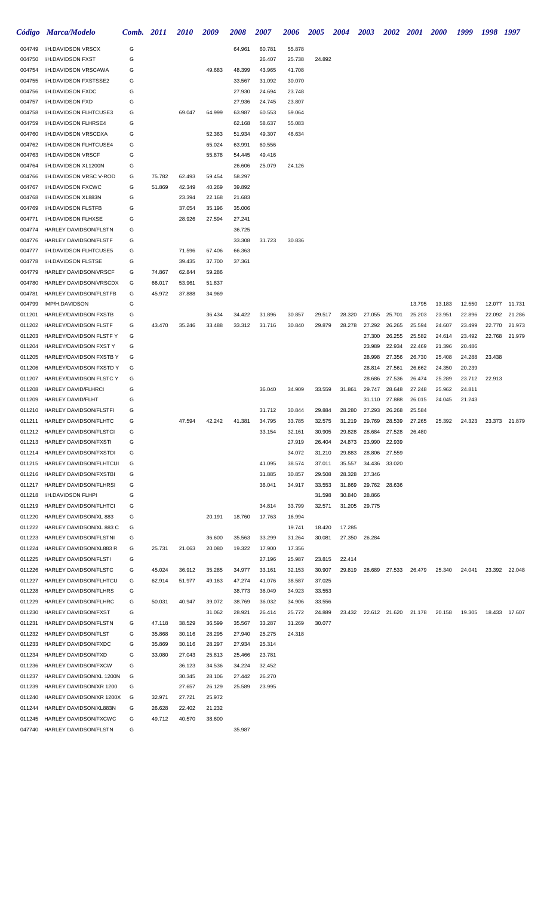| Código | Marca/Modelo | Comb. | 2011 | 2010 | 2009 | 2008 | 2007 | 2006 | 2005 | 2004 | 2003 | 2002 | 2001 | 2000 | 1999 | 1998 | 1997 |
|---|---|---|---|---|---|---|---|---|---|---|---|---|---|---|---|---|---|
| 004749 | I/H.DAVIDSON VRSCX | G | | | | 64.961 | 60.781 | 55.878 | | | | | | | | | |
| 004750 | I/H.DAVIDSON FXST | G | | | | | 26.407 | 25.738 | 24.892 | | | | | | | | |
| 004754 | I/H.DAVIDSON VRSCAWA | G | | | 49.683 | 48.399 | 43.965 | 41.708 | | | | | | | | | |
| 004755 | I/H.DAVIDSON FXSTSSE2 | G | | | | 33.567 | 31.092 | 30.070 | | | | | | | | | |
| 004756 | I/H.DAVIDSON FXDC | G | | | | 27.930 | 24.694 | 23.748 | | | | | | | | | |
| 004757 | I/H.DAVIDSON FXD | G | | | | 27.936 | 24.745 | 23.807 | | | | | | | | | |
| 004758 | I/H.DAVIDSON FLHTCUSE3 | G | | 69.047 | 64.999 | 63.987 | 60.553 | 59.064 | | | | | | | | | |
| 004759 | I/H.DAVIDSON FLHRSE4 | G | | | | 62.168 | 58.637 | 55.083 | | | | | | | | | |
| 004760 | I/H.DAVIDSON VRSCDXA | G | | | 52.363 | 51.934 | 49.307 | 46.634 | | | | | | | | | |
| 004762 | I/H.DAVIDSON FLHTCUSE4 | G | | | 65.024 | 63.991 | 60.556 | | | | | | | | | | |
| 004763 | I/H.DAVIDSON VRSCF | G | | | 55.878 | 54.445 | 49.416 | | | | | | | | | | |
| 004764 | I/H.DAVIDSON XL1200N | G | | | | 26.606 | 25.079 | 24.126 | | | | | | | | | |
| 004766 | I/H.DAVIDSON VRSC V-ROD | G | 75.782 | 62.493 | 59.454 | 58.297 | | | | | | | | | | | |
| 004767 | I/H.DAVIDSON FXCWC | G | 51.869 | 42.349 | 40.269 | 39.892 | | | | | | | | | | | |
| 004768 | I/H.DAVIDSON XL883N | G | | 23.394 | 22.168 | 21.683 | | | | | | | | | | | |
| 004769 | I/H.DAVIDSON FLSTFB | G | | 37.054 | 35.196 | 35.006 | | | | | | | | | | | |
| 004771 | I/H.DAVIDSON FLHXSE | G | | 28.926 | 27.594 | 27.241 | | | | | | | | | | | |
| 004774 | HARLEY DAVIDSON/FLSTN | G | | | | 36.725 | | | | | | | | | | | |
| 004776 | HARLEY DAVIDSON/FLSTF | G | | | | 33.308 | 31.723 | 30.836 | | | | | | | | | |
| 004777 | I/H.DAVIDSON FLHTCUSE5 | G | | 71.596 | 67.406 | 66.363 | | | | | | | | | | | |
| 004778 | I/H.DAVIDSON FLSTSE | G | | 39.435 | 37.700 | 37.361 | | | | | | | | | | | |
| 004779 | HARLEY DAVIDSON/VRSCF | G | 74.867 | 62.844 | 59.286 | | | | | | | | | | | | |
| 004780 | HARLEY DAVIDSON/VRSCDX | G | 66.017 | 53.961 | 51.837 | | | | | | | | | | | | |
| 004781 | HARLEY DAVIDSON/FLSTFB | G | 45.972 | 37.888 | 34.969 | | | | | | | | | | | | |
| 004799 | IMP/H.DAVIDSON | G | | | | | | | | | | | 13.795 | 13.183 | 12.550 | 12.077 | 11.731 |
| 011201 | HARLEY/DAVIDSON FXSTB | G | | | 36.434 | 34.422 | 31.896 | 30.857 | 29.517 | 28.320 | 27.055 | 25.701 | 25.203 | 23.951 | 22.896 | 22.092 | 21.286 |
| 011202 | HARLEY/DAVIDSON FLSTF | G | 43.470 | 35.246 | 33.488 | 33.312 | 31.716 | 30.840 | 29.879 | 28.278 | 27.292 | 26.265 | 25.594 | 24.607 | 23.499 | 22.770 | 21.973 |
| 011203 | HARLEY/DAVIDSON FLSTF Y | G | | | | | | | | | 27.300 | 26.255 | 25.582 | 24.614 | 23.492 | 22.768 | 21.979 |
| 011204 | HARLEY/DAVIDSON FXST Y | G | | | | | | | | | 23.989 | 22.934 | 22.469 | 21.396 | 20.486 | | |
| 011205 | HARLEY/DAVIDSON FXSTB Y | G | | | | | | | | | 28.998 | 27.356 | 26.730 | 25.408 | 24.288 | 23.438 | |
| 011206 | HARLEY/DAVIDSON FXSTD Y | G | | | | | | | | | 28.814 | 27.561 | 26.662 | 24.350 | 20.239 | | |
| 011207 | HARLEY/DAVIDSON FLSTC Y | G | | | | | | | | | 28.686 | 27.536 | 26.474 | 25.289 | 23.712 | 22.913 | |
| 011208 | HARLEY DAVID/FLHRCI | G | | | | | 36.040 | 34.909 | 33.559 | 31.861 | 29.747 | 28.648 | 27.248 | 25.962 | 24.811 | | |
| 011209 | HARLEY DAVID/FLHT | G | | | | | | | | | 31.110 | 27.888 | 26.015 | 24.045 | 21.243 | | |
| 011210 | HARLEY DAVIDSON/FLSTFI | G | | | | | 31.712 | 30.844 | 29.884 | 28.280 | 27.293 | 26.268 | 25.584 | | | | |
| 011211 | HARLEY DAVIDSON/FLHTC | G | | 47.594 | 42.242 | 41.381 | 34.795 | 33.785 | 32.575 | 31.219 | 29.769 | 28.539 | 27.265 | 25.392 | 24.323 | 23.373 | 21.879 |
| 011212 | HARLEY DAVIDSON/FLSTCI | G | | | | | 33.154 | 32.161 | 30.905 | 29.828 | 28.684 | 27.528 | 26.480 | | | | |
| 011213 | HARLEY DAVIDSON/FXSTI | G | | | | | | 27.919 | 26.404 | 24.873 | 23.990 | 22.939 | | | | | |
| 011214 | HARLEY DAVIDSON/FXSTDI | G | | | | | | 34.072 | 31.210 | 29.883 | 28.806 | 27.559 | | | | | |
| 011215 | HARLEY DAVIDSON/FLHTCUI | G | | | | | 41.095 | 38.574 | 37.011 | 35.557 | 34.436 | 33.020 | | | | | |
| 011216 | HARLEY DAVIDSON/FXSTBI | G | | | | | 31.885 | 30.857 | 29.508 | 28.328 | 27.346 | | | | | | |
| 011217 | HARLEY DAVIDSON/FLHRSI | G | | | | | 36.041 | 34.917 | 33.553 | 31.869 | 29.762 | 28.636 | | | | | |
| 011218 | I/H.DAVIDSON FLHPI | G | | | | | | | 31.598 | 30.840 | 28.866 | | | | | | |
| 011219 | HARLEY DAVIDSON/FLHTCI | G | | | | | 34.814 | 33.799 | 32.571 | 31.205 | 29.775 | | | | | | |
| 011220 | HARLEY DAVIDSON/XL 883 | G | | | 20.191 | 18.760 | 17.763 | 16.994 | | | | | | | | | |
| 011222 | HARLEY DAVIDSON/XL 883 C | G | | | | | | 19.741 | 18.420 | 17.285 | | | | | | | |
| 011223 | HARLEY DAVIDSON/FLSTNI | G | | | 36.600 | 35.563 | 33.299 | 31.264 | 30.081 | 27.350 | 26.284 | | | | | | |
| 011224 | HARLEY DAVIDSON/XL883 R | G | 25.731 | 21.063 | 20.080 | 19.322 | 17.900 | 17.356 | | | | | | | | | |
| 011225 | HARLEY DAVIDSON/FLSTI | G | | | | | 27.196 | 25.987 | 23.815 | 22.414 | | | | | | | |
| 011226 | HARLEY DAVIDSON/FLSTC | G | 45.024 | 36.912 | 35.285 | 34.977 | 33.161 | 32.153 | 30.907 | 29.819 | 28.689 | 27.533 | 26.479 | 25.340 | 24.041 | 23.392 | 22.048 |
| 011227 | HARLEY DAVIDSON/FLHTCU | G | 62.914 | 51.977 | 49.163 | 47.274 | 41.076 | 38.587 | 37.025 | | | | | | | | |
| 011228 | HARLEY DAVIDSON/FLHRS | G | | | | 38.773 | 36.049 | 34.923 | 33.553 | | | | | | | | |
| 011229 | HARLEY DAVIDSON/FLHRC | G | 50.031 | 40.947 | 39.072 | 38.769 | 36.032 | 34.906 | 33.556 | | | | | | | | |
| 011230 | HARLEY DAVIDSON/FXST | G | | | 31.062 | 28.921 | 26.414 | 25.772 | 24.889 | 23.432 | 22.612 | 21.620 | 21.178 | 20.158 | 19.305 | 18.433 | 17.607 |
| 011231 | HARLEY DAVIDSON/FLSTN | G | 47.118 | 38.529 | 36.599 | 35.567 | 33.287 | 31.269 | 30.077 | | | | | | | | |
| 011232 | HARLEY DAVIDSON/FLST | G | 35.868 | 30.116 | 28.295 | 27.940 | 25.275 | 24.318 | | | | | | | | | |
| 011233 | HARLEY DAVIDSON/FXDC | G | 35.869 | 30.116 | 28.297 | 27.934 | 25.314 | | | | | | | | | | |
| 011234 | HARLEY DAVIDSON/FXD | G | 33.080 | 27.043 | 25.813 | 25.466 | 23.781 | | | | | | | | | | |
| 011236 | HARLEY DAVIDSON/FXCW | G | | 36.123 | 34.536 | 34.224 | 32.452 | | | | | | | | | | |
| 011237 | HARLEY DAVIDSON/XL 1200N | G | | 30.345 | 28.106 | 27.442 | 26.270 | | | | | | | | | | |
| 011239 | HARLEY DAVIDSON/XR 1200 | G | | 27.657 | 26.129 | 25.589 | 23.995 | | | | | | | | | | |
| 011240 | HARLEY DAVIDSON/XR 1200X | G | 32.971 | 27.721 | 25.972 | | | | | | | | | | | | |
| 011244 | HARLEY DAVIDSON/XL883N | G | 26.628 | 22.402 | 21.232 | | | | | | | | | | | | |
| 011245 | HARLEY DAVIDSON/FXCWC | G | 49.712 | 40.570 | 38.600 | | | | | | | | | | | | |
| 047740 | HARLEY DAVIDSON/FLSTN | G | | | | 35.987 | | | | | | | | | | | |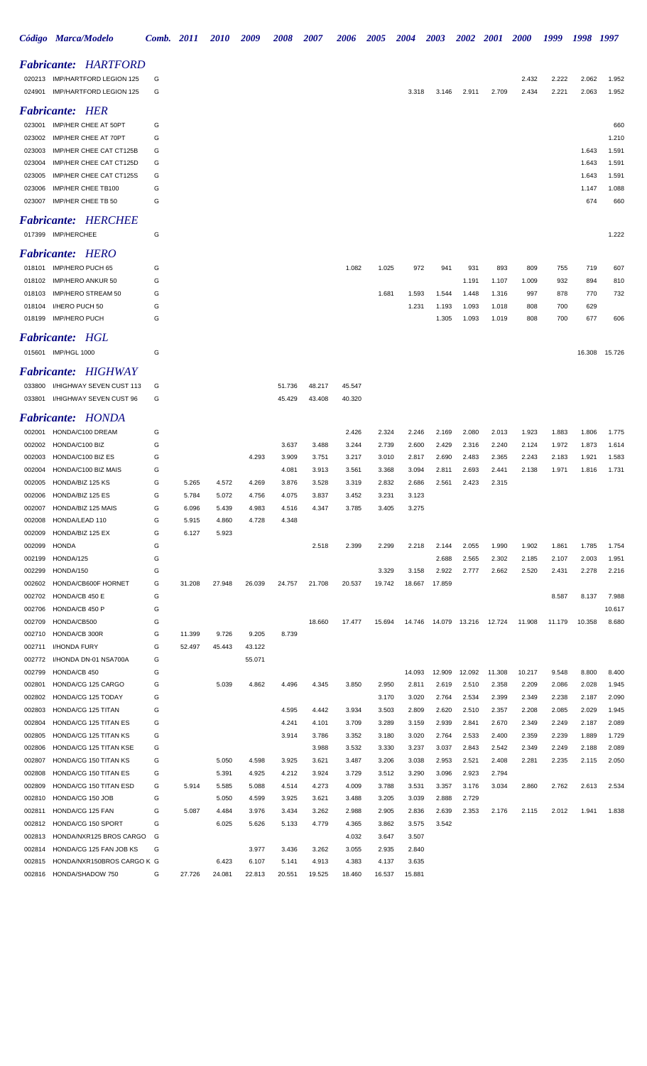| Código | Marca/Modelo | Comb. | 2011 | 2010 | 2009 | 2008 | 2007 | 2006 | 2005 | 2004 | 2003 | 2002 | 2001 | 2000 | 1999 | 1998 | 1997 |
|---|---|---|---|---|---|---|---|---|---|---|---|---|---|---|---|---|---|
| ***Fabricante: HARTFORD*** | | | | | | | | | | | | | | | | | |
| 020213 | IMP/HARTFORD LEGION 125 | G | | | | | | | | | | | | 2.432 | 2.222 | 2.062 | 1.952 |
| 024901 | IMP/HARTFORD LEGION 125 | G | | | | | | | | 3.318 | 3.146 | 2.911 | 2.709 | 2.434 | 2.221 | 2.063 | 1.952 |
| ***Fabricante: HER*** | | | | | | | | | | | | | | | | | |
| 023001 | IMP/HER CHEE AT 50PT | G | | | | | | | | | | | | | | | 660 |
| 023002 | IMP/HER CHEE AT 70PT | G | | | | | | | | | | | | | | | 1.210 |
| 023003 | IMP/HER CHEE CAT CT125B | G | | | | | | | | | | | | | | 1.643 | 1.591 |
| 023004 | IMP/HER CHEE CAT CT125D | G | | | | | | | | | | | | | | 1.643 | 1.591 |
| 023005 | IMP/HER CHEE CAT CT125S | G | | | | | | | | | | | | | | 1.643 | 1.591 |
| 023006 | IMP/HER CHEE TB100 | G | | | | | | | | | | | | | | 1.147 | 1.088 |
| 023007 | IMP/HER CHEE TB 50 | G | | | | | | | | | | | | | | 674 | 660 |
| ***Fabricante: HERCHEE*** | | | | | | | | | | | | | | | | | |
| 017399 | IMP/HERCHEE | G | | | | | | | | | | | | | | | 1.222 |
| ***Fabricante: HERO*** | | | | | | | | | | | | | | | | | |
| 018101 | IMP/HERO PUCH 65 | G | | | | | | 1.082 | 1.025 | 972 | 941 | 931 | 893 | 809 | 755 | 719 | 607 |
| 018102 | IMP/HERO ANKUR 50 | G | | | | | | | | | | 1.191 | 1.107 | 1.009 | 932 | 894 | 810 |
| 018103 | IMP/HERO STREAM 50 | G | | | | | | | 1.681 | 1.593 | 1.544 | 1.448 | 1.316 | 997 | 878 | 770 | 732 |
| 018104 | I/HERO PUCH 50 | G | | | | | | | | 1.231 | 1.193 | 1.093 | 1.018 | 808 | 700 | 629 | |
| 018199 | IMP/HERO PUCH | G | | | | | | | | | 1.305 | 1.093 | 1.019 | 808 | 700 | 677 | 606 |
| ***Fabricante: HGL*** | | | | | | | | | | | | | | | | | |
| 015601 | IMP/HGL 1000 | G | | | | | | | | | | | | | | 16.308 | 15.726 |
| ***Fabricante: HIGHWAY*** | | | | | | | | | | | | | | | | | |
| 033800 | I/HIGHWAY SEVEN CUST 113 | G | | | | 51.736 | 48.217 | 45.547 | | | | | | | | | |
| 033801 | I/HIGHWAY SEVEN CUST 96 | G | | | | 45.429 | 43.408 | 40.320 | | | | | | | | | |
| ***Fabricante: HONDA*** | | | | | | | | | | | | | | | | | |
| 002001 | HONDA/C100 DREAM | G | | | | | | 2.426 | 2.324 | 2.246 | 2.169 | 2.080 | 2.013 | 1.923 | 1.883 | 1.806 | 1.775 |
| 002002 | HONDA/C100 BIZ | G | | | | 3.637 | 3.488 | 3.244 | 2.739 | 2.600 | 2.429 | 2.316 | 2.240 | 2.124 | 1.972 | 1.873 | 1.614 |
| 002003 | HONDA/C100 BIZ ES | G | | | 4.293 | 3.909 | 3.751 | 3.217 | 3.010 | 2.817 | 2.690 | 2.483 | 2.365 | 2.243 | 2.183 | 1.921 | 1.583 |
| 002004 | HONDA/C100 BIZ MAIS | G | | | | 4.081 | 3.913 | 3.561 | 3.368 | 3.094 | 2.811 | 2.693 | 2.441 | 2.138 | 1.971 | 1.816 | 1.731 |
| 002005 | HONDA/BIZ 125 KS | G | 5.265 | 4.572 | 4.269 | 3.876 | 3.528 | 3.319 | 2.832 | 2.686 | 2.561 | 2.423 | 2.315 | | | | |
| 002006 | HONDA/BIZ 125 ES | G | 5.784 | 5.072 | 4.756 | 4.075 | 3.837 | 3.452 | 3.231 | 3.123 | | | | | | | |
| 002007 | HONDA/BIZ 125 MAIS | G | 6.096 | 5.439 | 4.983 | 4.516 | 4.347 | 3.785 | 3.405 | 3.275 | | | | | | | |
| 002008 | HONDA/LEAD 110 | G | 5.915 | 4.860 | 4.728 | 4.348 | | | | | | | | | | | |
| 002009 | HONDA/BIZ 125 EX | G | 6.127 | 5.923 | | | | | | | | | | | | | |
| 002099 | HONDA | G | | | | | 2.518 | 2.399 | 2.299 | 2.218 | 2.144 | 2.055 | 1.990 | 1.902 | 1.861 | 1.785 | 1.754 |
| 002199 | HONDA/125 | G | | | | | | | | | 2.688 | 2.565 | 2.302 | 2.185 | 2.107 | 2.003 | 1.951 |
| 002299 | HONDA/150 | G | | | | | | | 3.329 | 3.158 | 2.922 | 2.777 | 2.662 | 2.520 | 2.431 | 2.278 | 2.216 |
| 002602 | HONDA/CB600F HORNET | G | 31.208 | 27.948 | 26.039 | 24.757 | 21.708 | 20.537 | 19.742 | 18.667 | 17.859 | | | | | | |
| 002702 | HONDA/CB 450 E | G | | | | | | | | | | | | | 8.587 | 8.137 | 7.988 |
| 002706 | HONDA/CB 450 P | G | | | | | | | | | | | | | | | 10.617 |
| 002709 | HONDA/CB500 | G | | | | | 18.660 | 17.477 | 15.694 | 14.746 | 14.079 | 13.216 | 12.724 | 11.908 | 11.179 | 10.358 | 8.680 |
| 002710 | HONDA/CB 300R | G | 11.399 | 9.726 | 9.205 | 8.739 | | | | | | | | | | | |
| 002711 | I/HONDA FURY | G | 52.497 | 45.443 | 43.122 | | | | | | | | | | | | |
| 002772 | I/HONDA DN-01 NSA700A | G | | | 55.071 | | | | | | | | | | | | |
| 002799 | HONDA/CB 450 | G | | | | | | | | 14.093 | 12.909 | 12.092 | 11.308 | 10.217 | 9.548 | 8.800 | 8.400 |
| 002801 | HONDA/CG 125 CARGO | G | | 5.039 | 4.862 | 4.496 | 4.345 | 3.850 | 2.950 | 2.811 | 2.619 | 2.510 | 2.358 | 2.209 | 2.086 | 2.028 | 1.945 |
| 002802 | HONDA/CG 125 TODAY | G | | | | | | | 3.170 | 3.020 | 2.764 | 2.534 | 2.399 | 2.349 | 2.238 | 2.187 | 2.090 |
| 002803 | HONDA/CG 125 TITAN | G | | | | 4.595 | 4.442 | 3.934 | 3.503 | 2.809 | 2.620 | 2.510 | 2.357 | 2.208 | 2.085 | 2.029 | 1.945 |
| 002804 | HONDA/CG 125 TITAN ES | G | | | | 4.241 | 4.101 | 3.709 | 3.289 | 3.159 | 2.939 | 2.841 | 2.670 | 2.349 | 2.249 | 2.187 | 2.089 |
| 002805 | HONDA/CG 125 TITAN KS | G | | | | 3.914 | 3.786 | 3.352 | 3.180 | 3.020 | 2.764 | 2.533 | 2.400 | 2.359 | 2.239 | 1.889 | 1.729 |
| 002806 | HONDA/CG 125 TITAN KSE | G | | | | | 3.988 | 3.532 | 3.330 | 3.237 | 3.037 | 2.843 | 2.542 | 2.349 | 2.249 | 2.188 | 2.089 |
| 002807 | HONDA/CG 150 TITAN KS | G | | 5.050 | 4.598 | 3.925 | 3.621 | 3.487 | 3.206 | 3.038 | 2.953 | 2.521 | 2.408 | 2.281 | 2.235 | 2.115 | 2.050 |
| 002808 | HONDA/CG 150 TITAN ES | G | | 5.391 | 4.925 | 4.212 | 3.924 | 3.729 | 3.512 | 3.290 | 3.096 | 2.923 | 2.794 | | | | |
| 002809 | HONDA/CG 150 TITAN ESD | G | 5.914 | 5.585 | 5.088 | 4.514 | 4.273 | 4.009 | 3.788 | 3.531 | 3.357 | 3.176 | 3.034 | 2.860 | 2.762 | 2.613 | 2.534 |
| 002810 | HONDA/CG 150 JOB | G | | 5.050 | 4.599 | 3.925 | 3.621 | 3.488 | 3.205 | 3.039 | 2.888 | 2.729 | | | | | |
| 002811 | HONDA/CG 125 FAN | G | 5.087 | 4.484 | 3.976 | 3.434 | 3.262 | 2.988 | 2.905 | 2.836 | 2.639 | 2.353 | 2.176 | 2.115 | 2.012 | 1.941 | 1.838 |
| 002812 | HONDA/CG 150 SPORT | G | | 6.025 | 5.626 | 5.133 | 4.779 | 4.365 | 3.862 | 3.575 | 3.542 | | | | | | |
| 002813 | HONDA/NXR125 BROS CARGO | G | | | | | | 4.032 | 3.647 | 3.507 | | | | | | | |
| 002814 | HONDA/CG 125 FAN JOB KS | G | | | 3.977 | 3.436 | 3.262 | 3.055 | 2.935 | 2.840 | | | | | | | |
| 002815 | HONDA/NXR150BROS CARGO K | G | | 6.423 | 6.107 | 5.141 | 4.913 | 4.383 | 4.137 | 3.635 | | | | | | | |
| 002816 | HONDA/SHADOW 750 | G | 27.726 | 24.081 | 22.813 | 20.551 | 19.525 | 18.460 | 16.537 | 15.881 | | | | | | | |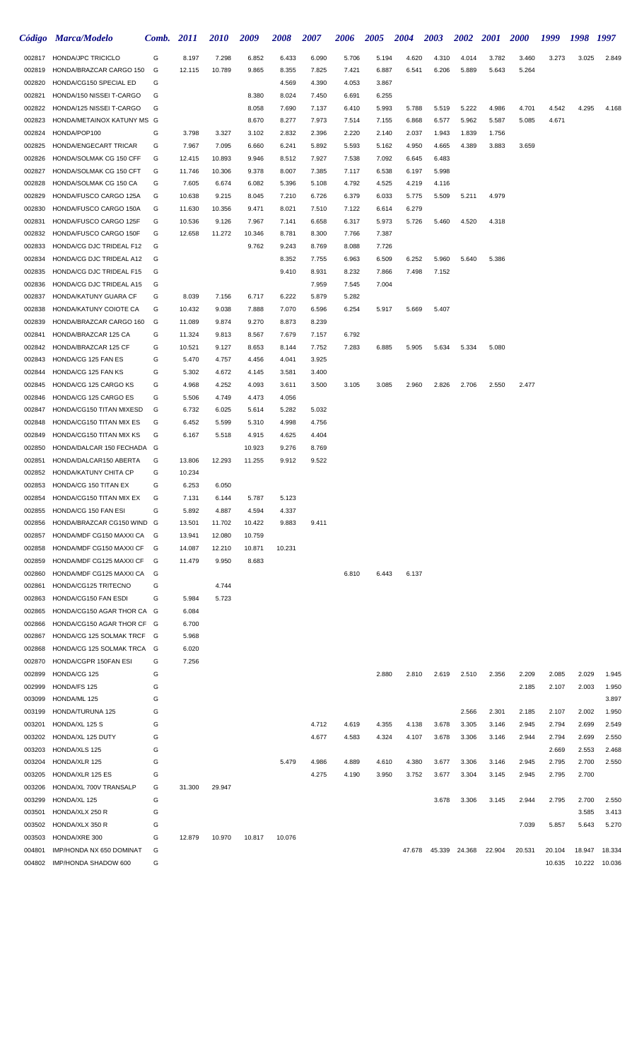| *Código* | *Marca/Modelo* | *Comb.* | *2011* | *2010* | *2009* | *2008* | *2007* | *2006* | *2005* | *2004* | *2003* | *2002* | *2001* | *2000* | *1999* | *1998* | *1997* |
|---|---|---|---|---|---|---|---|---|---|---|---|---|---|---|---|---|---|
| 002817 | HONDA/JPC TRICICLO | G | 8.197 | 7.298 | 6.852 | 6.433 | 6.090 | 5.706 | 5.194 | 4.620 | 4.310 | 4.014 | 3.782 | 3.460 | 3.273 | 3.025 | 2.849 |
| 002819 | HONDA/BRAZCAR CARGO 150 | G | 12.115 | 10.789 | 9.865 | 8.355 | 7.825 | 7.421 | 6.887 | 6.541 | 6.206 | 5.889 | 5.643 | 5.264 | | | |
| 002820 | HONDA/CG150 SPECIAL ED | G | | | | 4.569 | 4.390 | 4.053 | 3.867 | | | | | | | | |
| 002821 | HONDA/150 NISSEI T-CARGO | G | | | 8.380 | 8.024 | 7.450 | 6.691 | 6.255 | | | | | | | | |
| 002822 | HONDA/125 NISSEI T-CARGO | G | | | 8.058 | 7.690 | 7.137 | 6.410 | 5.993 | 5.788 | 5.519 | 5.222 | 4.986 | 4.701 | 4.542 | 4.295 | 4.168 |
| 002823 | HONDA/METAINOX KATUNY MS | G | | | 8.670 | 8.277 | 7.973 | 7.514 | 7.155 | 6.868 | 6.577 | 5.962 | 5.587 | 5.085 | 4.671 | | |
| 002824 | HONDA/POP100 | G | 3.798 | 3.327 | 3.102 | 2.832 | 2.396 | 2.220 | 2.140 | 2.037 | 1.943 | 1.839 | 1.756 | | | | |
| 002825 | HONDA/ENGECART TRICAR | G | 7.967 | 7.095 | 6.660 | 6.241 | 5.892 | 5.593 | 5.162 | 4.950 | 4.665 | 4.389 | 3.883 | 3.659 | | | |
| 002826 | HONDA/SOLMAK CG 150 CFF | G | 12.415 | 10.893 | 9.946 | 8.512 | 7.927 | 7.538 | 7.092 | 6.645 | 6.483 | | | | | | |
| 002827 | HONDA/SOLMAK CG 150 CFT | G | 11.746 | 10.306 | 9.378 | 8.007 | 7.385 | 7.117 | 6.538 | 6.197 | 5.998 | | | | | | |
| 002828 | HONDA/SOLMAK CG 150 CA | G | 7.605 | 6.674 | 6.082 | 5.396 | 5.108 | 4.792 | 4.525 | 4.219 | 4.116 | | | | | | |
| 002829 | HONDA/FUSCO CARGO 125A | G | 10.638 | 9.215 | 8.045 | 7.210 | 6.726 | 6.379 | 6.033 | 5.775 | 5.509 | 5.211 | 4.979 | | | | |
| 002830 | HONDA/FUSCO CARGO 150A | G | 11.630 | 10.356 | 9.471 | 8.021 | 7.510 | 7.122 | 6.614 | 6.279 | | | | | | | |
| 002831 | HONDA/FUSCO CARGO 125F | G | 10.536 | 9.126 | 7.967 | 7.141 | 6.658 | 6.317 | 5.973 | 5.726 | 5.460 | 4.520 | 4.318 | | | | |
| 002832 | HONDA/FUSCO CARGO 150F | G | 12.658 | 11.272 | 10.346 | 8.781 | 8.300 | 7.766 | 7.387 | | | | | | | | |
| 002833 | HONDA/CG DJC TRIDEAL F12 | G | | | 9.762 | 9.243 | 8.769 | 8.088 | 7.726 | | | | | | | | |
| 002834 | HONDA/CG DJC TRIDEAL A12 | G | | | | 8.352 | 7.755 | 6.963 | 6.509 | 6.252 | 5.960 | 5.640 | 5.386 | | | | |
| 002835 | HONDA/CG DJC TRIDEAL F15 | G | | | | 9.410 | 8.931 | 8.232 | 7.866 | 7.498 | 7.152 | | | | | | |
| 002836 | HONDA/CG DJC TRIDEAL A15 | G | | | | | 7.959 | 7.545 | 7.004 | | | | | | | | |
| 002837 | HONDA/KATUNY GUARA CF | G | 8.039 | 7.156 | 6.717 | 6.222 | 5.879 | 5.282 | | | | | | | | | |
| 002838 | HONDA/KATUNY COIOTE CA | G | 10.432 | 9.038 | 7.888 | 7.070 | 6.596 | 6.254 | 5.917 | 5.669 | 5.407 | | | | | | |
| 002839 | HONDA/BRAZCAR CARGO 160 | G | 11.089 | 9.874 | 9.270 | 8.873 | 8.239 | | | | | | | | | | |
| 002841 | HONDA/BRAZCAR 125 CA | G | 11.324 | 9.813 | 8.567 | 7.679 | 7.157 | 6.792 | | | | | | | | | |
| 002842 | HONDA/BRAZCAR 125 CF | G | 10.521 | 9.127 | 8.653 | 8.144 | 7.752 | 7.283 | 6.885 | 5.905 | 5.634 | 5.334 | 5.080 | | | | |
| 002843 | HONDA/CG 125 FAN ES | G | 5.470 | 4.757 | 4.456 | 4.041 | 3.925 | | | | | | | | | | |
| 002844 | HONDA/CG 125 FAN KS | G | 5.302 | 4.672 | 4.145 | 3.581 | 3.400 | | | | | | | | | | |
| 002845 | HONDA/CG 125 CARGO KS | G | 4.968 | 4.252 | 4.093 | 3.611 | 3.500 | 3.105 | 3.085 | 2.960 | 2.826 | 2.706 | 2.550 | 2.477 | | | |
| 002846 | HONDA/CG 125 CARGO ES | G | 5.506 | 4.749 | 4.473 | 4.056 | | | | | | | | | | | |
| 002847 | HONDA/CG150 TITAN MIXESD | G | 6.732 | 6.025 | 5.614 | 5.282 | 5.032 | | | | | | | | | | |
| 002848 | HONDA/CG150 TITAN MIX ES | G | 6.452 | 5.599 | 5.310 | 4.998 | 4.756 | | | | | | | | | | |
| 002849 | HONDA/CG150 TITAN MIX KS | G | 6.167 | 5.518 | 4.915 | 4.625 | 4.404 | | | | | | | | | | |
| 002850 | HONDA/DALCAR 150 FECHADA | G | | | 10.923 | 9.276 | 8.769 | | | | | | | | | | |
| 002851 | HONDA/DALCAR150 ABERTA | G | 13.806 | 12.293 | 11.255 | 9.912 | 9.522 | | | | | | | | | | |
| 002852 | HONDA/KATUNY CHITA CP | G | 10.234 | | | | | | | | | | | | | | |
| 002853 | HONDA/CG 150 TITAN EX | G | 6.253 | 6.050 | | | | | | | | | | | | | |
| 002854 | HONDA/CG150 TITAN MIX EX | G | 7.131 | 6.144 | 5.787 | 5.123 | | | | | | | | | | | |
| 002855 | HONDA/CG 150 FAN ESI | G | 5.892 | 4.887 | 4.594 | 4.337 | | | | | | | | | | | |
| 002856 | HONDA/BRAZCAR CG150 WIND | G | 13.501 | 11.702 | 10.422 | 9.883 | 9.411 | | | | | | | | | | |
| 002857 | HONDA/MDF CG150 MAXXI CA | G | 13.941 | 12.080 | 10.759 | | | | | | | | | | | | |
| 002858 | HONDA/MDF CG150 MAXXI CF | G | 14.087 | 12.210 | 10.871 | 10.231 | | | | | | | | | | | |
| 002859 | HONDA/MDF CG125 MAXXI CF | G | 11.479 | 9.950 | 8.683 | | | | | | | | | | | | |
| 002860 | HONDA/MDF CG125 MAXXI CA | G | | | | | | 6.810 | 6.443 | 6.137 | | | | | | | |
| 002861 | HONDA/CG125 TRITECNO | G | | 4.744 | | | | | | | | | | | | | |
| 002863 | HONDA/CG150 FAN ESDI | G | 5.984 | 5.723 | | | | | | | | | | | | | |
| 002865 | HONDA/CG150 AGAR THOR CA | G | 6.084 | | | | | | | | | | | | | | |
| 002866 | HONDA/CG150 AGAR THOR CF | G | 6.700 | | | | | | | | | | | | | | |
| 002867 | HONDA/CG 125 SOLMAK TRCF | G | 5.968 | | | | | | | | | | | | | | |
| 002868 | HONDA/CG 125 SOLMAK TRCA | G | 6.020 | | | | | | | | | | | | | | |
| 002870 | HONDA/CGPR 150FAN ESI | G | 7.256 | | | | | | | | | | | | | | |
| 002899 | HONDA/CG 125 | G | | | | | | | 2.880 | 2.810 | 2.619 | 2.510 | 2.356 | 2.209 | 2.085 | 2.029 | 1.945 |
| 002999 | HONDA/FS 125 | G | | | | | | | | | | | | 2.185 | 2.107 | 2.003 | 1.950 |
| 003099 | HONDA/ML 125 | G | | | | | | | | | | | | | | | 3.897 |
| 003199 | HONDA/TURUNA 125 | G | | | | | | | | | | 2.566 | 2.301 | 2.185 | 2.107 | 2.002 | 1.950 |
| 003201 | HONDA/XL 125 S | G | | | | | 4.712 | 4.619 | 4.355 | 4.138 | 3.678 | 3.305 | 3.146 | 2.945 | 2.794 | 2.699 | 2.549 |
| 003202 | HONDA/XL 125 DUTY | G | | | | | 4.677 | 4.583 | 4.324 | 4.107 | 3.678 | 3.306 | 3.146 | 2.944 | 2.794 | 2.699 | 2.550 |
| 003203 | HONDA/XLS 125 | G | | | | | | | | | | | | | 2.669 | 2.553 | 2.468 |
| 003204 | HONDA/XLR 125 | G | | | | 5.479 | 4.986 | 4.889 | 4.610 | 4.380 | 3.677 | 3.306 | 3.146 | 2.945 | 2.795 | 2.700 | 2.550 |
| 003205 | HONDA/XLR 125 ES | G | | | | | 4.275 | 4.190 | 3.950 | 3.752 | 3.677 | 3.304 | 3.145 | 2.945 | 2.795 | 2.700 | |
| 003206 | HONDA/XL 700V TRANSALP | G | 31.300 | 29.947 | | | | | | | | | | | | | |
| 003299 | HONDA/XL 125 | G | | | | | | | | | 3.678 | 3.306 | 3.145 | 2.944 | 2.795 | 2.700 | 2.550 |
| 003501 | HONDA/XLX 250 R | G | | | | | | | | | | | | | | 3.585 | 3.413 |
| 003502 | HONDA/XLX 350 R | G | | | | | | | | | | | | 7.039 | 5.857 | 5.643 | 5.270 |
| 003503 | HONDA/XRE 300 | G | 12.879 | 10.970 | 10.817 | 10.076 | | | | | | | | | | | |
| 004801 | IMP/HONDA NX 650 DOMINAT | G | | | | | | | | 47.678 | 45.339 | 24.368 | 22.904 | 20.531 | 20.104 | 18.947 | 18.334 |
| 004802 | IMP/HONDA SHADOW 600 | G | | | | | | | | | | | | | 10.635 | 10.222 | 10.036 |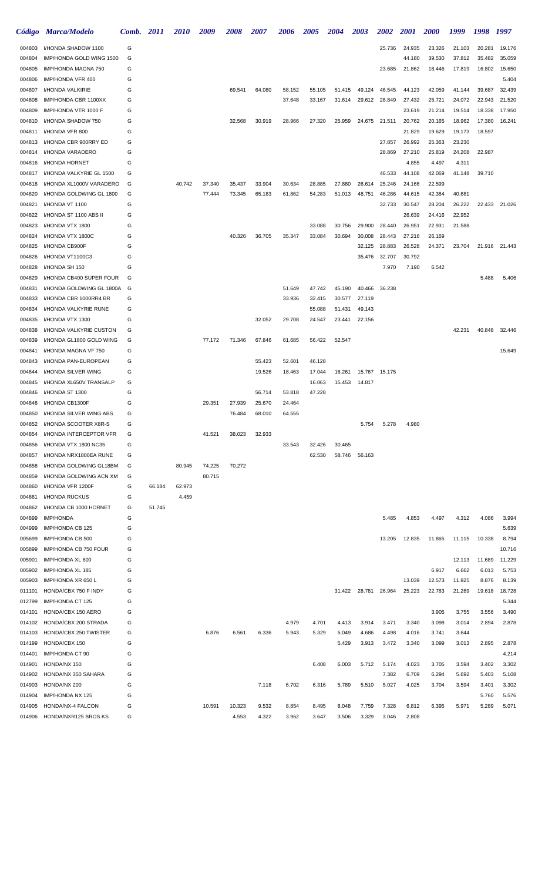| Código | Marca/Modelo | Comb. | 2011 | 2010 | 2009 | 2008 | 2007 | 2006 | 2005 | 2004 | 2003 | 2002 | 2001 | 2000 | 1999 | 1998 | 1997 |
|---|---|---|---|---|---|---|---|---|---|---|---|---|---|---|---|---|---|
| 004803 | I/HONDA SHADOW 1100 | G | | | | | | | | | | 25.736 | 24.935 | 23.326 | 21.103 | 20.281 | 19.176 |
| 004804 | IMP/HONDA GOLD WING 1500 | G | | | | | | | | | | | 44.180 | 39.530 | 37.812 | 35.482 | 35.059 |
| 004805 | IMP/HONDA MAGNA 750 | G | | | | | | | | | | 23.685 | 21.862 | 18.446 | 17.819 | 16.802 | 15.650 |
| 004806 | IMP/HONDA VFR 400 | G | | | | | | | | | | | | | | | 5.404 |
| 004807 | I/HONDA VALKIRIE | G | | | | 69.541 | 64.080 | 58.152 | 55.105 | 51.415 | 49.124 | 46.545 | 44.123 | 42.059 | 41.144 | 39.687 | 32.439 |
| 004808 | IMP/HONDA CBR 1100XX | G | | | | | | 37.648 | 33.167 | 31.614 | 29.612 | 28.849 | 27.432 | 25.721 | 24.072 | 22.943 | 21.520 |
| 004809 | IMP/HONDA VTR 1000 F | G | | | | | | | | | | | 23.619 | 21.214 | 19.514 | 18.338 | 17.950 |
| 004810 | I/HONDA SHADOW 750 | G | | | | 32.568 | 30.919 | 28.966 | 27.320 | 25.959 | 24.675 | 21.511 | 20.762 | 20.165 | 18.962 | 17.380 | 16.241 |
| 004811 | I/HONDA VFR 800 | G | | | | | | | | | | | 21.829 | 19.629 | 19.173 | 18.597 | |
| 004813 | I/HONDA CBR 900RRY ED | G | | | | | | | | | | 27.857 | 26.992 | 25.363 | 23.230 | | |
| 004814 | I/HONDA VARADERO | G | | | | | | | | | | 28.869 | 27.210 | 25.819 | 24.208 | 22.987 | |
| 004816 | I/HONDA HORNET | G | | | | | | | | | | | 4.855 | 4.497 | 4.311 | | |
| 004817 | I/HONDA VALKYRIE GL 1500 | G | | | | | | | | | | 46.533 | 44.108 | 42.069 | 41.148 | 39.710 | |
| 004818 | I/HONDA XL1000V VARADERO | G | | 40.742 | 37.340 | 35.437 | 33.904 | 30.634 | 28.885 | 27.880 | 26.614 | 25.246 | 24.166 | 22.599 | | | |
| 004820 | I/HONDA GOLDWING GL 1800 | G | | | 77.444 | 73.345 | 65.183 | 61.862 | 54.283 | 51.013 | 48.751 | 46.286 | 44.615 | 42.384 | 40.681 | | |
| 004821 | I/HONDA VT 1100 | G | | | | | | | | | | 32.733 | 30.547 | 28.204 | 26.222 | 22.433 | 21.026 |
| 004822 | I/HONDA ST 1100 ABS II | G | | | | | | | | | | | 26.639 | 24.416 | 22.952 | | |
| 004823 | I/HONDA VTX 1800 | G | | | | | | | 33.088 | 30.756 | 29.900 | 28.440 | 26.951 | 22.931 | 21.588 | | |
| 004824 | I/HONDA VTX 1800C | G | | | | 40.326 | 36.705 | 35.347 | 33.084 | 30.694 | 30.008 | 28.443 | 27.216 | 26.169 | | | |
| 004825 | I/HONDA CB900F | G | | | | | | | | | 32.125 | 28.883 | 26.528 | 24.371 | 23.704 | 21.916 | 21.443 |
| 004826 | I/HONDA VT1100C3 | G | | | | | | | | | 35.476 | 32.707 | 30.792 | | | | |
| 004828 | I/HONDA SH 150 | G | | | | | | | | | | 7.970 | 7.190 | 6.542 | | | |
| 004829 | I/HONDA CB400 SUPER FOUR | G | | | | | | | | | | | | | | 5.488 | 5.406 |
| 004831 | I/HONDA GOLDWING GL 1800A | G | | | | | | 51.649 | 47.742 | 45.190 | 40.466 | 36.238 | | | | | |
| 004833 | I/HONDA CBR 1000RR4 BR | G | | | | | | 33.936 | 32.415 | 30.577 | 27.119 | | | | | | |
| 004834 | I/HONDA VALKYRIE RUNE | G | | | | | | | 55.088 | 51.431 | 49.143 | | | | | | |
| 004835 | I/HONDA VTX 1300 | G | | | | | 32.052 | 29.708 | 24.547 | 23.441 | 22.156 | | | | | | |
| 004838 | I/HONDA VALKYRIE CUSTON | G | | | | | | | | | | | | | 42.231 | 40.848 | 32.446 |
| 004839 | I/HONDA GL1800 GOLD WING | G | | | 77.172 | 71.346 | 67.846 | 61.685 | 56.422 | 52.547 | | | | | | | |
| 004841 | I/HONDA MAGNA VF 750 | G | | | | | | | | | | | | | | | 15.649 |
| 004843 | I/HONDA PAN-EUROPEAN | G | | | | | 55.423 | 52.601 | 46.128 | | | | | | | | |
| 004844 | I/HONDA SILVER WING | G | | | | | 19.526 | 18.463 | 17.044 | 16.261 | 15.767 | 15.175 | | | | | |
| 004845 | I/HONDA XL650V TRANSALP | G | | | | | | | 16.063 | 15.453 | 14.817 | | | | | | |
| 004846 | I/HONDA ST 1300 | G | | | | | 56.714 | 53.818 | 47.228 | | | | | | | | |
| 004848 | I/HONDA CB1300F | G | | | 29.351 | 27.939 | 25.670 | 24.464 | | | | | | | | | |
| 004850 | I/HONDA SILVER WING ABS | G | | | | 76.484 | 68.010 | 64.555 | | | | | | | | | |
| 004852 | I/HONDA SCOOTER X8R-S | G | | | | | | | | | 5.754 | 5.278 | 4.980 | | | | |
| 004854 | I/HONDA INTERCEPTOR VFR | G | | | 41.521 | 38.023 | 32.933 | | | | | | | | | | |
| 004856 | I/HONDA VTX 1800 NC35 | G | | | | | | 33.543 | 32.426 | 30.465 | | | | | | | |
| 004857 | I/HONDA NRX1800EA RUNE | G | | | | | | | 62.530 | 58.746 | 56.163 | | | | | | |
| 004858 | I/HONDA GOLDWING GL18BM | G | | 80.945 | 74.225 | 70.272 | | | | | | | | | | | |
| 004859 | I/HONDA GOLDWING ACN XM | G | | | 80.715 | | | | | | | | | | | | |
| 004860 | I/HONDA VFR 1200F | G | 66.184 | 62.973 | | | | | | | | | | | | | |
| 004861 | I/HONDA RUCKUS | G | | 4.459 | | | | | | | | | | | | | |
| 004862 | I/HONDA CB 1000 HORNET | G | 51.745 | | | | | | | | | | | | | | |
| 004899 | IMP/HONDA | G | | | | | | | | | | 5.485 | 4.853 | 4.497 | 4.312 | 4.086 | 3.994 |
| 004999 | IMP/HONDA CB 125 | G | | | | | | | | | | | | | | | 5.639 |
| 005699 | IMP/HONDA CB 500 | G | | | | | | | | | | 13.205 | 12.835 | 11.865 | 11.115 | 10.338 | 8.794 |
| 005899 | IMP/HONDA CB 750 FOUR | G | | | | | | | | | | | | | | | 10.716 |
| 005901 | IMP/HONDA XL 600 | G | | | | | | | | | | | | | 12.113 | 11.689 | 11.229 |
| 005902 | IMP/HONDA XL 185 | G | | | | | | | | | | | | 6.917 | 6.662 | 6.013 | 5.753 |
| 005903 | IMP/HONDA XR 650 L | G | | | | | | | | | | | 13.039 | 12.573 | 11.925 | 8.876 | 8.139 |
| 011101 | HONDA/CBX 750 F INDY | G | | | | | | | | 31.422 | 28.781 | 26.964 | 25.223 | 22.783 | 21.289 | 19.618 | 18.728 |
| 012799 | IMP/HONDA CT 125 | G | | | | | | | | | | | | | | | 5.344 |
| 014101 | HONDA/CBX 150 AERO | G | | | | | | | | | | | | 3.905 | 3.755 | 3.556 | 3.490 |
| 014102 | HONDA/CBX 200 STRADA | G | | | | | | 4.979 | 4.701 | 4.413 | 3.914 | 3.471 | 3.340 | 3.098 | 3.014 | 2.894 | 2.878 |
| 014103 | HONDA/CBX 250 TWISTER | G | | | 6.876 | 6.561 | 6.336 | 5.943 | 5.329 | 5.049 | 4.686 | 4.498 | 4.016 | 3.741 | 3.644 | | |
| 014199 | HONDA/CBX 150 | G | | | | | | | | 5.429 | 3.913 | 3.472 | 3.340 | 3.099 | 3.013 | 2.895 | 2.878 |
| 014401 | IMP/HONDA CT 90 | G | | | | | | | | | | | | | | | 4.214 |
| 014901 | HONDA/NX 150 | G | | | | | | | 6.408 | 6.003 | 5.712 | 5.174 | 4.023 | 3.705 | 3.594 | 3.402 | 3.302 |
| 014902 | HONDA/NX 350 SAHARA | G | | | | | | | | | | 7.382 | 6.709 | 6.294 | 5.692 | 5.403 | 5.108 |
| 014903 | HONDA/NX 200 | G | | | | | 7.118 | 6.702 | 6.316 | 5.789 | 5.510 | 5.027 | 4.025 | 3.704 | 3.594 | 3.401 | 3.302 |
| 014904 | IMP/HONDA NX 125 | G | | | | | | | | | | | | | | 5.760 | 5.576 |
| 014905 | HONDA/NX-4 FALCON | G | | | 10.591 | 10.323 | 9.532 | 8.854 | 8.495 | 8.048 | 7.759 | 7.328 | 6.812 | 6.395 | 5.971 | 5.289 | 5.071 |
| 014906 | HONDA/NXR125 BROS KS | G | | | | 4.553 | 4.322 | 3.962 | 3.647 | 3.506 | 3.329 | 3.046 | 2.808 | | | | |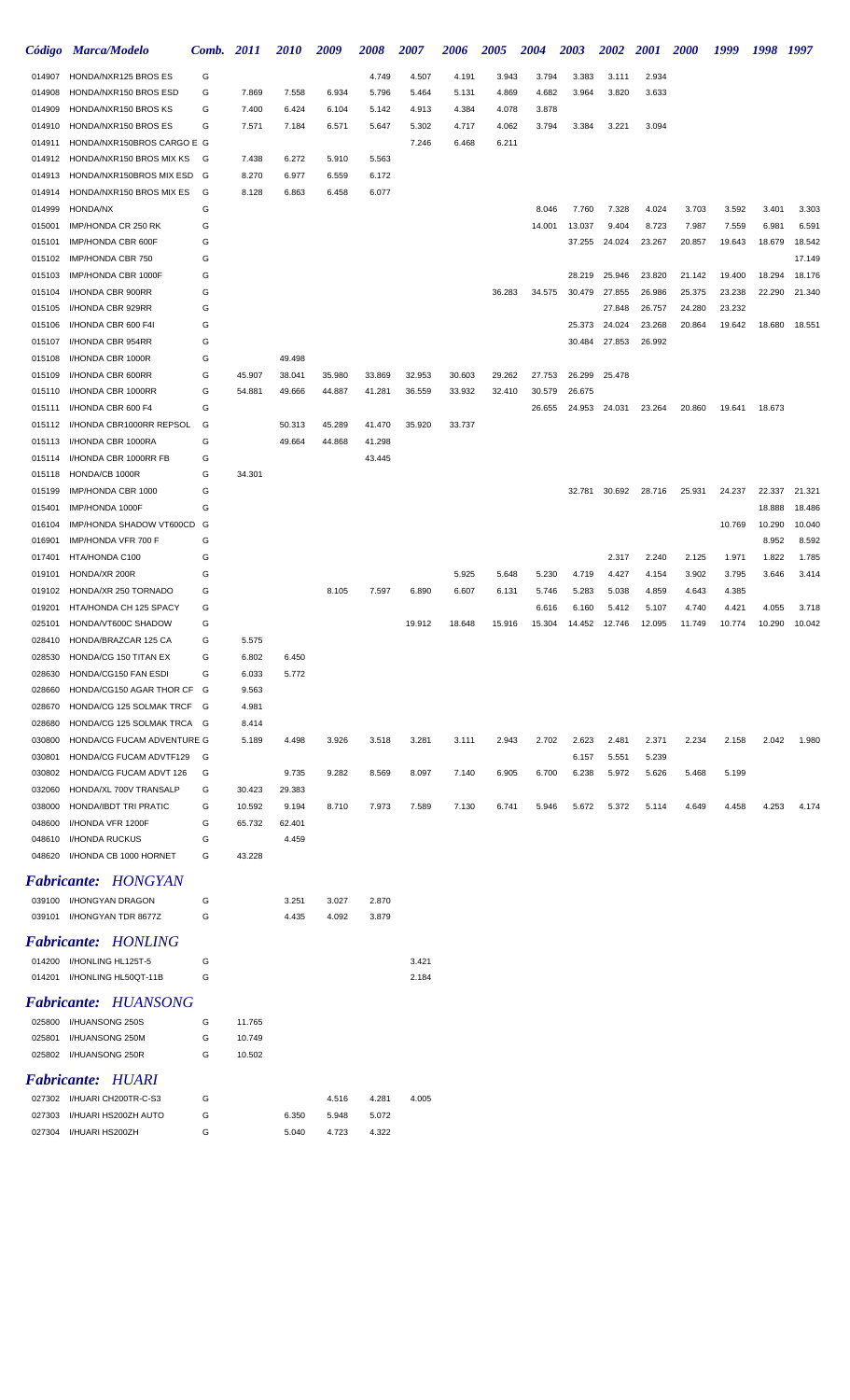| Código | Marca/Modelo | Comb. | 2011 | 2010 | 2009 | 2008 | 2007 | 2006 | 2005 | 2004 | 2003 | 2002 | 2001 | 2000 | 1999 | 1998 | 1997 |
|---|---|---|---|---|---|---|---|---|---|---|---|---|---|---|---|---|---|
| 014907 | HONDA/NXR125 BROS ES | G | | | | 4.749 | 4.507 | 4.191 | 3.943 | 3.794 | 3.383 | 3.111 | 2.934 | | | | |
| 014908 | HONDA/NXR150 BROS ESD | G | 7.869 | 7.558 | 6.934 | 5.796 | 5.464 | 5.131 | 4.869 | 4.682 | 3.964 | 3.820 | 3.633 | | | | |
| 014909 | HONDA/NXR150 BROS KS | G | 7.400 | 6.424 | 6.104 | 5.142 | 4.913 | 4.384 | 4.078 | 3.878 | | | | | | | |
| 014910 | HONDA/NXR150 BROS ES | G | 7.571 | 7.184 | 6.571 | 5.647 | 5.302 | 4.717 | 4.062 | 3.794 | 3.384 | 3.221 | 3.094 | | | | |
| 014911 | HONDA/NXR150BROS CARGO E | G | | | | | 7.246 | 6.468 | 6.211 | | | | | | | | |
| 014912 | HONDA/NXR150 BROS MIX KS | G | 7.438 | 6.272 | 5.910 | 5.563 | | | | | | | | | | | |
| 014913 | HONDA/NXR150BROS MIX ESD | G | 8.270 | 6.977 | 6.559 | 6.172 | | | | | | | | | | | |
| 014914 | HONDA/NXR150 BROS MIX ES | G | 8.128 | 6.863 | 6.458 | 6.077 | | | | | | | | | | | |
| 014999 | HONDA/NX | G | | | | | | | | 8.046 | 7.760 | 7.328 | 4.024 | 3.703 | 3.592 | 3.401 | 3.303 |
| 015001 | IMP/HONDA CR 250 RK | G | | | | | | | | 14.001 | 13.037 | 9.404 | 8.723 | 7.987 | 7.559 | 6.981 | 6.591 |
| 015101 | IMP/HONDA CBR 600F | G | | | | | | | | | 37.255 | 24.024 | 23.267 | 20.857 | 19.643 | 18.679 | 18.542 |
| 015102 | IMP/HONDA CBR 750 | G | | | | | | | | | | | | | | | 17.149 |
| 015103 | IMP/HONDA CBR 1000F | G | | | | | | | | | 28.219 | 25.946 | 23.820 | 21.142 | 19.400 | 18.294 | 18.176 |
| 015104 | I/HONDA CBR 900RR | G | | | | | | | 36.283 | 34.575 | 30.479 | 27.855 | 26.986 | 25.375 | 23.238 | 22.290 | 21.340 |
| 015105 | I/HONDA CBR 929RR | G | | | | | | | | | | 27.848 | 26.757 | 24.280 | 23.232 | | |
| 015106 | I/HONDA CBR 600 F4I | G | | | | | | | | | 25.373 | 24.024 | 23.268 | 20.864 | 19.642 | 18.680 | 18.551 |
| 015107 | I/HONDA CBR 954RR | G | | | | | | | | | 30.484 | 27.853 | 26.992 | | | | |
| 015108 | I/HONDA CBR 1000R | G | | 49.498 | | | | | | | | | | | | | |
| 015109 | I/HONDA CBR 600RR | G | 45.907 | 38.041 | 35.980 | 33.869 | 32.953 | 30.603 | 29.262 | 27.753 | 26.299 | 25.478 | | | | | |
| 015110 | I/HONDA CBR 1000RR | G | 54.881 | 49.666 | 44.887 | 41.281 | 36.559 | 33.932 | 32.410 | 30.579 | 26.675 | | | | | | |
| 015111 | I/HONDA CBR 600 F4 | G | | | | | | | | 26.655 | 24.953 | 24.031 | 23.264 | 20.860 | 19.641 | 18.673 | |
| 015112 | I/HONDA CBR1000RR REPSOL | G | | 50.313 | 45.289 | 41.470 | 35.920 | 33.737 | | | | | | | | | |
| 015113 | I/HONDA CBR 1000RA | G | | 49.664 | 44.868 | 41.298 | | | | | | | | | | | |
| 015114 | I/HONDA CBR 1000RR FB | G | | | | 43.445 | | | | | | | | | | | |
| 015118 | HONDA/CB 1000R | G | 34.301 | | | | | | | | | | | | | | |
| 015199 | IMP/HONDA CBR 1000 | G | | | | | | | | | 32.781 | 30.692 | 28.716 | 25.931 | 24.237 | 22.337 | 21.321 |
| 015401 | IMP/HONDA 1000F | G | | | | | | | | | | | | | | 18.888 | 18.486 |
| 016104 | IMP/HONDA SHADOW VT600CD | G | | | | | | | | | | | | | 10.769 | 10.290 | 10.040 |
| 016901 | IMP/HONDA VFR 700 F | G | | | | | | | | | | | | | | 8.952 | 8.592 |
| 017401 | HTA/HONDA C100 | G | | | | | | | | | | 2.317 | 2.240 | 2.125 | 1.971 | 1.822 | 1.785 |
| 019101 | HONDA/XR 200R | G | | | | | | 5.925 | 5.648 | 5.230 | 4.719 | 4.427 | 4.154 | 3.902 | 3.795 | 3.646 | 3.414 |
| 019102 | HONDA/XR 250 TORNADO | G | | | 8.105 | 7.597 | 6.890 | 6.607 | 6.131 | 5.746 | 5.283 | 5.038 | 4.859 | 4.643 | 4.385 | | |
| 019201 | HTA/HONDA CH 125 SPACY | G | | | | | | | | 6.616 | 6.160 | 5.412 | 5.107 | 4.740 | 4.421 | 4.055 | 3.718 |
| 025101 | HONDA/VT600C SHADOW | G | | | | | 19.912 | 18.648 | 15.916 | 15.304 | 14.452 | 12.746 | 12.095 | 11.749 | 10.774 | 10.290 | 10.042 |
| 028410 | HONDA/BRAZCAR 125 CA | G | 5.575 | | | | | | | | | | | | | | |
| 028530 | HONDA/CG 150 TITAN EX | G | 6.802 | 6.450 | | | | | | | | | | | | | |
| 028630 | HONDA/CG150 FAN ESDI | G | 6.033 | 5.772 | | | | | | | | | | | | | |
| 028660 | HONDA/CG150 AGAR THOR CF | G | 9.563 | | | | | | | | | | | | | | |
| 028670 | HONDA/CG 125 SOLMAK TRCF | G | 4.981 | | | | | | | | | | | | | | |
| 028680 | HONDA/CG 125 SOLMAK TRCA | G | 8.414 | | | | | | | | | | | | | | |
| 030800 | HONDA/CG FUCAM ADVENTURE | G | 5.189 | 4.498 | 3.926 | 3.518 | 3.281 | 3.111 | 2.943 | 2.702 | 2.623 | 2.481 | 2.371 | 2.234 | 2.158 | 2.042 | 1.980 |
| 030801 | HONDA/CG FUCAM ADVTF129 | G | | | | | | | | | 6.157 | 5.551 | 5.239 | | | | |
| 030802 | HONDA/CG FUCAM ADVT 126 | G | | 9.735 | 9.282 | 8.569 | 8.097 | 7.140 | 6.905 | 6.700 | 6.238 | 5.972 | 5.626 | 5.468 | 5.199 | | |
| 032060 | HONDA/XL 700V TRANSALP | G | 30.423 | 29.383 | | | | | | | | | | | | | |
| 038000 | HONDA/IBDT TRI PRATIC | G | 10.592 | 9.194 | 8.710 | 7.973 | 7.589 | 7.130 | 6.741 | 5.946 | 5.672 | 5.372 | 5.114 | 4.649 | 4.458 | 4.253 | 4.174 |
| 048600 | I/HONDA VFR 1200F | G | 65.732 | 62.401 | | | | | | | | | | | | | |
| 048610 | I/HONDA RUCKUS | G | | 4.459 | | | | | | | | | | | | | |
| 048620 | I/HONDA CB 1000 HORNET | G | 43.228 | | | | | | | | | | | | | | |

## *Fabricante: HONGYAN*

| Código | Marca/Modelo | Comb. | 2011 | 2010 | 2009 | 2008 | 2007 |
|---|---|---|---|---|---|---|---|
| 039100 | I/HONGYAN DRAGON | G | | 3.251 | 3.027 | 2.870 | |
| 039101 | I/HONGYAN TDR 8677Z | G | | 4.435 | 4.092 | 3.879 | |

## *Fabricante: HONLING*

| Código | Marca/Modelo | Comb. | 2011 | 2010 | 2009 | 2008 | 2007 |
|---|---|---|---|---|---|---|---|
| 014200 | I/HONLING HL125T-5 | G | | | | | 3.421 |
| 014201 | I/HONLING HL50QT-11B | G | | | | | 2.184 |

## *Fabricante: HUANSONG*

| Código | Marca/Modelo | Comb. | 2011 |
|---|---|---|---|
| 025800 | I/HUANSONG 250S | G | 11.765 |
| 025801 | I/HUANSONG 250M | G | 10.749 |
| 025802 | I/HUANSONG 250R | G | 10.502 |

## *Fabricante: HUARI*

| Código | Marca/Modelo | Comb. | 2011 | 2010 | 2009 | 2008 | 2007 |
|---|---|---|---|---|---|---|---|
| 027302 | I/HUARI CH200TR-C-S3 | G | | | 4.516 | 4.281 | 4.005 |
| 027303 | I/HUARI HS200ZH AUTO | G | | 6.350 | 5.948 | 5.072 | |
| 027304 | I/HUARI HS200ZH | G | | 5.040 | 4.723 | 4.322 | |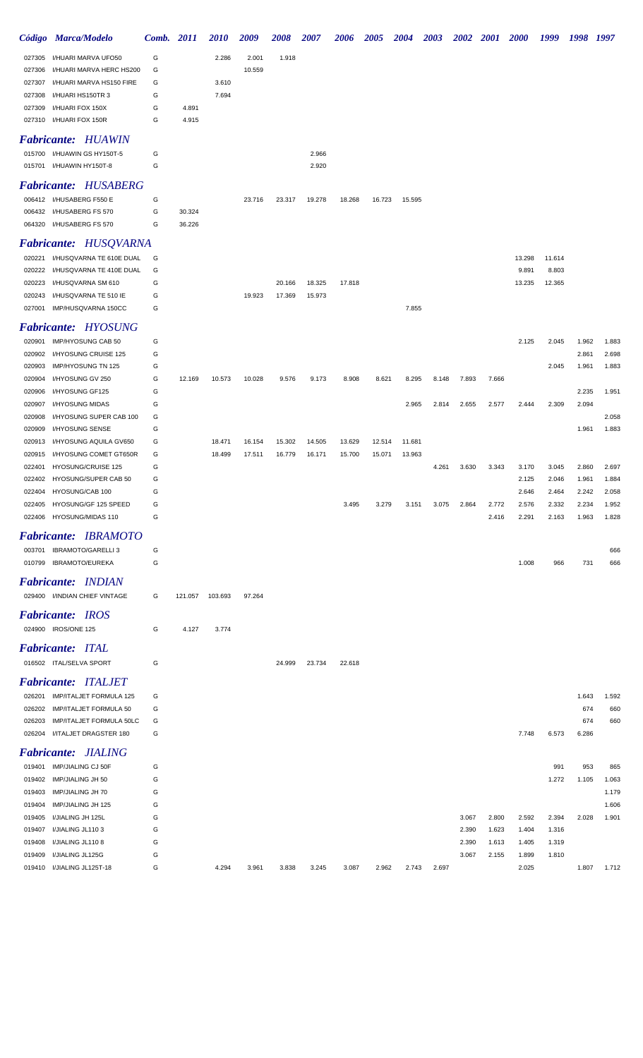| Código | Marca/Modelo | Comb. | 2011 | 2010 | 2009 | 2008 | 2007 | 2006 | 2005 | 2004 | 2003 | 2002 | 2001 | 2000 | 1999 | 1998 | 1997 |
|---|---|---|---|---|---|---|---|---|---|---|---|---|---|---|---|---|---|
| 027305 | I/HUARI MARVA UFO50 | G | | 2.286 | 2.001 | 1.918 | | | | | | | | | | | |
| 027306 | I/HUARI MARVA HERC HS200 | G | | | 10.559 | | | | | | | | | | | | |
| 027307 | I/HUARI MARVA HS150 FIRE | G | | 3.610 | | | | | | | | | | | | | |
| 027308 | I/HUARI HS150TR 3 | G | | 7.694 | | | | | | | | | | | | | |
| 027309 | I/HUARI FOX 150X | G | 4.891 | | | | | | | | | | | | | | |
| 027310 | I/HUARI FOX 150R | G | 4.915 | | | | | | | | | | | | | | |

## *Fabricante: HUAWIN*

| Código | Marca/Modelo | Comb. | 2011 | 2010 | 2009 | 2008 | 2007 | 2006 | 2005 | 2004 | 2003 | 2002 | 2001 | 2000 | 1999 | 1998 | 1997 |
|---|---|---|---|---|---|---|---|---|---|---|---|---|---|---|---|---|---|
| 015700 | I/HUAWIN GS HY150T-5 | G | | | | | 2.966 | | | | | | | | | | |
| 015701 | I/HUAWIN HY150T-8 | G | | | | | 2.920 | | | | | | | | | | |

## *Fabricante: HUSABERG*

| Código | Marca/Modelo | Comb. | 2011 | 2010 | 2009 | 2008 | 2007 | 2006 | 2005 | 2004 | 2003 | 2002 | 2001 | 2000 | 1999 | 1998 | 1997 |
|---|---|---|---|---|---|---|---|---|---|---|---|---|---|---|---|---|---|
| 006412 | I/HUSABERG F550 E | G | | | 23.716 | 23.317 | 19.278 | 18.268 | 16.723 | 15.595 | | | | | | | |
| 006432 | I/HUSABERG FS 570 | G | 30.324 | | | | | | | | | | | | | | |
| 064320 | I/HUSABERG FS 570 | G | 36.226 | | | | | | | | | | | | | | |

## *Fabricante: HUSQVARNA*

| Código | Marca/Modelo | Comb. | 2011 | 2010 | 2009 | 2008 | 2007 | 2006 | 2005 | 2004 | 2003 | 2002 | 2001 | 2000 | 1999 | 1998 | 1997 |
|---|---|---|---|---|---|---|---|---|---|---|---|---|---|---|---|---|---|
| 020221 | I/HUSQVARNA TE 610E DUAL | G | | | | | | | | | | | | 13.298 | 11.614 | | |
| 020222 | I/HUSQVARNA TE 410E DUAL | G | | | | | | | | | | | | 9.891 | 8.803 | | |
| 020223 | I/HUSQVARNA SM 610 | G | | | | 20.166 | 18.325 | 17.818 | | | | | | 13.235 | 12.365 | | |
| 020243 | I/HUSQVARNA TE 510 IE | G | | | 19.923 | 17.369 | 15.973 | | | | | | | | | | |
| 027001 | IMP/HUSQVARNA 150CC | G | | | | | | | | 7.855 | | | | | | | |

## *Fabricante: HYOSUNG*

| Código | Marca/Modelo | Comb. | 2011 | 2010 | 2009 | 2008 | 2007 | 2006 | 2005 | 2004 | 2003 | 2002 | 2001 | 2000 | 1999 | 1998 | 1997 |
|---|---|---|---|---|---|---|---|---|---|---|---|---|---|---|---|---|---|
| 020901 | IMP/HYOSUNG CAB 50 | G | | | | | | | | | | | | 2.125 | 2.045 | 1.962 | 1.883 |
| 020902 | I/HYOSUNG CRUISE 125 | G | | | | | | | | | | | | | | 2.861 | 2.698 |
| 020903 | IMP/HYOSUNG TN 125 | G | | | | | | | | | | | | | 2.045 | 1.961 | 1.883 |
| 020904 | I/HYOSUNG GV 250 | G | 12.169 | 10.573 | 10.028 | 9.576 | 9.173 | 8.908 | 8.621 | 8.295 | 8.148 | 7.893 | 7.666 | | | | |
| 020906 | I/HYOSUNG GF125 | G | | | | | | | | | | | | | | 2.235 | 1.951 |
| 020907 | I/HYOSUNG MIDAS | G | | | | | | | | 2.965 | 2.814 | 2.655 | 2.577 | 2.444 | 2.309 | 2.094 | |
| 020908 | I/HYOSUNG SUPER CAB 100 | G | | | | | | | | | | | | | | | 2.058 |
| 020909 | I/HYOSUNG SENSE | G | | | | | | | | | | | | | | 1.961 | 1.883 |
| 020913 | I/HYOSUNG AQUILA GV650 | G | | 18.471 | 16.154 | 15.302 | 14.505 | 13.629 | 12.514 | 11.681 | | | | | | | |
| 020915 | I/HYOSUNG COMET GT650R | G | | 18.499 | 17.511 | 16.779 | 16.171 | 15.700 | 15.071 | 13.963 | | | | | | | |
| 022401 | HYOSUNG/CRUISE 125 | G | | | | | | | | | 4.261 | 3.630 | 3.343 | 3.170 | 3.045 | 2.860 | 2.697 |
| 022402 | HYOSUNG/SUPER CAB 50 | G | | | | | | | | | | | | 2.125 | 2.046 | 1.961 | 1.884 |
| 022404 | HYOSUNG/CAB 100 | G | | | | | | | | | | | | 2.646 | 2.464 | 2.242 | 2.058 |
| 022405 | HYOSUNG/GF 125 SPEED | G | | | | | | 3.495 | 3.279 | 3.151 | 3.075 | 2.864 | 2.772 | 2.576 | 2.332 | 2.234 | 1.952 |
| 022406 | HYOSUNG/MIDAS 110 | G | | | | | | | | | | | 2.416 | 2.291 | 2.163 | 1.963 | 1.828 |

## *Fabricante: IBRAMOTO*

| Código | Marca/Modelo | Comb. | 2011 | 2010 | 2009 | 2008 | 2007 | 2006 | 2005 | 2004 | 2003 | 2002 | 2001 | 2000 | 1999 | 1998 | 1997 |
|---|---|---|---|---|---|---|---|---|---|---|---|---|---|---|---|---|---|
| 003701 | IBRAMOTO/GARELLI 3 | G | | | | | | | | | | | | | | | 666 |
| 010799 | IBRAMOTO/EUREKA | G | | | | | | | | | | | | 1.008 | 966 | 731 | 666 |

## *Fabricante: INDIAN*

| Código | Marca/Modelo | Comb. | 2011 | 2010 | 2009 | 2008 | 2007 | 2006 | 2005 | 2004 | 2003 | 2002 | 2001 | 2000 | 1999 | 1998 | 1997 |
|---|---|---|---|---|---|---|---|---|---|---|---|---|---|---|---|---|---|
| 029400 | I/INDIAN CHIEF VINTAGE | G | 121.057 | 103.693 | 97.264 | | | | | | | | | | | | |

## *Fabricante: IROS*

| Código | Marca/Modelo | Comb. | 2011 | 2010 | 2009 | 2008 | 2007 | 2006 | 2005 | 2004 | 2003 | 2002 | 2001 | 2000 | 1999 | 1998 | 1997 |
|---|---|---|---|---|---|---|---|---|---|---|---|---|---|---|---|---|---|
| 024900 | IROS/ONE 125 | G | 4.127 | 3.774 | | | | | | | | | | | | | |

## *Fabricante: ITAL*

| Código | Marca/Modelo | Comb. | 2011 | 2010 | 2009 | 2008 | 2007 | 2006 | 2005 | 2004 | 2003 | 2002 | 2001 | 2000 | 1999 | 1998 | 1997 |
|---|---|---|---|---|---|---|---|---|---|---|---|---|---|---|---|---|---|
| 016502 | ITAL/SELVA SPORT | G | | | | 24.999 | 23.734 | 22.618 | | | | | | | | | |

## *Fabricante: ITALJET*

| Código | Marca/Modelo | Comb. | 2011 | 2010 | 2009 | 2008 | 2007 | 2006 | 2005 | 2004 | 2003 | 2002 | 2001 | 2000 | 1999 | 1998 | 1997 |
|---|---|---|---|---|---|---|---|---|---|---|---|---|---|---|---|---|---|
| 026201 | IMP/ITALJET FORMULA 125 | G | | | | | | | | | | | | | | 1.643 | 1.592 |
| 026202 | IMP/ITALJET FORMULA 50 | G | | | | | | | | | | | | | | 674 | 660 |
| 026203 | IMP/ITALJET FORMULA 50LC | G | | | | | | | | | | | | | | 674 | 660 |
| 026204 | I/ITALJET DRAGSTER 180 | G | | | | | | | | | | | | 7.748 | 6.573 | 6.286 | |

## *Fabricante: JIALING*

| Código | Marca/Modelo | Comb. | 2011 | 2010 | 2009 | 2008 | 2007 | 2006 | 2005 | 2004 | 2003 | 2002 | 2001 | 2000 | 1999 | 1998 | 1997 |
|---|---|---|---|---|---|---|---|---|---|---|---|---|---|---|---|---|---|
| 019401 | IMP/JIALING CJ 50F | G | | | | | | | | | | | | | 991 | 953 | 865 |
| 019402 | IMP/JIALING JH 50 | G | | | | | | | | | | | | | 1.272 | 1.105 | 1.063 |
| 019403 | IMP/JIALING JH 70 | G | | | | | | | | | | | | | | | 1.179 |
| 019404 | IMP/JIALING JH 125 | G | | | | | | | | | | | | | | | 1.606 |
| 019405 | I/JIALING JH 125L | G | | | | | | | | | | 3.067 | 2.800 | 2.592 | 2.394 | 2.028 | 1.901 |
| 019407 | I/JIALING JL110 3 | G | | | | | | | | | | 2.390 | 1.623 | 1.404 | 1.316 | | |
| 019408 | I/JIALING JL110 8 | G | | | | | | | | | | 2.390 | 1.613 | 1.405 | 1.319 | | |
| 019409 | I/JIALING JL125G | G | | | | | | | | | | 3.067 | 2.155 | 1.899 | 1.810 | | |
| 019410 | I/JIALING JL125T-18 | G | | 4.294 | 3.961 | 3.838 | 3.245 | 3.087 | 2.962 | 2.743 | 2.697 | | | 2.025 | | 1.807 | 1.712 |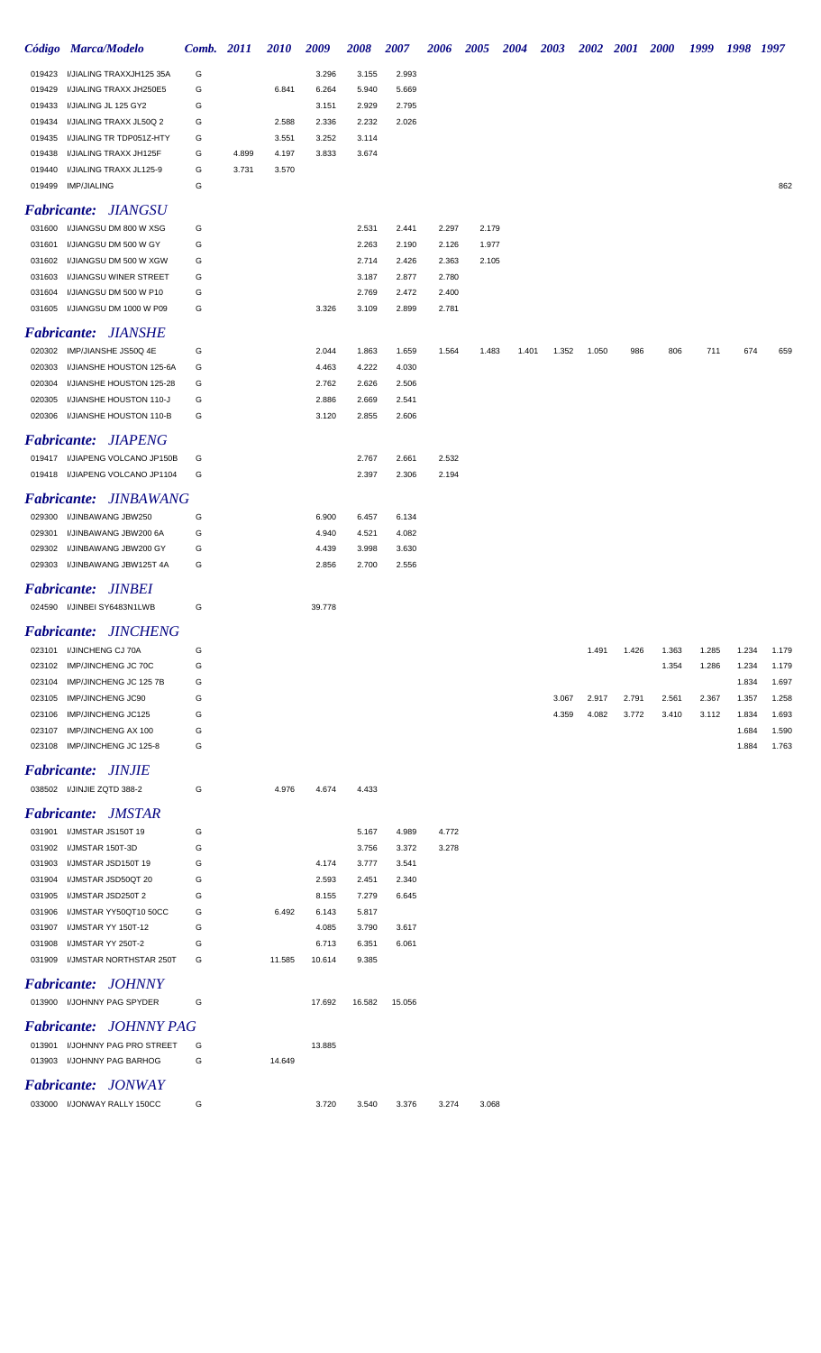| Código | Marca/Modelo | Comb. | 2011 | 2010 | 2009 | 2008 | 2007 | 2006 | 2005 | 2004 | 2003 | 2002 | 2001 | 2000 | 1999 | 1998 | 1997 |
|---|---|---|---|---|---|---|---|---|---|---|---|---|---|---|---|---|---|
| 019423 | I/JIALING TRAXXJH125 35A | G | | | 3.296 | 3.155 | 2.993 | | | | | | | | | | |
| 019429 | I/JIALING TRAXX JH250E5 | G | | 6.841 | 6.264 | 5.940 | 5.669 | | | | | | | | | | |
| 019433 | I/JIALING JL 125 GY2 | G | | | 3.151 | 2.929 | 2.795 | | | | | | | | | | |
| 019434 | I/JIALING TRAXX JL50Q 2 | G | | 2.588 | 2.336 | 2.232 | 2.026 | | | | | | | | | | |
| 019435 | I/JIALING TR TDP051Z-HTY | G | | 3.551 | 3.252 | 3.114 | | | | | | | | | | | |
| 019438 | I/JIALING TRAXX JH125F | G | 4.899 | 4.197 | 3.833 | 3.674 | | | | | | | | | | | |
| 019440 | I/JIALING TRAXX JL125-9 | G | 3.731 | 3.570 | | | | | | | | | | | | | |
| 019499 | IMP/JIALING | G | | | | | | | | | | | | | | | 862 |

## *Fabricante: JIANGSU*

| Código | Marca/Modelo | Comb. | 2011 | 2010 | 2009 | 2008 | 2007 | 2006 | 2005 | 2004 | 2003 | 2002 | 2001 | 2000 | 1999 | 1998 | 1997 |
|---|---|---|---|---|---|---|---|---|---|---|---|---|---|---|---|---|---|
| 031600 | I/JIANGSU DM 800 W XSG | G | | | | 2.531 | 2.441 | 2.297 | 2.179 | | | | | | | | |
| 031601 | I/JIANGSU DM 500 W GY | G | | | | 2.263 | 2.190 | 2.126 | 1.977 | | | | | | | | |
| 031602 | I/JIANGSU DM 500 W XGW | G | | | | 2.714 | 2.426 | 2.363 | 2.105 | | | | | | | | |
| 031603 | I/JIANGSU WINER STREET | G | | | | 3.187 | 2.877 | 2.780 | | | | | | | | | |
| 031604 | I/JIANGSU DM 500 W P10 | G | | | | 2.769 | 2.472 | 2.400 | | | | | | | | | |
| 031605 | I/JIANGSU DM 1000 W P09 | G | | | 3.326 | 3.109 | 2.899 | 2.781 | | | | | | | | | |

## *Fabricante: JIANSHE*

| Código | Marca/Modelo | Comb. | 2011 | 2010 | 2009 | 2008 | 2007 | 2006 | 2005 | 2004 | 2003 | 2002 | 2001 | 2000 | 1999 | 1998 | 1997 |
|---|---|---|---|---|---|---|---|---|---|---|---|---|---|---|---|---|---|
| 020302 | IMP/JIANSHE JS50Q 4E | G | | | 2.044 | 1.863 | 1.659 | 1.564 | 1.483 | 1.401 | 1.352 | 1.050 | 986 | 806 | 711 | 674 | 659 |
| 020303 | I/JIANSHE HOUSTON 125-6A | G | | | 4.463 | 4.222 | 4.030 | | | | | | | | | | |
| 020304 | I/JIANSHE HOUSTON 125-28 | G | | | 2.762 | 2.626 | 2.506 | | | | | | | | | | |
| 020305 | I/JIANSHE HOUSTON 110-J | G | | | 2.886 | 2.669 | 2.541 | | | | | | | | | | |
| 020306 | I/JIANSHE HOUSTON 110-B | G | | | 3.120 | 2.855 | 2.606 | | | | | | | | | | |

## *Fabricante: JIAPENG*

| Código | Marca/Modelo | Comb. | 2011 | 2010 | 2009 | 2008 | 2007 | 2006 | 2005 | 2004 | 2003 | 2002 | 2001 | 2000 | 1999 | 1998 | 1997 |
|---|---|---|---|---|---|---|---|---|---|---|---|---|---|---|---|---|---|
| 019417 | I/JIAPENG VOLCANO JP150B | G | | | | 2.767 | 2.661 | 2.532 | | | | | | | | | |
| 019418 | I/JIAPENG VOLCANO JP1104 | G | | | | 2.397 | 2.306 | 2.194 | | | | | | | | | |

## *Fabricante: JINBAWANG*

| Código | Marca/Modelo | Comb. | 2011 | 2010 | 2009 | 2008 | 2007 | 2006 | 2005 | 2004 | 2003 | 2002 | 2001 | 2000 | 1999 | 1998 | 1997 |
|---|---|---|---|---|---|---|---|---|---|---|---|---|---|---|---|---|---|
| 029300 | I/JINBAWANG JBW250 | G | | | 6.900 | 6.457 | 6.134 | | | | | | | | | | |
| 029301 | I/JINBAWANG JBW200 6A | G | | | 4.940 | 4.521 | 4.082 | | | | | | | | | | |
| 029302 | I/JINBAWANG JBW200 GY | G | | | 4.439 | 3.998 | 3.630 | | | | | | | | | | |
| 029303 | I/JINBAWANG JBW125T 4A | G | | | 2.856 | 2.700 | 2.556 | | | | | | | | | | |

## *Fabricante: JINBEI*

| Código | Marca/Modelo | Comb. | 2011 | 2010 | 2009 | 2008 | 2007 | 2006 | 2005 | 2004 | 2003 | 2002 | 2001 | 2000 | 1999 | 1998 | 1997 |
|---|---|---|---|---|---|---|---|---|---|---|---|---|---|---|---|---|---|
| 024590 | I/JINBEI SY6483N1LWB | G | | | 39.778 | | | | | | | | | | | | |

## *Fabricante: JINCHENG*

| Código | Marca/Modelo | Comb. | 2011 | 2010 | 2009 | 2008 | 2007 | 2006 | 2005 | 2004 | 2003 | 2002 | 2001 | 2000 | 1999 | 1998 | 1997 |
|---|---|---|---|---|---|---|---|---|---|---|---|---|---|---|---|---|---|
| 023101 | I/JINCHENG CJ 70A | G | | | | | | | | | | 1.491 | 1.426 | 1.363 | 1.285 | 1.234 | 1.179 |
| 023102 | IMP/JINCHENG JC 70C | G | | | | | | | | | | | | 1.354 | 1.286 | 1.234 | 1.179 |
| 023104 | IMP/JINCHENG JC 125 7B | G | | | | | | | | | | | | | | 1.834 | 1.697 |
| 023105 | IMP/JINCHENG JC90 | G | | | | | | | | | 3.067 | 2.917 | 2.791 | 2.561 | 2.367 | 1.357 | 1.258 |
| 023106 | IMP/JINCHENG JC125 | G | | | | | | | | | 4.359 | 4.082 | 3.772 | 3.410 | 3.112 | 1.834 | 1.693 |
| 023107 | IMP/JINCHENG AX 100 | G | | | | | | | | | | | | | | 1.684 | 1.590 |
| 023108 | IMP/JINCHENG JC 125-8 | G | | | | | | | | | | | | | | 1.884 | 1.763 |

## *Fabricante: JINJIE*

| Código | Marca/Modelo | Comb. | 2011 | 2010 | 2009 | 2008 | 2007 | 2006 | 2005 | 2004 | 2003 | 2002 | 2001 | 2000 | 1999 | 1998 | 1997 |
|---|---|---|---|---|---|---|---|---|---|---|---|---|---|---|---|---|---|
| 038502 | I/JINJIE ZQTD 388-2 | G | | 4.976 | 4.674 | 4.433 | | | | | | | | | | | |

## *Fabricante: JMSTAR*

| Código | Marca/Modelo | Comb. | 2011 | 2010 | 2009 | 2008 | 2007 | 2006 | 2005 | 2004 | 2003 | 2002 | 2001 | 2000 | 1999 | 1998 | 1997 |
|---|---|---|---|---|---|---|---|---|---|---|---|---|---|---|---|---|---|
| 031901 | I/JMSTAR JS150T 19 | G | | | | 5.167 | 4.989 | 4.772 | | | | | | | | | |
| 031902 | I/JMSTAR 150T-3D | G | | | | 3.756 | 3.372 | 3.278 | | | | | | | | | |
| 031903 | I/JMSTAR JSD150T 19 | G | | | 4.174 | 3.777 | 3.541 | | | | | | | | | | |
| 031904 | I/JMSTAR JSD50QT 20 | G | | | 2.593 | 2.451 | 2.340 | | | | | | | | | | |
| 031905 | I/JMSTAR JSD250T 2 | G | | | 8.155 | 7.279 | 6.645 | | | | | | | | | | |
| 031906 | I/JMSTAR YY50QT10 50CC | G | | 6.492 | 6.143 | 5.817 | | | | | | | | | | | |
| 031907 | I/JMSTAR YY 150T-12 | G | | | 4.085 | 3.790 | 3.617 | | | | | | | | | | |
| 031908 | I/JMSTAR YY 250T-2 | G | | | 6.713 | 6.351 | 6.061 | | | | | | | | | | |
| 031909 | I/JMSTAR NORTHSTAR 250T | G | | 11.585 | 10.614 | 9.385 | | | | | | | | | | | |

## *Fabricante: JOHNNY*

| Código | Marca/Modelo | Comb. | 2011 | 2010 | 2009 | 2008 | 2007 | 2006 | 2005 | 2004 | 2003 | 2002 | 2001 | 2000 | 1999 | 1998 | 1997 |
|---|---|---|---|---|---|---|---|---|---|---|---|---|---|---|---|---|---|
| 013900 | I/JOHNNY PAG SPYDER | G | | | 17.692 | 16.582 | 15.056 | | | | | | | | | | |

## *Fabricante: JOHNNY PAG*

| Código | Marca/Modelo | Comb. | 2011 | 2010 | 2009 | 2008 | 2007 | 2006 | 2005 | 2004 | 2003 | 2002 | 2001 | 2000 | 1999 | 1998 | 1997 |
|---|---|---|---|---|---|---|---|---|---|---|---|---|---|---|---|---|---|
| 013901 | I/JOHNNY PAG PRO STREET | G | | | 13.885 | | | | | | | | | | | | |
| 013903 | I/JOHNNY PAG BARHOG | G | | 14.649 | | | | | | | | | | | | | |

## *Fabricante: JONWAY*

| Código | Marca/Modelo | Comb. | 2011 | 2010 | 2009 | 2008 | 2007 | 2006 | 2005 | 2004 | 2003 | 2002 | 2001 | 2000 | 1999 | 1998 | 1997 |
|---|---|---|---|---|---|---|---|---|---|---|---|---|---|---|---|---|---|
| 033000 | I/JONWAY RALLY 150CC | G | | | 3.720 | 3.540 | 3.376 | 3.274 | 3.068 | | | | | | | | |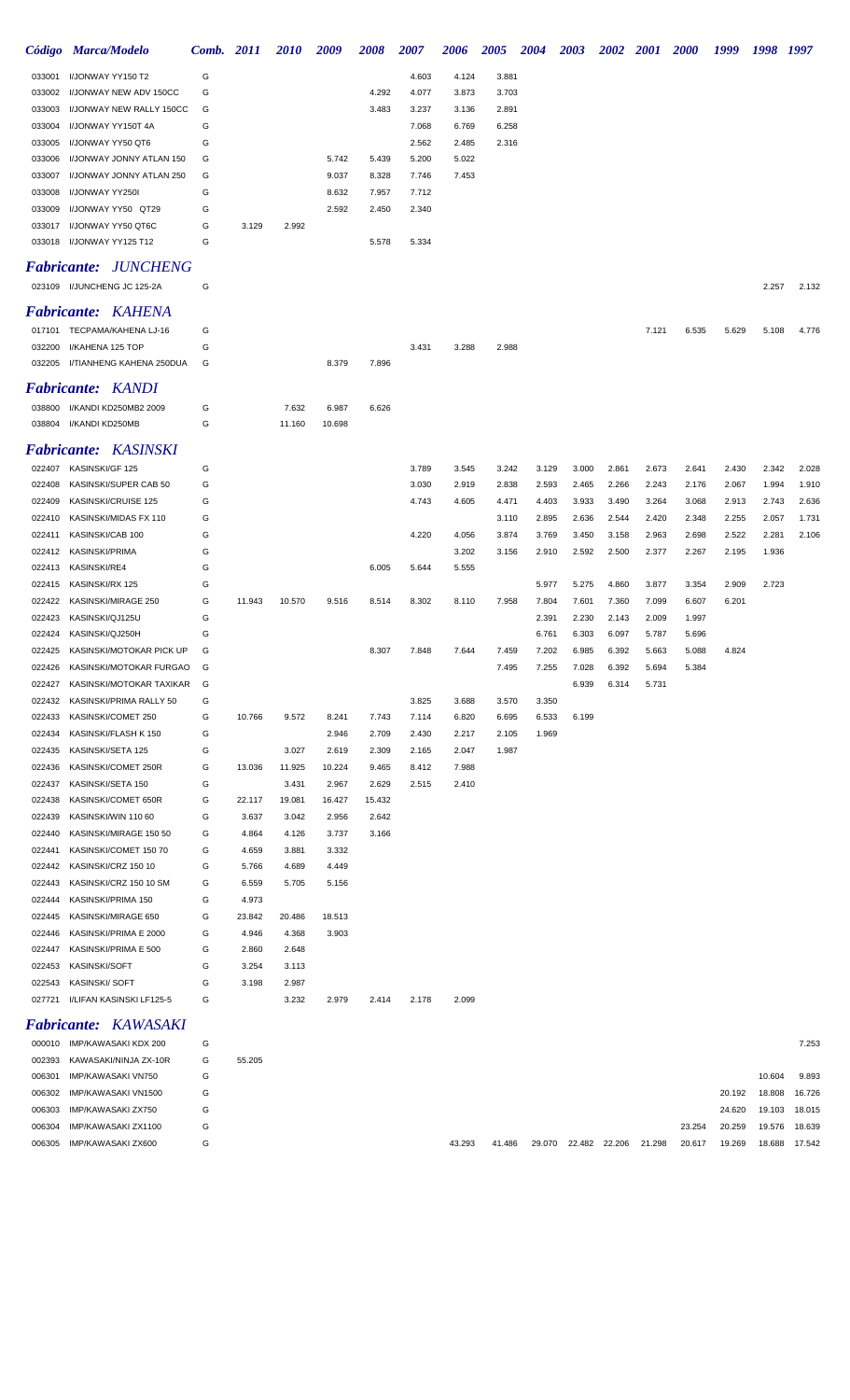| Código | Marca/Modelo | Comb. | 2011 | 2010 | 2009 | 2008 | 2007 | 2006 | 2005 | 2004 | 2003 | 2002 | 2001 | 2000 | 1999 | 1998 | 1997 |
|---|---|---|---|---|---|---|---|---|---|---|---|---|---|---|---|---|---|
| 033001 | I/JONWAY YY150 T2 | G | | | | | 4.603 | 4.124 | 3.881 | | | | | | | | |
| 033002 | I/JONWAY NEW ADV 150CC | G | | | | 4.292 | 4.077 | 3.873 | 3.703 | | | | | | | | |
| 033003 | I/JONWAY NEW RALLY 150CC | G | | | | 3.483 | 3.237 | 3.136 | 2.891 | | | | | | | | |
| 033004 | I/JONWAY YY150T 4A | G | | | | | 7.068 | 6.769 | 6.258 | | | | | | | | |
| 033005 | I/JONWAY YY50 QT6 | G | | | | | 2.562 | 2.485 | 2.316 | | | | | | | | |
| 033006 | I/JONWAY JONNY ATLAN 150 | G | | | 5.742 | 5.439 | 5.200 | 5.022 | | | | | | | | | |
| 033007 | I/JONWAY JONNY ATLAN 250 | G | | | 9.037 | 8.328 | 7.746 | 7.453 | | | | | | | | | |
| 033008 | I/JONWAY YY250I | G | | | 8.632 | 7.957 | 7.712 | | | | | | | | | | |
| 033009 | I/JONWAY YY50 QT29 | G | | | 2.592 | 2.450 | 2.340 | | | | | | | | | | |
| 033017 | I/JONWAY YY50 QT6C | G | 3.129 | 2.992 | | | | | | | | | | | | | |
| 033018 | I/JONWAY YY125 T12 | G | | | | 5.578 | 5.334 | | | | | | | | | | |

## *Fabricante: JUNCHENG*

| Código | Marca/Modelo | Comb. | 2011 | 2010 | 2009 | 2008 | 2007 | 2006 | 2005 | 2004 | 2003 | 2002 | 2001 | 2000 | 1999 | 1998 | 1997 |
|---|---|---|---|---|---|---|---|---|---|---|---|---|---|---|---|---|---|
| 023109 | I/JUNCHENG JC 125-2A | G | | | | | | | | | | | | | | 2.257 | 2.132 |

## *Fabricante: KAHENA*

| Código | Marca/Modelo | Comb. | 2011 | 2010 | 2009 | 2008 | 2007 | 2006 | 2005 | 2004 | 2003 | 2002 | 2001 | 2000 | 1999 | 1998 | 1997 |
|---|---|---|---|---|---|---|---|---|---|---|---|---|---|---|---|---|---|
| 017101 | TECPAMA/KAHENA LJ-16 | G | | | | | | | | | | | 7.121 | 6.535 | 5.629 | 5.108 | 4.776 |
| 032200 | I/KAHENA 125 TOP | G | | | | | 3.431 | 3.288 | 2.988 | | | | | | | | |
| 032205 | I/TIANHENG KAHENA 250DUA | G | | | 8.379 | 7.896 | | | | | | | | | | | |

## *Fabricante: KANDI*

| Código | Marca/Modelo | Comb. | 2011 | 2010 | 2009 | 2008 | 2007 | 2006 | 2005 | 2004 | 2003 | 2002 | 2001 | 2000 | 1999 | 1998 | 1997 |
|---|---|---|---|---|---|---|---|---|---|---|---|---|---|---|---|---|---|
| 038800 | I/KANDI KD250MB2 2009 | G | | 7.632 | 6.987 | 6.626 | | | | | | | | | | | |
| 038804 | I/KANDI KD250MB | G | | 11.160 | 10.698 | | | | | | | | | | | | |

## *Fabricante: KASINSKI*

| Código | Marca/Modelo | Comb. | 2011 | 2010 | 2009 | 2008 | 2007 | 2006 | 2005 | 2004 | 2003 | 2002 | 2001 | 2000 | 1999 | 1998 | 1997 |
|---|---|---|---|---|---|---|---|---|---|---|---|---|---|---|---|---|---|
| 022407 | KASINSKI/GF 125 | G | | | | | 3.789 | 3.545 | 3.242 | 3.129 | 3.000 | 2.861 | 2.673 | 2.641 | 2.430 | 2.342 | 2.028 |
| 022408 | KASINSKI/SUPER CAB 50 | G | | | | | 3.030 | 2.919 | 2.838 | 2.593 | 2.465 | 2.266 | 2.243 | 2.176 | 2.067 | 1.994 | 1.910 |
| 022409 | KASINSKI/CRUISE 125 | G | | | | | 4.743 | 4.605 | 4.471 | 4.403 | 3.933 | 3.490 | 3.264 | 3.068 | 2.913 | 2.743 | 2.636 |
| 022410 | KASINSKI/MIDAS FX 110 | G | | | | | | | 3.110 | 2.895 | 2.636 | 2.544 | 2.420 | 2.348 | 2.255 | 2.057 | 1.731 |
| 022411 | KASINSKI/CAB 100 | G | | | | | 4.220 | 4.056 | 3.874 | 3.769 | 3.450 | 3.158 | 2.963 | 2.698 | 2.522 | 2.281 | 2.106 |
| 022412 | KASINSKI/PRIMA | G | | | | | | 3.202 | 3.156 | 2.910 | 2.592 | 2.500 | 2.377 | 2.267 | 2.195 | 1.936 | |
| 022413 | KASINSKI/RE4 | G | | | | 6.005 | 5.644 | 5.555 | | | | | | | | | |
| 022415 | KASINSKI/RX 125 | G | | | | | | | | 5.977 | 5.275 | 4.860 | 3.877 | 3.354 | 2.909 | 2.723 | |
| 022422 | KASINSKI/MIRAGE 250 | G | 11.943 | 10.570 | 9.516 | 8.514 | 8.302 | 8.110 | 7.958 | 7.804 | 7.601 | 7.360 | 7.099 | 6.607 | 6.201 | | |
| 022423 | KASINSKI/QJ125U | G | | | | | | | | 2.391 | 2.230 | 2.143 | 2.009 | 1.997 | | | |
| 022424 | KASINSKI/QJ250H | G | | | | | | | | 6.761 | 6.303 | 6.097 | 5.787 | 5.696 | | | |
| 022425 | KASINSKI/MOTOKAR PICK UP | G | | | | 8.307 | 7.848 | 7.644 | 7.459 | 7.202 | 6.985 | 6.392 | 5.663 | 5.088 | 4.824 | | |
| 022426 | KASINSKI/MOTOKAR FURGAO | G | | | | | | | 7.495 | 7.255 | 7.028 | 6.392 | 5.694 | 5.384 | | | |
| 022427 | KASINSKI/MOTOKAR TAXIKAR | G | | | | | | | | | 6.939 | 6.314 | 5.731 | | | | |
| 022432 | KASINSKI/PRIMA RALLY 50 | G | | | | | 3.825 | 3.688 | 3.570 | 3.350 | | | | | | | |
| 022433 | KASINSKI/COMET 250 | G | 10.766 | 9.572 | 8.241 | 7.743 | 7.114 | 6.820 | 6.695 | 6.533 | 6.199 | | | | | | |
| 022434 | KASINSKI/FLASH K 150 | G | | | 2.946 | 2.709 | 2.430 | 2.217 | 2.105 | 1.969 | | | | | | | |
| 022435 | KASINSKI/SETA 125 | G | | 3.027 | 2.619 | 2.309 | 2.165 | 2.047 | 1.987 | | | | | | | | |
| 022436 | KASINSKI/COMET 250R | G | 13.036 | 11.925 | 10.224 | 9.465 | 8.412 | 7.988 | | | | | | | | | |
| 022437 | KASINSKI/SETA 150 | G | | 3.431 | 2.967 | 2.629 | 2.515 | 2.410 | | | | | | | | | |
| 022438 | KASINSKI/COMET 650R | G | 22.117 | 19.081 | 16.427 | 15.432 | | | | | | | | | | | |
| 022439 | KASINSKI/WIN 110 60 | G | 3.637 | 3.042 | 2.956 | 2.642 | | | | | | | | | | | |
| 022440 | KASINSKI/MIRAGE 150 50 | G | 4.864 | 4.126 | 3.737 | 3.166 | | | | | | | | | | | |
| 022441 | KASINSKI/COMET 150 70 | G | 4.659 | 3.881 | 3.332 | | | | | | | | | | | | |
| 022442 | KASINSKI/CRZ 150 10 | G | 5.766 | 4.689 | 4.449 | | | | | | | | | | | | |
| 022443 | KASINSKI/CRZ 150 10 SM | G | 6.559 | 5.705 | 5.156 | | | | | | | | | | | | |
| 022444 | KASINSKI/PRIMA 150 | G | 4.973 | | | | | | | | | | | | | | |
| 022445 | KASINSKI/MIRAGE 650 | G | 23.842 | 20.486 | 18.513 | | | | | | | | | | | | |
| 022446 | KASINSKI/PRIMA E 2000 | G | 4.946 | 4.368 | 3.903 | | | | | | | | | | | | |
| 022447 | KASINSKI/PRIMA E 500 | G | 2.860 | 2.648 | | | | | | | | | | | | | |
| 022453 | KASINSKI/SOFT | G | 3.254 | 3.113 | | | | | | | | | | | | | |
| 022543 | KASINSKI/ SOFT | G | 3.198 | 2.987 | | | | | | | | | | | | | |
| 027721 | I/LIFAN KASINSKI LF125-5 | G | | 3.232 | 2.979 | 2.414 | 2.178 | 2.099 | | | | | | | | | |

## *Fabricante: KAWASAKI*

| Código | Marca/Modelo | Comb. | 2011 | 2010 | 2009 | 2008 | 2007 | 2006 | 2005 | 2004 | 2003 | 2002 | 2001 | 2000 | 1999 | 1998 | 1997 |
|---|---|---|---|---|---|---|---|---|---|---|---|---|---|---|---|---|---|
| 000010 | IMP/KAWASAKI KDX 200 | G | | | | | | | | | | | | | | | 7.253 |
| 002393 | KAWASAKI/NINJA ZX-10R | G | 55.205 | | | | | | | | | | | | | | |
| 006301 | IMP/KAWASAKI VN750 | G | | | | | | | | | | | | | | 10.604 | 9.893 |
| 006302 | IMP/KAWASAKI VN1500 | G | | | | | | | | | | | | | 20.192 | 18.808 | 16.726 |
| 006303 | IMP/KAWASAKI ZX750 | G | | | | | | | | | | | | | 24.620 | 19.103 | 18.015 |
| 006304 | IMP/KAWASAKI ZX1100 | G | | | | | | | | | | | | 23.254 | 20.259 | 19.576 | 18.639 |
| 006305 | IMP/KAWASAKI ZX600 | G | | | | | | 43.293 | 41.486 | 29.070 | 22.482 | 22.206 | 21.298 | 20.617 | 19.269 | 18.688 | 17.542 |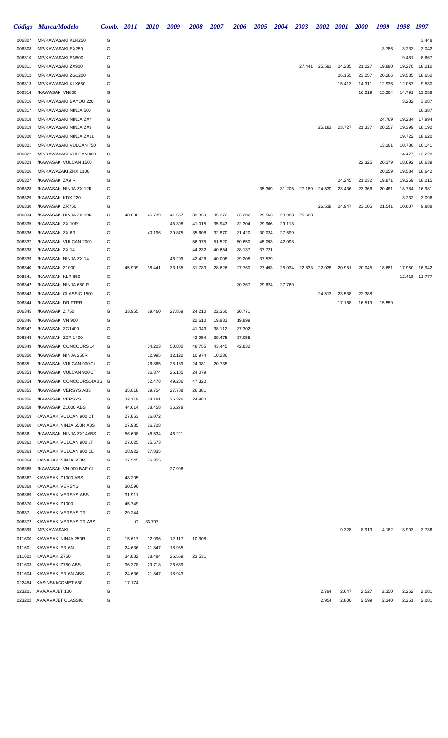| Código | Marca/Modelo | Comb. | 2011 | 2010 | 2009 | 2008 | 2007 | 2006 | 2005 | 2004 | 2003 | 2002 | 2001 | 2000 | 1999 | 1998 | 1997 |
|---|---|---|---|---|---|---|---|---|---|---|---|---|---|---|---|---|---|
| 006307 | IMP/KAWASAKI KLR250 | G | | | | | | | | | | | | | | | 3.448 |
| 006308 | IMP/KAWASAKI EX250 | G | | | | | | | | | | | | | 3.786 | 3.233 | 3.042 |
| 006310 | IMP/KAWASAKI EN500 | G | | | | | | | | | | | | | | 9.481 | 8.667 |
| 006311 | IMP/KAWASAKI ZX900 | G | | | | | | | | | 27.441 | 25.591 | 24.235 | 21.227 | 19.880 | 19.270 | 18.210 |
| 006312 | IMP/KAWASAKI ZG1200 | G | | | | | | | | | | | 26.155 | 23.257 | 20.266 | 19.585 | 18.650 |
| 006313 | IMP/KAWASAKI KLX650 | G | | | | | | | | | | | 15.413 | 14.311 | 12.936 | 12.057 | 9.530 |
| 006314 | I/KAWASAKI VN800 | G | | | | | | | | | | | | 16.219 | 15.264 | 14.791 | 13.288 |
| 006316 | IMP/KAWASAKI BAYOU 220 | G | | | | | | | | | | | | | | 3.232 | 3.087 |
| 006317 | IMP/KAWASAKI NINJA 500 | G | | | | | | | | | | | | | | | 10.387 |
| 006318 | IMP/KAWASAKI NINJA ZX7 | G | | | | | | | | | | | | | 24.769 | 19.234 | 17.994 |
| 006319 | IMP/KAWASAKI NINJA ZX9 | G | | | | | | | | | | 25.183 | 23.727 | 21.337 | 20.257 | 19.399 | 18.192 |
| 006320 | IMP/KAWASAKI NINJA ZX11 | G | | | | | | | | | | | | | | 19.722 | 18.620 |
| 006321 | IMP/KAWASAKI VULCAN 750 | G | | | | | | | | | | | | | 13.161 | 10.780 | 10.141 |
| 006322 | IMP/KAWASAKI VULCAN 800 | G | | | | | | | | | | | | | | 14.477 | 13.228 |
| 006323 | I/KAWASAKI VULCAN 1500 | G | | | | | | | | | | | | 22.325 | 20.379 | 18.692 | 16.639 |
| 006326 | IMP/KAWAZAKI ZRX 1100 | G | | | | | | | | | | | | | 20.259 | 19.584 | 18.642 |
| 006327 | I/KAWASAKI ZX9 R | G | | | | | | | | | | | 24.245 | 21.232 | 19.871 | 19.269 | 18.215 |
| 006328 | I/KAWASAKI NINJA ZX 12R | G | | | | | | | 35.369 | 31.205 | 27.189 | 24.530 | 23.436 | 23.366 | 20.481 | 18.784 | 16.981 |
| 006329 | I/KAWASAKI KDX 220 | G | | | | | | | | | | | | | | 3.232 | 3.096 |
| 006330 | I/KAWASAKI ZR750 | G | | | | | | | | | | 26.538 | 24.947 | 23.105 | 21.541 | 10.607 | 9.888 |
| 006334 | I/KAWASAKI NINJA ZX 10R | G | 48.080 | 45.739 | 41.557 | 39.359 | 35.372 | 33.202 | 29.563 | 28.983 | 25.683 | | | | | | |
| 006335 | I/KAWASAKI ZX 10R | G | | | 45.398 | 41.015 | 35.943 | 32.304 | 29.966 | 29.113 | | | | | | | |
| 006336 | I/KAWASAKI ZX 6R | G | | 40.196 | 39.875 | 35.608 | 32.870 | 31.420 | 30.024 | 27.599 | | | | | | | |
| 006337 | I/KAWASAKI VULCAN 2000 | G | | | | 56.975 | 51.520 | 50.650 | 45.093 | 42.093 | | | | | | | |
| 006338 | I/KAWASAKI ZX 14 | G | | | | 44.232 | 40.654 | 38.137 | 37.721 | | | | | | | | |
| 006339 | I/KAWASAKI NINJA ZX 14 | G | | | 46.209 | 42.426 | 40.008 | 39.205 | 37.529 | | | | | | | | |
| 006340 | I/KAWASAKI Z1000 | G | 45.909 | 38.441 | 33.135 | 31.783 | 28.626 | 27.760 | 27.493 | 25.034 | 22.533 | 22.038 | 20.951 | 20.045 | 18.681 | 17.950 | 16.942 |
| 006341 | I/KAWASAKI KLR 650 | G | | | | | | | | | | | | | | 12.418 | 11.777 |
| 006342 | I/KAWASAKI NINJA 650 R | G | | | | | | 30.367 | 29.624 | 27.769 | | | | | | | |
| 006343 | I/KAWASAKI CLASSIC 1500 | G | | | | | | | | | | 24.513 | 23.538 | 22.388 | | | |
| 006344 | I/KAWASAKI DRIFTER | G | | | | | | | | | | | 17.168 | 16.519 | 15.559 | | |
| 006345 | I/KAWASAKI Z 750 | G | 33.955 | 29.460 | 27.869 | 24.210 | 22.350 | 20.771 | | | | | | | | | |
| 006346 | I/KAWASAKI VN 900 | G | | | | 22.610 | 19.933 | 19.899 | | | | | | | | | |
| 006347 | I/KAWASAKI ZG1400 | G | | | | 41.043 | 38.112 | 37.302 | | | | | | | | | |
| 006348 | I/KAWASAKI ZZR 1400 | G | | | | 42.954 | 39.475 | 37.055 | | | | | | | | | |
| 006349 | I/KAWASAKI CONCOURS 14 | G | | 54.203 | 50.880 | 48.755 | 43.445 | 42.832 | | | | | | | | | |
| 006350 | I/KAWASAKI NINJA 250R | G | | 12.995 | 12.120 | 10.974 | 10.236 | | | | | | | | | | |
| 006351 | I/KAWASAKI VULCAN 900 CL | G | | 26.365 | 25.189 | 24.081 | 20.735 | | | | | | | | | | |
| 006353 | I/KAWASAKI VULCAN 900 CT | G | | 26.374 | 25.185 | 24.079 | | | | | | | | | | | |
| 006354 | I/KAWASAKI CONCOURS14ABS | G | | 52.478 | 49.286 | 47.320 | | | | | | | | | | | |
| 006355 | I/KAWASAKI VERSYS ABS | G | 35.018 | 29.754 | 27.788 | 26.381 | | | | | | | | | | | |
| 006356 | I/KAWASAKI VERSYS | G | 32.119 | 28.181 | 26.326 | 24.980 | | | | | | | | | | | |
| 006358 | I/KAWASAKI Z1000 ABS | G | 44.614 | 38.458 | 36.278 | | | | | | | | | | | | |
| 006359 | KAWASAKI/VULCAN 900 CT | G | 27.863 | 26.072 | | | | | | | | | | | | | |
| 006360 | KAWASAKI/NINJA 650R ABS | G | 27.935 | 26.728 | | | | | | | | | | | | | |
| 006361 | I/KAWASAKI NINJA ZX14ABS | G | 56.608 | 48.534 | 46.221 | | | | | | | | | | | | |
| 006362 | KAWASAKI/VULCAN 900 LT | G | 27.025 | 25.573 | | | | | | | | | | | | | |
| 006363 | KAWASAKI/VULCAN 900 CL | G | 28.922 | 27.835 | | | | | | | | | | | | | |
| 006364 | KAWASAKI/NINJA 650R | G | 27.545 | 26.355 | | | | | | | | | | | | | |
| 006365 | I/KAWASAKI VN 900 BAF CL | G | | | 27.996 | | | | | | | | | | | | |
| 006367 | KAWASAKI/Z1000 ABS | G | 48.205 | | | | | | | | | | | | | | |
| 006368 | KAWASAKI/VERSYS | G | 30.590 | | | | | | | | | | | | | | |
| 006369 | KAWASAKI/VERSYS ABS | G | 31.911 | | | | | | | | | | | | | | |
| 006370 | KAWASAKI/Z1000 | G | 45.749 | | | | | | | | | | | | | | |
| 006371 | KAWASAKI/VERSYS TR | G | 29.244 | | | | | | | | | | | | | | |
| 006372 | KAWASAKI/VERSYS TR ABS | | G | 33.707 | | | | | | | | | | | | | |
| 006399 | IMP/KAWASAKI | G | | | | | | | | | | | 9.328 | 8.913 | 4.162 | 3.903 | 3.736 |
| 011600 | KAWASAKI/NINJA 250R | G | 15.617 | 12.996 | 12.117 | 10.308 | | | | | | | | | | | |
| 011601 | KAWASAKI/ER-6N | G | 24.636 | 21.847 | 18.935 | | | | | | | | | | | | |
| 011602 | KAWASAKI/Z750 | G | 34.882 | 28.484 | 25.569 | 23.531 | | | | | | | | | | | |
| 011603 | KAWASAKI/Z750 ABS | G | 36.378 | 29.718 | 26.669 | | | | | | | | | | | | |
| 011604 | KAWASAKI/ER-6N ABS | G | 24.636 | 21.847 | 18.943 | | | | | | | | | | | | |
| 022454 | KASINSKI/COMET 650 | G | 17.174 | | | | | | | | | | | | | | |
| 023201 | AVA/AVAJET 100 | G | | | | | | | | | | 2.794 | 2.647 | 2.527 | 2.350 | 2.252 | 2.081 |
| 023202 | AVA/AVAJET CLASSIC | G | | | | | | | | | | 2.954 | 2.800 | 2.599 | 2.340 | 2.251 | 2.081 |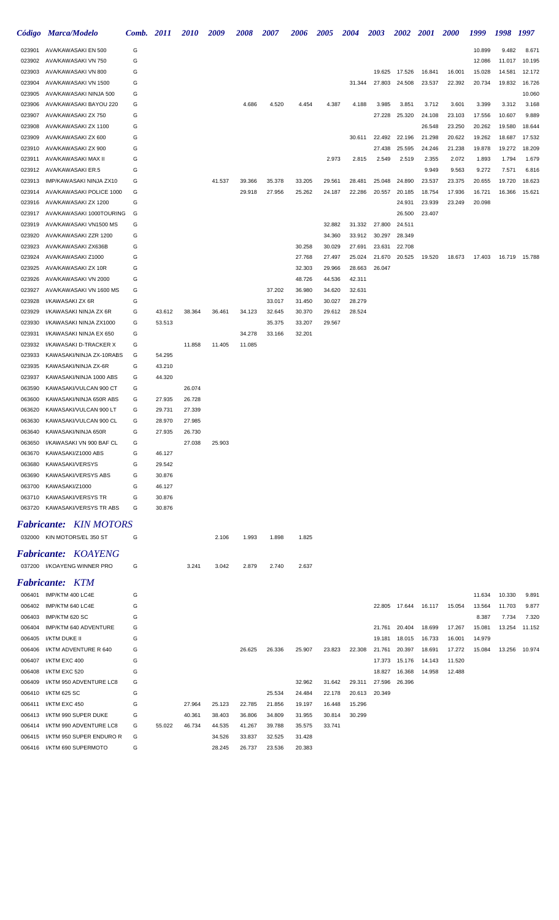| Código | Marca/Modelo | Comb. | 2011 | 2010 | 2009 | 2008 | 2007 | 2006 | 2005 | 2004 | 2003 | 2002 | 2001 | 2000 | 1999 | 1998 | 1997 |
|---|---|---|---|---|---|---|---|---|---|---|---|---|---|---|---|---|---|
| 023901 | AVA/KAWASAKI EN 500 | G | | | | | | | | | | | | | 10.899 | 9.482 | 8.671 |
| 023902 | AVA/KAWASAKI VN 750 | G | | | | | | | | | | | | | 12.086 | 11.017 | 10.195 |
| 023903 | AVA/KAWASAKI VN 800 | G | | | | | | | | | 19.625 | 17.526 | 16.841 | 16.001 | 15.028 | 14.581 | 12.172 |
| 023904 | AVA/KAWASAKI VN 1500 | G | | | | | | | | 31.344 | 27.803 | 24.508 | 23.537 | 22.392 | 20.734 | 19.832 | 16.726 |
| 023905 | AVA/KAWASAKI NINJA 500 | G | | | | | | | | | | | | | | | 10.060 |
| 023906 | AVA/KAWASAKI BAYOU 220 | G | | | | 4.686 | 4.520 | 4.454 | 4.387 | 4.188 | 3.985 | 3.851 | 3.712 | 3.601 | 3.399 | 3.312 | 3.168 |
| 023907 | AVA/KAWASAKI ZX 750 | G | | | | | | | | | 27.228 | 25.320 | 24.108 | 23.103 | 17.556 | 10.607 | 9.889 |
| 023908 | AVA/KAWASAKI ZX 1100 | G | | | | | | | | | | | 26.548 | 23.250 | 20.262 | 19.580 | 18.644 |
| 023909 | AVA/KAWASAKI ZX 600 | G | | | | | | | | 30.611 | 22.492 | 22.196 | 21.298 | 20.622 | 19.262 | 18.687 | 17.532 |
| 023910 | AVA/KAWASAKI ZX 900 | G | | | | | | | | | 27.438 | 25.595 | 24.246 | 21.238 | 19.878 | 19.272 | 18.209 |
| 023911 | AVA/KAWASAKI MAX II | G | | | | | | | 2.973 | 2.815 | 2.549 | 2.519 | 2.355 | 2.072 | 1.893 | 1.794 | 1.679 |
| 023912 | AVA/KAWASAKI ER.5 | G | | | | | | | | | | | 9.949 | 9.563 | 9.272 | 7.571 | 6.816 |
| 023913 | IMP/KAWASAKI NINJA ZX10 | G | | | 41.537 | 39.366 | 35.378 | 33.205 | 29.561 | 28.481 | 25.048 | 24.890 | 23.537 | 23.375 | 20.655 | 19.720 | 18.623 |
| 023914 | AVA/KAWASAKI POLICE 1000 | G | | | | 29.918 | 27.956 | 25.262 | 24.187 | 22.286 | 20.557 | 20.185 | 18.754 | 17.936 | 16.721 | 16.366 | 15.621 |
| 023916 | AVA/KAWASAKI ZX 1200 | G | | | | | | | | | | 24.931 | 23.939 | 23.249 | 20.098 | | |
| 023917 | AVA/KAWASAKI 1000TOURING | G | | | | | | | | | | 26.500 | 23.407 | | | | |
| 023919 | AVA/KAWASAKI VN1500 MS | G | | | | | | | 32.882 | 31.332 | 27.800 | 24.511 | | | | | |
| 023920 | AVA/KAWASAKI ZZR 1200 | G | | | | | | | 34.360 | 33.912 | 30.297 | 28.349 | | | | | |
| 023923 | AVA/KAWASAKI ZX636B | G | | | | | | 30.258 | 30.029 | 27.691 | 23.631 | 22.708 | | | | | |
| 023924 | AVA/KAWASAKI Z1000 | G | | | | | | 27.768 | 27.497 | 25.024 | 21.670 | 20.525 | 19.520 | 18.673 | 17.403 | 16.719 | 15.788 |
| 023925 | AVA/KAWASAKI ZX 10R | G | | | | | | 32.303 | 29.966 | 28.663 | 26.047 | | | | | | |
| 023926 | AVA/KAWASAKI VN 2000 | G | | | | | | 48.726 | 44.536 | 42.311 | | | | | | | |
| 023927 | AVA/KAWASAKI VN 1600 MS | G | | | | | 37.202 | 36.980 | 34.620 | 32.631 | | | | | | | |
| 023928 | I/KAWASAKI ZX 6R | G | | | | | 33.017 | 31.450 | 30.027 | 28.279 | | | | | | | |
| 023929 | I/KAWASAKI NINJA ZX 6R | G | 43.612 | 38.364 | 36.461 | 34.123 | 32.645 | 30.370 | 29.612 | 28.524 | | | | | | | |
| 023930 | I/KAWASAKI NINJA ZX1000 | G | 53.513 | | | | 35.375 | 33.207 | 29.567 | | | | | | | | |
| 023931 | I/KAWASAKI NINJA EX 650 | G | | | | 34.278 | 33.166 | 32.201 | | | | | | | | | |
| 023932 | I/KAWASAKI D-TRACKER X | G | | 11.858 | 11.405 | 11.085 | | | | | | | | | | | |
| 023933 | KAWASAKI/NINJA ZX-10RABS | G | 54.295 | | | | | | | | | | | | | | |
| 023935 | KAWASAKI/NINJA ZX-6R | G | 43.210 | | | | | | | | | | | | | | |
| 023937 | KAWASAKI/NINJA 1000 ABS | G | 44.320 | | | | | | | | | | | | | | |
| 063590 | KAWASAKI/VULCAN 900 CT | G | | 26.074 | | | | | | | | | | | | | |
| 063600 | KAWASAKI/NINJA 650R ABS | G | 27.935 | 26.728 | | | | | | | | | | | | | |
| 063620 | KAWASAKI/VULCAN 900 LT | G | 29.731 | 27.339 | | | | | | | | | | | | | |
| 063630 | KAWASAKI/VULCAN 900 CL | G | 28.970 | 27.985 | | | | | | | | | | | | | |
| 063640 | KAWASAKI/NINJA 650R | G | 27.935 | 26.730 | | | | | | | | | | | | | |
| 063650 | I/KAWASAKI VN 900 BAF CL | G | | 27.038 | 25.903 | | | | | | | | | | | | |
| 063670 | KAWASAKI/Z1000 ABS | G | 46.127 | | | | | | | | | | | | | | |
| 063680 | KAWASAKI/VERSYS | G | 29.542 | | | | | | | | | | | | | | |
| 063690 | KAWASAKI/VERSYS ABS | G | 30.876 | | | | | | | | | | | | | | |
| 063700 | KAWASAKI/Z1000 | G | 46.127 | | | | | | | | | | | | | | |
| 063710 | KAWASAKI/VERSYS TR | G | 30.876 | | | | | | | | | | | | | | |
| 063720 | KAWASAKI/VERSYS TR ABS | G | 30.876 | | | | | | | | | | | | | | |

## *Fabricante: KIN MOTORS*

| Código | Marca/Modelo | Comb. | 2011 | 2010 | 2009 | 2008 | 2007 | 2006 |
|---|---|---|---|---|---|---|---|---|
| 032000 | KIN MOTORS/EL 350 ST | G | | | 2.106 | 1.993 | 1.898 | 1.825 |

## *Fabricante: KOAYENG*

| Código | Marca/Modelo | Comb. | 2011 | 2010 | 2009 | 2008 | 2007 | 2006 |
|---|---|---|---|---|---|---|---|---|
| 037200 | I/KOAYENG WINNER PRO | G | | 3.241 | 3.042 | 2.879 | 2.740 | 2.637 |

## *Fabricante: KTM*

| Código | Marca/Modelo | Comb. | 2011 | 2010 | 2009 | 2008 | 2007 | 2006 | 2005 | 2004 | 2003 | 2002 | 2001 | 2000 | 1999 | 1998 | 1997 |
|---|---|---|---|---|---|---|---|---|---|---|---|---|---|---|---|---|---|
| 006401 | IMP/KTM 400 LC4E | G | | | | | | | | | | | | | 11.634 | 10.330 | 9.891 |
| 006402 | IMP/KTM 640 LC4E | G | | | | | | | | | 22.805 | 17.644 | 16.117 | 15.054 | 13.564 | 11.703 | 9.877 |
| 006403 | IMP/KTM 620 SC | G | | | | | | | | | | | | | 8.387 | 7.734 | 7.320 |
| 006404 | IMP/KTM 640 ADVENTURE | G | | | | | | | | | 21.761 | 20.404 | 18.699 | 17.267 | 15.081 | 13.254 | 11.152 |
| 006405 | I/KTM DUKE II | G | | | | | | | | | 19.181 | 18.015 | 16.733 | 16.001 | 14.979 | | |
| 006406 | I/KTM ADVENTURE R 640 | G | | | | 26.625 | 26.336 | 25.907 | 23.823 | 22.308 | 21.761 | 20.397 | 18.691 | 17.272 | 15.084 | 13.256 | 10.974 |
| 006407 | I/KTM EXC 400 | G | | | | | | | | | 17.373 | 15.176 | 14.143 | 11.520 | | | |
| 006408 | I/KTM EXC 520 | G | | | | | | | | | 18.827 | 16.368 | 14.958 | 12.488 | | | |
| 006409 | I/KTM 950 ADVENTURE LC8 | G | | | | | | 32.962 | 31.642 | 29.311 | 27.596 | 26.396 | | | | | |
| 006410 | I/KTM 625 SC | G | | | | | 25.534 | 24.484 | 22.178 | 20.613 | 20.349 | | | | | | |
| 006411 | I/KTM EXC 450 | G | | 27.964 | 25.123 | 22.785 | 21.856 | 19.197 | 16.448 | 15.296 | | | | | | | |
| 006413 | I/KTM 990 SUPER DUKE | G | | 40.361 | 38.403 | 36.806 | 34.809 | 31.955 | 30.814 | 30.299 | | | | | | | |
| 006414 | I/KTM 990 ADVENTURE LC8 | G | 55.022 | 46.734 | 44.535 | 41.267 | 39.788 | 35.575 | 33.741 | | | | | | | | |
| 006415 | I/KTM 950 SUPER ENDURO R | G | | | 34.526 | 33.837 | 32.525 | 31.428 | | | | | | | | | |
| 006416 | I/KTM 690 SUPERMOTO | G | | | 28.245 | 26.737 | 23.536 | 20.383 | | | | | | | | | |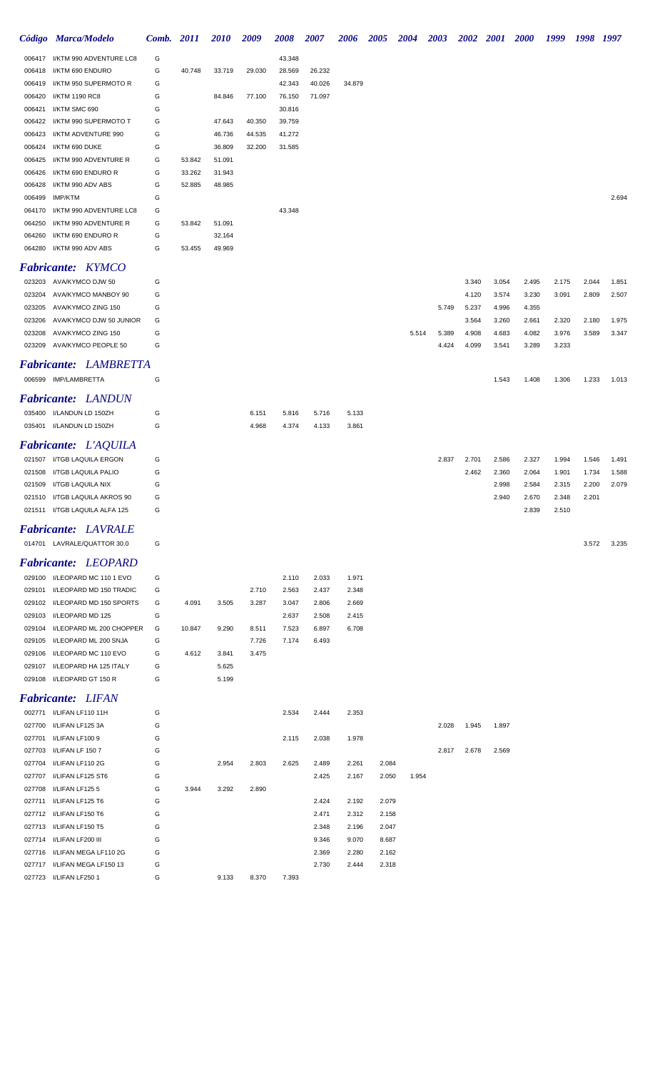| Código | Marca/Modelo | Comb. | 2011 | 2010 | 2009 | 2008 | 2007 | 2006 | 2005 | 2004 | 2003 | 2002 | 2001 | 2000 | 1999 | 1998 | 1997 |
|---|---|---|---|---|---|---|---|---|---|---|---|---|---|---|---|---|---|
| 006417 | I/KTM 990 ADVENTURE LC8 | G | | | | 43.348 | | | | | | | | | | | |
| 006418 | I/KTM 690 ENDURO | G | 40.748 | 33.719 | 29.030 | 28.569 | 26.232 | | | | | | | | | | |
| 006419 | I/KTM 950 SUPERMOTO R | G | | | | 42.343 | 40.026 | 34.879 | | | | | | | | | |
| 006420 | I/KTM 1190 RC8 | G | | 84.846 | 77.100 | 76.150 | 71.097 | | | | | | | | | | |
| 006421 | I/KTM SMC 690 | G | | | | 30.816 | | | | | | | | | | | |
| 006422 | I/KTM 990 SUPERMOTO T | G | | 47.643 | 40.350 | 39.759 | | | | | | | | | | | |
| 006423 | I/KTM ADVENTURE 990 | G | | 46.736 | 44.535 | 41.272 | | | | | | | | | | | |
| 006424 | I/KTM 690 DUKE | G | | 36.809 | 32.200 | 31.585 | | | | | | | | | | | |
| 006425 | I/KTM 990 ADVENTURE R | G | 53.842 | 51.091 | | | | | | | | | | | | | |
| 006426 | I/KTM 690 ENDURO R | G | 33.262 | 31.943 | | | | | | | | | | | | | |
| 006428 | I/KTM 990 ADV ABS | G | 52.885 | 48.985 | | | | | | | | | | | | | |
| 006499 | IMP/KTM | G | | | | | | | | | | | | | | | 2.694 |
| 064170 | I/KTM 990 ADVENTURE LC8 | G | | | | 43.348 | | | | | | | | | | | |
| 064250 | I/KTM 990 ADVENTURE R | G | 53.842 | 51.091 | | | | | | | | | | | | | |
| 064260 | I/KTM 690 ENDURO R | G | | 32.164 | | | | | | | | | | | | | |
| 064280 | I/KTM 990 ADV ABS | G | 53.455 | 49.969 | | | | | | | | | | | | | |

## *Fabricante: KYMCO*

| Código | Marca/Modelo | Comb. | 2011 | 2010 | 2009 | 2008 | 2007 | 2006 | 2005 | 2004 | 2003 | 2002 | 2001 | 2000 | 1999 | 1998 | 1997 |
|---|---|---|---|---|---|---|---|---|---|---|---|---|---|---|---|---|---|
| 023203 | AVA/KYMCO DJW 50 | G | | | | | | | | | | 3.340 | 3.054 | 2.495 | 2.175 | 2.044 | 1.851 |
| 023204 | AVA/KYMCO MANBOY 90 | G | | | | | | | | | | 4.120 | 3.574 | 3.230 | 3.091 | 2.809 | 2.507 |
| 023205 | AVA/KYMCO ZING 150 | G | | | | | | | | | 5.749 | 5.237 | 4.996 | 4.355 | | | |
| 023206 | AVA/KYMCO DJW 50 JUNIOR | G | | | | | | | | | | 3.564 | 3.260 | 2.661 | 2.320 | 2.180 | 1.975 |
| 023208 | AVA/KYMCO ZING 150 | G | | | | | | | | 5.514 | 5.389 | 4.908 | 4.683 | 4.082 | 3.976 | 3.589 | 3.347 |
| 023209 | AVA/KYMCO PEOPLE 50 | G | | | | | | | | | 4.424 | 4.099 | 3.541 | 3.289 | 3.233 | | |

## *Fabricante: LAMBRETTA*

| Código | Marca/Modelo | Comb. | 2011 | 2010 | 2009 | 2008 | 2007 | 2006 | 2005 | 2004 | 2003 | 2002 | 2001 | 2000 | 1999 | 1998 | 1997 |
|---|---|---|---|---|---|---|---|---|---|---|---|---|---|---|---|---|---|
| 006599 | IMP/LAMBRETTA | G | | | | | | | | | | | 1.543 | 1.408 | 1.306 | 1.233 | 1.013 |

## *Fabricante: LANDUN*

| Código | Marca/Modelo | Comb. | 2011 | 2010 | 2009 | 2008 | 2007 | 2006 | 2005 | 2004 | 2003 | 2002 | 2001 | 2000 | 1999 | 1998 | 1997 |
|---|---|---|---|---|---|---|---|---|---|---|---|---|---|---|---|---|---|
| 035400 | I/LANDUN LD 150ZH | G | | | 6.151 | 5.816 | 5.716 | 5.133 | | | | | | | | | |
| 035401 | I/LANDUN LD 150ZH | G | | | 4.968 | 4.374 | 4.133 | 3.861 | | | | | | | | | |

## *Fabricante: L'AQUILA*

| Código | Marca/Modelo | Comb. | 2011 | 2010 | 2009 | 2008 | 2007 | 2006 | 2005 | 2004 | 2003 | 2002 | 2001 | 2000 | 1999 | 1998 | 1997 |
|---|---|---|---|---|---|---|---|---|---|---|---|---|---|---|---|---|---|
| 021507 | I/TGB LAQUILA ERGON | G | | | | | | | | | 2.837 | 2.701 | 2.586 | 2.327 | 1.994 | 1.546 | 1.491 |
| 021508 | I/TGB LAQUILA PALIO | G | | | | | | | | | | 2.462 | 2.360 | 2.064 | 1.901 | 1.734 | 1.588 |
| 021509 | I/TGB LAQUILA NIX | G | | | | | | | | | | | 2.998 | 2.584 | 2.315 | 2.200 | 2.079 |
| 021510 | I/TGB LAQUILA AKROS 90 | G | | | | | | | | | | | 2.940 | 2.670 | 2.348 | 2.201 | |
| 021511 | I/TGB LAQUILA ALFA 125 | G | | | | | | | | | | | | 2.839 | 2.510 | | |

## *Fabricante: LAVRALE*

| Código | Marca/Modelo | Comb. | 2011 | 2010 | 2009 | 2008 | 2007 | 2006 | 2005 | 2004 | 2003 | 2002 | 2001 | 2000 | 1999 | 1998 | 1997 |
|---|---|---|---|---|---|---|---|---|---|---|---|---|---|---|---|---|---|
| 014701 | LAVRALE/QUATTOR 30.0 | G | | | | | | | | | | | | | | 3.572 | 3.235 |

## *Fabricante: LEOPARD*

| Código | Marca/Modelo | Comb. | 2011 | 2010 | 2009 | 2008 | 2007 | 2006 | 2005 | 2004 | 2003 | 2002 | 2001 | 2000 | 1999 | 1998 | 1997 |
|---|---|---|---|---|---|---|---|---|---|---|---|---|---|---|---|---|---|
| 029100 | I/LEOPARD MC 110 1 EVO | G | | | | 2.110 | 2.033 | 1.971 | | | | | | | | | |
| 029101 | I/LEOPARD MD 150 TRADIC | G | | | 2.710 | 2.563 | 2.437 | 2.348 | | | | | | | | | |
| 029102 | I/LEOPARD MD 150 SPORTS | G | 4.091 | 3.505 | 3.287 | 3.047 | 2.806 | 2.669 | | | | | | | | | |
| 029103 | I/LEOPARD MD 125 | G | | | | 2.637 | 2.508 | 2.415 | | | | | | | | | |
| 029104 | I/LEOPARD ML 200 CHOPPER | G | 10.847 | 9.290 | 8.511 | 7.523 | 6.897 | 6.708 | | | | | | | | | |
| 029105 | I/LEOPARD ML 200 SNJA | G | | | 7.726 | 7.174 | 6.493 | | | | | | | | | | |
| 029106 | I/LEOPARD MC 110 EVO | G | 4.612 | 3.841 | 3.475 | | | | | | | | | | | | |
| 029107 | I/LEOPARD HA 125 ITALY | G | | 5.625 | | | | | | | | | | | | | |
| 029108 | I/LEOPARD GT 150 R | G | | 5.199 | | | | | | | | | | | | | |

## *Fabricante: LIFAN*

| Código | Marca/Modelo | Comb. | 2011 | 2010 | 2009 | 2008 | 2007 | 2006 | 2005 | 2004 | 2003 | 2002 | 2001 | 2000 | 1999 | 1998 | 1997 |
|---|---|---|---|---|---|---|---|---|---|---|---|---|---|---|---|---|---|
| 002771 | I/LIFAN LF110 11H | G | | | | 2.534 | 2.444 | 2.353 | | | | | | | | | |
| 027700 | I/LIFAN LF125 3A | G | | | | | | | | | 2.028 | 1.945 | 1.897 | | | | |
| 027701 | I/LIFAN LF100 9 | G | | | | 2.115 | 2.038 | 1.978 | | | | | | | | | |
| 027703 | I/LIFAN LF 150 7 | G | | | | | | | | | 2.817 | 2.678 | 2.569 | | | | |
| 027704 | I/LIFAN LF110 2G | G | | 2.954 | 2.803 | 2.625 | 2.489 | 2.261 | 2.084 | | | | | | | | |
| 027707 | I/LIFAN LF125 ST6 | G | | | | | 2.425 | 2.167 | 2.050 | 1.954 | | | | | | | |
| 027708 | I/LIFAN LF125 5 | G | 3.944 | 3.292 | 2.890 | | | | | | | | | | | | |
| 027711 | I/LIFAN LF125 T6 | G | | | | | 2.424 | 2.192 | 2.079 | | | | | | | | |
| 027712 | I/LIFAN LF150 T6 | G | | | | | 2.471 | 2.312 | 2.158 | | | | | | | | |
| 027713 | I/LIFAN LF150 T5 | G | | | | | 2.348 | 2.196 | 2.047 | | | | | | | | |
| 027714 | I/LIFAN LF200 III | G | | | | | 9.346 | 9.070 | 8.687 | | | | | | | | |
| 027716 | I/LIFAN MEGA LF110 2G | G | | | | | 2.369 | 2.280 | 2.162 | | | | | | | | |
| 027717 | I/LIFAN MEGA LF150 13 | G | | | | | 2.730 | 2.444 | 2.318 | | | | | | | | |
| 027723 | I/LIFAN LF250 1 | G | | 9.133 | 8.370 | 7.393 | | | | | | | | | | | |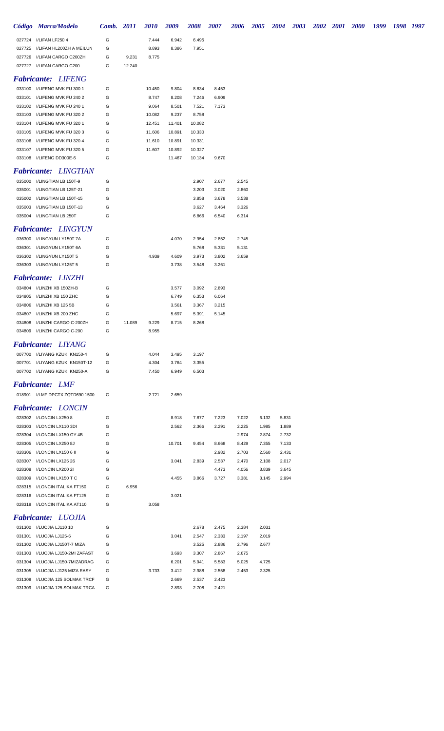| Código | Marca/Modelo | Comb. | 2011 | 2010 | 2009 | 2008 | 2007 | 2006 | 2005 | 2004 | 2003 | 2002 | 2001 | 2000 | 1999 | 1998 | 1997 |
|---|---|---|---|---|---|---|---|---|---|---|---|---|---|---|---|---|---|
| 027724 | I/LIFAN LF250 4 | G | | 7.444 | 6.942 | 6.495 | | | | | | | | | | | |
| 027725 | I/LIFAN HL200ZH A MEILUN | G | | 8.893 | 8.386 | 7.951 | | | | | | | | | | | |
| 027726 | I/LIFAN CARGO C200ZH | G | 9.231 | 8.775 | | | | | | | | | | | | | |
| 027727 | I/LIFAN CARGO C200 | G | 12.240 | | | | | | | | | | | | | | |

## *Fabricante: LIFENG*

| Código | Marca/Modelo | Comb. | 2011 | 2010 | 2009 | 2008 | 2007 | 2006 | 2005 | 2004 |
|---|---|---|---|---|---|---|---|---|---|---|
| 033100 | I/LIFENG MVK FU 300 1 | G | | 10.450 | 9.804 | 8.834 | 8.453 | | | |
| 033101 | I/LIFENG MVK FU 240 2 | G | | 8.747 | 8.208 | 7.246 | 6.909 | | | |
| 033102 | I/LIFENG MVK FU 240 1 | G | | 9.064 | 8.501 | 7.521 | 7.173 | | | |
| 033103 | I/LIFENG MVK FU 320 2 | G | | 10.082 | 9.237 | 8.758 | | | | |
| 033104 | I/LIFENG MVK FU 320 1 | G | | 12.451 | 11.401 | 10.082 | | | | |
| 033105 | I/LIFENG MVK FU 320 3 | G | | 11.606 | 10.891 | 10.330 | | | | |
| 033106 | I/LIFENG MVK FU 320 4 | G | | 11.610 | 10.891 | 10.331 | | | | |
| 033107 | I/LIFENG MVK FU 320 5 | G | | 11.607 | 10.892 | 10.327 | | | | |
| 033108 | I/LIFENG DD300E-6 | G | | | 11.467 | 10.134 | 9.670 | | | |

## *Fabricante: LINGTIAN*

| Código | Marca/Modelo | Comb. | 2011 | 2010 | 2009 | 2008 | 2007 | 2006 | 2005 | 2004 |
|---|---|---|---|---|---|---|---|---|---|---|
| 035000 | I/LINGTIAN LB 150T-9 | G | | | | 2.907 | 2.677 | 2.545 | | |
| 035001 | I/LINGTIAN LB 125T-21 | G | | | | 3.203 | 3.020 | 2.860 | | |
| 035002 | I/LINGTIAN LB 150T-15 | G | | | | 3.858 | 3.678 | 3.538 | | |
| 035003 | I/LINGTIAN LB 150T-13 | G | | | | 3.627 | 3.464 | 3.326 | | |
| 035004 | I/LINGTIAN LB 250T | G | | | | 6.866 | 6.540 | 6.314 | | |

## *Fabricante: LINGYUN*

| Código | Marca/Modelo | Comb. | 2011 | 2010 | 2009 | 2008 | 2007 | 2006 | 2005 | 2004 |
|---|---|---|---|---|---|---|---|---|---|---|
| 036300 | I/LINGYUN LY150T 7A | G | | | 4.070 | 2.954 | 2.852 | 2.745 | | |
| 036301 | I/LINGYUN LY150T 6A | G | | | | 5.768 | 5.331 | 5.131 | | |
| 036302 | I/LINGYUN LY150T 5 | G | | 4.939 | 4.609 | 3.973 | 3.802 | 3.659 | | |
| 036303 | I/LINGYUN LY125T 5 | G | | | 3.738 | 3.548 | 3.261 | | | |

## *Fabricante: LINZHI*

| Código | Marca/Modelo | Comb. | 2011 | 2010 | 2009 | 2008 | 2007 | 2006 | 2005 | 2004 |
|---|---|---|---|---|---|---|---|---|---|---|
| 034804 | I/LINZHI XB 150ZH-B | G | | | 3.577 | 3.092 | 2.893 | | | |
| 034805 | I/LINZHI XB 150 ZHC | G | | | 6.749 | 6.353 | 6.064 | | | |
| 034806 | I/LINZHI XB 125 5B | G | | | 3.561 | 3.367 | 3.215 | | | |
| 034807 | I/LINZHI XB 200 ZHC | G | | | 5.697 | 5.391 | 5.145 | | | |
| 034808 | I/LINZHI CARGO C-200ZH | G | 11.089 | 9.229 | 8.715 | 8.268 | | | | |
| 034809 | I/LINZHI CARGO C-200 | G | | 8.955 | | | | | | |

## *Fabricante: LIYANG*

| Código | Marca/Modelo | Comb. | 2011 | 2010 | 2009 | 2008 | 2007 | 2006 | 2005 | 2004 |
|---|---|---|---|---|---|---|---|---|---|---|
| 007700 | I/LIYANG KZUKI KN150-4 | G | | 4.044 | 3.495 | 3.197 | | | | |
| 007701 | I/LIYANG KZUKI KN150T-12 | G | | 4.304 | 3.764 | 3.355 | | | | |
| 007702 | I/LIYANG KZUKI KN250-A | G | | 7.450 | 6.949 | 6.503 | | | | |

## *Fabricante: LMF*

| Código | Marca/Modelo | Comb. | 2011 | 2010 | 2009 | 2008 | 2007 | 2006 | 2005 | 2004 |
|---|---|---|---|---|---|---|---|---|---|---|
| 018901 | I/LMF DPCTX ZQTD690 1500 | G | | 2.721 | 2.659 | | | | | |

## *Fabricante: LONCIN*

| Código | Marca/Modelo | Comb. | 2011 | 2010 | 2009 | 2008 | 2007 | 2006 | 2005 | 2004 |
|---|---|---|---|---|---|---|---|---|---|---|
| 028302 | I/LONCIN LX250 8 | G | | | 8.918 | 7.877 | 7.223 | 7.022 | 6.132 | 5.831 |
| 028303 | I/LONCIN LX110 3DI | G | | | 2.562 | 2.366 | 2.291 | 2.225 | 1.985 | 1.889 |
| 028304 | I/LONCIN LX150 GY 4B | G | | | | | | 2.974 | 2.874 | 2.732 |
| 028305 | I/LONCIN LX250 8J | G | | | 10.701 | 9.454 | 8.668 | 8.429 | 7.355 | 7.133 |
| 028306 | I/LONCIN LX150 6 II | G | | | | | 2.982 | 2.703 | 2.560 | 2.431 |
| 028307 | I/LONCIN LX125 26 | G | | | 3.041 | 2.839 | 2.537 | 2.470 | 2.108 | 2.017 |
| 028308 | I/LONCIN LX200 2I | G | | | | | 4.473 | 4.056 | 3.839 | 3.645 |
| 028309 | I/LONCIN LX150 T C | G | | | 4.455 | 3.866 | 3.727 | 3.381 | 3.145 | 2.994 |
| 028315 | I/LONCIN ITALIKA FT150 | G | 6.956 | | | | | | | |
| 028316 | I/LONCIN ITALIKA FT125 | G | | | 3.021 | | | | | |
| 028318 | I/LONCIN ITALIKA AT110 | G | | 3.058 | | | | | | |

## *Fabricante: LUOJIA*

| Código | Marca/Modelo | Comb. | 2011 | 2010 | 2009 | 2008 | 2007 | 2006 | 2005 | 2004 |
|---|---|---|---|---|---|---|---|---|---|---|
| 031300 | I/LUOJIA LJ110 10 | G | | | | 2.678 | 2.475 | 2.384 | 2.031 | |
| 031301 | I/LUOJIA LJ125-6 | G | | | 3.041 | 2.547 | 2.333 | 2.197 | 2.019 | |
| 031302 | I/LUOJIA LJ150T-7 MIZA | G | | | | 3.525 | 2.886 | 2.796 | 2.677 | |
| 031303 | I/LUOJIA LJ150-2MI ZAFAST | G | | | 3.693 | 3.307 | 2.867 | 2.675 | | |
| 031304 | I/LUOJIA LJ150-7MIZADRAG | G | | | 6.201 | 5.941 | 5.583 | 5.025 | 4.725 | |
| 031305 | I/LUOJIA LJ125 MIZA EASY | G | | 3.733 | 3.412 | 2.988 | 2.558 | 2.453 | 2.325 | |
| 031308 | I/LUOJIA 125 SOLMAK TRCF | G | | | 2.669 | 2.537 | 2.423 | | | |
| 031309 | I/LUOJIA 125 SOLMAK TRCA | G | | | 2.893 | 2.708 | 2.421 | | | |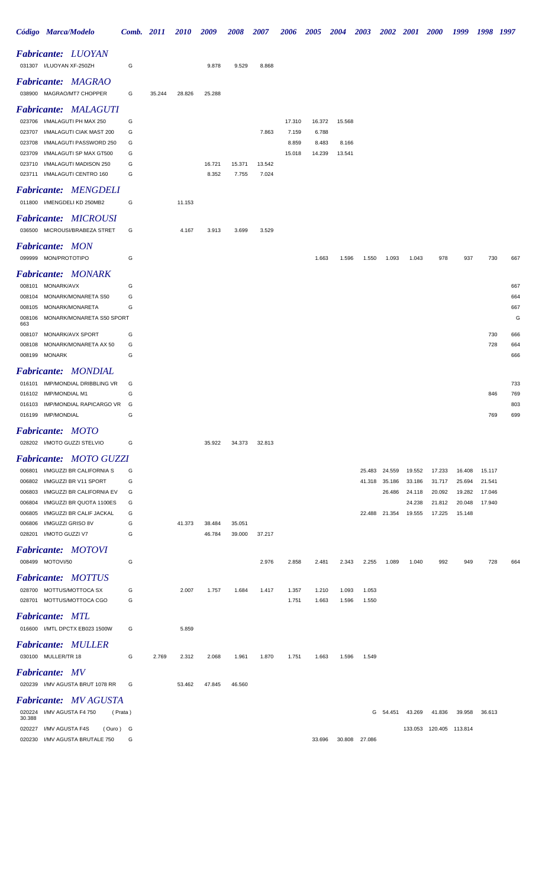| Código | Marca/Modelo | Comb. | 2011 | 2010 | 2009 | 2008 | 2007 | 2006 | 2005 | 2004 | 2003 | 2002 | 2001 | 2000 | 1999 | 1998 | 1997 |
|---|---|---|---|---|---|---|---|---|---|---|---|---|---|---|---|---|---|
| ***Fabricante: LUOYAN*** | | | | | | | | | | | | | | | | | |
| 031307 | I/LUOYAN XF-250ZH | G | | | 9.878 | 9.529 | 8.868 | | | | | | | | | | |
| ***Fabricante: MAGRAO*** | | | | | | | | | | | | | | | | | |
| 038900 | MAGRAO/MT7 CHOPPER | G | 35.244 | 28.826 | 25.288 | | | | | | | | | | | | |
| ***Fabricante: MALAGUTI*** | | | | | | | | | | | | | | | | | |
| 023706 | I/MALAGUTI PH MAX 250 | G | | | | | | 17.310 | 16.372 | 15.568 | | | | | | | |
| 023707 | I/MALAGUTI CIAK MAST 200 | G | | | | | 7.863 | 7.159 | 6.788 | | | | | | | | |
| 023708 | I/MALAGUTI PASSWORD 250 | G | | | | | | 8.859 | 8.483 | 8.166 | | | | | | | |
| 023709 | I/MALAGUTI SP MAX GT500 | G | | | | | | 15.018 | 14.239 | 13.541 | | | | | | | |
| 023710 | I/MALAGUTI MADISON 250 | G | | | 16.721 | 15.371 | 13.542 | | | | | | | | | | |
| 023711 | I/MALAGUTI CENTRO 160 | G | | | 8.352 | 7.755 | 7.024 | | | | | | | | | | |
| ***Fabricante: MENGDELI*** | | | | | | | | | | | | | | | | | |
| 011800 | I/MENGDELI KD 250MB2 | G | | 11.153 | | | | | | | | | | | | | |
| ***Fabricante: MICROUSI*** | | | | | | | | | | | | | | | | | |
| 036500 | MICROUSI/BRABEZA STRET | G | | 4.167 | 3.913 | 3.699 | 3.529 | | | | | | | | | | |
| ***Fabricante: MON*** | | | | | | | | | | | | | | | | | |
| 099999 | MON/PROTOTIPO | G | | | | | | | 1.663 | 1.596 | 1.550 | 1.093 | 1.043 | 978 | 937 | 730 | 667 |
| ***Fabricante: MONARK*** | | | | | | | | | | | | | | | | | |
| 008101 | MONARK/AVX | G | | | | | | | | | | | | | | | 667 |
| 008104 | MONARK/MONARETA S50 | G | | | | | | | | | | | | | | | 664 |
| 008105 | MONARK/MONARETA | G | | | | | | | | | | | | | | | 667 |
| 008106 663 | MONARK/MONARETA S50 SPORT | | | | | | | | | | | | | | | | G |
| 008107 | MONARK/AVX SPORT | G | | | | | | | | | | | | | | 730 | 666 |
| 008108 | MONARK/MONARETA AX 50 | G | | | | | | | | | | | | | | 728 | 664 |
| 008199 | MONARK | G | | | | | | | | | | | | | | | 666 |
| ***Fabricante: MONDIAL*** | | | | | | | | | | | | | | | | | |
| 016101 | IMP/MONDIAL DRIBBLING VR | G | | | | | | | | | | | | | | | 733 |
| 016102 | IMP/MONDIAL M1 | G | | | | | | | | | | | | | | 846 | 769 |
| 016103 | IMP/MONDIAL RAPICARGO VR | G | | | | | | | | | | | | | | | 803 |
| 016199 | IMP/MONDIAL | G | | | | | | | | | | | | | | 769 | 699 |
| ***Fabricante: MOTO*** | | | | | | | | | | | | | | | | | |
| 028202 | I/MOTO GUZZI STELVIO | G | | | 35.922 | 34.373 | 32.813 | | | | | | | | | | |
| ***Fabricante: MOTO GUZZI*** | | | | | | | | | | | | | | | | | |
| 006801 | I/MGUZZI BR CALIFORNIA S | G | | | | | | | | | 25.483 | 24.559 | 19.552 | 17.233 | 16.408 | 15.117 | |
| 006802 | I/MGUZZI BR V11 SPORT | G | | | | | | | | | 41.318 | 35.186 | 33.186 | 31.717 | 25.694 | 21.541 | |
| 006803 | I/MGUZZI BR CALIFORNIA EV | G | | | | | | | | | | 26.486 | 24.118 | 20.092 | 19.282 | 17.046 | |
| 006804 | I/MGUZZI BR QUOTA 1100ES | G | | | | | | | | | | | 24.238 | 21.812 | 20.048 | 17.940 | |
| 006805 | I/MGUZZI BR CALIF JACKAL | G | | | | | | | | | 22.488 | 21.354 | 19.555 | 17.225 | 15.148 | | |
| 006806 | I/MGUZZI GRISO 8V | G | | 41.373 | 38.484 | 35.051 | | | | | | | | | | | |
| 028201 | I/MOTO GUZZI V7 | G | | | 46.784 | 39.000 | 37.217 | | | | | | | | | | |
| ***Fabricante: MOTOVI*** | | | | | | | | | | | | | | | | | |
| 008499 | MOTOVI/50 | G | | | | | 2.976 | 2.858 | 2.481 | 2.343 | 2.255 | 1.089 | 1.040 | 992 | 949 | 728 | 664 |
| ***Fabricante: MOTTUS*** | | | | | | | | | | | | | | | | | |
| 028700 | MOTTUS/MOTTOCA SX | G | | 2.007 | 1.757 | 1.684 | 1.417 | 1.357 | 1.210 | 1.093 | 1.053 | | | | | | |
| 028701 | MOTTUS/MOTTOCA CGO | G | | | | | | 1.751 | 1.663 | 1.596 | 1.550 | | | | | | |
| ***Fabricante: MTL*** | | | | | | | | | | | | | | | | | |
| 016600 | I/MTL DPCTX EB023 1500W | G | | 5.859 | | | | | | | | | | | | | |
| ***Fabricante: MULLER*** | | | | | | | | | | | | | | | | | |
| 030100 | MULLER/TR 18 | G | 2.769 | 2.312 | 2.068 | 1.961 | 1.870 | 1.751 | 1.663 | 1.596 | 1.549 | | | | | | |
| ***Fabricante: MV*** | | | | | | | | | | | | | | | | | |
| 020239 | I/MV AGUSTA BRUT 1078 RR | G | | 53.462 | 47.845 | 46.560 | | | | | | | | | | | |
| ***Fabricante: MV AGUSTA*** | | | | | | | | | | | | | | | | | |
| 020224 30.388 | I/MV AGUSTA F4 750 (Prata) | | | | | | | | | | G | 54.451 | 43.269 | 41.836 | 39.958 | 36.613 | |
| 020227 | I/MV AGUSTA F4S (Ouro) | G | | | | | | | | | | | 133.053 | 120.405 | 113.814 | | |
| 020230 | I/MV AGUSTA BRUTALE 750 | G | | | | | | | 33.696 | 30.808 | 27.086 | | | | | | |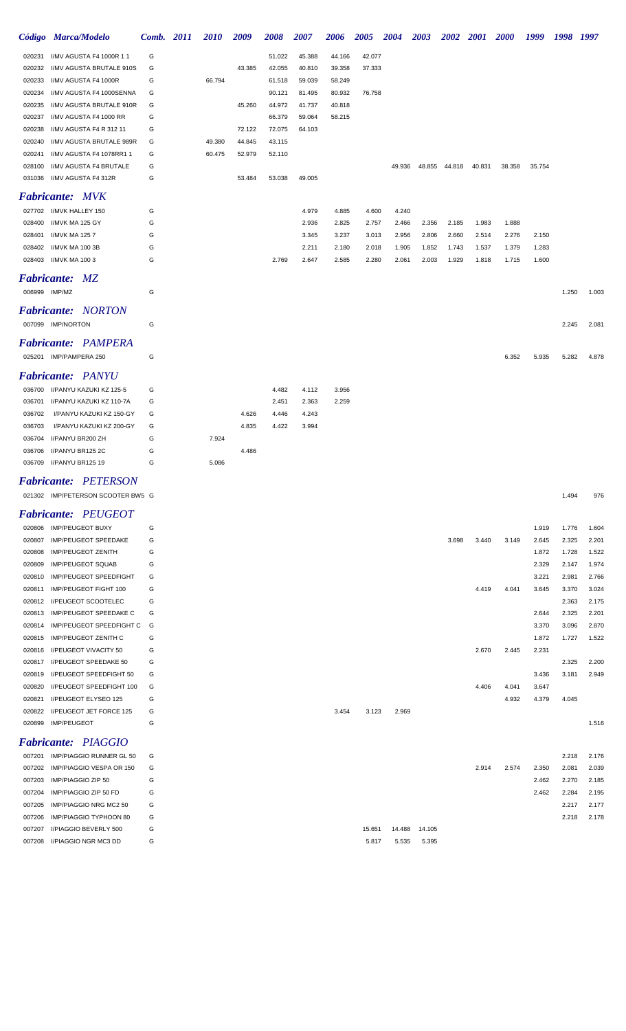| Código | Marca/Modelo | Comb. | 2011 | 2010 | 2009 | 2008 | 2007 | 2006 | 2005 | 2004 | 2003 | 2002 | 2001 | 2000 | 1999 | 1998 | 1997 |
|---|---|---|---|---|---|---|---|---|---|---|---|---|---|---|---|---|---|
| 020231 | I/MV AGUSTA F4 1000R 1 1 | G | | | | 51.022 | 45.388 | 44.166 | 42.077 | | | | | | | | |
| 020232 | I/MV AGUSTA BRUTALE 910S | G | | | 43.385 | 42.055 | 40.810 | 39.358 | 37.333 | | | | | | | | |
| 020233 | I/MV AGUSTA F4 1000R | G | | 66.794 | | 61.518 | 59.039 | 58.249 | | | | | | | | | |
| 020234 | I/MV AGUSTA F4 1000SENNA | G | | | | 90.121 | 81.495 | 80.932 | 76.758 | | | | | | | | |
| 020235 | I/MV AGUSTA BRUTALE 910R | G | | | 45.260 | 44.972 | 41.737 | 40.818 | | | | | | | | | |
| 020237 | I/MV AGUSTA F4 1000 RR | G | | | | 66.379 | 59.064 | 58.215 | | | | | | | | | |
| 020238 | I/MV AGUSTA F4 R 312 11 | G | | | 72.122 | 72.075 | 64.103 | | | | | | | | | | |
| 020240 | I/MV AGUSTA BRUTALE 989R | G | | 49.380 | 44.845 | 43.115 | | | | | | | | | | | |
| 020241 | I/MV AGUSTA F4 1078RR1 1 | G | | 60.475 | 52.979 | 52.110 | | | | | | | | | | | |
| 028100 | I/MV AGUSTA F4 BRUTALE | G | | | | | | | | 49.936 | 48.855 | 44.818 | 40.831 | 38.358 | 35.754 | | |
| 031036 | I/MV AGUSTA F4 312R | G | | | 53.484 | 53.038 | 49.005 | | | | | | | | | | |

### *Fabricante: MVK*

| Código | Marca/Modelo | Comb. | 2011 | 2010 | 2009 | 2008 | 2007 | 2006 | 2005 | 2004 | 2003 | 2002 | 2001 | 2000 | 1999 | 1998 | 1997 |
|---|---|---|---|---|---|---|---|---|---|---|---|---|---|---|---|---|---|
| 027702 | I/MVK HALLEY 150 | G | | | | | 4.979 | 4.885 | 4.600 | 4.240 | | | | | | | |
| 028400 | I/MVK MA 125 GY | G | | | | | 2.936 | 2.825 | 2.757 | 2.466 | 2.356 | 2.185 | 1.983 | 1.888 | | | |
| 028401 | I/MVK MA 125 7 | G | | | | | 3.345 | 3.237 | 3.013 | 2.956 | 2.806 | 2.660 | 2.514 | 2.276 | 2.150 | | |
| 028402 | I/MVK MA 100 3B | G | | | | | 2.211 | 2.180 | 2.018 | 1.905 | 1.852 | 1.743 | 1.537 | 1.379 | 1.283 | | |
| 028403 | I/MVK MA 100 3 | G | | | | 2.769 | 2.647 | 2.585 | 2.280 | 2.061 | 2.003 | 1.929 | 1.818 | 1.715 | 1.600 | | |

### *Fabricante: MZ*

| Código | Marca/Modelo | Comb. | 2011 | 2010 | 2009 | 2008 | 2007 | 2006 | 2005 | 2004 | 2003 | 2002 | 2001 | 2000 | 1999 | 1998 | 1997 |
|---|---|---|---|---|---|---|---|---|---|---|---|---|---|---|---|---|---|
| 006999 | IMP/MZ | G | | | | | | | | | | | | | | 1.250 | 1.003 |

### *Fabricante: NORTON*

| Código | Marca/Modelo | Comb. | 2011 | 2010 | 2009 | 2008 | 2007 | 2006 | 2005 | 2004 | 2003 | 2002 | 2001 | 2000 | 1999 | 1998 | 1997 |
|---|---|---|---|---|---|---|---|---|---|---|---|---|---|---|---|---|---|
| 007099 | IMP/NORTON | G | | | | | | | | | | | | | | 2.245 | 2.081 |

### *Fabricante: PAMPERA*

| Código | Marca/Modelo | Comb. | 2011 | 2010 | 2009 | 2008 | 2007 | 2006 | 2005 | 2004 | 2003 | 2002 | 2001 | 2000 | 1999 | 1998 | 1997 |
|---|---|---|---|---|---|---|---|---|---|---|---|---|---|---|---|---|---|
| 025201 | IMP/PAMPERA 250 | G | | | | | | | | | | | | 6.352 | 5.935 | 5.282 | 4.878 |

### *Fabricante: PANYU*

| Código | Marca/Modelo | Comb. | 2011 | 2010 | 2009 | 2008 | 2007 | 2006 | 2005 | 2004 | 2003 | 2002 | 2001 | 2000 | 1999 | 1998 | 1997 |
|---|---|---|---|---|---|---|---|---|---|---|---|---|---|---|---|---|---|
| 036700 | I/PANYU KAZUKI KZ 125-5 | G | | | | 4.482 | 4.112 | 3.956 | | | | | | | | | |
| 036701 | I/PANYU KAZUKI KZ 110-7A | G | | | | 2.451 | 2.363 | 2.259 | | | | | | | | | |
| 036702 | I/PANYU KAZUKI KZ 150-GY | G | | | 4.626 | 4.446 | 4.243 | | | | | | | | | | |
| 036703 | I/PANYU KAZUKI KZ 200-GY | G | | | 4.835 | 4.422 | 3.994 | | | | | | | | | | |
| 036704 | I/PANYU BR200 ZH | G | | 7.924 | | | | | | | | | | | | | |
| 036706 | I/PANYU BR125 2C | G | | | 4.486 | | | | | | | | | | | | |
| 036709 | I/PANYU BR125 19 | G | | 5.086 | | | | | | | | | | | | | |

### *Fabricante: PETERSON*

| Código | Marca/Modelo | Comb. | 2011 | 2010 | 2009 | 2008 | 2007 | 2006 | 2005 | 2004 | 2003 | 2002 | 2001 | 2000 | 1999 | 1998 | 1997 |
|---|---|---|---|---|---|---|---|---|---|---|---|---|---|---|---|---|---|
| 021302 | IMP/PETERSON SCOOTER BW5 | G | | | | | | | | | | | | | | 1.494 | 976 |

### *Fabricante: PEUGEOT*

| Código | Marca/Modelo | Comb. | 2011 | 2010 | 2009 | 2008 | 2007 | 2006 | 2005 | 2004 | 2003 | 2002 | 2001 | 2000 | 1999 | 1998 | 1997 |
|---|---|---|---|---|---|---|---|---|---|---|---|---|---|---|---|---|---|
| 020806 | IMP/PEUGEOT BUXY | G | | | | | | | | | | | | | 1.919 | 1.776 | 1.604 |
| 020807 | IMP/PEUGEOT SPEEDAKE | G | | | | | | | | | | 3.698 | 3.440 | 3.149 | 2.645 | 2.325 | 2.201 |
| 020808 | IMP/PEUGEOT ZENITH | G | | | | | | | | | | | | | 1.872 | 1.728 | 1.522 |
| 020809 | IMP/PEUGEOT SQUAB | G | | | | | | | | | | | | | 2.329 | 2.147 | 1.974 |
| 020810 | IMP/PEUGEOT SPEEDFIGHT | G | | | | | | | | | | | | | 3.221 | 2.981 | 2.766 |
| 020811 | IMP/PEUGEOT FIGHT 100 | G | | | | | | | | | | | 4.419 | 4.041 | 3.645 | 3.370 | 3.024 |
| 020812 | I/PEUGEOT SCOOTELEC | G | | | | | | | | | | | | | | 2.363 | 2.175 |
| 020813 | IMP/PEUGEOT SPEEDAKE C | G | | | | | | | | | | | | | 2.644 | 2.325 | 2.201 |
| 020814 | IMP/PEUGEOT SPEEDFIGHT C | G | | | | | | | | | | | | | 3.370 | 3.096 | 2.870 |
| 020815 | IMP/PEUGEOT ZENITH C | G | | | | | | | | | | | | | 1.872 | 1.727 | 1.522 |
| 020816 | I/PEUGEOT VIVACITY 50 | G | | | | | | | | | | | 2.670 | 2.445 | 2.231 | | |
| 020817 | I/PEUGEOT SPEEDAKE 50 | G | | | | | | | | | | | | | | 2.325 | 2.200 |
| 020819 | I/PEUGEOT SPEEDFIGHT 50 | G | | | | | | | | | | | | | 3.436 | 3.181 | 2.949 |
| 020820 | I/PEUGEOT SPEEDFIGHT 100 | G | | | | | | | | | | | 4.406 | 4.041 | 3.647 | | |
| 020821 | I/PEUGEOT ELYSEO 125 | G | | | | | | | | | | | | 4.932 | 4.379 | 4.045 | |
| 020822 | I/PEUGEOT JET FORCE 125 | G | | | | | | 3.454 | 3.123 | 2.969 | | | | | | | |
| 020899 | IMP/PEUGEOT | G | | | | | | | | | | | | | | | 1.516 |

### *Fabricante: PIAGGIO*

| Código | Marca/Modelo | Comb. | 2011 | 2010 | 2009 | 2008 | 2007 | 2006 | 2005 | 2004 | 2003 | 2002 | 2001 | 2000 | 1999 | 1998 | 1997 |
|---|---|---|---|---|---|---|---|---|---|---|---|---|---|---|---|---|---|
| 007201 | IMP/PIAGGIO RUNNER GL 50 | G | | | | | | | | | | | | | | 2.218 | 2.176 |
| 007202 | IMP/PIAGGIO VESPA OR 150 | G | | | | | | | | | | | 2.914 | 2.574 | 2.350 | 2.081 | 2.039 |
| 007203 | IMP/PIAGGIO ZIP 50 | G | | | | | | | | | | | | | 2.462 | 2.270 | 2.185 |
| 007204 | IMP/PIAGGIO ZIP 50 FD | G | | | | | | | | | | | | | 2.462 | 2.284 | 2.195 |
| 007205 | IMP/PIAGGIO NRG MC2 50 | G | | | | | | | | | | | | | | 2.217 | 2.177 |
| 007206 | IMP/PIAGGIO TYPHOON 80 | G | | | | | | | | | | | | | | 2.218 | 2.178 |
| 007207 | I/PIAGGIO BEVERLY 500 | G | | | | | | | 15.651 | 14.488 | 14.105 | | | | | | |
| 007208 | I/PIAGGIO NGR MC3 DD | G | | | | | | | 5.817 | 5.535 | 5.395 | | | | | | |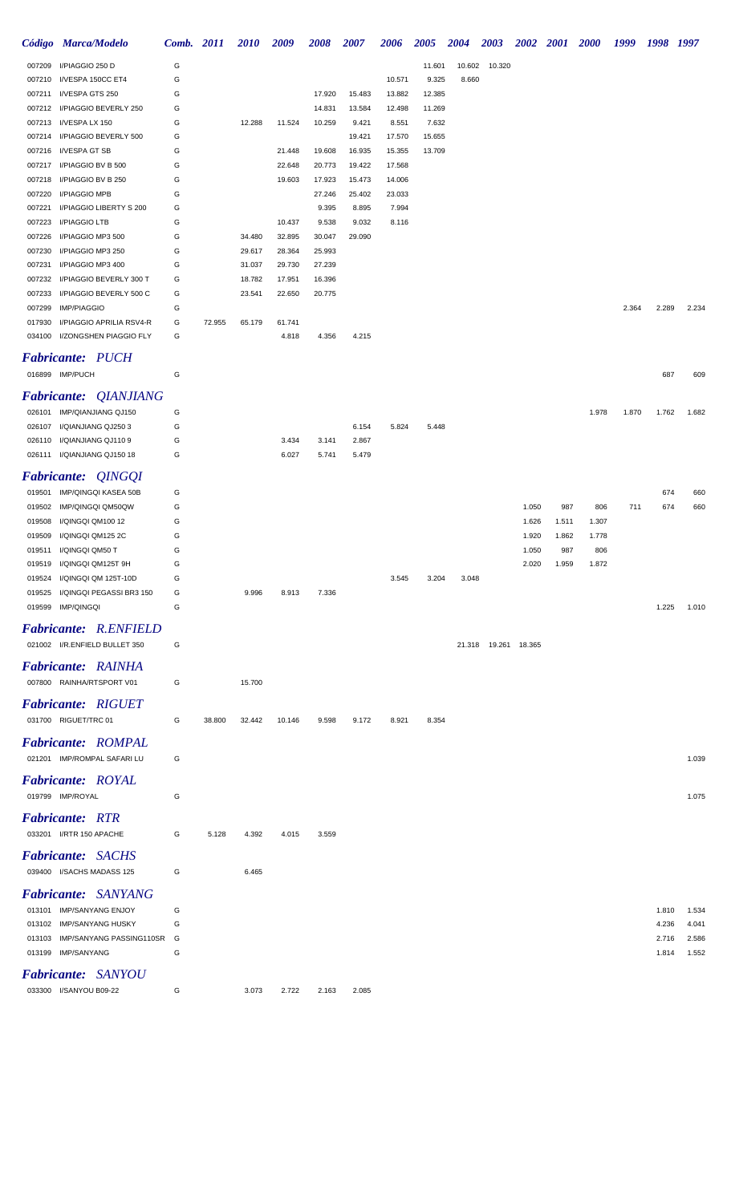| Código | Marca/Modelo | Comb. | 2011 | 2010 | 2009 | 2008 | 2007 | 2006 | 2005 | 2004 | 2003 | 2002 | 2001 | 2000 | 1999 | 1998 | 1997 |
|---|---|---|---|---|---|---|---|---|---|---|---|---|---|---|---|---|---|
| 007209 | I/PIAGGIO 250 D | G | | | | | | | 11.601 | 10.602 | 10.320 | | | | | | |
| 007210 | I/VESPA 150CC ET4 | G | | | | | | 10.571 | 9.325 | 8.660 | | | | | | | |
| 007211 | I/VESPA GTS 250 | G | | | | 17.920 | 15.483 | 13.882 | 12.385 | | | | | | | | |
| 007212 | I/PIAGGIO BEVERLY 250 | G | | | | 14.831 | 13.584 | 12.498 | 11.269 | | | | | | | | |
| 007213 | I/VESPA LX 150 | G | | 12.288 | 11.524 | 10.259 | 9.421 | 8.551 | 7.632 | | | | | | | | |
| 007214 | I/PIAGGIO BEVERLY 500 | G | | | | | 19.421 | 17.570 | 15.655 | | | | | | | | |
| 007216 | I/VESPA GT SB | G | | | 21.448 | 19.608 | 16.935 | 15.355 | 13.709 | | | | | | | | |
| 007217 | I/PIAGGIO BV B 500 | G | | | 22.648 | 20.773 | 19.422 | 17.568 | | | | | | | | | |
| 007218 | I/PIAGGIO BV B 250 | G | | | 19.603 | 17.923 | 15.473 | 14.006 | | | | | | | | | |
| 007220 | I/PIAGGIO MPB | G | | | | 27.246 | 25.402 | 23.033 | | | | | | | | | |
| 007221 | I/PIAGGIO LIBERTY S 200 | G | | | | 9.395 | 8.895 | 7.994 | | | | | | | | | |
| 007223 | I/PIAGGIO LTB | G | | | 10.437 | 9.538 | 9.032 | 8.116 | | | | | | | | | |
| 007226 | I/PIAGGIO MP3 500 | G | | 34.480 | 32.895 | 30.047 | 29.090 | | | | | | | | | | |
| 007230 | I/PIAGGIO MP3 250 | G | | 29.617 | 28.364 | 25.993 | | | | | | | | | | | |
| 007231 | I/PIAGGIO MP3 400 | G | | 31.037 | 29.730 | 27.239 | | | | | | | | | | | |
| 007232 | I/PIAGGIO BEVERLY 300 T | G | | 18.782 | 17.951 | 16.396 | | | | | | | | | | | |
| 007233 | I/PIAGGIO BEVERLY 500 C | G | | 23.541 | 22.650 | 20.775 | | | | | | | | | | | |
| 007299 | IMP/PIAGGIO | G | | | | | | | | | | | | | 2.364 | 2.289 | 2.234 |
| 017930 | I/PIAGGIO APRILIA RSV4-R | G | 72.955 | 65.179 | 61.741 | | | | | | | | | | | | |
| 034100 | I/ZONGSHEN PIAGGIO FLY | G | | | 4.818 | 4.356 | 4.215 | | | | | | | | | | |

## *Fabricante: PUCH*

| Código | Marca/Modelo | Comb. | 2011 | 2010 | 2009 | 2008 | 2007 | 2006 | 2005 | 2004 | 2003 | 2002 | 2001 | 2000 | 1999 | 1998 | 1997 |
|---|---|---|---|---|---|---|---|---|---|---|---|---|---|---|---|---|---|
| 016899 | IMP/PUCH | G | | | | | | | | | | | | | | 687 | 609 |

## *Fabricante: QIANJIANG*

| Código | Marca/Modelo | Comb. | 2011 | 2010 | 2009 | 2008 | 2007 | 2006 | 2005 | 2004 | 2003 | 2002 | 2001 | 2000 | 1999 | 1998 | 1997 |
|---|---|---|---|---|---|---|---|---|---|---|---|---|---|---|---|---|---|
| 026101 | IMP/QIANJIANG QJ150 | G | | | | | | | | | | | | 1.978 | 1.870 | 1.762 | 1.682 |
| 026107 | I/QIANJIANG QJ250 3 | G | | | | | 6.154 | 5.824 | 5.448 | | | | | | | | |
| 026110 | I/QIANJIANG QJ110 9 | G | | | 3.434 | 3.141 | 2.867 | | | | | | | | | | |
| 026111 | I/QIANJIANG QJ150 18 | G | | | 6.027 | 5.741 | 5.479 | | | | | | | | | | |

## *Fabricante: QINGQI*

| Código | Marca/Modelo | Comb. | 2011 | 2010 | 2009 | 2008 | 2007 | 2006 | 2005 | 2004 | 2003 | 2002 | 2001 | 2000 | 1999 | 1998 | 1997 |
|---|---|---|---|---|---|---|---|---|---|---|---|---|---|---|---|---|---|
| 019501 | IMP/QINGQI KASEA 50B | G | | | | | | | | | | | | | | 674 | 660 |
| 019502 | IMP/QINGQI QM50QW | G | | | | | | | | | | 1.050 | 987 | 806 | 711 | 674 | 660 |
| 019508 | I/QINGQI QM100 12 | G | | | | | | | | | | 1.626 | 1.511 | 1.307 | | | |
| 019509 | I/QINGQI QM125 2C | G | | | | | | | | | | 1.920 | 1.862 | 1.778 | | | |
| 019511 | I/QINGQI QM50 T | G | | | | | | | | | | 1.050 | 987 | 806 | | | |
| 019519 | I/QINGQI QM125T 9H | G | | | | | | | | | | 2.020 | 1.959 | 1.872 | | | |
| 019524 | I/QINGQI QM 125T-10D | G | | | | | | 3.545 | 3.204 | 3.048 | | | | | | | |
| 019525 | I/QINGQI PEGASSI BR3 150 | G | | 9.996 | 8.913 | 7.336 | | | | | | | | | | | |
| 019599 | IMP/QINGQI | G | | | | | | | | | | | | | | 1.225 | 1.010 |

## *Fabricante: R.ENFIELD*

| Código | Marca/Modelo | Comb. | 2011 | 2010 | 2009 | 2008 | 2007 | 2006 | 2005 | 2004 | 2003 | 2002 | 2001 | 2000 | 1999 | 1998 | 1997 |
|---|---|---|---|---|---|---|---|---|---|---|---|---|---|---|---|---|---|
| 021002 | I/R.ENFIELD BULLET 350 | G | | | | | | | | 21.318 | 19.261 | 18.365 | | | | | |

## *Fabricante: RAINHA*

| Código | Marca/Modelo | Comb. | 2011 | 2010 | 2009 | 2008 | 2007 | 2006 | 2005 | 2004 | 2003 | 2002 | 2001 | 2000 | 1999 | 1998 | 1997 |
|---|---|---|---|---|---|---|---|---|---|---|---|---|---|---|---|---|---|
| 007800 | RAINHA/RTSPORT V01 | G | | 15.700 | | | | | | | | | | | | | |

## *Fabricante: RIGUET*

| Código | Marca/Modelo | Comb. | 2011 | 2010 | 2009 | 2008 | 2007 | 2006 | 2005 | 2004 | 2003 | 2002 | 2001 | 2000 | 1999 | 1998 | 1997 |
|---|---|---|---|---|---|---|---|---|---|---|---|---|---|---|---|---|---|
| 031700 | RIGUET/TRC 01 | G | 38.800 | 32.442 | 10.146 | 9.598 | 9.172 | 8.921 | 8.354 | | | | | | | | |

## *Fabricante: ROMPAL*

| Código | Marca/Modelo | Comb. | 2011 | 2010 | 2009 | 2008 | 2007 | 2006 | 2005 | 2004 | 2003 | 2002 | 2001 | 2000 | 1999 | 1998 | 1997 |
|---|---|---|---|---|---|---|---|---|---|---|---|---|---|---|---|---|---|
| 021201 | IMP/ROMPAL SAFARI LU | G | | | | | | | | | | | | | | | 1.039 |

## *Fabricante: ROYAL*

| Código | Marca/Modelo | Comb. | 2011 | 2010 | 2009 | 2008 | 2007 | 2006 | 2005 | 2004 | 2003 | 2002 | 2001 | 2000 | 1999 | 1998 | 1997 |
|---|---|---|---|---|---|---|---|---|---|---|---|---|---|---|---|---|---|
| 019799 | IMP/ROYAL | G | | | | | | | | | | | | | | | 1.075 |

## *Fabricante: RTR*

| Código | Marca/Modelo | Comb. | 2011 | 2010 | 2009 | 2008 | 2007 | 2006 | 2005 | 2004 | 2003 | 2002 | 2001 | 2000 | 1999 | 1998 | 1997 |
|---|---|---|---|---|---|---|---|---|---|---|---|---|---|---|---|---|---|
| 033201 | I/RTR 150 APACHE | G | 5.128 | 4.392 | 4.015 | 3.559 | | | | | | | | | | | |

## *Fabricante: SACHS*

| Código | Marca/Modelo | Comb. | 2011 | 2010 | 2009 | 2008 | 2007 | 2006 | 2005 | 2004 | 2003 | 2002 | 2001 | 2000 | 1999 | 1998 | 1997 |
|---|---|---|---|---|---|---|---|---|---|---|---|---|---|---|---|---|---|
| 039400 | I/SACHS MADASS 125 | G | | 6.465 | | | | | | | | | | | | | |

## *Fabricante: SANYANG*

| Código | Marca/Modelo | Comb. | 2011 | 2010 | 2009 | 2008 | 2007 | 2006 | 2005 | 2004 | 2003 | 2002 | 2001 | 2000 | 1999 | 1998 | 1997 |
|---|---|---|---|---|---|---|---|---|---|---|---|---|---|---|---|---|---|
| 013101 | IMP/SANYANG ENJOY | G | | | | | | | | | | | | | | 1.810 | 1.534 |
| 013102 | IMP/SANYANG HUSKY | G | | | | | | | | | | | | | | 4.236 | 4.041 |
| 013103 | IMP/SANYANG PASSING110SR | G | | | | | | | | | | | | | | 2.716 | 2.586 |
| 013199 | IMP/SANYANG | G | | | | | | | | | | | | | | 1.814 | 1.552 |

## *Fabricante: SANYOU*

| Código | Marca/Modelo | Comb. | 2011 | 2010 | 2009 | 2008 | 2007 | 2006 | 2005 | 2004 | 2003 | 2002 | 2001 | 2000 | 1999 | 1998 | 1997 |
|---|---|---|---|---|---|---|---|---|---|---|---|---|---|---|---|---|---|
| 033300 | I/SANYOU B09-22 | G | | 3.073 | 2.722 | 2.163 | 2.085 | | | | | | | | | | |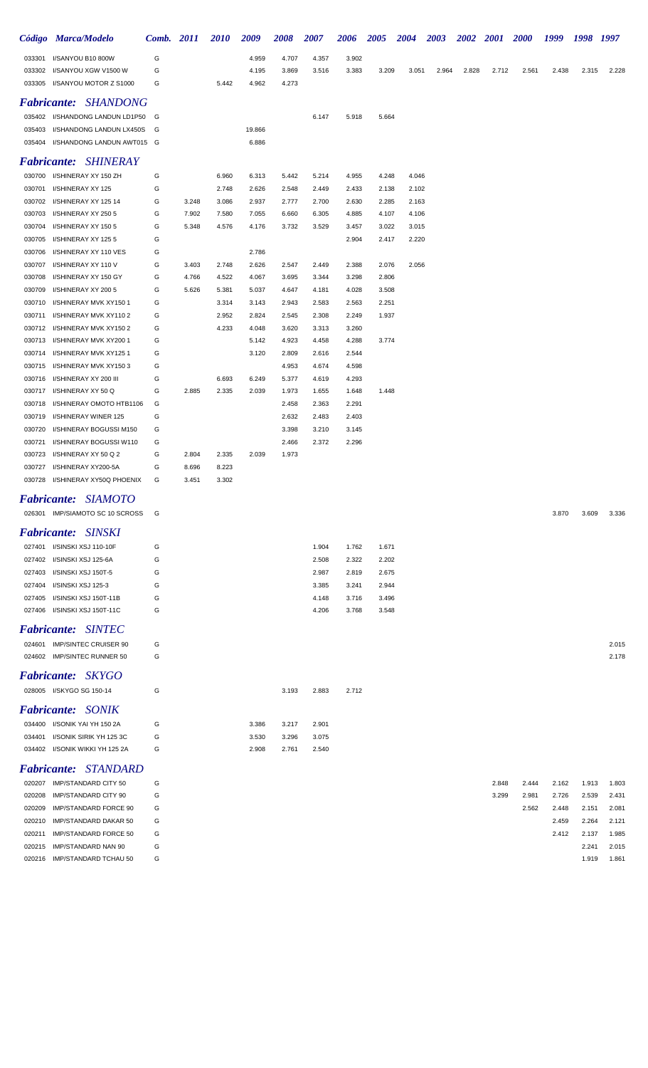| Código | Marca/Modelo | Comb. | 2011 | 2010 | 2009 | 2008 | 2007 | 2006 | 2005 | 2004 | 2003 | 2002 | 2001 | 2000 | 1999 | 1998 | 1997 |
|---|---|---|---|---|---|---|---|---|---|---|---|---|---|---|---|---|---|
| 033301 | I/SANYOU B10 800W | G | | | 4.959 | 4.707 | 4.357 | 3.902 | | | | | | | | | |
| 033302 | I/SANYOU XGW V1500 W | G | | | 4.195 | 3.869 | 3.516 | 3.383 | 3.209 | 3.051 | 2.964 | 2.828 | 2.712 | 2.561 | 2.438 | 2.315 | 2.228 |
| 033305 | I/SANYOU MOTOR Z S1000 | G | | 5.442 | 4.962 | 4.273 | | | | | | | | | | | |

## *Fabricante: SHANDONG*

| Código | Marca/Modelo | Comb. | 2011 | 2010 | 2009 | 2008 | 2007 | 2006 | 2005 | 2004 | 2003 | 2002 | 2001 | 2000 | 1999 | 1998 | 1997 |
|---|---|---|---|---|---|---|---|---|---|---|---|---|---|---|---|---|---|
| 035402 | I/SHANDONG LANDUN LD1P50 | G | | | | | 6.147 | 5.918 | 5.664 | | | | | | | | |
| 035403 | I/SHANDONG LANDUN LX450S | G | | | 19.866 | | | | | | | | | | | | |
| 035404 | I/SHANDONG LANDUN AWT015 | G | | | 6.886 | | | | | | | | | | | | |

## *Fabricante: SHINERAY*

| Código | Marca/Modelo | Comb. | 2011 | 2010 | 2009 | 2008 | 2007 | 2006 | 2005 | 2004 | 2003 | 2002 | 2001 | 2000 | 1999 | 1998 | 1997 |
|---|---|---|---|---|---|---|---|---|---|---|---|---|---|---|---|---|---|
| 030700 | I/SHINERAY XY 150 ZH | G | | 6.960 | 6.313 | 5.442 | 5.214 | 4.955 | 4.248 | 4.046 | | | | | | | |
| 030701 | I/SHINERAY XY 125 | G | | 2.748 | 2.626 | 2.548 | 2.449 | 2.433 | 2.138 | 2.102 | | | | | | | |
| 030702 | I/SHINERAY XY 125 14 | G | 3.248 | 3.086 | 2.937 | 2.777 | 2.700 | 2.630 | 2.285 | 2.163 | | | | | | | |
| 030703 | I/SHINERAY XY 250 5 | G | 7.902 | 7.580 | 7.055 | 6.660 | 6.305 | 4.885 | 4.107 | 4.106 | | | | | | | |
| 030704 | I/SHINERAY XY 150 5 | G | 5.348 | 4.576 | 4.176 | 3.732 | 3.529 | 3.457 | 3.022 | 3.015 | | | | | | | |
| 030705 | I/SHINERAY XY 125 5 | G | | | | | | 2.904 | 2.417 | 2.220 | | | | | | | |
| 030706 | I/SHINERAY XY 110 VES | G | | | 2.786 | | | | | | | | | | | | |
| 030707 | I/SHINERAY XY 110 V | G | 3.403 | 2.748 | 2.626 | 2.547 | 2.449 | 2.388 | 2.076 | 2.056 | | | | | | | |
| 030708 | I/SHINERAY XY 150 GY | G | 4.766 | 4.522 | 4.067 | 3.695 | 3.344 | 3.298 | 2.806 | | | | | | | | |
| 030709 | I/SHINERAY XY 200 5 | G | 5.626 | 5.381 | 5.037 | 4.647 | 4.181 | 4.028 | 3.508 | | | | | | | | |
| 030710 | I/SHINERAY MVK XY150 1 | G | | 3.314 | 3.143 | 2.943 | 2.583 | 2.563 | 2.251 | | | | | | | | |
| 030711 | I/SHINERAY MVK XY110 2 | G | | 2.952 | 2.824 | 2.545 | 2.308 | 2.249 | 1.937 | | | | | | | | |
| 030712 | I/SHINERAY MVK XY150 2 | G | | 4.233 | 4.048 | 3.620 | 3.313 | 3.260 | | | | | | | | | |
| 030713 | I/SHINERAY MVK XY200 1 | G | | | 5.142 | 4.923 | 4.458 | 4.288 | 3.774 | | | | | | | | |
| 030714 | I/SHINERAY MVK XY125 1 | G | | | 3.120 | 2.809 | 2.616 | 2.544 | | | | | | | | | |
| 030715 | I/SHINERAY MVK XY150 3 | G | | | | 4.953 | 4.674 | 4.598 | | | | | | | | | |
| 030716 | I/SHINERAY XY 200 III | G | | 6.693 | 6.249 | 5.377 | 4.619 | 4.293 | | | | | | | | | |
| 030717 | I/SHINERAY XY 50 Q | G | 2.885 | 2.335 | 2.039 | 1.973 | 1.655 | 1.648 | 1.448 | | | | | | | | |
| 030718 | I/SHINERAY OMOTO HTB1106 | G | | | | 2.458 | 2.363 | 2.291 | | | | | | | | | |
| 030719 | I/SHINERAY WINER 125 | G | | | | 2.632 | 2.483 | 2.403 | | | | | | | | | |
| 030720 | I/SHINERAY BOGUSSI M150 | G | | | | 3.398 | 3.210 | 3.145 | | | | | | | | | |
| 030721 | I/SHINERAY BOGUSSI W110 | G | | | | 2.466 | 2.372 | 2.296 | | | | | | | | | |
| 030723 | I/SHINERAY XY 50 Q 2 | G | 2.804 | 2.335 | 2.039 | 1.973 | | | | | | | | | | | |
| 030727 | I/SHINERAY XY200-5A | G | 8.696 | 8.223 | | | | | | | | | | | | | |
| 030728 | I/SHINERAY XY50Q PHOENIX | G | 3.451 | 3.302 | | | | | | | | | | | | | |

## *Fabricante: SIAMOTO*

| Código | Marca/Modelo | Comb. | 2011 | 2010 | 2009 | 2008 | 2007 | 2006 | 2005 | 2004 | 2003 | 2002 | 2001 | 2000 | 1999 | 1998 | 1997 |
|---|---|---|---|---|---|---|---|---|---|---|---|---|---|---|---|---|---|
| 026301 | IMP/SIAMOTO SC 10 SCROSS | G | | | | | | | | | | | | | 3.870 | 3.609 | 3.336 |

## *Fabricante: SINSKI*

| Código | Marca/Modelo | Comb. | 2011 | 2010 | 2009 | 2008 | 2007 | 2006 | 2005 | 2004 | 2003 | 2002 | 2001 | 2000 | 1999 | 1998 | 1997 |
|---|---|---|---|---|---|---|---|---|---|---|---|---|---|---|---|---|---|
| 027401 | I/SINSKI XSJ 110-10F | G | | | | | 1.904 | 1.762 | 1.671 | | | | | | | | |
| 027402 | I/SINSKI XSJ 125-6A | G | | | | | 2.508 | 2.322 | 2.202 | | | | | | | | |
| 027403 | I/SINSKI XSJ 150T-5 | G | | | | | 2.987 | 2.819 | 2.675 | | | | | | | | |
| 027404 | I/SINSKI XSJ 125-3 | G | | | | | 3.385 | 3.241 | 2.944 | | | | | | | | |
| 027405 | I/SINSKI XSJ 150T-11B | G | | | | | 4.148 | 3.716 | 3.496 | | | | | | | | |
| 027406 | I/SINSKI XSJ 150T-11C | G | | | | | 4.206 | 3.768 | 3.548 | | | | | | | | |

## *Fabricante: SINTEC*

| Código | Marca/Modelo | Comb. | 2011 | 2010 | 2009 | 2008 | 2007 | 2006 | 2005 | 2004 | 2003 | 2002 | 2001 | 2000 | 1999 | 1998 | 1997 |
|---|---|---|---|---|---|---|---|---|---|---|---|---|---|---|---|---|---|
| 024601 | IMP/SINTEC CRUISER 90 | G | | | | | | | | | | | | | | | 2.015 |
| 024602 | IMP/SINTEC RUNNER 50 | G | | | | | | | | | | | | | | | 2.178 |

## *Fabricante: SKYGO*

| Código | Marca/Modelo | Comb. | 2011 | 2010 | 2009 | 2008 | 2007 | 2006 | 2005 | 2004 | 2003 | 2002 | 2001 | 2000 | 1999 | 1998 | 1997 |
|---|---|---|---|---|---|---|---|---|---|---|---|---|---|---|---|---|---|
| 028005 | I/SKYGO SG 150-14 | G | | | | 3.193 | 2.883 | 2.712 | | | | | | | | | |

## *Fabricante: SONIK*

| Código | Marca/Modelo | Comb. | 2011 | 2010 | 2009 | 2008 | 2007 | 2006 | 2005 | 2004 | 2003 | 2002 | 2001 | 2000 | 1999 | 1998 | 1997 |
|---|---|---|---|---|---|---|---|---|---|---|---|---|---|---|---|---|---|
| 034400 | I/SONIK YAI YH 150 2A | G | | | 3.386 | 3.217 | 2.901 | | | | | | | | | | |
| 034401 | I/SONIK SIRIK YH 125 3C | G | | | 3.530 | 3.296 | 3.075 | | | | | | | | | | |
| 034402 | I/SONIK WIKKI YH 125 2A | G | | | 2.908 | 2.761 | 2.540 | | | | | | | | | | |

## *Fabricante: STANDARD*

| Código | Marca/Modelo | Comb. | 2011 | 2010 | 2009 | 2008 | 2007 | 2006 | 2005 | 2004 | 2003 | 2002 | 2001 | 2000 | 1999 | 1998 | 1997 |
|---|---|---|---|---|---|---|---|---|---|---|---|---|---|---|---|---|---|
| 020207 | IMP/STANDARD CITY 50 | G | | | | | | | | | | | 2.848 | 2.444 | 2.162 | 1.913 | 1.803 |
| 020208 | IMP/STANDARD CITY 90 | G | | | | | | | | | | | 3.299 | 2.981 | 2.726 | 2.539 | 2.431 |
| 020209 | IMP/STANDARD FORCE 90 | G | | | | | | | | | | | | 2.562 | 2.448 | 2.151 | 2.081 |
| 020210 | IMP/STANDARD DAKAR 50 | G | | | | | | | | | | | | | 2.459 | 2.264 | 2.121 |
| 020211 | IMP/STANDARD FORCE 50 | G | | | | | | | | | | | | | 2.412 | 2.137 | 1.985 |
| 020215 | IMP/STANDARD NAN 90 | G | | | | | | | | | | | | | | 2.241 | 2.015 |
| 020216 | IMP/STANDARD TCHAU 50 | G | | | | | | | | | | | | | | 1.919 | 1.861 |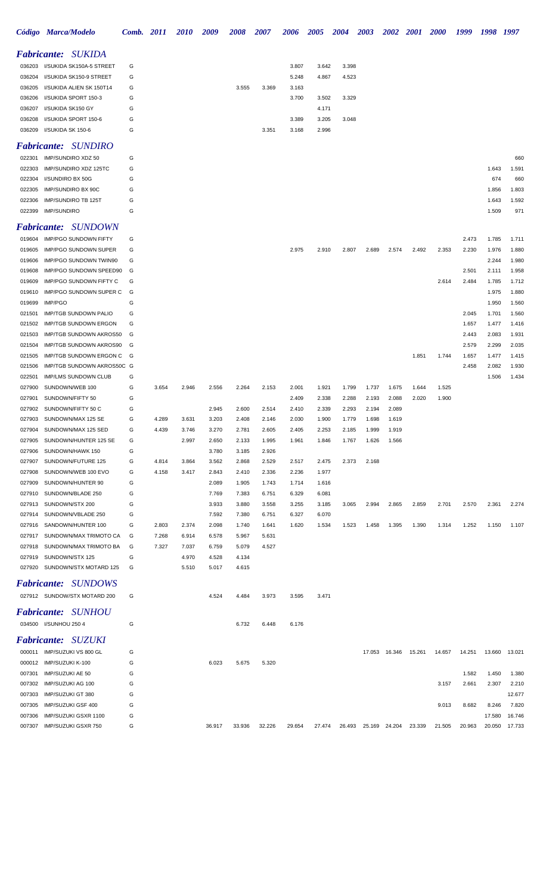| Código | Marca/Modelo | Comb. | 2011 | 2010 | 2009 | 2008 | 2007 | 2006 | 2005 | 2004 | 2003 | 2002 | 2001 | 2000 | 1999 | 1998 | 1997 |
|---|---|---|---|---|---|---|---|---|---|---|---|---|---|---|---|---|---|
| ***Fabricante: SUKIDA*** | | | | | | | | | | | | | | | | | |
| 036203 | I/SUKIDA SK150A-5 STREET | G | | | | | | 3.807 | 3.642 | 3.398 | | | | | | | |
| 036204 | I/SUKIDA SK150-9 STREET | G | | | | | | 5.248 | 4.867 | 4.523 | | | | | | | |
| 036205 | I/SUKIDA ALIEN SK 150T14 | G | | | | 3.555 | 3.369 | 3.163 | | | | | | | | | |
| 036206 | I/SUKIDA SPORT 150-3 | G | | | | | | 3.700 | 3.502 | 3.329 | | | | | | | |
| 036207 | I/SUKIDA SK150 GY | G | | | | | | | 4.171 | | | | | | | | |
| 036208 | I/SUKIDA SPORT 150-6 | G | | | | | | 3.389 | 3.205 | 3.048 | | | | | | | |
| 036209 | I/SUKIDA SK 150-6 | G | | | | | 3.351 | 3.168 | 2.996 | | | | | | | | |
| ***Fabricante: SUNDIRO*** | | | | | | | | | | | | | | | | | |
| 022301 | IMP/SUNDIRO XDZ 50 | G | | | | | | | | | | | | | | | 660 |
| 022303 | IMP/SUNDIRO XDZ 125TC | G | | | | | | | | | | | | | | 1.643 | 1.591 |
| 022304 | I/SUNDIRO BX 50G | G | | | | | | | | | | | | | | 674 | 660 |
| 022305 | IMP/SUNDIRO BX 90C | G | | | | | | | | | | | | | | 1.856 | 1.803 |
| 022306 | IMP/SUNDIRO TB 125T | G | | | | | | | | | | | | | | 1.643 | 1.592 |
| 022399 | IMP/SUNDIRO | G | | | | | | | | | | | | | | 1.509 | 971 |
| ***Fabricante: SUNDOWN*** | | | | | | | | | | | | | | | | | |
| 019604 | IMP/PGO SUNDOWN FIFTY | G | | | | | | | | | | | | | 2.473 | 1.785 | 1.711 |
| 019605 | IMP/PGO SUNDOWN SUPER | G | | | | | | 2.975 | 2.910 | 2.807 | 2.689 | 2.574 | 2.492 | 2.353 | 2.230 | 1.976 | 1.880 |
| 019606 | IMP/PGO SUNDOWN TWIN90 | G | | | | | | | | | | | | | | 2.244 | 1.980 |
| 019608 | IMP/PGO SUNDOWN SPEED90 | G | | | | | | | | | | | | | 2.501 | 2.111 | 1.958 |
| 019609 | IMP/PGO SUNDOWN FIFTY C | G | | | | | | | | | | | | 2.614 | 2.484 | 1.785 | 1.712 |
| 019610 | IMP/PGO SUNDOWN SUPER C | G | | | | | | | | | | | | | | 1.975 | 1.880 |
| 019699 | IMP/PGO | G | | | | | | | | | | | | | | 1.950 | 1.560 |
| 021501 | IMP/TGB SUNDOWN PALIO | G | | | | | | | | | | | | | 2.045 | 1.701 | 1.560 |
| 021502 | IMP/TGB SUNDOWN ERGON | G | | | | | | | | | | | | | 1.657 | 1.477 | 1.416 |
| 021503 | IMP/TGB SUNDOWN AKROS50 | G | | | | | | | | | | | | | 2.443 | 2.083 | 1.931 |
| 021504 | IMP/TGB SUNDOWN AKROS90 | G | | | | | | | | | | | | | 2.579 | 2.299 | 2.035 |
| 021505 | IMP/TGB SUNDOWN ERGON C | G | | | | | | | | | | | 1.851 | 1.744 | 1.657 | 1.477 | 1.415 |
| 021506 | IMP/TGB SUNDOWN AKROS50C | G | | | | | | | | | | | | | 2.458 | 2.082 | 1.930 |
| 022501 | IMP/LMS SUNDOWN CLUB | G | | | | | | | | | | | | | | 1.506 | 1.434 |
| 027900 | SUNDOWN/WEB 100 | G | 3.654 | 2.946 | 2.556 | 2.264 | 2.153 | 2.001 | 1.921 | 1.799 | 1.737 | 1.675 | 1.644 | 1.525 | | | |
| 027901 | SUNDOWN/FIFTY 50 | G | | | | | | 2.409 | 2.338 | 2.288 | 2.193 | 2.088 | 2.020 | 1.900 | | | |
| 027902 | SUNDOWN/FIFTY 50 C | G | | | 2.945 | 2.600 | 2.514 | 2.410 | 2.339 | 2.293 | 2.194 | 2.089 | | | | | |
| 027903 | SUNDOWN/MAX 125 SE | G | 4.289 | 3.631 | 3.203 | 2.408 | 2.146 | 2.030 | 1.900 | 1.779 | 1.698 | 1.619 | | | | | |
| 027904 | SUNDOWN/MAX 125 SED | G | 4.439 | 3.746 | 3.270 | 2.781 | 2.605 | 2.405 | 2.253 | 2.185 | 1.999 | 1.919 | | | | | |
| 027905 | SUNDOWN/HUNTER 125 SE | G | | 2.997 | 2.650 | 2.133 | 1.995 | 1.961 | 1.846 | 1.767 | 1.626 | 1.566 | | | | | |
| 027906 | SUNDOWN/HAWK 150 | G | | | 3.780 | 3.185 | 2.926 | | | | | | | | | | |
| 027907 | SUNDOWN/FUTURE 125 | G | 4.814 | 3.864 | 3.562 | 2.868 | 2.529 | 2.517 | 2.475 | 2.373 | 2.168 | | | | | | |
| 027908 | SUNDOWN/WEB 100 EVO | G | 4.158 | 3.417 | 2.843 | 2.410 | 2.336 | 2.236 | 1.977 | | | | | | | | |
| 027909 | SUNDOWN/HUNTER 90 | G | | | 2.089 | 1.905 | 1.743 | 1.714 | 1.616 | | | | | | | | |
| 027910 | SUNDOWN/BLADE 250 | G | | | 7.769 | 7.383 | 6.751 | 6.329 | 6.081 | | | | | | | | |
| 027913 | SUNDOWN/STX 200 | G | | | 3.933 | 3.880 | 3.558 | 3.255 | 3.185 | 3.065 | 2.994 | 2.865 | 2.859 | 2.701 | 2.570 | 2.361 | 2.274 |
| 027914 | SUNDOWN/VBLADE 250 | G | | | 7.592 | 7.380 | 6.751 | 6.327 | 6.070 | | | | | | | | |
| 027916 | SANDOWN/HUNTER 100 | G | 2.803 | 2.374 | 2.098 | 1.740 | 1.641 | 1.620 | 1.534 | 1.523 | 1.458 | 1.395 | 1.390 | 1.314 | 1.252 | 1.150 | 1.107 |
| 027917 | SUNDOWN/MAX TRIMOTO CA | G | 7.268 | 6.914 | 6.578 | 5.967 | 5.631 | | | | | | | | | | |
| 027918 | SUNDOWN/MAX TRIMOTO BA | G | 7.327 | 7.037 | 6.759 | 5.079 | 4.527 | | | | | | | | | | |
| 027919 | SUNDOWN/STX 125 | G | | 4.970 | 4.528 | 4.134 | | | | | | | | | | | |
| 027920 | SUNDOWN/STX MOTARD 125 | G | | 5.510 | 5.017 | 4.615 | | | | | | | | | | | |
| ***Fabricante: SUNDOWS*** | | | | | | | | | | | | | | | | | |
| 027912 | SUNDOW/STX MOTARD 200 | G | | | 4.524 | 4.484 | 3.973 | 3.595 | 3.471 | | | | | | | | |
| ***Fabricante: SUNHOU*** | | | | | | | | | | | | | | | | | |
| 034500 | I/SUNHOU 250 4 | G | | | | 6.732 | 6.448 | 6.176 | | | | | | | | | |
| ***Fabricante: SUZUKI*** | | | | | | | | | | | | | | | | | |
| 000011 | IMP/SUZUKI VS 800 GL | G | | | | | | | | | 17.053 | 16.346 | 15.261 | 14.657 | 14.251 | 13.660 | 13.021 |
| 000012 | IMP/SUZUKI K-100 | G | | | 6.023 | 5.675 | 5.320 | | | | | | | | | | |
| 007301 | IMP/SUZUKI AE 50 | G | | | | | | | | | | | | | 1.582 | 1.450 | 1.380 |
| 007302 | IMP/SUZUKI AG 100 | G | | | | | | | | | | | | 3.157 | 2.661 | 2.307 | 2.210 |
| 007303 | IMP/SUZUKI GT 380 | G | | | | | | | | | | | | | | | 12.677 |
| 007305 | IMP/SUZUKI GSF 400 | G | | | | | | | | | | | | 9.013 | 8.682 | 8.246 | 7.820 |
| 007306 | IMP/SUZUKI GSXR 1100 | G | | | | | | | | | | | | | | 17.580 | 16.746 |
| 007307 | IMP/SUZUKI GSXR 750 | G | | | 36.917 | 33.936 | 32.226 | 29.654 | 27.474 | 26.493 | 25.169 | 24.204 | 23.339 | 21.505 | 20.963 | 20.050 | 17.733 |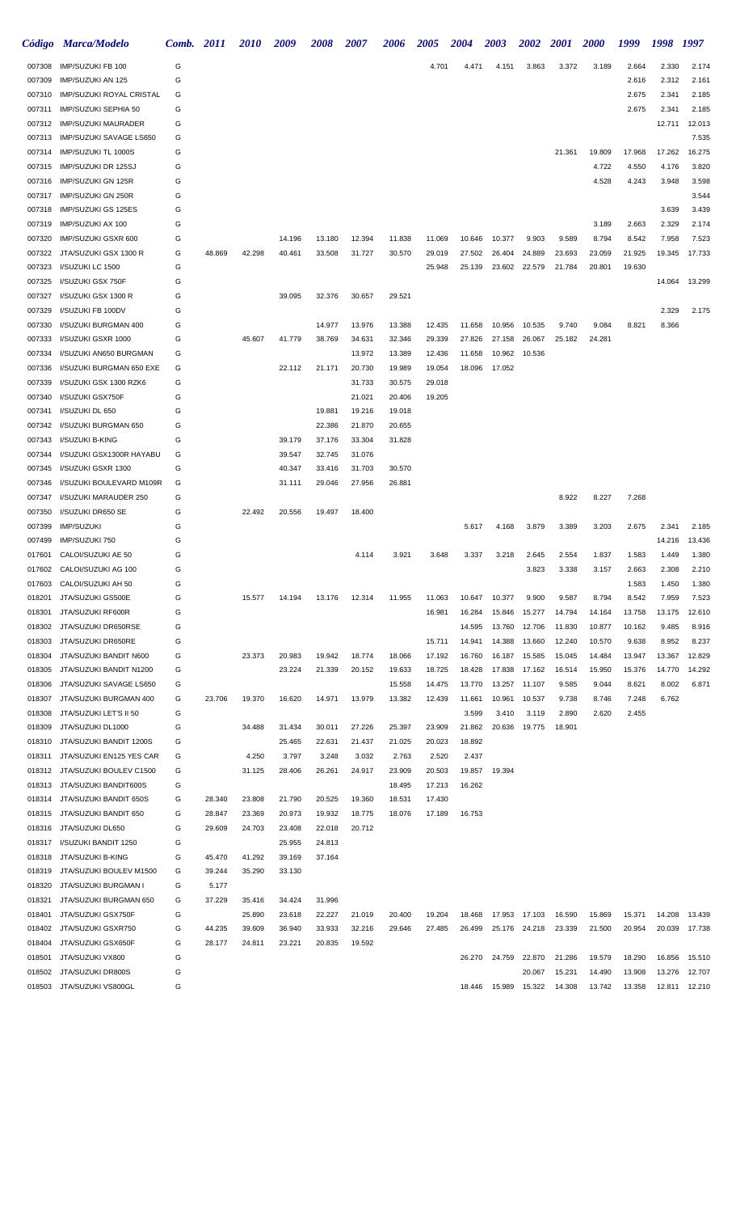| Código | Marca/Modelo | Comb. | 2011 | 2010 | 2009 | 2008 | 2007 | 2006 | 2005 | 2004 | 2003 | 2002 | 2001 | 2000 | 1999 | 1998 | 1997 |
|---|---|---|---|---|---|---|---|---|---|---|---|---|---|---|---|---|---|
| 007308 | IMP/SUZUKI FB 100 | G | | | | | | | 4.701 | 4.471 | 4.151 | 3.863 | 3.372 | 3.189 | 2.664 | 2.330 | 2.174 |
| 007309 | IMP/SUZUKI AN 125 | G | | | | | | | | | | | | | 2.616 | 2.312 | 2.161 |
| 007310 | IMP/SUZUKI ROYAL CRISTAL | G | | | | | | | | | | | | | 2.675 | 2.341 | 2.185 |
| 007311 | IMP/SUZUKI SEPHIA 50 | G | | | | | | | | | | | | | 2.675 | 2.341 | 2.185 |
| 007312 | IMP/SUZUKI MAURADER | G | | | | | | | | | | | | | | 12.711 | 12.013 |
| 007313 | IMP/SUZUKI SAVAGE LS650 | G | | | | | | | | | | | | | | | 7.535 |
| 007314 | IMP/SUZUKI TL 1000S | G | | | | | | | | | | | 21.361 | 19.809 | 17.968 | 17.262 | 16.275 |
| 007315 | IMP/SUZUKI DR 125SJ | G | | | | | | | | | | | | 4.722 | 4.550 | 4.176 | 3.820 |
| 007316 | IMP/SUZUKI GN 125R | G | | | | | | | | | | | | 4.528 | 4.243 | 3.948 | 3.598 |
| 007317 | IMP/SUZUKI GN 250R | G | | | | | | | | | | | | | | | 3.544 |
| 007318 | IMP/SUZUKI GS 125ES | G | | | | | | | | | | | | | | 3.639 | 3.439 |
| 007319 | IMP/SUZUKI AX 100 | G | | | | | | | | | | | | 3.189 | 2.663 | 2.329 | 2.174 |
| 007320 | IMP/SUZUKI GSXR 600 | G | | | 14.196 | 13.180 | 12.394 | 11.838 | 11.069 | 10.646 | 10.377 | 9.903 | 9.589 | 8.794 | 8.542 | 7.958 | 7.523 |
| 007322 | JTA/SUZUKI GSX 1300 R | G | 48.869 | 42.298 | 40.461 | 33.508 | 31.727 | 30.570 | 29.019 | 27.502 | 26.404 | 24.889 | 23.693 | 23.059 | 21.925 | 19.345 | 17.733 |
| 007323 | I/SUZUKI LC 1500 | G | | | | | | | 25.948 | 25.139 | 23.602 | 22.579 | 21.784 | 20.801 | 19.630 | | |
| 007325 | I/SUZUKI GSX 750F | G | | | | | | | | | | | | | | 14.064 | 13.299 |
| 007327 | I/SUZUKI GSX 1300 R | G | | | 39.095 | 32.376 | 30.657 | 29.521 | | | | | | | | | |
| 007329 | I/SUZUKI FB 100DV | G | | | | | | | | | | | | | | 2.329 | 2.175 |
| 007330 | I/SUZUKI BURGMAN 400 | G | | | | 14.977 | 13.976 | 13.388 | 12.435 | 11.658 | 10.956 | 10.535 | 9.740 | 9.084 | 8.821 | 8.366 | |
| 007333 | I/SUZUKI GSXR 1000 | G | | 45.607 | 41.779 | 38.769 | 34.631 | 32.346 | 29.339 | 27.826 | 27.158 | 26.067 | 25.182 | 24.281 | | | |
| 007334 | I/SUZUKI AN650 BURGMAN | G | | | | | 13.972 | 13.389 | 12.436 | 11.658 | 10.962 | 10.536 | | | | | |
| 007336 | I/SUZUKI BURGMAN 650 EXE | G | | | 22.112 | 21.171 | 20.730 | 19.989 | 19.054 | 18.096 | 17.052 | | | | | | |
| 007339 | I/SUZUKI GSX 1300 RZK6 | G | | | | | 31.733 | 30.575 | 29.018 | | | | | | | | |
| 007340 | I/SUZUKI GSX750F | G | | | | | 21.021 | 20.406 | 19.205 | | | | | | | | |
| 007341 | I/SUZUKI DL 650 | G | | | | 19.881 | 19.216 | 19.018 | | | | | | | | | |
| 007342 | I/SUZUKI BURGMAN 650 | G | | | | 22.386 | 21.870 | 20.655 | | | | | | | | | |
| 007343 | I/SUZUKI B-KING | G | | | 39.179 | 37.176 | 33.304 | 31.828 | | | | | | | | | |
| 007344 | I/SUZUKI GSX1300R HAYABU | G | | | 39.547 | 32.745 | 31.076 | | | | | | | | | | |
| 007345 | I/SUZUKI GSXR 1300 | G | | | 40.347 | 33.416 | 31.703 | 30.570 | | | | | | | | | |
| 007346 | I/SUZUKI BOULEVARD M109R | G | | | 31.111 | 29.046 | 27.956 | 26.881 | | | | | | | | | |
| 007347 | I/SUZUKI MARAUDER 250 | G | | | | | | | | | | | 8.922 | 8.227 | 7.268 | | |
| 007350 | I/SUZUKI DR650 SE | G | | 22.492 | 20.556 | 19.497 | 18.400 | | | | | | | | | | |
| 007399 | IMP/SUZUKI | G | | | | | | | | 5.617 | 4.168 | 3.879 | 3.389 | 3.203 | 2.675 | 2.341 | 2.185 |
| 007499 | IMP/SUZUKI 750 | G | | | | | | | | | | | | | | 14.216 | 13.436 |
| 017601 | CALOI/SUZUKI AE 50 | G | | | | | 4.114 | 3.921 | 3.648 | 3.337 | 3.218 | 2.645 | 2.554 | 1.837 | 1.583 | 1.449 | 1.380 |
| 017602 | CALOI/SUZUKI AG 100 | G | | | | | | | | | | 3.823 | 3.338 | 3.157 | 2.663 | 2.308 | 2.210 |
| 017603 | CALOI/SUZUKI AH 50 | G | | | | | | | | | | | | | 1.583 | 1.450 | 1.380 |
| 018201 | JTA/SUZUKI GS500E | G | | 15.577 | 14.194 | 13.176 | 12.314 | 11.955 | 11.063 | 10.647 | 10.377 | 9.900 | 9.587 | 8.794 | 8.542 | 7.959 | 7.523 |
| 018301 | JTA/SUZUKI RF600R | G | | | | | | | 16.981 | 16.284 | 15.846 | 15.277 | 14.794 | 14.164 | 13.758 | 13.175 | 12.610 |
| 018302 | JTA/SUZUKI DR650RSE | G | | | | | | | | 14.595 | 13.760 | 12.706 | 11.830 | 10.877 | 10.162 | 9.485 | 8.916 |
| 018303 | JTA/SUZUKI DR650RE | G | | | | | | | 15.711 | 14.941 | 14.388 | 13.660 | 12.240 | 10.570 | 9.638 | 8.952 | 8.237 |
| 018304 | JTA/SUZUKI BANDIT N600 | G | | 23.373 | 20.983 | 19.942 | 18.774 | 18.066 | 17.192 | 16.760 | 16.187 | 15.585 | 15.045 | 14.484 | 13.947 | 13.367 | 12.829 |
| 018305 | JTA/SUZUKI BANDIT N1200 | G | | | 23.224 | 21.339 | 20.152 | 19.633 | 18.725 | 18.428 | 17.838 | 17.162 | 16.514 | 15.950 | 15.376 | 14.770 | 14.292 |
| 018306 | JTA/SUZUKI SAVAGE LS650 | G | | | | | | 15.558 | 14.475 | 13.770 | 13.257 | 11.107 | 9.585 | 9.044 | 8.621 | 8.002 | 6.871 |
| 018307 | JTA/SUZUKI BURGMAN 400 | G | 23.706 | 19.370 | 16.620 | 14.971 | 13.979 | 13.382 | 12.439 | 11.661 | 10.961 | 10.537 | 9.738 | 8.746 | 7.248 | 6.762 | |
| 018308 | JTA/SUZUKI LET'S II 50 | G | | | | | | | | 3.599 | 3.410 | 3.119 | 2.890 | 2.620 | 2.455 | | |
| 018309 | JTA/SUZUKI DL1000 | G | | 34.488 | 31.434 | 30.011 | 27.226 | 25.397 | 23.909 | 21.862 | 20.636 | 19.775 | 18.901 | | | | |
| 018310 | JTA/SUZUKI BANDIT 1200S | G | | | 25.465 | 22.631 | 21.437 | 21.025 | 20.023 | 18.892 | | | | | | | |
| 018311 | JTA/SUZUKI EN125 YES CAR | G | | 4.250 | 3.797 | 3.248 | 3.032 | 2.763 | 2.520 | 2.437 | | | | | | | |
| 018312 | JTA/SUZUKI BOULEV C1500 | G | | 31.125 | 28.406 | 26.261 | 24.917 | 23.909 | 20.503 | 19.857 | 19.394 | | | | | | |
| 018313 | JTA/SUZUKI BANDIT600S | G | | | | | | 18.495 | 17.213 | 16.262 | | | | | | | |
| 018314 | JTA/SUZUKI BANDIT 650S | G | 28.340 | 23.808 | 21.790 | 20.525 | 19.360 | 18.531 | 17.430 | | | | | | | | |
| 018315 | JTA/SUZUKI BANDIT 650 | G | 28.847 | 23.369 | 20.973 | 19.932 | 18.775 | 18.076 | 17.189 | 16.753 | | | | | | | |
| 018316 | JTA/SUZUKI DL650 | G | 29.609 | 24.703 | 23.408 | 22.018 | 20.712 | | | | | | | | | | |
| 018317 | I/SUZUKI BANDIT 1250 | G | | | 25.955 | 24.813 | | | | | | | | | | | |
| 018318 | JTA/SUZUKI B-KING | G | 45.470 | 41.292 | 39.169 | 37.164 | | | | | | | | | | | |
| 018319 | JTA/SUZUKI BOULEV M1500 | G | 39.244 | 35.290 | 33.130 | | | | | | | | | | | | |
| 018320 | JTA/SUZUKI BURGMAN I | G | 5.177 | | | | | | | | | | | | | | |
| 018321 | JTA/SUZUKI BURGMAN 650 | G | 37.229 | 35.416 | 34.424 | 31.996 | | | | | | | | | | | |
| 018401 | JTA/SUZUKI GSX750F | G | | 25.890 | 23.618 | 22.227 | 21.019 | 20.400 | 19.204 | 18.468 | 17.953 | 17.103 | 16.590 | 15.869 | 15.371 | 14.208 | 13.439 |
| 018402 | JTA/SUZUKI GSXR750 | G | 44.235 | 39.609 | 36.940 | 33.933 | 32.216 | 29.646 | 27.485 | 26.499 | 25.176 | 24.218 | 23.339 | 21.500 | 20.954 | 20.039 | 17.738 |
| 018404 | JTA/SUZUKI GSX650F | G | 28.177 | 24.811 | 23.221 | 20.835 | 19.592 | | | | | | | | | | |
| 018501 | JTA/SUZUKI VX800 | G | | | | | | | | 26.270 | 24.759 | 22.870 | 21.286 | 19.579 | 18.290 | 16.856 | 15.510 |
| 018502 | JTA/SUZUKI DR800S | G | | | | | | | | | | 20.067 | 15.231 | 14.490 | 13.908 | 13.276 | 12.707 |
| 018503 | JTA/SUZUKI VS800GL | G | | | | | | | | 18.446 | 15.989 | 15.322 | 14.308 | 13.742 | 13.358 | 12.811 | 12.210 |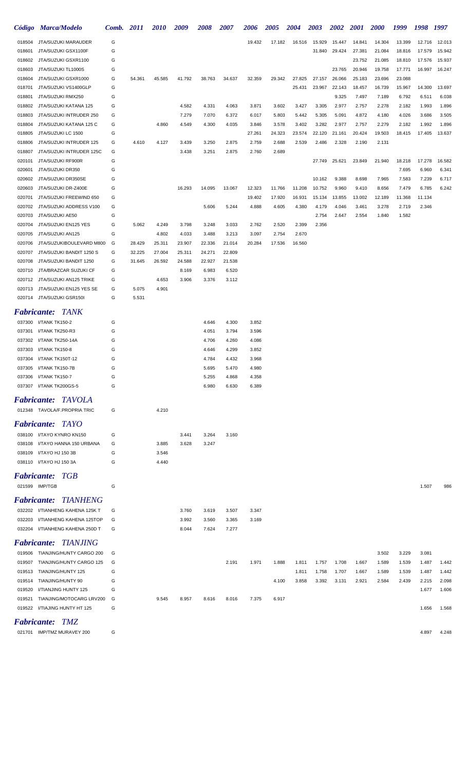| Código | Marca/Modelo | Comb. | 2011 | 2010 | 2009 | 2008 | 2007 | 2006 | 2005 | 2004 | 2003 | 2002 | 2001 | 2000 | 1999 | 1998 | 1997 |
|---|---|---|---|---|---|---|---|---|---|---|---|---|---|---|---|---|---|
| 018504 | JTA/SUZUKI MARAUDER | G | | | | | | 19.432 | 17.182 | 16.516 | 15.929 | 15.447 | 14.841 | 14.304 | 13.399 | 12.716 | 12.013 |
| 018601 | JTA/SUZUKI GSX1100F | G | | | | | | | | | 31.840 | 29.424 | 27.381 | 21.084 | 18.816 | 17.579 | 15.942 |
| 018602 | JTA/SUZUKI GSXR1100 | G | | | | | | | | | | | 23.752 | 21.085 | 18.810 | 17.576 | 15.937 |
| 018603 | JTA/SUZUKI TL1000S | G | | | | | | | | | | 23.765 | 20.946 | 19.758 | 17.771 | 16.997 | 16.247 |
| 018604 | JTA/SUZUKI GSXR1000 | G | 54.361 | 45.585 | 41.792 | 38.763 | 34.637 | 32.359 | 29.342 | 27.825 | 27.157 | 26.066 | 25.183 | 23.696 | 23.088 | | |
| 018701 | JTA/SUZUKI VS1400GLP | G | | | | | | | | 25.431 | 23.967 | 22.143 | 18.457 | 16.739 | 15.967 | 14.300 | 13.697 |
| 018801 | JTA/SUZUKI RMX250 | G | | | | | | | | | | 9.325 | 7.497 | 7.189 | 6.792 | 6.511 | 6.038 |
| 018802 | JTA/SUZUKI KATANA 125 | G | | | 4.582 | 4.331 | 4.063 | 3.871 | 3.602 | 3.427 | 3.305 | 2.977 | 2.757 | 2.278 | 2.182 | 1.993 | 1.896 |
| 018803 | JTA/SUZUKI INTRUDER 250 | G | | | 7.279 | 7.070 | 6.372 | 6.017 | 5.803 | 5.442 | 5.305 | 5.091 | 4.872 | 4.180 | 4.026 | 3.686 | 3.505 |
| 018804 | JTA/SUZUKI KATANA 125 C | G | | 4.860 | 4.549 | 4.300 | 4.035 | 3.846 | 3.578 | 3.402 | 3.282 | 2.977 | 2.757 | 2.279 | 2.182 | 1.992 | 1.896 |
| 018805 | JTA/SUZUKI LC 1500 | G | | | | | | 27.261 | 24.323 | 23.574 | 22.120 | 21.161 | 20.424 | 19.503 | 18.415 | 17.405 | 13.637 |
| 018806 | JTA/SUZUKI INTRUDER 125 | G | 4.610 | 4.127 | 3.439 | 3.250 | 2.875 | 2.759 | 2.688 | 2.539 | 2.486 | 2.328 | 2.190 | 2.131 | | | |
| 018807 | JTA/SUZUKI INTRUDER 125C | G | | | 3.438 | 3.251 | 2.875 | 2.760 | 2.689 | | | | | | | | |
| 020101 | JTA/SUZUKI RF900R | G | | | | | | | | | 27.749 | 25.621 | 23.849 | 21.940 | 18.218 | 17.278 | 16.582 |
| 020601 | JTA/SUZUKI DR350 | G | | | | | | | | | | | | | 7.695 | 6.960 | 6.341 |
| 020602 | JTA/SUZUKI DR350SE | G | | | | | | | | | 10.162 | 9.388 | 8.698 | 7.965 | 7.583 | 7.239 | 6.717 |
| 020603 | JTA/SUZUKI DR-Z400E | G | | | 16.293 | 14.095 | 13.067 | 12.323 | 11.766 | 11.208 | 10.752 | 9.960 | 9.410 | 8.656 | 7.479 | 6.785 | 6.242 |
| 020701 | JTA/SUZUKI FREEWIND 650 | G | | | | | | 19.402 | 17.920 | 16.931 | 15.134 | 13.855 | 13.002 | 12.189 | 11.368 | 11.134 | |
| 020702 | JTA/SUZUKI ADDRESS V100 | G | | | | 5.606 | 5.244 | 4.888 | 4.605 | 4.380 | 4.179 | 4.046 | 3.461 | 3.278 | 2.719 | 2.346 | |
| 020703 | JTA/SUZUKI AE50 | G | | | | | | | | | 2.754 | 2.647 | 2.554 | 1.840 | 1.582 | | |
| 020704 | JTA/SUZUKI EN125 YES | G | 5.062 | 4.249 | 3.798 | 3.248 | 3.033 | 2.762 | 2.520 | 2.399 | 2.356 | | | | | | |
| 020705 | JTA/SUZUKI AN125 | G | | 4.802 | 4.033 | 3.488 | 3.213 | 3.097 | 2.754 | 2.670 | | | | | | | |
| 020706 | JTA/SUZUKIBOULEVARD M800 | G | 28.429 | 25.311 | 23.907 | 22.336 | 21.014 | 20.284 | 17.536 | 16.560 | | | | | | | |
| 020707 | JTA/SUZUKI BANDIT 1250 S | G | 32.225 | 27.004 | 25.311 | 24.271 | 22.809 | | | | | | | | | | |
| 020708 | JTA/SUZUKI BANDIT 1250 | G | 31.645 | 26.592 | 24.588 | 22.927 | 21.538 | | | | | | | | | | |
| 020710 | JTA/BRAZCAR SUZUKI CF | G | | | 8.169 | 6.983 | 6.520 | | | | | | | | | | |
| 020712 | JTA/SUZUKI AN125 TRIKE | G | | 4.653 | 3.906 | 3.376 | 3.112 | | | | | | | | | | |
| 020713 | JTA/SUZUKI EN125 YES SE | G | 5.075 | 4.901 | | | | | | | | | | | | | |
| 020714 | JTA/SUZUKI GSR150I | G | 5.531 | | | | | | | | | | | | | | |

## *Fabricante: TANK*

| Código | Marca/Modelo | Comb. | 2011 | 2010 | 2009 | 2008 | 2007 | 2006 | 2005 | 2004 | 2003 | 2002 | 2001 | 2000 | 1999 | 1998 | 1997 |
|---|---|---|---|---|---|---|---|---|---|---|---|---|---|---|---|---|---|
| 037300 | I/TANK TK150-2 | G | | | | 4.646 | 4.300 | 3.852 | | | | | | | | | |
| 037301 | I/TANK TK250-R3 | G | | | | 4.051 | 3.794 | 3.596 | | | | | | | | | |
| 037302 | I/TANK TK250-14A | G | | | | 4.706 | 4.260 | 4.086 | | | | | | | | | |
| 037303 | I/TANK TK150-8 | G | | | | 4.646 | 4.299 | 3.852 | | | | | | | | | |
| 037304 | I/TANK TK150T-12 | G | | | | 4.784 | 4.432 | 3.968 | | | | | | | | | |
| 037305 | I/TANK TK150-7B | G | | | | 5.695 | 5.470 | 4.980 | | | | | | | | | |
| 037306 | I/TANK TK150-7 | G | | | | 5.255 | 4.868 | 4.358 | | | | | | | | | |
| 037307 | I/TANK TK200GS-5 | G | | | | 6.980 | 6.630 | 6.389 | | | | | | | | | |

## *Fabricante: TAVOLA*

| Código | Marca/Modelo | Comb. | 2011 | 2010 | 2009 | 2008 | 2007 | 2006 | 2005 | 2004 | 2003 | 2002 | 2001 | 2000 | 1999 | 1998 | 1997 |
|---|---|---|---|---|---|---|---|---|---|---|---|---|---|---|---|---|---|
| 012348 | TAVOLA/F.PROPRIA TRIC | G | | 4.210 | | | | | | | | | | | | | |

## *Fabricante: TAYO*

| Código | Marca/Modelo | Comb. | 2011 | 2010 | 2009 | 2008 | 2007 | 2006 | 2005 | 2004 | 2003 | 2002 | 2001 | 2000 | 1999 | 1998 | 1997 |
|---|---|---|---|---|---|---|---|---|---|---|---|---|---|---|---|---|---|
| 038100 | I/TAYO KYNRO KN150 | G | | | 3.441 | 3.264 | 3.160 | | | | | | | | | | |
| 038108 | I/TAYO HANNA 150 URBANA | G | | 3.885 | 3.628 | 3.247 | | | | | | | | | | | |
| 038109 | I/TAYO HJ 150 3B | G | | 3.546 | | | | | | | | | | | | | |
| 038110 | I/TAYO HJ 150 3A | G | | 4.440 | | | | | | | | | | | | | |

## *Fabricante: TGB*

| Código | Marca/Modelo | Comb. | 2011 | 2010 | 2009 | 2008 | 2007 | 2006 | 2005 | 2004 | 2003 | 2002 | 2001 | 2000 | 1999 | 1998 | 1997 |
|---|---|---|---|---|---|---|---|---|---|---|---|---|---|---|---|---|---|
| 021599 | IMP/TGB | G | | | | | | | | | | | | | | 1.507 | 986 |

## *Fabricante: TIANHENG*

| Código | Marca/Modelo | Comb. | 2011 | 2010 | 2009 | 2008 | 2007 | 2006 | 2005 | 2004 | 2003 | 2002 | 2001 | 2000 | 1999 | 1998 | 1997 |
|---|---|---|---|---|---|---|---|---|---|---|---|---|---|---|---|---|---|
| 032202 | I/TIANHENG KAHENA 125K T | G | | | 3.760 | 3.619 | 3.507 | 3.347 | | | | | | | | | |
| 032203 | I/TIANHENG KAHENA 125TOP | G | | | 3.992 | 3.560 | 3.365 | 3.169 | | | | | | | | | |
| 032204 | I/TIANHENG KAHENA 250D T | G | | | 8.044 | 7.624 | 7.277 | | | | | | | | | | |

## *Fabricante: TIANJING*

| Código | Marca/Modelo | Comb. | 2011 | 2010 | 2009 | 2008 | 2007 | 2006 | 2005 | 2004 | 2003 | 2002 | 2001 | 2000 | 1999 | 1998 | 1997 |
|---|---|---|---|---|---|---|---|---|---|---|---|---|---|---|---|---|---|
| 019506 | TIANJING/HUNTY CARGO 200 | G | | | | | | | | | | | | 3.502 | 3.229 | 3.081 | |
| 019507 | TIANJING/HUNTY CARGO 125 | G | | | | | 2.191 | 1.971 | 1.888 | 1.811 | 1.757 | 1.708 | 1.667 | 1.589 | 1.539 | 1.487 | 1.442 |
| 019513 | TIANJING/HUNTY 125 | G | | | | | | | | 1.811 | 1.758 | 1.707 | 1.667 | 1.589 | 1.539 | 1.487 | 1.442 |
| 019514 | TIANJING/HUNTY 90 | G | | | | | | | 4.100 | 3.858 | 3.392 | 3.131 | 2.921 | 2.584 | 2.439 | 2.215 | 2.098 |
| 019520 | I/TIANJING HUNTY 125 | G | | | | | | | | | | | | | | 1.677 | 1.606 |
| 019521 | TIANJING/MOTOCARG LRV200 | G | | 9.545 | 8.957 | 8.616 | 8.016 | 7.375 | 6.917 | | | | | | | | |
| 019522 | I/TIAJING HUNTY HT 125 | G | | | | | | | | | | | | | | 1.656 | 1.568 |

## *Fabricante: TMZ*

| Código | Marca/Modelo | Comb. | 2011 | 2010 | 2009 | 2008 | 2007 | 2006 | 2005 | 2004 | 2003 | 2002 | 2001 | 2000 | 1999 | 1998 | 1997 |
|---|---|---|---|---|---|---|---|---|---|---|---|---|---|---|---|---|---|
| 021701 | IMP/TMZ MURAVEY 200 | G | | | | | | | | | | | | | | 4.897 | 4.248 |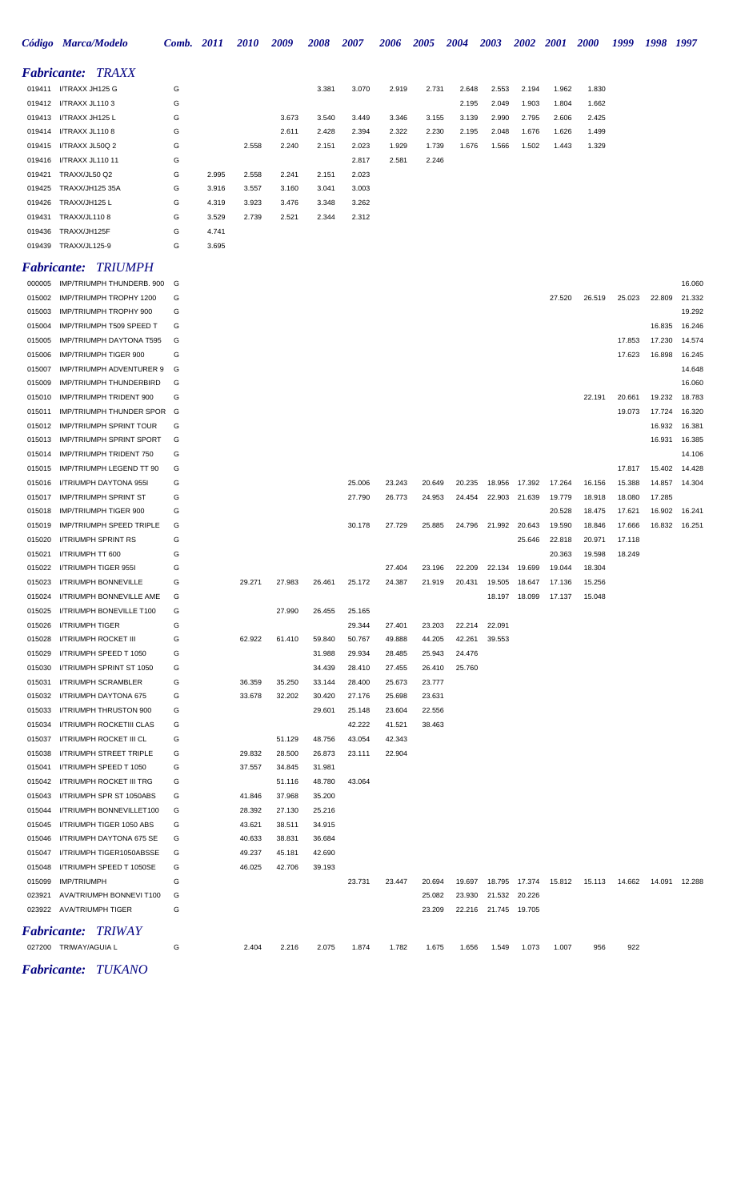## *Fabricante:* TRAXX

| Código | Marca/Modelo | Comb. | 2011 | 2010 | 2009 | 2008 | 2007 | 2006 | 2005 | 2004 | 2003 | 2002 | 2001 | 2000 | 1999 | 1998 | 1997 |
|---|---|---|---|---|---|---|---|---|---|---|---|---|---|---|---|---|---|
| 019411 | I/TRAXX JH125 G | G | | | | 3.381 | 3.070 | 2.919 | 2.731 | 2.648 | 2.553 | 2.194 | 1.962 | 1.830 | | | |
| 019412 | I/TRAXX JL110 3 | G | | | | | | | | 2.195 | 2.049 | 1.903 | 1.804 | 1.662 | | | |
| 019413 | I/TRAXX JH125 L | G | | | 3.673 | 3.540 | 3.449 | 3.346 | 3.155 | 3.139 | 2.990 | 2.795 | 2.606 | 2.425 | | | |
| 019414 | I/TRAXX JL110 8 | G | | | 2.611 | 2.428 | 2.394 | 2.322 | 2.230 | 2.195 | 2.048 | 1.676 | 1.626 | 1.499 | | | |
| 019415 | I/TRAXX JL50Q 2 | G | | 2.558 | 2.240 | 2.151 | 2.023 | 1.929 | 1.739 | 1.676 | 1.566 | 1.502 | 1.443 | 1.329 | | | |
| 019416 | I/TRAXX JL110 11 | G | | | | | 2.817 | 2.581 | 2.246 | | | | | | | | |
| 019421 | TRAXX/JL50 Q2 | G | 2.995 | 2.558 | 2.241 | 2.151 | 2.023 | | | | | | | | | | |
| 019425 | TRAXX/JH125 35A | G | 3.916 | 3.557 | 3.160 | 3.041 | 3.003 | | | | | | | | | | |
| 019426 | TRAXX/JH125 L | G | 4.319 | 3.923 | 3.476 | 3.348 | 3.262 | | | | | | | | | | |
| 019431 | TRAXX/JL110 8 | G | 3.529 | 2.739 | 2.521 | 2.344 | 2.312 | | | | | | | | | | |
| 019436 | TRAXX/JH125F | G | 4.741 | | | | | | | | | | | | | | |
| 019439 | TRAXX/JL125-9 | G | 3.695 | | | | | | | | | | | | | | |

## *Fabricante:* TRIUMPH

| Código | Marca/Modelo | Comb. | 2011 | 2010 | 2009 | 2008 | 2007 | 2006 | 2005 | 2004 | 2003 | 2002 | 2001 | 2000 | 1999 | 1998 | 1997 |
|---|---|---|---|---|---|---|---|---|---|---|---|---|---|---|---|---|---|
| 000005 | IMP/TRIUMPH THUNDERB. 900 | G | | | | | | | | | | | | | | | 16.060 |
| 015002 | IMP/TRIUMPH TROPHY 1200 | G | | | | | | | | | | | 27.520 | 26.519 | 25.023 | 22.809 | 21.332 |
| 015003 | IMP/TRIUMPH TROPHY 900 | G | | | | | | | | | | | | | | | 19.292 |
| 015004 | IMP/TRIUMPH T509 SPEED T | G | | | | | | | | | | | | | | 16.835 | 16.246 |
| 015005 | IMP/TRIUMPH DAYTONA T595 | G | | | | | | | | | | | | | 17.853 | 17.230 | 14.574 |
| 015006 | IMP/TRIUMPH TIGER 900 | G | | | | | | | | | | | | | 17.623 | 16.898 | 16.245 |
| 015007 | IMP/TRIUMPH ADVENTURER 9 | G | | | | | | | | | | | | | | | 14.648 |
| 015009 | IMP/TRIUMPH THUNDERBIRD | G | | | | | | | | | | | | | | | 16.060 |
| 015010 | IMP/TRIUMPH TRIDENT 900 | G | | | | | | | | | | | | 22.191 | 20.661 | 19.232 | 18.783 |
| 015011 | IMP/TRIUMPH THUNDER SPOR | G | | | | | | | | | | | | | 19.073 | 17.724 | 16.320 |
| 015012 | IMP/TRIUMPH SPRINT TOUR | G | | | | | | | | | | | | | | 16.932 | 16.381 |
| 015013 | IMP/TRIUMPH SPRINT SPORT | G | | | | | | | | | | | | | | 16.931 | 16.385 |
| 015014 | IMP/TRIUMPH TRIDENT 750 | G | | | | | | | | | | | | | | | 14.106 |
| 015015 | IMP/TRIUMPH LEGEND TT 90 | G | | | | | | | | | | | | | 17.817 | 15.402 | 14.428 |
| 015016 | I/TRIUMPH DAYTONA 955I | G | | | | | 25.006 | 23.243 | 20.649 | 20.235 | 18.956 | 17.392 | 17.264 | 16.156 | 15.388 | 14.857 | 14.304 |
| 015017 | IMP/TRIUMPH SPRINT ST | G | | | | | 27.790 | 26.773 | 24.953 | 24.454 | 22.903 | 21.639 | 19.779 | 18.918 | 18.080 | 17.285 | |
| 015018 | IMP/TRIUMPH TIGER 900 | G | | | | | | | | | | | 20.528 | 18.475 | 17.621 | 16.902 | 16.241 |
| 015019 | IMP/TRIUMPH SPEED TRIPLE | G | | | | | 30.178 | 27.729 | 25.885 | 24.796 | 21.992 | 20.643 | 19.590 | 18.846 | 17.666 | 16.832 | 16.251 |
| 015020 | I/TRIUMPH SPRINT RS | G | | | | | | | | | | 25.646 | 22.818 | 20.971 | 17.118 | | |
| 015021 | I/TRIUMPH TT 600 | G | | | | | | | | | | | 20.363 | 19.598 | 18.249 | | |
| 015022 | I/TRIUMPH TIGER 955I | G | | | | | | 27.404 | 23.196 | 22.209 | 22.134 | 19.699 | 19.044 | 18.304 | | | |
| 015023 | I/TRIUMPH BONNEVILLE | G | | 29.271 | 27.983 | 26.461 | 25.172 | 24.387 | 21.919 | 20.431 | 19.505 | 18.647 | 17.136 | 15.256 | | | |
| 015024 | I/TRIUMPH BONNEVILLE AME | G | | | | | | | | | 18.197 | 18.099 | 17.137 | 15.048 | | | |
| 015025 | I/TRIUMPH BONEVILLE T100 | G | | | 27.990 | 26.455 | 25.165 | | | | | | | | | | |
| 015026 | I/TRIUMPH TIGER | G | | | | | 29.344 | 27.401 | 23.203 | 22.214 | 22.091 | | | | | | |
| 015028 | I/TRIUMPH ROCKET III | G | | 62.922 | 61.410 | 59.840 | 50.767 | 49.888 | 44.205 | 42.261 | 39.553 | | | | | | |
| 015029 | I/TRIUMPH SPEED T 1050 | G | | | | 31.988 | 29.934 | 28.485 | 25.943 | 24.476 | | | | | | | |
| 015030 | I/TRIUMPH SPRINT ST 1050 | G | | | | 34.439 | 28.410 | 27.455 | 26.410 | 25.760 | | | | | | | |
| 015031 | I/TRIUMPH SCRAMBLER | G | | 36.359 | 35.250 | 33.144 | 28.400 | 25.673 | 23.777 | | | | | | | | |
| 015032 | I/TRIUMPH DAYTONA 675 | G | | 33.678 | 32.202 | 30.420 | 27.176 | 25.698 | 23.631 | | | | | | | | |
| 015033 | I/TRIUMPH THRUSTON 900 | G | | | | 29.601 | 25.148 | 23.604 | 22.556 | | | | | | | | |
| 015034 | I/TRIUMPH ROCKETIII CLAS | G | | | | | 42.222 | 41.521 | 38.463 | | | | | | | | |
| 015037 | I/TRIUMPH ROCKET III CL | G | | | 51.129 | 48.756 | 43.054 | 42.343 | | | | | | | | | |
| 015038 | I/TRIUMPH STREET TRIPLE | G | | 29.832 | 28.500 | 26.873 | 23.111 | 22.904 | | | | | | | | | |
| 015041 | I/TRIUMPH SPEED T 1050 | G | | 37.557 | 34.845 | 31.981 | | | | | | | | | | | |
| 015042 | I/TRIUMPH ROCKET III TRG | G | | | 51.116 | 48.780 | 43.064 | | | | | | | | | | |
| 015043 | I/TRIUMPH SPR ST 1050ABS | G | | 41.846 | 37.968 | 35.200 | | | | | | | | | | | |
| 015044 | I/TRIUMPH BONNEVILLET100 | G | | 28.392 | 27.130 | 25.216 | | | | | | | | | | | |
| 015045 | I/TRIUMPH TIGER 1050 ABS | G | | 43.621 | 38.511 | 34.915 | | | | | | | | | | | |
| 015046 | I/TRIUMPH DAYTONA 675 SE | G | | 40.633 | 38.831 | 36.684 | | | | | | | | | | | |
| 015047 | I/TRIUMPH TIGER1050ABSSE | G | | 49.237 | 45.181 | 42.690 | | | | | | | | | | | |
| 015048 | I/TRIUMPH SPEED T 1050SE | G | | 46.025 | 42.706 | 39.193 | | | | | | | | | | | |
| 015099 | IMP/TRIUMPH | G | | | | | 23.731 | 23.447 | 20.694 | 19.697 | 18.795 | 17.374 | 15.812 | 15.113 | 14.662 | 14.091 | 12.288 |
| 023921 | AVA/TRIUMPH BONNEVI T100 | G | | | | | | | 25.082 | 23.930 | 21.532 | 20.226 | | | | | |
| 023922 | AVA/TRIUMPH TIGER | G | | | | | | | 23.209 | 22.216 | 21.745 | 19.705 | | | | | |

## *Fabricante:* TRIWAY

| Código | Marca/Modelo | Comb. | 2011 | 2010 | 2009 | 2008 | 2007 | 2006 | 2005 | 2004 | 2003 | 2002 | 2001 | 2000 | 1999 | 1998 | 1997 |
|---|---|---|---|---|---|---|---|---|---|---|---|---|---|---|---|---|---|
| 027200 | TRIWAY/AGUIA L | G | | 2.404 | 2.216 | 2.075 | 1.874 | 1.782 | 1.675 | 1.656 | 1.549 | 1.073 | 1.007 | 956 | 922 | | |

## *Fabricante:* TUKANO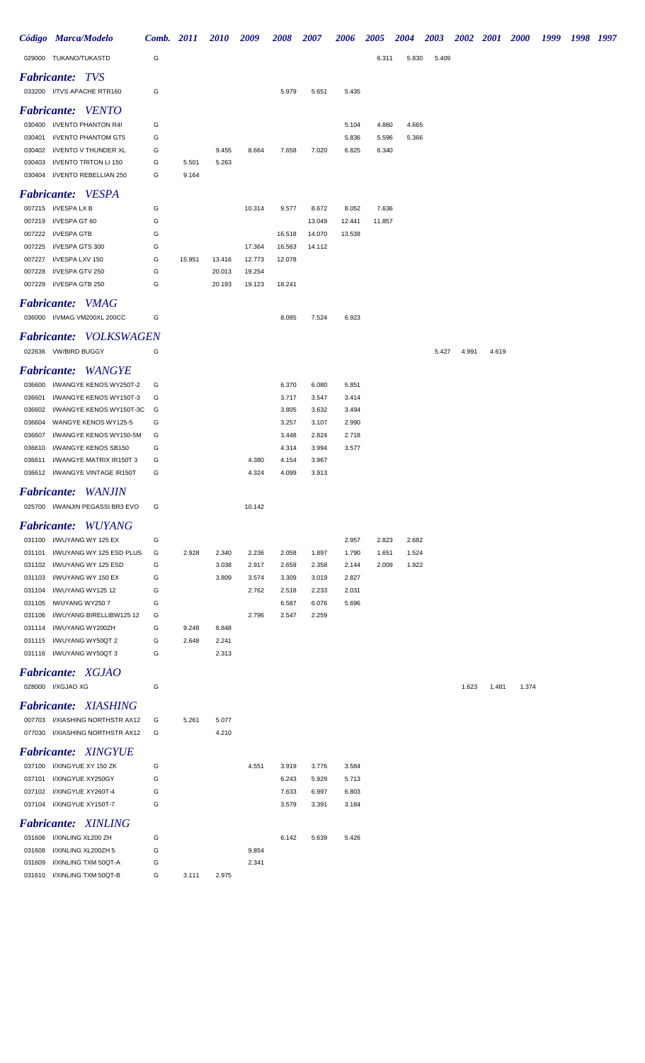| Código | Marca/Modelo | Comb. | 2011 | 2010 | 2009 | 2008 | 2007 | 2006 | 2005 | 2004 | 2003 | 2002 | 2001 | 2000 | 1999 | 1998 | 1997 |
|---|---|---|---|---|---|---|---|---|---|---|---|---|---|---|---|---|---|
| 029000 | TUKANO/TUKASTD | G | | | | | | | 6.311 | 5.830 | 5.409 | | | | | | |

## *Fabricante: TVS*

| Código | Marca/Modelo | Comb. | 2011 | 2010 | 2009 | 2008 | 2007 | 2006 | 2005 | 2004 | 2003 | 2002 | 2001 | 2000 | 1999 | 1998 | 1997 |
|---|---|---|---|---|---|---|---|---|---|---|---|---|---|---|---|---|---|
| 033200 | I/TVS APACHE RTR160 | G | | | | 5.979 | 5.651 | 5.435 | | | | | | | | | |

## *Fabricante: VENTO*

| Código | Marca/Modelo | Comb. | 2011 | 2010 | 2009 | 2008 | 2007 | 2006 | 2005 | 2004 | 2003 | 2002 | 2001 | 2000 | 1999 | 1998 | 1997 |
|---|---|---|---|---|---|---|---|---|---|---|---|---|---|---|---|---|---|
| 030400 | I/VENTO PHANTON R4I | G | | | | | | 5.104 | 4.860 | 4.665 | | | | | | | |
| 030401 | I/VENTO PHANTOM GT5 | G | | | | | | 5.836 | 5.596 | 5.366 | | | | | | | |
| 030402 | I/VENTO V THUNDER XL | G | | 9.455 | 8.664 | 7.658 | 7.020 | 6.825 | 6.340 | | | | | | | | |
| 030403 | I/VENTO TRITON LI 150 | G | 5.501 | 5.263 | | | | | | | | | | | | | |
| 030404 | I/VENTO REBELLIAN 250 | G | 9.164 | | | | | | | | | | | | | | |

## *Fabricante: VESPA*

| Código | Marca/Modelo | Comb. | 2011 | 2010 | 2009 | 2008 | 2007 | 2006 | 2005 | 2004 | 2003 | 2002 | 2001 | 2000 | 1999 | 1998 | 1997 |
|---|---|---|---|---|---|---|---|---|---|---|---|---|---|---|---|---|---|
| 007215 | I/VESPA LX B | G | | | 10.314 | 9.577 | 8.672 | 8.052 | 7.636 | | | | | | | | |
| 007219 | I/VESPA GT 60 | G | | | | | 13.049 | 12.441 | 11.857 | | | | | | | | |
| 007222 | I/VESPA GTB | G | | | | 16.518 | 14.070 | 13.538 | | | | | | | | | |
| 007225 | I/VESPA GTS 300 | G | | | 17.364 | 16.563 | 14.112 | | | | | | | | | | |
| 007227 | I/VESPA LXV 150 | G | 15.951 | 13.416 | 12.773 | 12.078 | | | | | | | | | | | |
| 007228 | I/VESPA GTV 250 | G | | 20.013 | 19.254 | | | | | | | | | | | | |
| 007229 | I/VESPA GTB 250 | G | | 20.193 | 19.123 | 18.241 | | | | | | | | | | | |

## *Fabricante: VMAG*

| Código | Marca/Modelo | Comb. | 2011 | 2010 | 2009 | 2008 | 2007 | 2006 | 2005 | 2004 | 2003 | 2002 | 2001 | 2000 | 1999 | 1998 | 1997 |
|---|---|---|---|---|---|---|---|---|---|---|---|---|---|---|---|---|---|
| 036000 | I/VMAG VM200XL 200CC | G | | | | 8.085 | 7.524 | 6.923 | | | | | | | | | |

## *Fabricante: VOLKSWAGEN*

| Código | Marca/Modelo | Comb. | 2011 | 2010 | 2009 | 2008 | 2007 | 2006 | 2005 | 2004 | 2003 | 2002 | 2001 | 2000 | 1999 | 1998 | 1997 |
|---|---|---|---|---|---|---|---|---|---|---|---|---|---|---|---|---|---|
| 022636 | VW/BIRD BUGGY | G | | | | | | | | | 5.427 | 4.991 | 4.619 | | | | |

## *Fabricante: WANGYE*

| Código | Marca/Modelo | Comb. | 2011 | 2010 | 2009 | 2008 | 2007 | 2006 | 2005 | 2004 | 2003 | 2002 | 2001 | 2000 | 1999 | 1998 | 1997 |
|---|---|---|---|---|---|---|---|---|---|---|---|---|---|---|---|---|---|
| 036600 | I/WANGYE KENOS WY250T-2 | G | | | | 6.370 | 6.080 | 5.851 | | | | | | | | | |
| 036601 | I/WANGYE KENOS WY150T-3 | G | | | | 3.717 | 3.547 | 3.414 | | | | | | | | | |
| 036602 | I/WANGYE KENOS WY150T-3C | G | | | | 3.805 | 3.632 | 3.494 | | | | | | | | | |
| 036604 | WANGYE KENOS WY125-5 | G | | | | 3.257 | 3.107 | 2.990 | | | | | | | | | |
| 036607 | I/WANGYE KENOS WY150-5M | G | | | | 3.448 | 2.824 | 2.718 | | | | | | | | | |
| 036610 | I/WANGYE KENOS SB150 | G | | | | 4.314 | 3.994 | 3.577 | | | | | | | | | |
| 036611 | I/WANGYE MATRIX IR150T 3 | G | | | 4.380 | 4.154 | 3.967 | | | | | | | | | | |
| 036612 | I/WANGYE VINTAGE IR150T | G | | | 4.324 | 4.099 | 3.913 | | | | | | | | | | |

## *Fabricante: WANJIN*

| Código | Marca/Modelo | Comb. | 2011 | 2010 | 2009 | 2008 | 2007 | 2006 | 2005 | 2004 | 2003 | 2002 | 2001 | 2000 | 1999 | 1998 | 1997 |
|---|---|---|---|---|---|---|---|---|---|---|---|---|---|---|---|---|---|
| 025700 | I/WANJIN PEGASSI BR3 EVO | G | | | 10.142 | | | | | | | | | | | | |

## *Fabricante: WUYANG*

| Código | Marca/Modelo | Comb. | 2011 | 2010 | 2009 | 2008 | 2007 | 2006 | 2005 | 2004 | 2003 | 2002 | 2001 | 2000 | 1999 | 1998 | 1997 |
|---|---|---|---|---|---|---|---|---|---|---|---|---|---|---|---|---|---|
| 031100 | I/WUYANG WY 125 EX | G | | | | | | 2.957 | 2.823 | 2.682 | | | | | | | |
| 031101 | I/WUYANG WY 125 ESD PLUS | G | 2.928 | 2.340 | 2.236 | 2.058 | 1.897 | 1.790 | 1.651 | 1.524 | | | | | | | |
| 031102 | I/WUYANG WY 125 ESD | G | | 3.038 | 2.917 | 2.659 | 2.358 | 2.144 | 2.009 | 1.922 | | | | | | | |
| 031103 | I/WUYANG WY 150 EX | G | | 3.809 | 3.574 | 3.309 | 3.019 | 2.827 | | | | | | | | | |
| 031104 | I/WUYANG WY125 12 | G | | | 2.762 | 2.518 | 2.233 | 2.031 | | | | | | | | | |
| 031105 | IWUYANG WY250 7 | G | | | | 6.587 | 6.076 | 5.696 | | | | | | | | | |
| 031106 | I/WUYANG BIRELLIBW125 12 | G | | | 2.796 | 2.547 | 2.259 | | | | | | | | | | |
| 031114 | I/WUYANG WY200ZH | G | 9.248 | 8.848 | | | | | | | | | | | | | |
| 031115 | I/WUYANG WY50QT 2 | G | 2.648 | 2.241 | | | | | | | | | | | | | |
| 031116 | I/WUYANG WY50QT 3 | G | | 2.313 | | | | | | | | | | | | | |

## *Fabricante: XGJAO*

| Código | Marca/Modelo | Comb. | 2011 | 2010 | 2009 | 2008 | 2007 | 2006 | 2005 | 2004 | 2003 | 2002 | 2001 | 2000 | 1999 | 1998 | 1997 |
|---|---|---|---|---|---|---|---|---|---|---|---|---|---|---|---|---|---|
| 028000 | I/XGJAO XG | G | | | | | | | | | | 1.623 | 1.481 | 1.374 | | | |

## *Fabricante: XIASHING*

| Código | Marca/Modelo | Comb. | 2011 | 2010 | 2009 | 2008 | 2007 | 2006 | 2005 | 2004 | 2003 | 2002 | 2001 | 2000 | 1999 | 1998 | 1997 |
|---|---|---|---|---|---|---|---|---|---|---|---|---|---|---|---|---|---|
| 007703 | I/XIASHING NORTHSTR AX12 | G | 5.261 | 5.077 | | | | | | | | | | | | | |
| 077030 | I/XIASHING NORTHSTR AX12 | G | | 4.210 | | | | | | | | | | | | | |

## *Fabricante: XINGYUE*

| Código | Marca/Modelo | Comb. | 2011 | 2010 | 2009 | 2008 | 2007 | 2006 | 2005 | 2004 | 2003 | 2002 | 2001 | 2000 | 1999 | 1998 | 1997 |
|---|---|---|---|---|---|---|---|---|---|---|---|---|---|---|---|---|---|
| 037100 | I/XINGYUE XY 150 ZK | G | | | 4.551 | 3.919 | 3.776 | 3.584 | | | | | | | | | |
| 037101 | I/XINGYUE XY250GY | G | | | | 6.243 | 5.929 | 5.713 | | | | | | | | | |
| 037102 | I/XINGYUE XY260T-4 | G | | | | 7.633 | 6.997 | 6.803 | | | | | | | | | |
| 037104 | I/XINGYUE XY150T-7 | G | | | | 3.579 | 3.391 | 3.184 | | | | | | | | | |

## *Fabricante: XINLING*

| Código | Marca/Modelo | Comb. | 2011 | 2010 | 2009 | 2008 | 2007 | 2006 | 2005 | 2004 | 2003 | 2002 | 2001 | 2000 | 1999 | 1998 | 1997 |
|---|---|---|---|---|---|---|---|---|---|---|---|---|---|---|---|---|---|
| 031606 | I/XINLING XL200 ZH | G | | | | 6.142 | 5.639 | 5.426 | | | | | | | | | |
| 031608 | I/XINLING XL200ZH 5 | G | | | 9.854 | | | | | | | | | | | | |
| 031609 | I/XINLING TXM 50QT-A | G | | | 2.341 | | | | | | | | | | | | |
| 031610 | I/XINLING TXM 50QT-B | G | 3.111 | 2.975 | | | | | | | | | | | | | |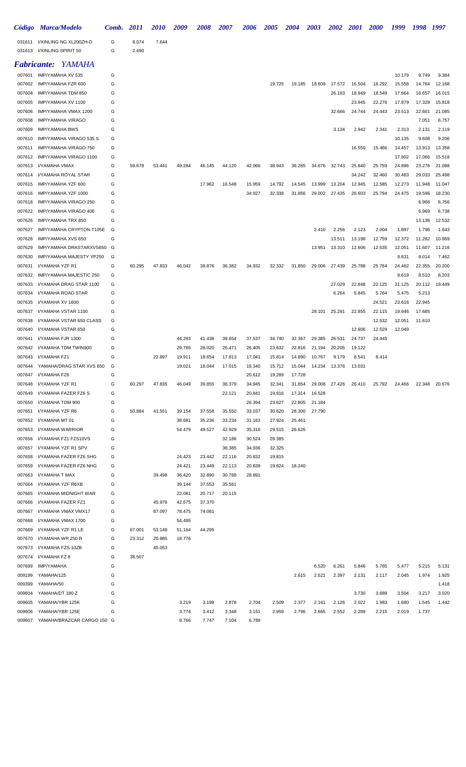| Código | Marca/Modelo | Comb. | 2011 | 2010 | 2009 | 2008 | 2007 | 2006 | 2005 | 2004 | 2003 | 2002 | 2001 | 2000 | 1999 | 1998 | 1997 |
|---|---|---|---|---|---|---|---|---|---|---|---|---|---|---|---|---|---|
| 031611 | I/XINLING NG XL200ZH-D | G | 8.074 | 7.644 | | | | | | | | | | | | | |
| 031613 | I/XINLING SPIRIT 50 | G | 2.490 | | | | | | | | | | | | | | |

## *Fabricante: YAMAHA*

| Código | Marca/Modelo | Comb. | 2011 | 2010 | 2009 | 2008 | 2007 | 2006 | 2005 | 2004 | 2003 | 2002 | 2001 | 2000 | 1999 | 1998 | 1997 |
|---|---|---|---|---|---|---|---|---|---|---|---|---|---|---|---|---|---|
| 007601 | IMP/YAMAHA XV 535 | G | | | | | | | | | | | | | 10.179 | 9.749 | 9.384 |
| 007602 | IMP/YAMAHA FZR 600 | G | | | | | | | 19.725 | 19.185 | 18.609 | 17.572 | 16.504 | 16.292 | 15.558 | 14.764 | 12.168 |
| 007604 | IMP/YAMAHA TDM 850 | G | | | | | | | | | | 26.163 | 18.949 | 18.549 | 17.664 | 16.657 | 16.015 |
| 007605 | IMP/YAMAHA XV 1100 | G | | | | | | | | | | | 23.945 | 22.278 | 17.879 | 17.328 | 15.818 |
| 007606 | IMP/YAMAHA VMAX 1200 | G | | | | | | | | | | 32.666 | 24.744 | 24.443 | 23.513 | 22.601 | 21.085 |
| 007608 | IMP/YAMAHA VIRAGO | G | | | | | | | | | | | | | | 7.051 | 6.757 |
| 007609 | IMP/YAMAHA BWS | G | | | | | | | | | | 3.134 | 2.942 | 2.341 | 2.313 | 2.131 | 2.119 |
| 007610 | IMP/YAMAHA VIRAGO 535 S | G | | | | | | | | | | | | | 10.135 | 9.608 | 9.206 |
| 007611 | IMP/YAMAHA VIRAGO 750 | G | | | | | | | | | | | 16.550 | 15.466 | 14.457 | 13.913 | 13.358 |
| 007612 | IMP/YAMAHA VIRAGO 1100 | G | | | | | | | | | | | | | 17.802 | 17.066 | 15.518 |
| 007613 | I/YAMAHA VMAX | G | 59.678 | 53.441 | 49.284 | 46.145 | 44.120 | 42.066 | 38.943 | 36.285 | 34.676 | 32.743 | 25.840 | 25.759 | 24.896 | 23.276 | 21.088 |
| 007614 | I/YAMAHA ROYAL STAR | G | | | | | | | | | | | 34.242 | 32.460 | 30.483 | 29.033 | 25.498 |
| 007615 | IMP/YAMAHA YZF 600 | G | | | | 17.962 | 16.548 | 15.959 | 14.792 | 14.545 | 13.999 | 13.204 | 12.945 | 12.585 | 12.273 | 11.948 | 11.047 |
| 007616 | IMP/YAMAHA YZF 1000 | G | | | | | | 34.927 | 32.338 | 31.856 | 29.002 | 27.435 | 26.603 | 25.794 | 24.475 | 19.596 | 18.230 |
| 007618 | IMP/YAMAHA VIRAGO 250 | G | | | | | | | | | | | | | | 6.966 | 6.756 |
| 007622 | IMP/YAMAHA VIRAGO 400 | G | | | | | | | | | | | | | | 6.969 | 6.738 |
| 007626 | IMP/YAMAHA TRX 850 | G | | | | | | | | | | | | | | 13.136 | 12.532 |
| 007627 | IMP/YAMAHA CRYPTON T105E | G | | | | | | | | | 2.410 | 2.256 | 2.123 | 2.004 | 1.897 | 1.796 | 1.643 |
| 007628 | IMP/YAMAHA XVS 650 | G | | | | | | | | | | 13.511 | 13.198 | 12.759 | 12.372 | 11.282 | 10.869 |
| 007629 | IMP/YAMAHA DRASTARXVS650 | G | | | | | | | | | 13.951 | 13.310 | 12.606 | 12.535 | 12.051 | 11.607 | 11.216 |
| 007630 | IMP/YAMAHA MAJESTY YP250 | G | | | | | | | | | | | | | 9.631 | 8.014 | 7.462 |
| 007631 | I/YAMAHA YZF R1 | G | 60.295 | 47.833 | 46.042 | 39.876 | 36.382 | 34.932 | 32.332 | 31.850 | 29.006 | 27.439 | 25.788 | 25.784 | 24.462 | 22.355 | 20.200 |
| 007632 | IMP/YAMAHA MAJESTIC 250 | G | | | | | | | | | | | | | 9.619 | 8.510 | 8.203 |
| 007633 | I/YAMAHA DRAG STAR 1100 | G | | | | | | | | | | 27.029 | 22.848 | 22.125 | 21.125 | 20.112 | 19.449 |
| 007634 | I/YAMAHA ROAD STAR | G | | | | | | | | | | 6.264 | 5.845 | 5.764 | 5.475 | 5.213 | |
| 007635 | I/YAMAHA XV 1600 | G | | | | | | | | | | | | 24.521 | 23.616 | 22.945 | |
| 007637 | I/YAMAHA VSTAR 1100 | G | | | | | | | | | 28.101 | 25.291 | 22.855 | 22.115 | 19.946 | 17.685 | |
| 007638 | I/YAMAHA VSTAR 650 CLASS | G | | | | | | | | | | | | 12.532 | 12.051 | 11.610 | |
| 007640 | I/YAMAHA VSTAR 650 | G | | | | | | | | | | | 12.606 | 12.529 | 12.049 | | |
| 007641 | I/YAMAHA FJR 1300 | G | | | 44.293 | 41.438 | 39.654 | 37.537 | 34.740 | 32.367 | 29.385 | 26.531 | 24.737 | 24.445 | | | |
| 007642 | I/YAMAHA TDM TWIN900 | G | | | 29.765 | 28.020 | 26.471 | 26.405 | 23.632 | 22.816 | 21.194 | 20.205 | 19.122 | | | | |
| 007643 | I/YAMAHA FZ1 | G | | 22.897 | 19.911 | 18.654 | 17.813 | 17.041 | 15.814 | 14.890 | 10.767 | 9.179 | 8.541 | 8.414 | | | |
| 007644 | YAMAHA/DRAG STAR XVS 650 | G | | | 19.021 | 18.044 | 17.015 | 16.340 | 15.712 | 15.044 | 14.234 | 13.376 | 13.031 | | | | |
| 007647 | I/YAMAHA FZ6 | G | | | | | | 20.612 | 19.289 | 17.728 | | | | | | | |
| 007648 | I/YAMAHA YZF R1 | G | 60.297 | 47.835 | 46.049 | 39.855 | 36.379 | 34.945 | 32.341 | 31.854 | 29.008 | 27.426 | 26.410 | 25.792 | 24.466 | 22.348 | 20.676 |
| 007649 | I/YAMAHA FAZER FZ6 S | G | | | | | 22.121 | 20.841 | 19.816 | 17.314 | 16.528 | | | | | | |
| 007650 | I/YAMAHA TDM 900 | G | | | | | | 26.394 | 23.627 | 22.805 | 21.184 | | | | | | |
| 007651 | I/YAMAHA YZF R6 | G | 50.884 | 41.551 | 39.154 | 37.558 | 35.550 | 33.037 | 30.620 | 28.300 | 27.790 | | | | | | |
| 007652 | I/YAMAHA MT 01 | G | | | 38.681 | 35.236 | 33.234 | 31.163 | 27.924 | 25.461 | | | | | | | |
| 007653 | I/YAMAHA WARRIOR | G | | | 54.479 | 49.527 | 42.929 | 35.316 | 29.515 | 26.626 | | | | | | | |
| 007656 | I/YAMAHA FZ1 FZS10VS | G | | | | | 32.186 | 30.524 | 28.385 | | | | | | | | |
| 007657 | I/YAMAHA YZF R1 SPV | G | | | | | 36.385 | 34.936 | 32.325 | | | | | | | | |
| 007658 | I/YAMAHA FAZER FZ6 SHG | G | | | 24.423 | 23.442 | 22.116 | 20.832 | 19.815 | | | | | | | | |
| 007659 | I/YAMAHA FAZER FZ6 NHG | G | | | 24.421 | 23.449 | 22.113 | 20.839 | 19.824 | 18.240 | | | | | | | |
| 007663 | I/YAMAHA T MAX | G | | 39.498 | 36.420 | 32.890 | 30.788 | 28.891 | | | | | | | | | |
| 007664 | I/YAMAHA YZF R6XB | G | | | 39.144 | 37.553 | 35.561 | | | | | | | | | | |
| 007665 | I/YAMAHA MIDNIGHT WAR | G | | | 22.081 | 20.717 | 20.115 | | | | | | | | | | |
| 007666 | I/YAMAHA FAZER FZ1 | G | | 45.978 | 42.675 | 37.370 | | | | | | | | | | | |
| 007667 | I/YAMAHA VMAX VMX17 | G | | 87.097 | 78.475 | 74.081 | | | | | | | | | | | |
| 007668 | I/YAMAHA VMAX 1700 | G | | | 54.495 | | | | | | | | | | | | |
| 007669 | I/YAMAHA YZF R1 LE | G | 67.001 | 53.148 | 51.164 | 44.295 | | | | | | | | | | | |
| 007670 | I/YAMAHA WR 250 R | G | 23.312 | 20.885 | 18.776 | | | | | | | | | | | | |
| 007673 | I/YAMAHA FZS 10ZB | G | | 45.053 | | | | | | | | | | | | | |
| 007674 | I/YAMAHA FZ 8 | G | 38.507 | | | | | | | | | | | | | | |
| 007699 | IMP/YAMAHA | G | | | | | | | | | 6.520 | 6.261 | 5.846 | 5.765 | 5.477 | 5.215 | 5.131 |
| 009199 | YAMAHA/125 | G | | | | | | | | 2.615 | 2.521 | 2.397 | 2.131 | 2.117 | 2.045 | 1.974 | 1.925 |
| 009399 | YAMAHA/50 | G | | | | | | | | | | | | | | | 1.418 |
| 009604 | YAMAHA/DT 180 Z | G | | | | | | | | | | | 3.730 | 3.689 | 3.504 | 3.217 | 3.020 |
| 009605 | YAMAHA/YBR 125K | G | | | 3.219 | 3.198 | 2.878 | 2.704 | 2.509 | 2.377 | 2.161 | 2.126 | 2.022 | 1.983 | 1.680 | 1.545 | 1.442 |
| 009606 | YAMAHA/YBR 125E | G | | | 3.774 | 3.412 | 3.348 | 3.151 | 2.959 | 2.796 | 2.665 | 2.552 | 2.289 | 2.215 | 2.019 | 1.737 | |
| 009607 | YAMAHA/BRAZCAR CARGO 150 | G | | | 8.766 | 7.747 | 7.104 | 6.789 | | | | | | | | | |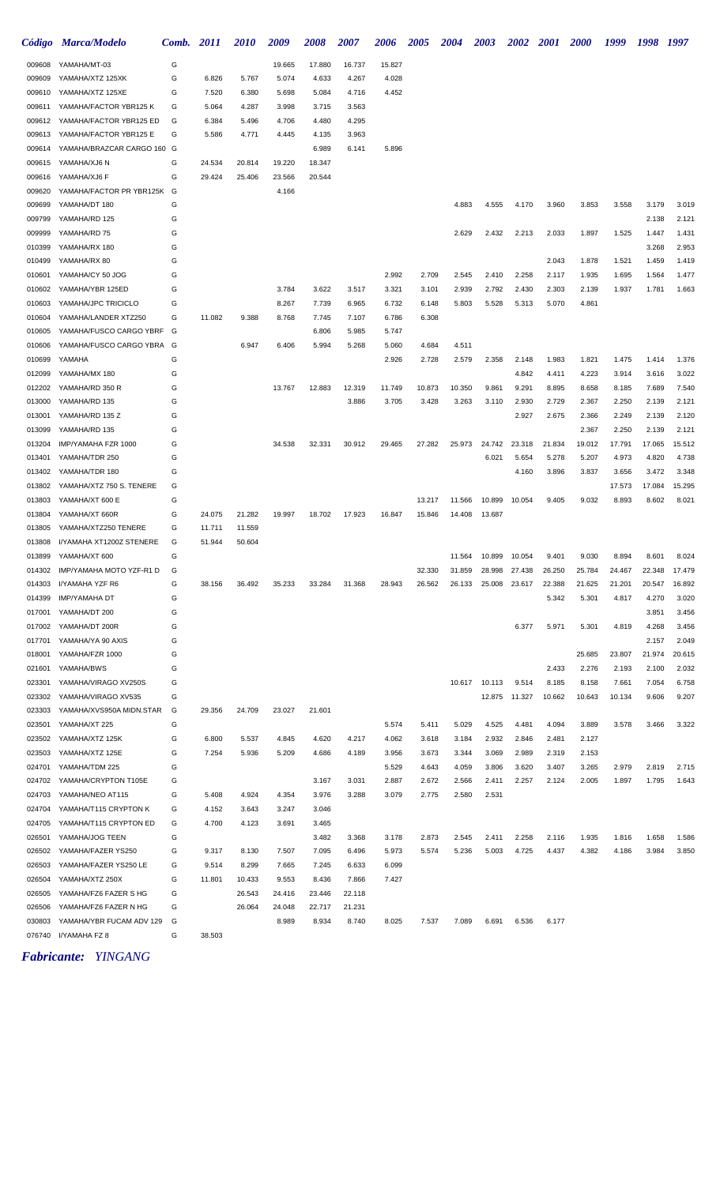| Código | Marca/Modelo | Comb. | 2011 | 2010 | 2009 | 2008 | 2007 | 2006 | 2005 | 2004 | 2003 | 2002 | 2001 | 2000 | 1999 | 1998 | 1997 |
|---|---|---|---|---|---|---|---|---|---|---|---|---|---|---|---|---|---|
| 009608 | YAMAHA/MT-03 | G | | | 19.665 | 17.880 | 16.737 | 15.827 | | | | | | | | | |
| 009609 | YAMAHA/XTZ 125XK | G | 6.826 | 5.767 | 5.074 | 4.633 | 4.267 | 4.028 | | | | | | | | | |
| 009610 | YAMAHA/XTZ 125XE | G | 7.520 | 6.380 | 5.698 | 5.084 | 4.716 | 4.452 | | | | | | | | | |
| 009611 | YAMAHA/FACTOR YBR125 K | G | 5.064 | 4.287 | 3.998 | 3.715 | 3.563 | | | | | | | | | | |
| 009612 | YAMAHA/FACTOR YBR125 ED | G | 6.384 | 5.496 | 4.706 | 4.480 | 4.295 | | | | | | | | | | |
| 009613 | YAMAHA/FACTOR YBR125 E | G | 5.586 | 4.771 | 4.445 | 4.135 | 3.963 | | | | | | | | | | |
| 009614 | YAMAHA/BRAZCAR CARGO 160 | G | | | | 6.989 | 6.141 | 5.896 | | | | | | | | | |
| 009615 | YAMAHA/XJ6 N | G | 24.534 | 20.814 | 19.220 | 18.347 | | | | | | | | | | | |
| 009616 | YAMAHA/XJ6 F | G | 29.424 | 25.406 | 23.566 | 20.544 | | | | | | | | | | | |
| 009620 | YAMAHA/FACTOR PR YBR125K | G | | | 4.166 | | | | | | | | | | | | |
| 009699 | YAMAHA/DT 180 | G | | | | | | | | 4.883 | 4.555 | 4.170 | 3.960 | 3.853 | 3.558 | 3.179 | 3.019 |
| 009799 | YAMAHA/RD 125 | G | | | | | | | | | | | | | | 2.138 | 2.121 |
| 009999 | YAMAHA/RD 75 | G | | | | | | | | 2.629 | 2.432 | 2.213 | 2.033 | 1.897 | 1.525 | 1.447 | 1.431 |
| 010399 | YAMAHA/RX 180 | G | | | | | | | | | | | | | | 3.268 | 2.953 |
| 010499 | YAMAHA/RX 80 | G | | | | | | | | | | | 2.043 | 1.878 | 1.521 | 1.459 | 1.419 |
| 010601 | YAMAHA/CY 50 JOG | G | | | | | | 2.992 | 2.709 | 2.545 | 2.410 | 2.258 | 2.117 | 1.935 | 1.695 | 1.564 | 1.477 |
| 010602 | YAMAHA/YBR 125ED | G | | | 3.784 | 3.622 | 3.517 | 3.321 | 3.101 | 2.939 | 2.792 | 2.430 | 2.303 | 2.139 | 1.937 | 1.781 | 1.663 |
| 010603 | YAMAHA/JPC TRICICLO | G | | | 8.267 | 7.739 | 6.965 | 6.732 | 6.148 | 5.803 | 5.528 | 5.313 | 5.070 | 4.861 | | | |
| 010604 | YAMAHA/LANDER XTZ250 | G | 11.082 | 9.388 | 8.768 | 7.745 | 7.107 | 6.786 | 6.308 | | | | | | | | |
| 010605 | YAMAHA/FUSCO CARGO YBRF | G | | | | 6.806 | 5.985 | 5.747 | | | | | | | | | |
| 010606 | YAMAHA/FUSCO CARGO YBRA | G | | 6.947 | 6.406 | 5.994 | 5.268 | 5.060 | 4.684 | 4.511 | | | | | | | |
| 010699 | YAMAHA | G | | | | | | 2.926 | 2.728 | 2.579 | 2.358 | 2.148 | 1.983 | 1.821 | 1.475 | 1.414 | 1.376 |
| 012099 | YAMAHA/MX 180 | G | | | | | | | | | | 4.842 | 4.411 | 4.223 | 3.914 | 3.616 | 3.022 |
| 012202 | YAMAHA/RD 350 R | G | | | 13.767 | 12.883 | 12.319 | 11.749 | 10.873 | 10.350 | 9.861 | 9.291 | 8.895 | 8.658 | 8.185 | 7.689 | 7.540 |
| 013000 | YAMAHA/RD 135 | G | | | | | 3.886 | 3.705 | 3.428 | 3.263 | 3.110 | 2.930 | 2.729 | 2.367 | 2.250 | 2.139 | 2.121 |
| 013001 | YAMAHA/RD 135 Z | G | | | | | | | | | | 2.927 | 2.675 | 2.366 | 2.249 | 2.139 | 2.120 |
| 013099 | YAMAHA/RD 135 | G | | | | | | | | | | | | 2.367 | 2.250 | 2.139 | 2.121 |
| 013204 | IMP/YAMAHA FZR 1000 | G | | | 34.538 | 32.331 | 30.912 | 29.465 | 27.282 | 25.973 | 24.742 | 23.318 | 21.834 | 19.012 | 17.791 | 17.065 | 15.512 |
| 013401 | YAMAHA/TDR 250 | G | | | | | | | | | 6.021 | 5.654 | 5.278 | 5.207 | 4.973 | 4.820 | 4.738 |
| 013402 | YAMAHA/TDR 180 | G | | | | | | | | | | 4.160 | 3.896 | 3.837 | 3.656 | 3.472 | 3.348 |
| 013802 | YAMAHA/XTZ 750 S. TENERE | G | | | | | | | | | | | | | 17.573 | 17.084 | 15.295 |
| 013803 | YAMAHA/XT 600 E | G | | | | | | | 13.217 | 11.566 | 10.899 | 10.054 | 9.405 | 9.032 | 8.893 | 8.602 | 8.021 |
| 013804 | YAMAHA/XT 660R | G | 24.075 | 21.282 | 19.997 | 18.702 | 17.923 | 16.847 | 15.846 | 14.408 | 13.687 | | | | | | |
| 013805 | YAMAHA/XTZ250 TENERE | G | 11.711 | 11.559 | | | | | | | | | | | | | |
| 013808 | I/YAMAHA XT1200Z STENERE | G | 51.944 | 50.604 | | | | | | | | | | | | | |
| 013899 | YAMAHA/XT 600 | G | | | | | | | | 11.564 | 10.899 | 10.054 | 9.401 | 9.030 | 8.894 | 8.601 | 8.024 |
| 014302 | IMP/YAMAHA MOTO YZF-R1 D | G | | | | | | | 32.330 | 31.859 | 28.998 | 27.438 | 26.250 | 25.784 | 24.467 | 22.348 | 17.479 |
| 014303 | I/YAMAHA YZF R6 | G | 38.156 | 36.492 | 35.233 | 33.284 | 31.368 | 28.943 | 26.562 | 26.133 | 25.008 | 23.617 | 22.388 | 21.625 | 21.201 | 20.547 | 16.892 |
| 014399 | IMP/YAMAHA DT | G | | | | | | | | | | | 5.342 | 5.301 | 4.817 | 4.270 | 3.020 |
| 017001 | YAMAHA/DT 200 | G | | | | | | | | | | | | | | 3.851 | 3.456 |
| 017002 | YAMAHA/DT 200R | G | | | | | | | | | | 6.377 | 5.971 | 5.301 | 4.819 | 4.268 | 3.456 |
| 017701 | YAMAHA/YA 90 AXIS | G | | | | | | | | | | | | | | 2.157 | 2.049 |
| 018001 | YAMAHA/FZR 1000 | G | | | | | | | | | | | | 25.685 | 23.807 | 21.974 | 20.615 |
| 021601 | YAMAHA/BWS | G | | | | | | | | | | | 2.433 | 2.276 | 2.193 | 2.100 | 2.032 |
| 023301 | YAMAHA/VIRAGO XV250S | G | | | | | | | | 10.617 | 10.113 | 9.514 | 8.185 | 8.158 | 7.661 | 7.054 | 6.758 |
| 023302 | YAMAHA/VIRAGO XV535 | G | | | | | | | | | 12.875 | 11.327 | 10.662 | 10.643 | 10.134 | 9.606 | 9.207 |
| 023303 | YAMAHA/XVS950A MIDN.STAR | G | 29.356 | 24.709 | 23.027 | 21.601 | | | | | | | | | | | |
| 023501 | YAMAHA/XT 225 | G | | | | | | 5.574 | 5.411 | 5.029 | 4.525 | 4.481 | 4.094 | 3.889 | 3.578 | 3.466 | 3.322 |
| 023502 | YAMAHA/XTZ 125K | G | 6.800 | 5.537 | 4.845 | 4.620 | 4.217 | 4.062 | 3.618 | 3.184 | 2.932 | 2.846 | 2.481 | 2.127 | | | |
| 023503 | YAMAHA/XTZ 125E | G | 7.254 | 5.936 | 5.209 | 4.686 | 4.189 | 3.956 | 3.673 | 3.344 | 3.069 | 2.989 | 2.319 | 2.153 | | | |
| 024701 | YAMAHA/TDM 225 | G | | | | | | 5.529 | 4.643 | 4.059 | 3.806 | 3.620 | 3.407 | 3.265 | 2.979 | 2.819 | 2.715 |
| 024702 | YAMAHA/CRYPTON T105E | G | | | | 3.167 | 3.031 | 2.887 | 2.672 | 2.566 | 2.411 | 2.257 | 2.124 | 2.005 | 1.897 | 1.795 | 1.643 |
| 024703 | YAMAHA/NEO AT115 | G | 5.408 | 4.924 | 4.354 | 3.976 | 3.288 | 3.079 | 2.775 | 2.580 | 2.531 | | | | | | |
| 024704 | YAMAHA/T115 CRYPTON K | G | 4.152 | 3.643 | 3.247 | 3.046 | | | | | | | | | | | |
| 024705 | YAMAHA/T115 CRYPTON ED | G | 4.700 | 4.123 | 3.691 | 3.465 | | | | | | | | | | | |
| 026501 | YAMAHA/JOG TEEN | G | | | | 3.482 | 3.368 | 3.178 | 2.873 | 2.545 | 2.411 | 2.258 | 2.116 | 1.935 | 1.816 | 1.658 | 1.586 |
| 026502 | YAMAHA/FAZER YS250 | G | 9.317 | 8.130 | 7.507 | 7.095 | 6.496 | 5.973 | 5.574 | 5.236 | 5.003 | 4.725 | 4.437 | 4.382 | 4.186 | 3.984 | 3.850 |
| 026503 | YAMAHA/FAZER YS250 LE | G | 9.514 | 8.299 | 7.665 | 7.245 | 6.633 | 6.099 | | | | | | | | | |
| 026504 | YAMAHA/XTZ 250X | G | 11.801 | 10.433 | 9.553 | 8.436 | 7.866 | 7.427 | | | | | | | | | |
| 026505 | YAMAHA/FZ6 FAZER S HG | G | | 26.543 | 24.416 | 23.446 | 22.118 | | | | | | | | | | |
| 026506 | YAMAHA/FZ6 FAZER N HG | G | | 26.064 | 24.048 | 22.717 | 21.231 | | | | | | | | | | |
| 030803 | YAMAHA/YBR FUCAM ADV 129 | G | | | 8.989 | 8.934 | 8.740 | 8.025 | 7.537 | 7.089 | 6.691 | 6.536 | 6.177 | | | | |
| 076740 | I/YAMAHA FZ 8 | G | 38.503 | | | | | | | | | | | | | | |

***Fabricante: YINGANG***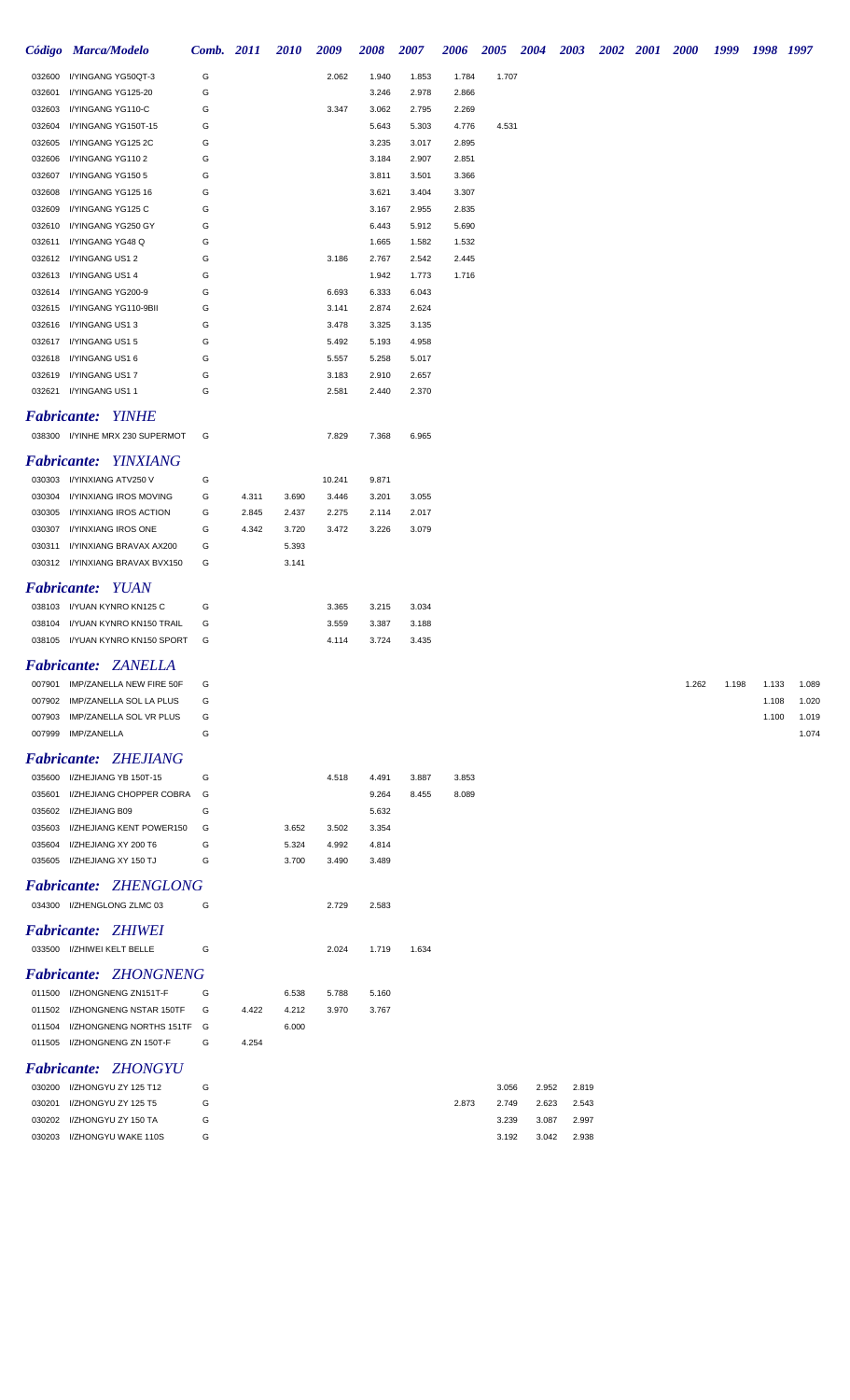| Código | Marca/Modelo | Comb. | 2011 | 2010 | 2009 | 2008 | 2007 | 2006 | 2005 | 2004 | 2003 | 2002 | 2001 | 2000 | 1999 | 1998 | 1997 |
|---|---|---|---|---|---|---|---|---|---|---|---|---|---|---|---|---|---|
| 032600 | I/YINGANG YG50QT-3 | G | | | 2.062 | 1.940 | 1.853 | 1.784 | 1.707 | | | | | | | | |
| 032601 | I/YINGANG YG125-20 | G | | | | 3.246 | 2.978 | 2.866 | | | | | | | | | |
| 032603 | I/YINGANG YG110-C | G | | | 3.347 | 3.062 | 2.795 | 2.269 | | | | | | | | | |
| 032604 | I/YINGANG YG150T-15 | G | | | | 5.643 | 5.303 | 4.776 | 4.531 | | | | | | | | |
| 032605 | I/YINGANG YG125 2C | G | | | | 3.235 | 3.017 | 2.895 | | | | | | | | | |
| 032606 | I/YINGANG YG110 2 | G | | | | 3.184 | 2.907 | 2.851 | | | | | | | | | |
| 032607 | I/YINGANG YG150 5 | G | | | | 3.811 | 3.501 | 3.366 | | | | | | | | | |
| 032608 | I/YINGANG YG125 16 | G | | | | 3.621 | 3.404 | 3.307 | | | | | | | | | |
| 032609 | I/YINGANG YG125 C | G | | | | 3.167 | 2.955 | 2.835 | | | | | | | | | |
| 032610 | I/YINGANG YG250 GY | G | | | | 6.443 | 5.912 | 5.690 | | | | | | | | | |
| 032611 | I/YINGANG YG48 Q | G | | | | 1.665 | 1.582 | 1.532 | | | | | | | | | |
| 032612 | I/YINGANG US1 2 | G | | | 3.186 | 2.767 | 2.542 | 2.445 | | | | | | | | | |
| 032613 | I/YINGANG US1 4 | G | | | | 1.942 | 1.773 | 1.716 | | | | | | | | | |
| 032614 | I/YINGANG YG200-9 | G | | | 6.693 | 6.333 | 6.043 | | | | | | | | | | |
| 032615 | I/YINGANG YG110-9BII | G | | | 3.141 | 2.874 | 2.624 | | | | | | | | | | |
| 032616 | I/YINGANG US1 3 | G | | | 3.478 | 3.325 | 3.135 | | | | | | | | | | |
| 032617 | I/YINGANG US1 5 | G | | | 5.492 | 5.193 | 4.958 | | | | | | | | | | |
| 032618 | I/YINGANG US1 6 | G | | | 5.557 | 5.258 | 5.017 | | | | | | | | | | |
| 032619 | I/YINGANG US1 7 | G | | | 3.183 | 2.910 | 2.657 | | | | | | | | | | |
| 032621 | I/YINGANG US1 1 | G | | | 2.581 | 2.440 | 2.370 | | | | | | | | | | |

### *Fabricante: YINHE*

| Código | Marca/Modelo | Comb. | 2011 | 2010 | 2009 | 2008 | 2007 |
|---|---|---|---|---|---|---|---|
| 038300 | I/YINHE MRX 230 SUPERMOT | G | | | 7.829 | 7.368 | 6.965 |

### *Fabricante: YINXIANG*

| Código | Marca/Modelo | Comb. | 2011 | 2010 | 2009 | 2008 | 2007 |
|---|---|---|---|---|---|---|---|
| 030303 | I/YINXIANG ATV250 V | G | | | 10.241 | 9.871 | |
| 030304 | I/YINXIANG IROS MOVING | G | 4.311 | 3.690 | 3.446 | 3.201 | 3.055 |
| 030305 | I/YINXIANG IROS ACTION | G | 2.845 | 2.437 | 2.275 | 2.114 | 2.017 |
| 030307 | I/YINXIANG IROS ONE | G | 4.342 | 3.720 | 3.472 | 3.226 | 3.079 |
| 030311 | I/YINXIANG BRAVAX AX200 | G | | 5.393 | | | |
| 030312 | I/YINXIANG BRAVAX BVX150 | G | | 3.141 | | | |

### *Fabricante: YUAN*

| Código | Marca/Modelo | Comb. | 2011 | 2010 | 2009 | 2008 | 2007 |
|---|---|---|---|---|---|---|---|
| 038103 | I/YUAN KYNRO KN125 C | G | | | 3.365 | 3.215 | 3.034 |
| 038104 | I/YUAN KYNRO KN150 TRAIL | G | | | 3.559 | 3.387 | 3.188 |
| 038105 | I/YUAN KYNRO KN150 SPORT | G | | | 4.114 | 3.724 | 3.435 |

### *Fabricante: ZANELLA*

| Código | Marca/Modelo | Comb. | 2000 | 1999 | 1998 | 1997 |
|---|---|---|---|---|---|---|
| 007901 | IMP/ZANELLA NEW FIRE 50F | G | 1.262 | 1.198 | 1.133 | 1.089 |
| 007902 | IMP/ZANELLA SOL LA PLUS | G | | | 1.108 | 1.020 |
| 007903 | IMP/ZANELLA SOL VR PLUS | G | | | 1.100 | 1.019 |
| 007999 | IMP/ZANELLA | G | | | | 1.074 |

### *Fabricante: ZHEJIANG*

| Código | Marca/Modelo | Comb. | 2011 | 2010 | 2009 | 2008 | 2007 | 2006 |
|---|---|---|---|---|---|---|---|---|
| 035600 | I/ZHEJIANG YB 150T-15 | G | | | 4.518 | 4.491 | 3.887 | 3.853 |
| 035601 | I/ZHEJIANG CHOPPER COBRA | G | | | | 9.264 | 8.455 | 8.089 |
| 035602 | I/ZHEJIANG B09 | G | | | | 5.632 | | |
| 035603 | I/ZHEJIANG KENT POWER150 | G | | 3.652 | 3.502 | 3.354 | | |
| 035604 | I/ZHEJIANG XY 200 T6 | G | | 5.324 | 4.992 | 4.814 | | |
| 035605 | I/ZHEJIANG XY 150 TJ | G | | 3.700 | 3.490 | 3.489 | | |

### *Fabricante: ZHENGLONG*

| Código | Marca/Modelo | Comb. | 2011 | 2010 | 2009 | 2008 |
|---|---|---|---|---|---|---|
| 034300 | I/ZHENGLONG ZLMC 03 | G | | | 2.729 | 2.583 |

### *Fabricante: ZHIWEI*

| Código | Marca/Modelo | Comb. | 2011 | 2010 | 2009 | 2008 | 2007 |
|---|---|---|---|---|---|---|---|
| 033500 | I/ZHIWEI KELT BELLE | G | | | 2.024 | 1.719 | 1.634 |

### *Fabricante: ZHONGNENG*

| Código | Marca/Modelo | Comb. | 2011 | 2010 | 2009 | 2008 |
|---|---|---|---|---|---|---|
| 011500 | I/ZHONGNENG ZN151T-F | G | | 6.538 | 5.788 | 5.160 |
| 011502 | I/ZHONGNENG NSTAR 150TF | G | 4.422 | 4.212 | 3.970 | 3.767 |
| 011504 | I/ZHONGNENG NORTHS 151TF | G | | 6.000 | | |
| 011505 | I/ZHONGNENG ZN 150T-F | G | 4.254 | | | |

### *Fabricante: ZHONGYU*

| Código | Marca/Modelo | Comb. | 2006 | 2005 | 2004 | 2003 |
|---|---|---|---|---|---|---|
| 030200 | I/ZHONGYU ZY 125 T12 | G | | 3.056 | 2.952 | 2.819 |
| 030201 | I/ZHONGYU ZY 125 T5 | G | 2.873 | 2.749 | 2.623 | 2.543 |
| 030202 | I/ZHONGYU ZY 150 TA | G | | 3.239 | 3.087 | 2.997 |
| 030203 | I/ZHONGYU WAKE 110S | G | | 3.192 | 3.042 | 2.938 |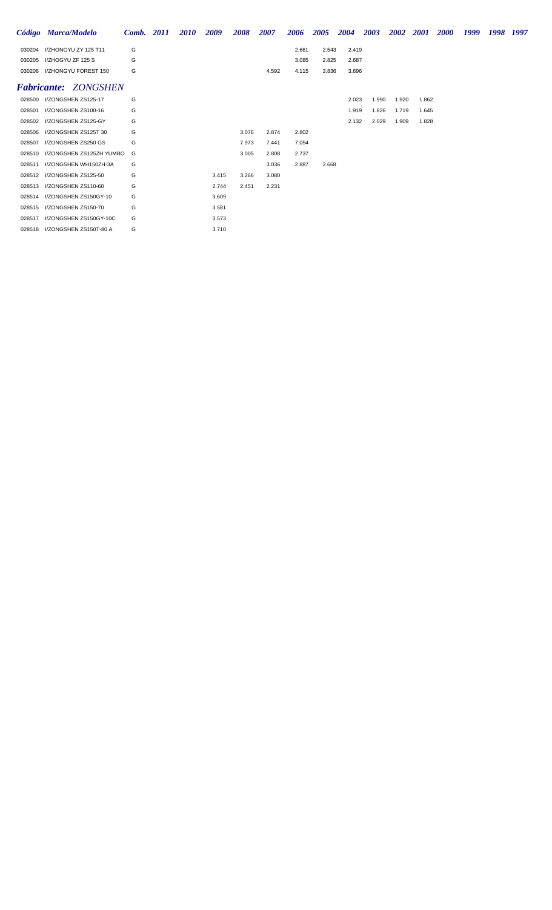| Código | Marca/Modelo | Comb. | 2011 | 2010 | 2009 | 2008 | 2007 | 2006 | 2005 | 2004 | 2003 | 2002 | 2001 | 2000 | 1999 | 1998 | 1997 |
|---|---|---|---|---|---|---|---|---|---|---|---|---|---|---|---|---|---|
| 030204 | I/ZHONGYU ZY 125 T11 | G | | | | | | 2.661 | 2.543 | 2.419 | | | | | | | |
| 030205 | I/ZHOGYU ZF 125 S | G | | | | | | 3.085 | 2.825 | 2.687 | | | | | | | |
| 030206 | I/ZHONGYU FOREST 150 | G | | | | | 4.592 | 4.115 | 3.836 | 3.696 | | | | | | | |

## *Fabricante: ZONGSHEN*

| Código | Marca/Modelo | Comb. | 2011 | 2010 | 2009 | 2008 | 2007 | 2006 | 2005 | 2004 | 2003 | 2002 | 2001 | 2000 | 1999 | 1998 | 1997 |
|---|---|---|---|---|---|---|---|---|---|---|---|---|---|---|---|---|---|
| 028500 | I/ZONGSHEN ZS125-17 | G | | | | | | | | 2.023 | 1.990 | 1.920 | 1.862 | | | | |
| 028501 | I/ZONGSHEN ZS100-16 | G | | | | | | | | 1.919 | 1.826 | 1.719 | 1.645 | | | | |
| 028502 | I/ZONGSHEN ZS125-GY | G | | | | | | | | 2.132 | 2.029 | 1.909 | 1.828 | | | | |
| 028506 | I/ZONGSHEN ZS125T 30 | G | | | | 3.076 | 2.874 | 2.802 | | | | | | | | | |
| 028507 | I/ZONGSHEN ZS250 GS | G | | | | 7.973 | 7.441 | 7.054 | | | | | | | | | |
| 028510 | I/ZONGSHEN ZS125ZH YUMBO | G | | | | 3.005 | 2.808 | 2.737 | | | | | | | | | |
| 028511 | I/ZONGSHEN WH150ZH-3A | G | | | | | 3.036 | 2.887 | 2.668 | | | | | | | | |
| 028512 | I/ZONGSHEN ZS125-50 | G | | | 3.415 | 3.266 | 3.080 | | | | | | | | | | |
| 028513 | I/ZONGSHEN ZS110-60 | G | | | 2.744 | 2.451 | 2.231 | | | | | | | | | | |
| 028514 | I/ZONGSHEN ZS150GY-10 | G | | | 3.609 | | | | | | | | | | | | |
| 028515 | I/ZONGSHEN ZS150-70 | G | | | 3.581 | | | | | | | | | | | | |
| 028517 | I/ZONGSHEN ZS150GY-10C | G | | | 3.573 | | | | | | | | | | | | |
| 028518 | I/ZONGSHEN ZS150T-80 A | G | | | 3.710 | | | | | | | | | | | | |